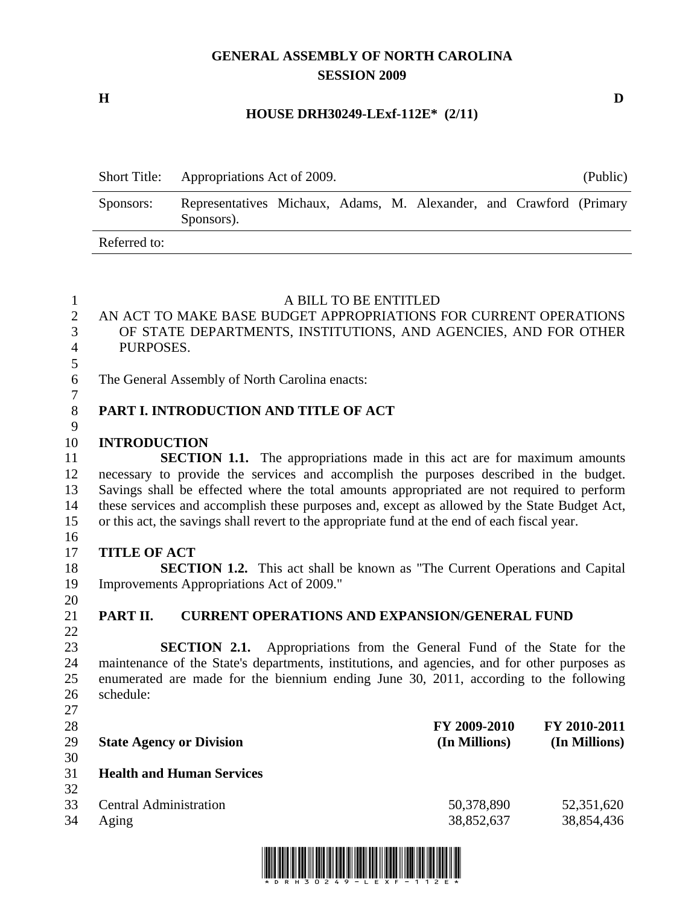# GENERAL ASSEMBLY OF NORTH CAROLINA
## SESSION 2009

H D

**HOUSE DRH30249-LExf-112E* (2/11)**

| | | |
|---|---|---|
| Short Title: | Appropriations Act of 2009. | (Public) |
| Sponsors: | Representatives Michaux, Adams, M. Alexander, and Crawford (Primary Sponsors). | |
| Referred to: | | |

A BILL TO BE ENTITLED

AN ACT TO MAKE BASE BUDGET APPROPRIATIONS FOR CURRENT OPERATIONS OF STATE DEPARTMENTS, INSTITUTIONS, AND AGENCIES, AND FOR OTHER PURPOSES.

The General Assembly of North Carolina enacts:

## PART I. INTRODUCTION AND TITLE OF ACT

### INTRODUCTION

**SECTION 1.1.** The appropriations made in this act are for maximum amounts necessary to provide the services and accomplish the purposes described in the budget. Savings shall be effected where the total amounts appropriated are not required to perform these services and accomplish these purposes and, except as allowed by the State Budget Act, or this act, the savings shall revert to the appropriate fund at the end of each fiscal year.

### TITLE OF ACT

**SECTION 1.2.** This act shall be known as "The Current Operations and Capital Improvements Appropriations Act of 2009."

## PART II. CURRENT OPERATIONS AND EXPANSION/GENERAL FUND

**SECTION 2.1.** Appropriations from the General Fund of the State for the maintenance of the State's departments, institutions, and agencies, and for other purposes as enumerated are made for the biennium ending June 30, 2011, according to the following schedule:

| State Agency or Division | FY 2009-2010 (In Millions) | FY 2010-2011 (In Millions) |
|---|---|---|
| **Health and Human Services** | | |
| Central Administration | 50,378,890 | 52,351,620 |
| Aging | 38,852,637 | 38,854,436 |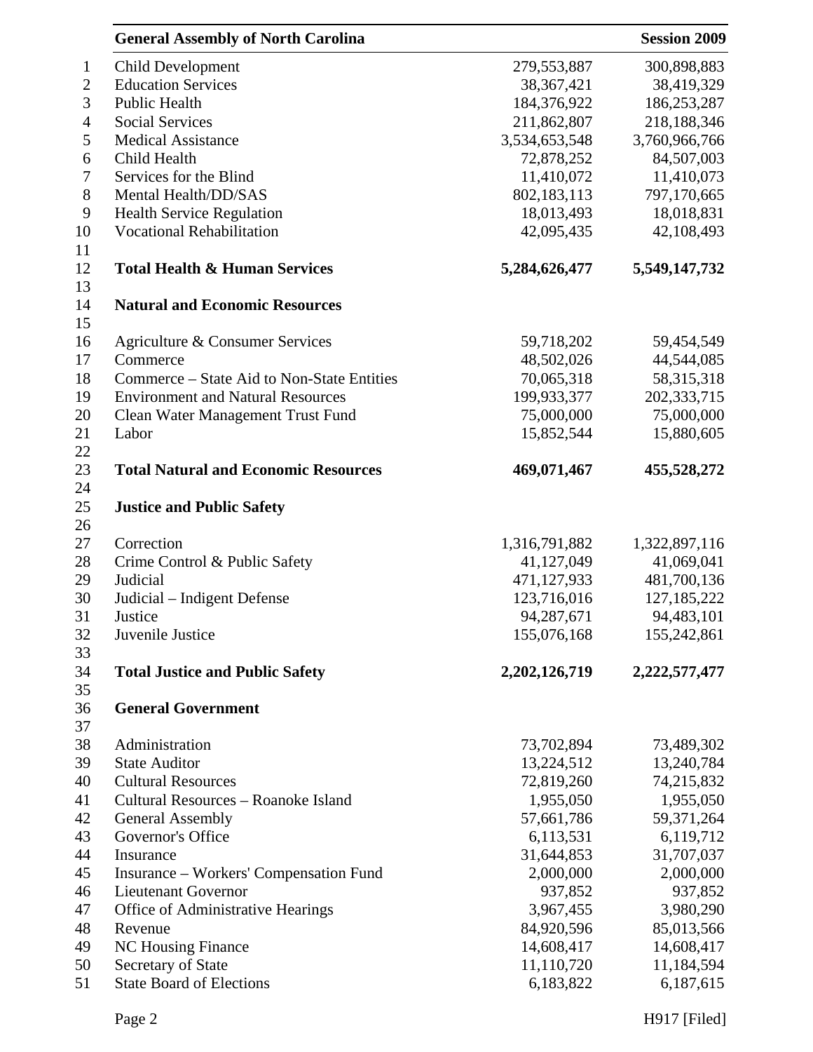| | | |
|---|---:|---:|
| Child Development | 279,553,887 | 300,898,883 |
| Education Services | 38,367,421 | 38,419,329 |
| Public Health | 184,376,922 | 186,253,287 |
| Social Services | 211,862,807 | 218,188,346 |
| Medical Assistance | 3,534,653,548 | 3,760,966,766 |
| Child Health | 72,878,252 | 84,507,003 |
| Services for the Blind | 11,410,072 | 11,410,073 |
| Mental Health/DD/SAS | 802,183,113 | 797,170,665 |
| Health Service Regulation | 18,013,493 | 18,018,831 |
| Vocational Rehabilitation | 42,095,435 | 42,108,493 |
| | | |
| **Total Health & Human Services** | **5,284,626,477** | **5,549,147,732** |
| | | |
| **Natural and Economic Resources** | | |
| | | |
| Agriculture & Consumer Services | 59,718,202 | 59,454,549 |
| Commerce | 48,502,026 | 44,544,085 |
| Commerce – State Aid to Non-State Entities | 70,065,318 | 58,315,318 |
| Environment and Natural Resources | 199,933,377 | 202,333,715 |
| Clean Water Management Trust Fund | 75,000,000 | 75,000,000 |
| Labor | 15,852,544 | 15,880,605 |
| | | |
| **Total Natural and Economic Resources** | **469,071,467** | **455,528,272** |
| | | |
| **Justice and Public Safety** | | |
| | | |
| Correction | 1,316,791,882 | 1,322,897,116 |
| Crime Control & Public Safety | 41,127,049 | 41,069,041 |
| Judicial | 471,127,933 | 481,700,136 |
| Judicial – Indigent Defense | 123,716,016 | 127,185,222 |
| Justice | 94,287,671 | 94,483,101 |
| Juvenile Justice | 155,076,168 | 155,242,861 |
| | | |
| **Total Justice and Public Safety** | **2,202,126,719** | **2,222,577,477** |
| | | |
| **General Government** | | |
| | | |
| Administration | 73,702,894 | 73,489,302 |
| State Auditor | 13,224,512 | 13,240,784 |
| Cultural Resources | 72,819,260 | 74,215,832 |
| Cultural Resources – Roanoke Island | 1,955,050 | 1,955,050 |
| General Assembly | 57,661,786 | 59,371,264 |
| Governor's Office | 6,113,531 | 6,119,712 |
| Insurance | 31,644,853 | 31,707,037 |
| Insurance – Workers' Compensation Fund | 2,000,000 | 2,000,000 |
| Lieutenant Governor | 937,852 | 937,852 |
| Office of Administrative Hearings | 3,967,455 | 3,980,290 |
| Revenue | 84,920,596 | 85,013,566 |
| NC Housing Finance | 14,608,417 | 14,608,417 |
| Secretary of State | 11,110,720 | 11,184,594 |
| State Board of Elections | 6,183,822 | 6,187,615 |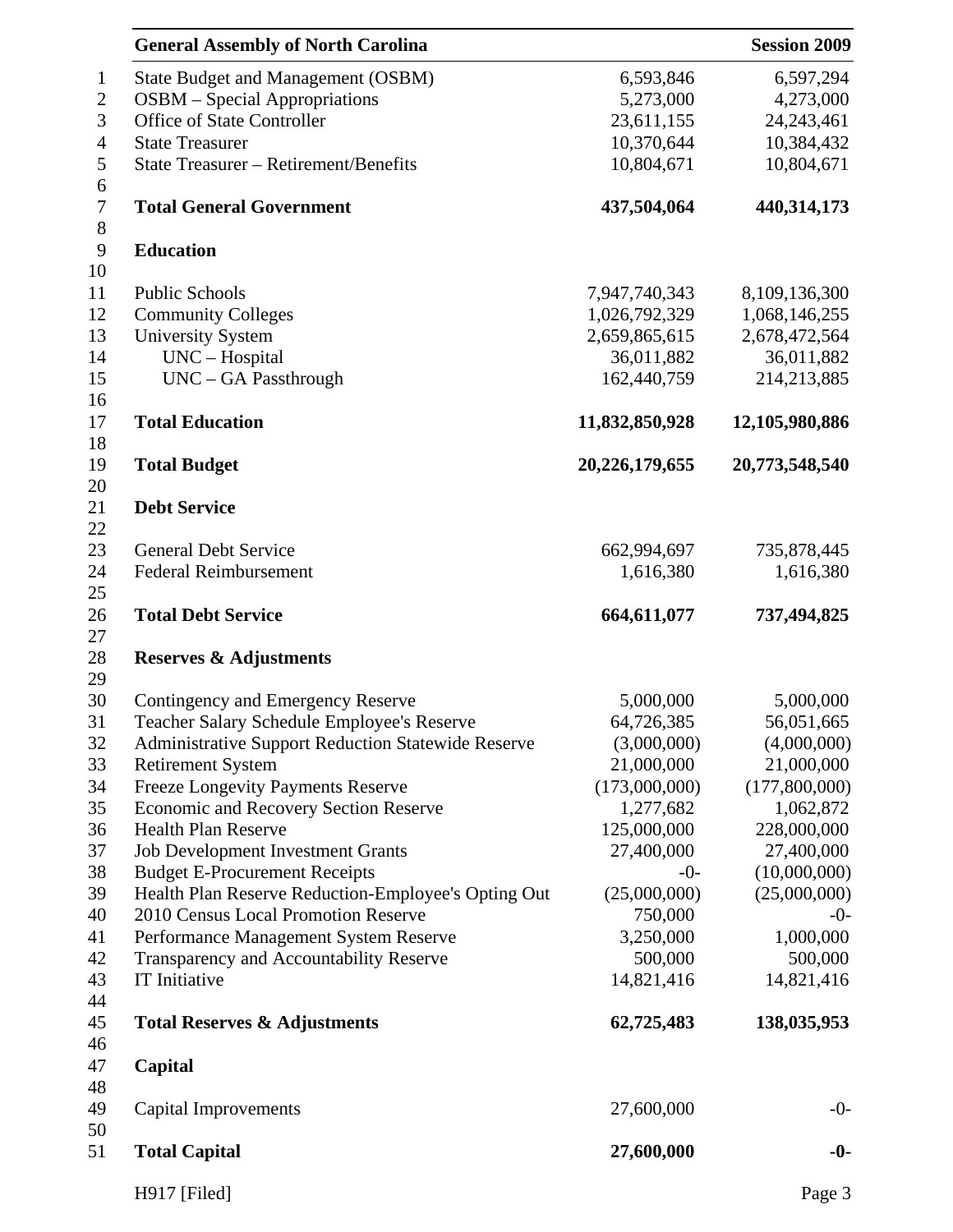| | | |
|---|---|---|
| State Budget and Management (OSBM) | 6,593,846 | 6,597,294 |
| OSBM – Special Appropriations | 5,273,000 | 4,273,000 |
| Office of State Controller | 23,611,155 | 24,243,461 |
| State Treasurer | 10,370,644 | 10,384,432 |
| State Treasurer – Retirement/Benefits | 10,804,671 | 10,804,671 |
| | | |
| **Total General Government** | **437,504,064** | **440,314,173** |
| | | |
| **Education** | | |
| | | |
| Public Schools | 7,947,740,343 | 8,109,136,300 |
| Community Colleges | 1,026,792,329 | 1,068,146,255 |
| University System | 2,659,865,615 | 2,678,472,564 |
| UNC – Hospital | 36,011,882 | 36,011,882 |
| UNC – GA Passthrough | 162,440,759 | 214,213,885 |
| | | |
| **Total Education** | **11,832,850,928** | **12,105,980,886** |
| | | |
| **Total Budget** | **20,226,179,655** | **20,773,548,540** |
| | | |
| **Debt Service** | | |
| | | |
| General Debt Service | 662,994,697 | 735,878,445 |
| Federal Reimbursement | 1,616,380 | 1,616,380 |
| | | |
| **Total Debt Service** | **664,611,077** | **737,494,825** |
| | | |
| **Reserves & Adjustments** | | |
| | | |
| Contingency and Emergency Reserve | 5,000,000 | 5,000,000 |
| Teacher Salary Schedule Employee's Reserve | 64,726,385 | 56,051,665 |
| Administrative Support Reduction Statewide Reserve | (3,000,000) | (4,000,000) |
| Retirement System | 21,000,000 | 21,000,000 |
| Freeze Longevity Payments Reserve | (173,000,000) | (177,800,000) |
| Economic and Recovery Section Reserve | 1,277,682 | 1,062,872 |
| Health Plan Reserve | 125,000,000 | 228,000,000 |
| Job Development Investment Grants | 27,400,000 | 27,400,000 |
| Budget E-Procurement Receipts | -0- | (10,000,000) |
| Health Plan Reserve Reduction-Employee's Opting Out | (25,000,000) | (25,000,000) |
| 2010 Census Local Promotion Reserve | 750,000 | -0- |
| Performance Management System Reserve | 3,250,000 | 1,000,000 |
| Transparency and Accountability Reserve | 500,000 | 500,000 |
| IT Initiative | 14,821,416 | 14,821,416 |
| | | |
| **Total Reserves & Adjustments** | **62,725,483** | **138,035,953** |
| | | |
| **Capital** | | |
| | | |
| Capital Improvements | 27,600,000 | -0- |
| | | |
| **Total Capital** | **27,600,000** | **-0-** |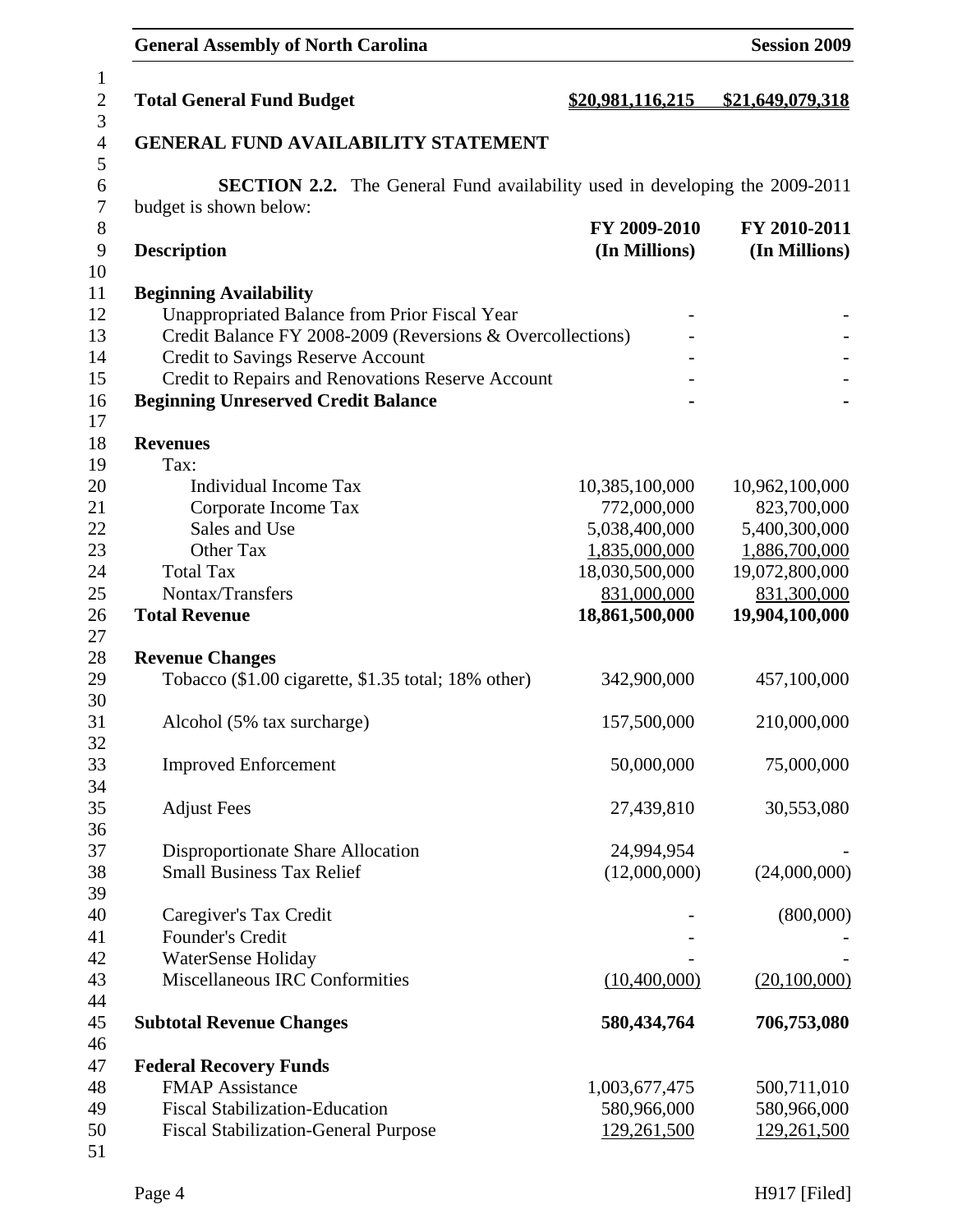| **Total General Fund Budget** | **$20,981,116,215** | **$21,649,079,318** |
|---|---|---|

## GENERAL FUND AVAILABILITY STATEMENT

**SECTION 2.2.** The General Fund availability used in developing the 2009-2011 budget is shown below:

| **Description** | **FY 2009-2010 (In Millions)** | **FY 2010-2011 (In Millions)** |
|---|---|---|
| **Beginning Availability** | | |
| Unappropriated Balance from Prior Fiscal Year | - | - |
| Credit Balance FY 2008-2009 (Reversions & Overcollections) | - | - |
| Credit to Savings Reserve Account | - | - |
| Credit to Repairs and Renovations Reserve Account | - | - |
| **Beginning Unreserved Credit Balance** | **-** | **-** |
| | | |
| **Revenues** | | |
| Tax: | | |
| Individual Income Tax | 10,385,100,000 | 10,962,100,000 |
| Corporate Income Tax | 772,000,000 | 823,700,000 |
| Sales and Use | 5,038,400,000 | 5,400,300,000 |
| Other Tax | 1,835,000,000 | 1,886,700,000 |
| Total Tax | 18,030,500,000 | 19,072,800,000 |
| Nontax/Transfers | 831,000,000 | 831,300,000 |
| **Total Revenue** | **18,861,500,000** | **19,904,100,000** |
| | | |
| **Revenue Changes** | | |
| Tobacco ($1.00 cigarette, $1.35 total; 18% other) | 342,900,000 | 457,100,000 |
| Alcohol (5% tax surcharge) | 157,500,000 | 210,000,000 |
| Improved Enforcement | 50,000,000 | 75,000,000 |
| Adjust Fees | 27,439,810 | 30,553,080 |
| Disproportionate Share Allocation | 24,994,954 | - |
| Small Business Tax Relief | (12,000,000) | (24,000,000) |
| Caregiver's Tax Credit | - | (800,000) |
| Founder's Credit | - | - |
| WaterSense Holiday | - | - |
| Miscellaneous IRC Conformities | (10,400,000) | (20,100,000) |
| | | |
| **Subtotal Revenue Changes** | **580,434,764** | **706,753,080** |
| | | |
| **Federal Recovery Funds** | | |
| FMAP Assistance | 1,003,677,475 | 500,711,010 |
| Fiscal Stabilization-Education | 580,966,000 | 580,966,000 |
| Fiscal Stabilization-General Purpose | 129,261,500 | 129,261,500 |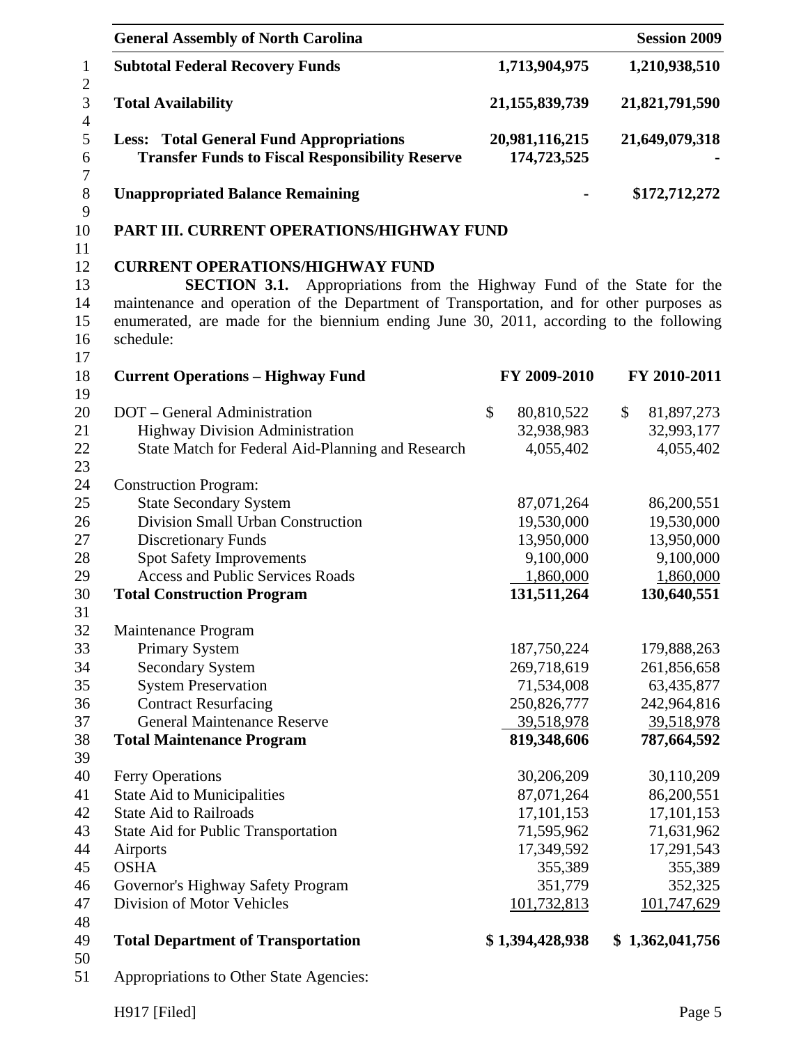| | | |
|---|---|---|
| **Subtotal Federal Recovery Funds** | **1,713,904,975** | **1,210,938,510** |
| **Total Availability** | **21,155,839,739** | **21,821,791,590** |
| **Less: Total General Fund Appropriations** | **20,981,116,215** | **21,649,079,318** |
| **Transfer Funds to Fiscal Responsibility Reserve** | **174,723,525** | **-** |
| **Unappropriated Balance Remaining** | **-** | **\$172,712,272** |

## PART III. CURRENT OPERATIONS/HIGHWAY FUND

### CURRENT OPERATIONS/HIGHWAY FUND

**SECTION 3.1.** Appropriations from the Highway Fund of the State for the maintenance and operation of the Department of Transportation, and for other purposes as enumerated, are made for the biennium ending June 30, 2011, according to the following schedule:

| **Current Operations – Highway Fund** | **FY 2009-2010** | **FY 2010-2011** |
|---|---|---|
| DOT – General Administration | \$ 80,810,522 | \$ 81,897,273 |
| Highway Division Administration | 32,938,983 | 32,993,177 |
| State Match for Federal Aid-Planning and Research | 4,055,402 | 4,055,402 |
| Construction Program: | | |
| State Secondary System | 87,071,264 | 86,200,551 |
| Division Small Urban Construction | 19,530,000 | 19,530,000 |
| Discretionary Funds | 13,950,000 | 13,950,000 |
| Spot Safety Improvements | 9,100,000 | 9,100,000 |
| Access and Public Services Roads | 1,860,000 | 1,860,000 |
| **Total Construction Program** | **131,511,264** | **130,640,551** |
| Maintenance Program | | |
| Primary System | 187,750,224 | 179,888,263 |
| Secondary System | 269,718,619 | 261,856,658 |
| System Preservation | 71,534,008 | 63,435,877 |
| Contract Resurfacing | 250,826,777 | 242,964,816 |
| General Maintenance Reserve | 39,518,978 | 39,518,978 |
| **Total Maintenance Program** | **819,348,606** | **787,664,592** |
| Ferry Operations | 30,206,209 | 30,110,209 |
| State Aid to Municipalities | 87,071,264 | 86,200,551 |
| State Aid to Railroads | 17,101,153 | 17,101,153 |
| State Aid for Public Transportation | 71,595,962 | 71,631,962 |
| Airports | 17,349,592 | 17,291,543 |
| OSHA | 355,389 | 355,389 |
| Governor's Highway Safety Program | 351,779 | 352,325 |
| Division of Motor Vehicles | 101,732,813 | 101,747,629 |
| **Total Department of Transportation** | **\$ 1,394,428,938** | **\$ 1,362,041,756** |

Appropriations to Other State Agencies: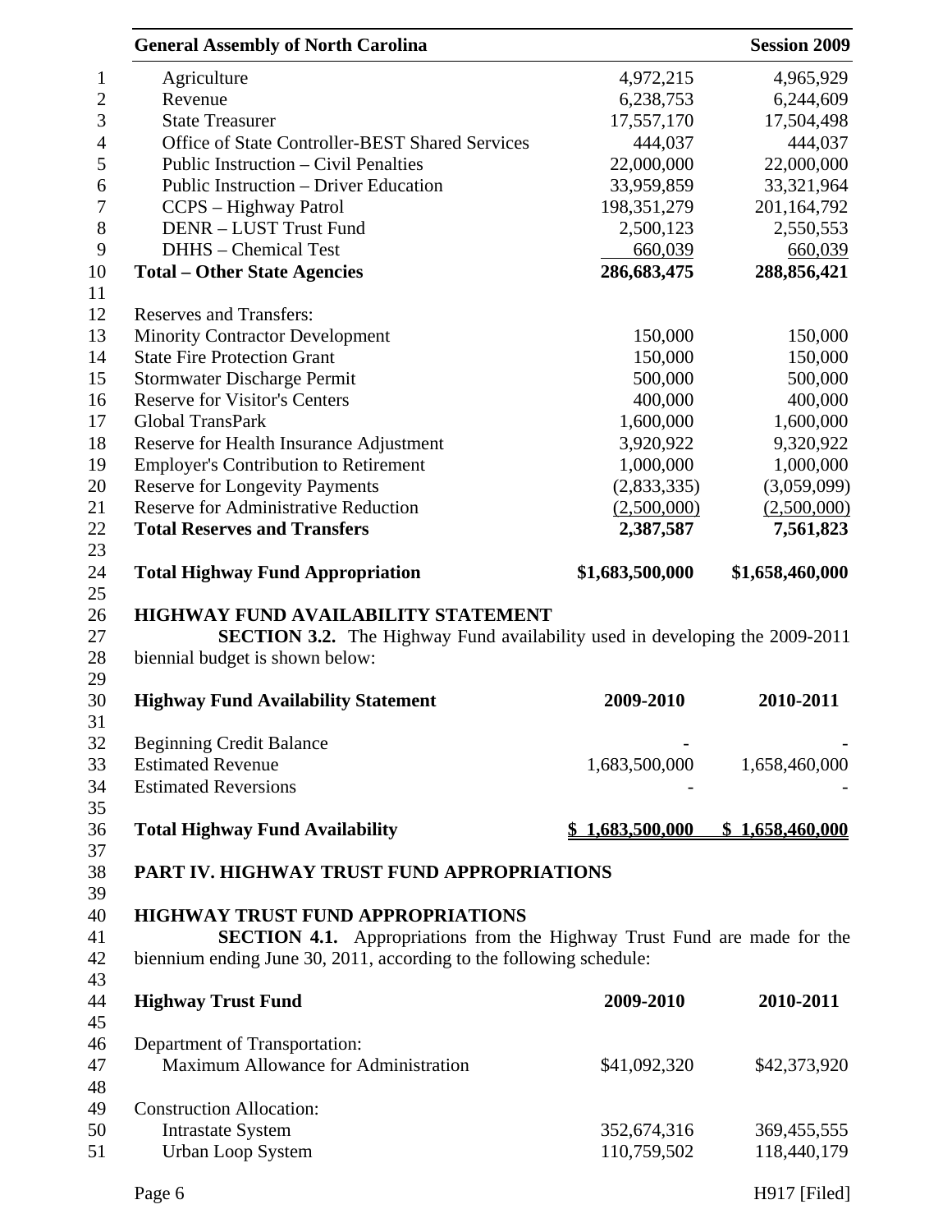| | | |
|---|---|---|
| Agriculture | 4,972,215 | 4,965,929 |
| Revenue | 6,238,753 | 6,244,609 |
| State Treasurer | 17,557,170 | 17,504,498 |
| Office of State Controller-BEST Shared Services | 444,037 | 444,037 |
| Public Instruction – Civil Penalties | 22,000,000 | 22,000,000 |
| Public Instruction – Driver Education | 33,959,859 | 33,321,964 |
| CCPS – Highway Patrol | 198,351,279 | 201,164,792 |
| DENR – LUST Trust Fund | 2,500,123 | 2,550,553 |
| DHHS – Chemical Test | 660,039 | 660,039 |
| **Total – Other State Agencies** | **286,683,475** | **288,856,421** |
| | | |
| Reserves and Transfers: | | |
| Minority Contractor Development | 150,000 | 150,000 |
| State Fire Protection Grant | 150,000 | 150,000 |
| Stormwater Discharge Permit | 500,000 | 500,000 |
| Reserve for Visitor's Centers | 400,000 | 400,000 |
| Global TransPark | 1,600,000 | 1,600,000 |
| Reserve for Health Insurance Adjustment | 3,920,922 | 9,320,922 |
| Employer's Contribution to Retirement | 1,000,000 | 1,000,000 |
| Reserve for Longevity Payments | (2,833,335) | (3,059,099) |
| Reserve for Administrative Reduction | (2,500,000) | (2,500,000) |
| **Total Reserves and Transfers** | **2,387,587** | **7,561,823** |
| | | |
| **Total Highway Fund Appropriation** | **$1,683,500,000** | **$1,658,460,000** |

**HIGHWAY FUND AVAILABILITY STATEMENT**

**SECTION 3.2.** The Highway Fund availability used in developing the 2009-2011 biennial budget is shown below:

| **Highway Fund Availability Statement** | **2009-2010** | **2010-2011** |
|---|---|---|
| Beginning Credit Balance | - | - |
| Estimated Revenue | 1,683,500,000 | 1,658,460,000 |
| Estimated Reversions | - | - |
| | | |
| **Total Highway Fund Availability** | **$ 1,683,500,000** | **$ 1,658,460,000** |

**PART IV. HIGHWAY TRUST FUND APPROPRIATIONS**

**HIGHWAY TRUST FUND APPROPRIATIONS**

**SECTION 4.1.** Appropriations from the Highway Trust Fund are made for the biennium ending June 30, 2011, according to the following schedule:

| **Highway Trust Fund** | **2009-2010** | **2010-2011** |
|---|---|---|
| Department of Transportation: | | |
| Maximum Allowance for Administration | $41,092,320 | $42,373,920 |
| | | |
| Construction Allocation: | | |
| Intrastate System | 352,674,316 | 369,455,555 |
| Urban Loop System | 110,759,502 | 118,440,179 |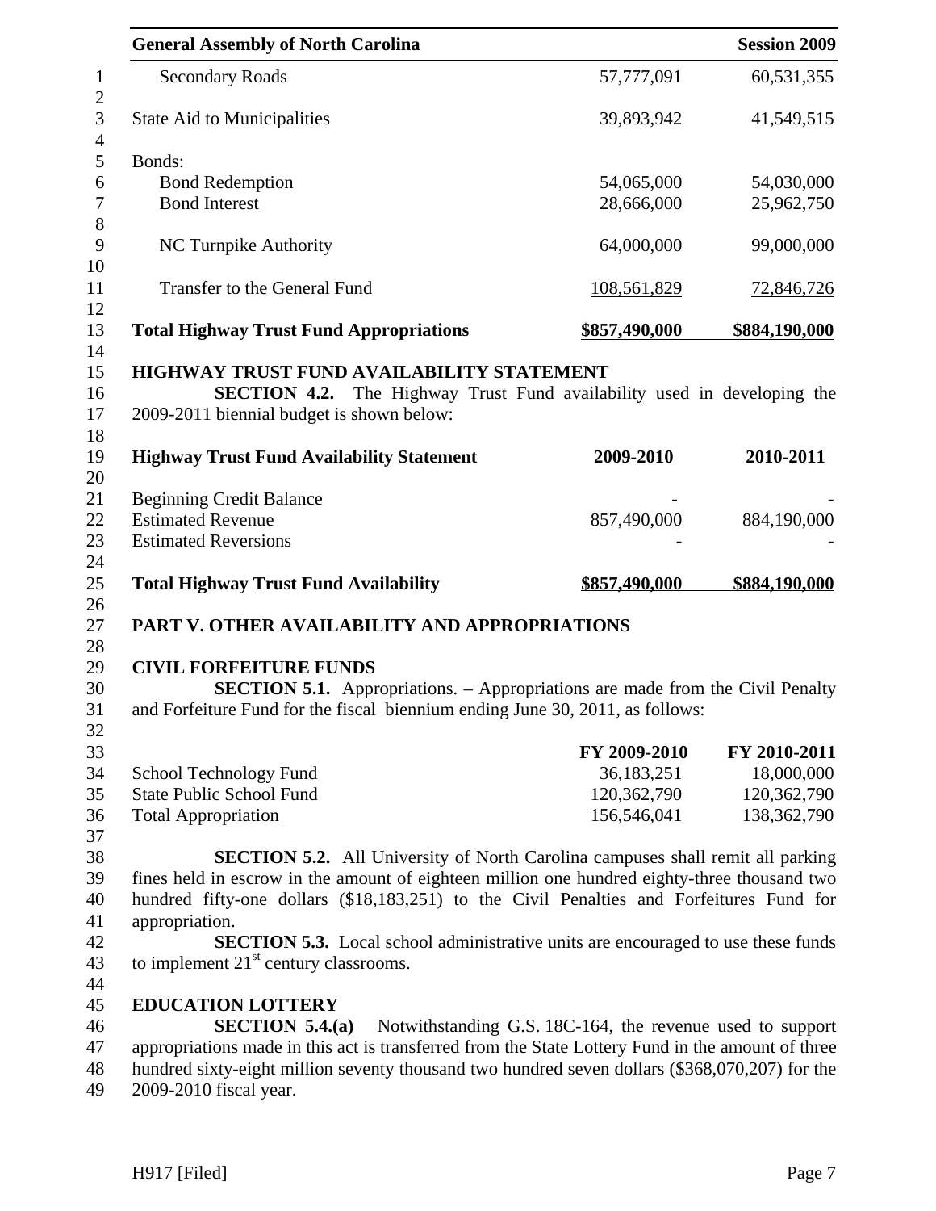| | | |
|---|---|---|
| Secondary Roads | 57,777,091 | 60,531,355 |
| State Aid to Municipalities | 39,893,942 | 41,549,515 |
| Bonds: | | |
| Bond Redemption | 54,065,000 | 54,030,000 |
| Bond Interest | 28,666,000 | 25,962,750 |
| NC Turnpike Authority | 64,000,000 | 99,000,000 |
| Transfer to the General Fund | 108,561,829 | 72,846,726 |
| **Total Highway Trust Fund Appropriations** | **$857,490,000** | **$884,190,000** |

**HIGHWAY TRUST FUND AVAILABILITY STATEMENT**

**SECTION 4.2.** The Highway Trust Fund availability used in developing the 2009-2011 biennial budget is shown below:

| **Highway Trust Fund Availability Statement** | **2009-2010** | **2010-2011** |
|---|---|---|
| Beginning Credit Balance | - | - |
| Estimated Revenue | 857,490,000 | 884,190,000 |
| Estimated Reversions | - | - |
| **Total Highway Trust Fund Availability** | **$857,490,000** | **$884,190,000** |

## PART V. OTHER AVAILABILITY AND APPROPRIATIONS

**CIVIL FORFEITURE FUNDS**

**SECTION 5.1.** Appropriations. – Appropriations are made from the Civil Penalty and Forfeiture Fund for the fiscal biennium ending June 30, 2011, as follows:

| | **FY 2009-2010** | **FY 2010-2011** |
|---|---|---|
| School Technology Fund | 36,183,251 | 18,000,000 |
| State Public School Fund | 120,362,790 | 120,362,790 |
| Total Appropriation | 156,546,041 | 138,362,790 |

**SECTION 5.2.** All University of North Carolina campuses shall remit all parking fines held in escrow in the amount of eighteen million one hundred eighty-three thousand two hundred fifty-one dollars ($18,183,251) to the Civil Penalties and Forfeitures Fund for appropriation.

**SECTION 5.3.** Local school administrative units are encouraged to use these funds to implement 21st century classrooms.

**EDUCATION LOTTERY**

**SECTION 5.4.(a)** Notwithstanding G.S. 18C-164, the revenue used to support appropriations made in this act is transferred from the State Lottery Fund in the amount of three hundred sixty-eight million seventy thousand two hundred seven dollars ($368,070,207) for the 2009-2010 fiscal year.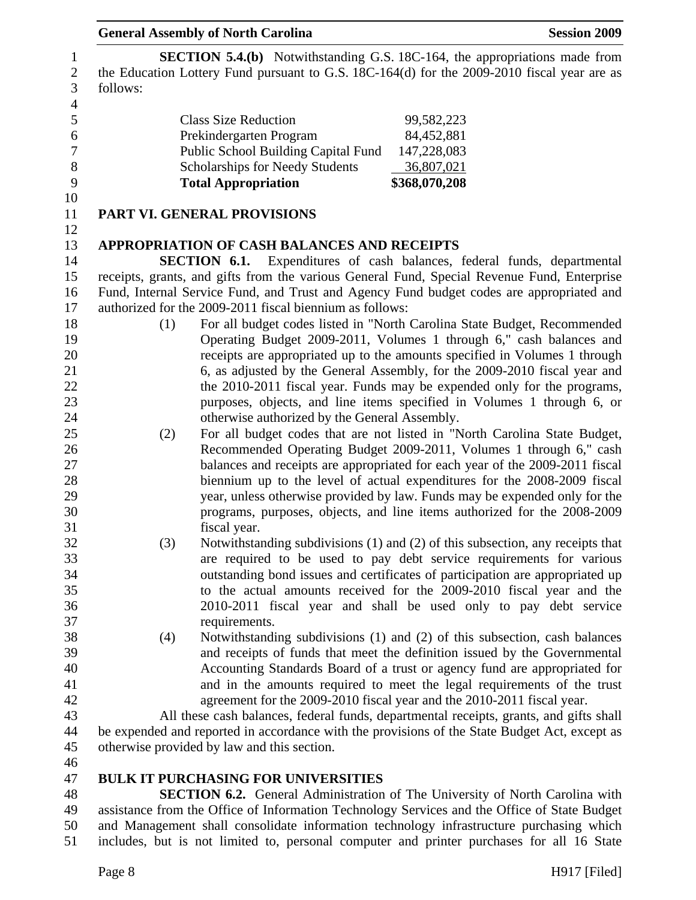**SECTION 5.4.(b)** Notwithstanding G.S. 18C-164, the appropriations made from the Education Lottery Fund pursuant to G.S. 18C-164(d) for the 2009-2010 fiscal year are as follows:

| | |
|---|---|
| Class Size Reduction | 99,582,223 |
| Prekindergarten Program | 84,452,881 |
| Public School Building Capital Fund | 147,228,083 |
| Scholarships for Needy Students | 36,807,021 |
| **Total Appropriation** | **$368,070,208** |

## PART VI. GENERAL PROVISIONS

### APPROPRIATION OF CASH BALANCES AND RECEIPTS

**SECTION 6.1.** Expenditures of cash balances, federal funds, departmental receipts, grants, and gifts from the various General Fund, Special Revenue Fund, Enterprise Fund, Internal Service Fund, and Trust and Agency Fund budget codes are appropriated and authorized for the 2009-2011 fiscal biennium as follows:

(1) For all budget codes listed in "North Carolina State Budget, Recommended Operating Budget 2009-2011, Volumes 1 through 6," cash balances and receipts are appropriated up to the amounts specified in Volumes 1 through 6, as adjusted by the General Assembly, for the 2009-2010 fiscal year and the 2010-2011 fiscal year. Funds may be expended only for the programs, purposes, objects, and line items specified in Volumes 1 through 6, or otherwise authorized by the General Assembly.

(2) For all budget codes that are not listed in "North Carolina State Budget, Recommended Operating Budget 2009-2011, Volumes 1 through 6," cash balances and receipts are appropriated for each year of the 2009-2011 fiscal biennium up to the level of actual expenditures for the 2008-2009 fiscal year, unless otherwise provided by law. Funds may be expended only for the programs, purposes, objects, and line items authorized for the 2008-2009 fiscal year.

(3) Notwithstanding subdivisions (1) and (2) of this subsection, any receipts that are required to be used to pay debt service requirements for various outstanding bond issues and certificates of participation are appropriated up to the actual amounts received for the 2009-2010 fiscal year and the 2010-2011 fiscal year and shall be used only to pay debt service requirements.

(4) Notwithstanding subdivisions (1) and (2) of this subsection, cash balances and receipts of funds that meet the definition issued by the Governmental Accounting Standards Board of a trust or agency fund are appropriated for and in the amounts required to meet the legal requirements of the trust agreement for the 2009-2010 fiscal year and the 2010-2011 fiscal year.

All these cash balances, federal funds, departmental receipts, grants, and gifts shall be expended and reported in accordance with the provisions of the State Budget Act, except as otherwise provided by law and this section.

### BULK IT PURCHASING FOR UNIVERSITIES

**SECTION 6.2.** General Administration of The University of North Carolina with assistance from the Office of Information Technology Services and the Office of State Budget and Management shall consolidate information technology infrastructure purchasing which includes, but is not limited to, personal computer and printer purchases for all 16 State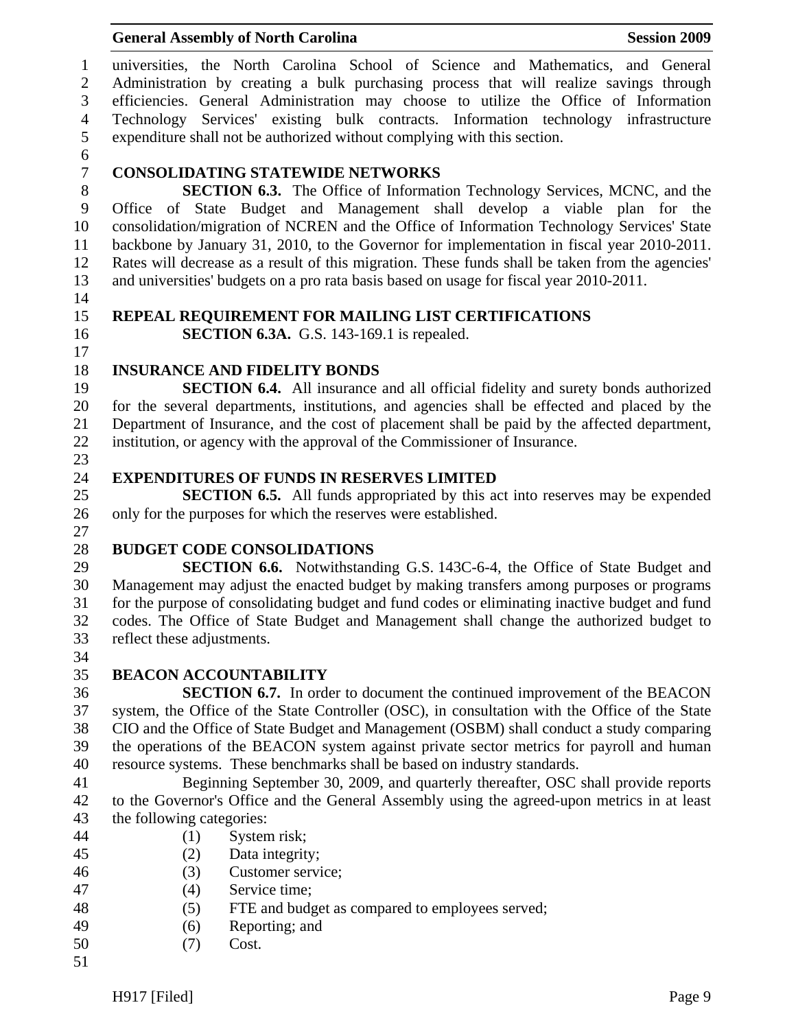universities, the North Carolina School of Science and Mathematics, and General Administration by creating a bulk purchasing process that will realize savings through efficiencies. General Administration may choose to utilize the Office of Information Technology Services' existing bulk contracts. Information technology infrastructure expenditure shall not be authorized without complying with this section.

**CONSOLIDATING STATEWIDE NETWORKS**

**SECTION 6.3.** The Office of Information Technology Services, MCNC, and the Office of State Budget and Management shall develop a viable plan for the consolidation/migration of NCREN and the Office of Information Technology Services' State backbone by January 31, 2010, to the Governor for implementation in fiscal year 2010-2011. Rates will decrease as a result of this migration. These funds shall be taken from the agencies' and universities' budgets on a pro rata basis based on usage for fiscal year 2010-2011.

**REPEAL REQUIREMENT FOR MAILING LIST CERTIFICATIONS**

**SECTION 6.3A.** G.S. 143-169.1 is repealed.

**INSURANCE AND FIDELITY BONDS**

**SECTION 6.4.** All insurance and all official fidelity and surety bonds authorized for the several departments, institutions, and agencies shall be effected and placed by the Department of Insurance, and the cost of placement shall be paid by the affected department, institution, or agency with the approval of the Commissioner of Insurance.

**EXPENDITURES OF FUNDS IN RESERVES LIMITED**

**SECTION 6.5.** All funds appropriated by this act into reserves may be expended only for the purposes for which the reserves were established.

**BUDGET CODE CONSOLIDATIONS**

**SECTION 6.6.** Notwithstanding G.S. 143C-6-4, the Office of State Budget and Management may adjust the enacted budget by making transfers among purposes or programs for the purpose of consolidating budget and fund codes or eliminating inactive budget and fund codes. The Office of State Budget and Management shall change the authorized budget to reflect these adjustments.

**BEACON ACCOUNTABILITY**

**SECTION 6.7.** In order to document the continued improvement of the BEACON system, the Office of the State Controller (OSC), in consultation with the Office of the State CIO and the Office of State Budget and Management (OSBM) shall conduct a study comparing the operations of the BEACON system against private sector metrics for payroll and human resource systems. These benchmarks shall be based on industry standards.

Beginning September 30, 2009, and quarterly thereafter, OSC shall provide reports to the Governor's Office and the General Assembly using the agreed-upon metrics in at least the following categories:

(1) System risk;
(2) Data integrity;
(3) Customer service;
(4) Service time;
(5) FTE and budget as compared to employees served;
(6) Reporting; and
(7) Cost.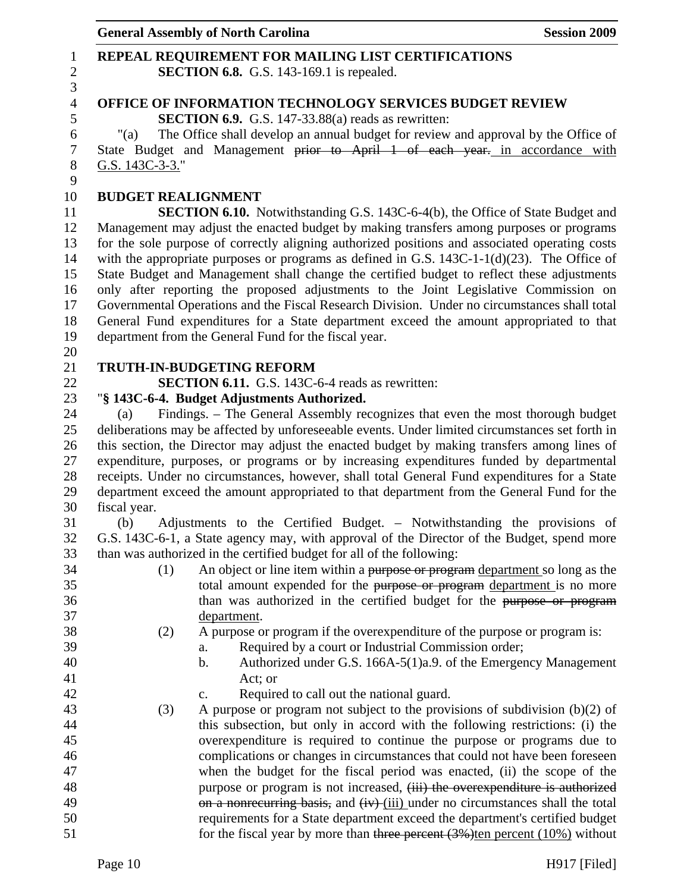**REPEAL REQUIREMENT FOR MAILING LIST CERTIFICATIONS**

**SECTION 6.8.** G.S. 143-169.1 is repealed.

**OFFICE OF INFORMATION TECHNOLOGY SERVICES BUDGET REVIEW**

**SECTION 6.9.** G.S. 147-33.88(a) reads as rewritten:

"(a) The Office shall develop an annual budget for review and approval by the Office of State Budget and Management ~~prior to April 1 of each year.~~ in accordance with G.S. 143C-3-3."

**BUDGET REALIGNMENT**

**SECTION 6.10.** Notwithstanding G.S. 143C-6-4(b), the Office of State Budget and Management may adjust the enacted budget by making transfers among purposes or programs for the sole purpose of correctly aligning authorized positions and associated operating costs with the appropriate purposes or programs as defined in G.S. 143C-1-1(d)(23). The Office of State Budget and Management shall change the certified budget to reflect these adjustments only after reporting the proposed adjustments to the Joint Legislative Commission on Governmental Operations and the Fiscal Research Division. Under no circumstances shall total General Fund expenditures for a State department exceed the amount appropriated to that department from the General Fund for the fiscal year.

**TRUTH-IN-BUDGETING REFORM**

**SECTION 6.11.** G.S. 143C-6-4 reads as rewritten:

"**§ 143C-6-4. Budget Adjustments Authorized.**

(a) Findings. – The General Assembly recognizes that even the most thorough budget deliberations may be affected by unforeseeable events. Under limited circumstances set forth in this section, the Director may adjust the enacted budget by making transfers among lines of expenditure, purposes, or programs or by increasing expenditures funded by departmental receipts. Under no circumstances, however, shall total General Fund expenditures for a State department exceed the amount appropriated to that department from the General Fund for the fiscal year.

(b) Adjustments to the Certified Budget. – Notwithstanding the provisions of G.S. 143C-6-1, a State agency may, with approval of the Director of the Budget, spend more than was authorized in the certified budget for all of the following:

(1) An object or line item within a ~~purpose or program~~ department so long as the total amount expended for the ~~purpose or program~~ department is no more than was authorized in the certified budget for the ~~purpose or program~~ department.

(2) A purpose or program if the overexpenditure of the purpose or program is:

a. Required by a court or Industrial Commission order;

b. Authorized under G.S. 166A-5(1)a.9. of the Emergency Management Act; or

c. Required to call out the national guard.

(3) A purpose or program not subject to the provisions of subdivision (b)(2) of this subsection, but only in accord with the following restrictions: (i) the overexpenditure is required to continue the purpose or programs due to complications or changes in circumstances that could not have been foreseen when the budget for the fiscal period was enacted, (ii) the scope of the purpose or program is not increased, ~~(iii) the overexpenditure is authorized on a nonrecurring basis,~~ and ~~(iv)~~ (iii) under no circumstances shall the total requirements for a State department exceed the department's certified budget for the fiscal year by more than ~~three percent (3%)~~ten percent (10%) without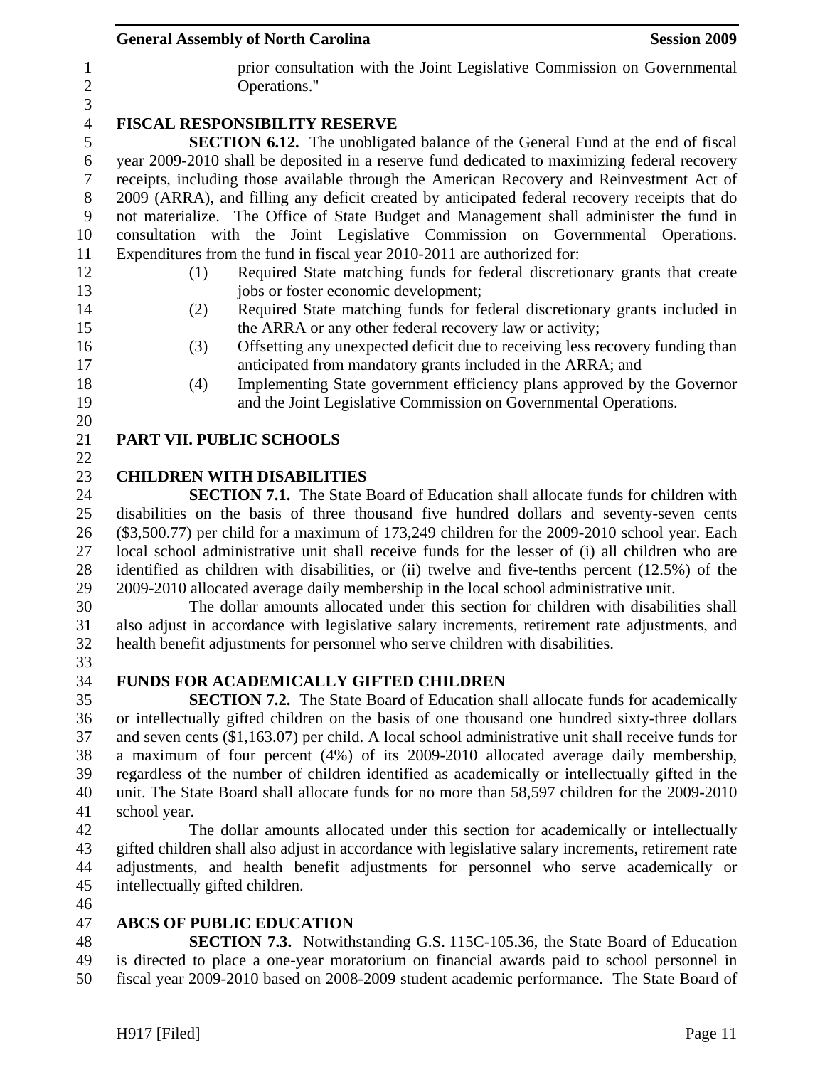prior consultation with the Joint Legislative Commission on Governmental Operations."

**FISCAL RESPONSIBILITY RESERVE**

**SECTION 6.12.** The unobligated balance of the General Fund at the end of fiscal year 2009-2010 shall be deposited in a reserve fund dedicated to maximizing federal recovery receipts, including those available through the American Recovery and Reinvestment Act of 2009 (ARRA), and filling any deficit created by anticipated federal recovery receipts that do not materialize. The Office of State Budget and Management shall administer the fund in consultation with the Joint Legislative Commission on Governmental Operations. Expenditures from the fund in fiscal year 2010-2011 are authorized for:

(1) Required State matching funds for federal discretionary grants that create jobs or foster economic development;
(2) Required State matching funds for federal discretionary grants included in the ARRA or any other federal recovery law or activity;
(3) Offsetting any unexpected deficit due to receiving less recovery funding than anticipated from mandatory grants included in the ARRA; and
(4) Implementing State government efficiency plans approved by the Governor and the Joint Legislative Commission on Governmental Operations.

**PART VII. PUBLIC SCHOOLS**

**CHILDREN WITH DISABILITIES**

**SECTION 7.1.** The State Board of Education shall allocate funds for children with disabilities on the basis of three thousand five hundred dollars and seventy-seven cents ($3,500.77) per child for a maximum of 173,249 children for the 2009-2010 school year. Each local school administrative unit shall receive funds for the lesser of (i) all children who are identified as children with disabilities, or (ii) twelve and five-tenths percent (12.5%) of the 2009-2010 allocated average daily membership in the local school administrative unit.

The dollar amounts allocated under this section for children with disabilities shall also adjust in accordance with legislative salary increments, retirement rate adjustments, and health benefit adjustments for personnel who serve children with disabilities.

**FUNDS FOR ACADEMICALLY GIFTED CHILDREN**

**SECTION 7.2.** The State Board of Education shall allocate funds for academically or intellectually gifted children on the basis of one thousand one hundred sixty-three dollars and seven cents ($1,163.07) per child. A local school administrative unit shall receive funds for a maximum of four percent (4%) of its 2009-2010 allocated average daily membership, regardless of the number of children identified as academically or intellectually gifted in the unit. The State Board shall allocate funds for no more than 58,597 children for the 2009-2010 school year.

The dollar amounts allocated under this section for academically or intellectually gifted children shall also adjust in accordance with legislative salary increments, retirement rate adjustments, and health benefit adjustments for personnel who serve academically or intellectually gifted children.

**ABCS OF PUBLIC EDUCATION**

**SECTION 7.3.** Notwithstanding G.S. 115C-105.36, the State Board of Education is directed to place a one-year moratorium on financial awards paid to school personnel in fiscal year 2009-2010 based on 2008-2009 student academic performance. The State Board of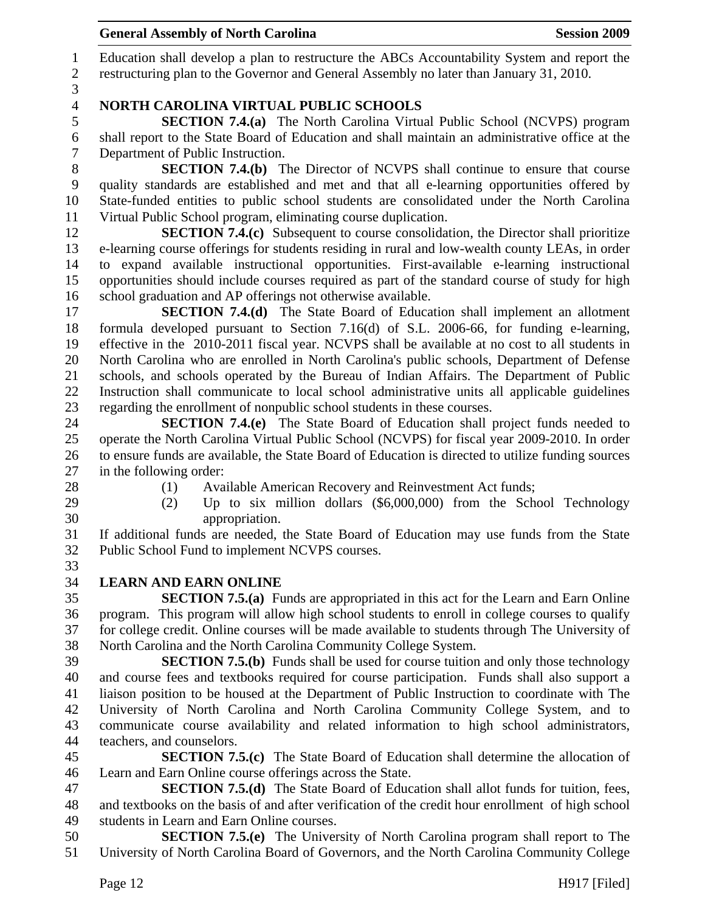Education shall develop a plan to restructure the ABCs Accountability System and report the restructuring plan to the Governor and General Assembly no later than January 31, 2010.

## NORTH CAROLINA VIRTUAL PUBLIC SCHOOLS

**SECTION 7.4.(a)** The North Carolina Virtual Public School (NCVPS) program shall report to the State Board of Education and shall maintain an administrative office at the Department of Public Instruction.

**SECTION 7.4.(b)** The Director of NCVPS shall continue to ensure that course quality standards are established and met and that all e-learning opportunities offered by State-funded entities to public school students are consolidated under the North Carolina Virtual Public School program, eliminating course duplication.

**SECTION 7.4.(c)** Subsequent to course consolidation, the Director shall prioritize e-learning course offerings for students residing in rural and low-wealth county LEAs, in order to expand available instructional opportunities. First-available e-learning instructional opportunities should include courses required as part of the standard course of study for high school graduation and AP offerings not otherwise available.

**SECTION 7.4.(d)** The State Board of Education shall implement an allotment formula developed pursuant to Section 7.16(d) of S.L. 2006-66, for funding e-learning, effective in the 2010-2011 fiscal year. NCVPS shall be available at no cost to all students in North Carolina who are enrolled in North Carolina's public schools, Department of Defense schools, and schools operated by the Bureau of Indian Affairs. The Department of Public Instruction shall communicate to local school administrative units all applicable guidelines regarding the enrollment of nonpublic school students in these courses.

**SECTION 7.4.(e)** The State Board of Education shall project funds needed to operate the North Carolina Virtual Public School (NCVPS) for fiscal year 2009-2010. In order to ensure funds are available, the State Board of Education is directed to utilize funding sources in the following order:

(1) Available American Recovery and Reinvestment Act funds;

(2) Up to six million dollars ($6,000,000) from the School Technology appropriation.

If additional funds are needed, the State Board of Education may use funds from the State Public School Fund to implement NCVPS courses.

## LEARN AND EARN ONLINE

**SECTION 7.5.(a)** Funds are appropriated in this act for the Learn and Earn Online program. This program will allow high school students to enroll in college courses to qualify for college credit. Online courses will be made available to students through The University of North Carolina and the North Carolina Community College System.

**SECTION 7.5.(b)** Funds shall be used for course tuition and only those technology and course fees and textbooks required for course participation. Funds shall also support a liaison position to be housed at the Department of Public Instruction to coordinate with The University of North Carolina and North Carolina Community College System, and to communicate course availability and related information to high school administrators, teachers, and counselors.

**SECTION 7.5.(c)** The State Board of Education shall determine the allocation of Learn and Earn Online course offerings across the State.

**SECTION 7.5.(d)** The State Board of Education shall allot funds for tuition, fees, and textbooks on the basis of and after verification of the credit hour enrollment of high school students in Learn and Earn Online courses.

**SECTION 7.5.(e)** The University of North Carolina program shall report to The University of North Carolina Board of Governors, and the North Carolina Community College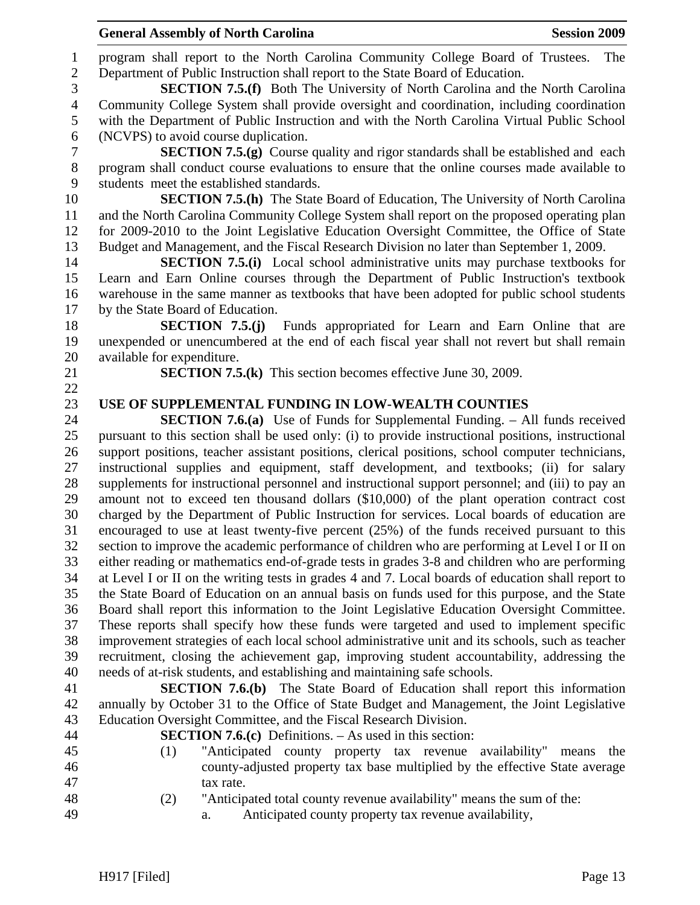program shall report to the North Carolina Community College Board of Trustees. The Department of Public Instruction shall report to the State Board of Education.

**SECTION 7.5.(f)** Both The University of North Carolina and the North Carolina Community College System shall provide oversight and coordination, including coordination with the Department of Public Instruction and with the North Carolina Virtual Public School (NCVPS) to avoid course duplication.

**SECTION 7.5.(g)** Course quality and rigor standards shall be established and each program shall conduct course evaluations to ensure that the online courses made available to students meet the established standards.

**SECTION 7.5.(h)** The State Board of Education, The University of North Carolina and the North Carolina Community College System shall report on the proposed operating plan for 2009-2010 to the Joint Legislative Education Oversight Committee, the Office of State Budget and Management, and the Fiscal Research Division no later than September 1, 2009.

**SECTION 7.5.(i)** Local school administrative units may purchase textbooks for Learn and Earn Online courses through the Department of Public Instruction's textbook warehouse in the same manner as textbooks that have been adopted for public school students by the State Board of Education.

**SECTION 7.5.(j)** Funds appropriated for Learn and Earn Online that are unexpended or unencumbered at the end of each fiscal year shall not revert but shall remain available for expenditure.

**SECTION 7.5.(k)** This section becomes effective June 30, 2009.

**USE OF SUPPLEMENTAL FUNDING IN LOW-WEALTH COUNTIES**

**SECTION 7.6.(a)** Use of Funds for Supplemental Funding. – All funds received pursuant to this section shall be used only: (i) to provide instructional positions, instructional support positions, teacher assistant positions, clerical positions, school computer technicians, instructional supplies and equipment, staff development, and textbooks; (ii) for salary supplements for instructional personnel and instructional support personnel; and (iii) to pay an amount not to exceed ten thousand dollars ($10,000) of the plant operation contract cost charged by the Department of Public Instruction for services. Local boards of education are encouraged to use at least twenty-five percent (25%) of the funds received pursuant to this section to improve the academic performance of children who are performing at Level I or II on either reading or mathematics end-of-grade tests in grades 3-8 and children who are performing at Level I or II on the writing tests in grades 4 and 7. Local boards of education shall report to the State Board of Education on an annual basis on funds used for this purpose, and the State Board shall report this information to the Joint Legislative Education Oversight Committee. These reports shall specify how these funds were targeted and used to implement specific improvement strategies of each local school administrative unit and its schools, such as teacher recruitment, closing the achievement gap, improving student accountability, addressing the needs of at-risk students, and establishing and maintaining safe schools.

**SECTION 7.6.(b)** The State Board of Education shall report this information annually by October 31 to the Office of State Budget and Management, the Joint Legislative Education Oversight Committee, and the Fiscal Research Division.

**SECTION 7.6.(c)** Definitions. – As used in this section:

(1) "Anticipated county property tax revenue availability" means the county-adjusted property tax base multiplied by the effective State average tax rate.

(2) "Anticipated total county revenue availability" means the sum of the:

a. Anticipated county property tax revenue availability,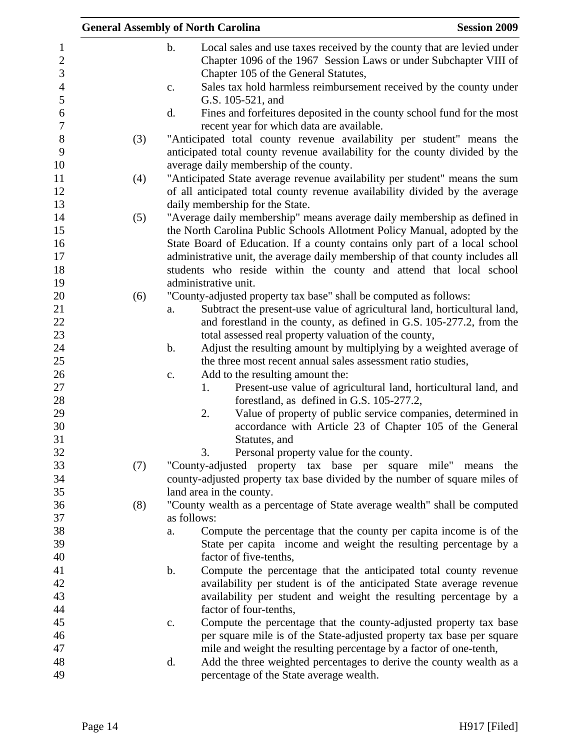b. Local sales and use taxes received by the county that are levied under Chapter 1096 of the 1967 Session Laws or under Subchapter VIII of Chapter 105 of the General Statutes,

c. Sales tax hold harmless reimbursement received by the county under G.S. 105-521, and

d. Fines and forfeitures deposited in the county school fund for the most recent year for which data are available.

(3) "Anticipated total county revenue availability per student" means the anticipated total county revenue availability for the county divided by the average daily membership of the county.

(4) "Anticipated State average revenue availability per student" means the sum of all anticipated total county revenue availability divided by the average daily membership for the State.

(5) "Average daily membership" means average daily membership as defined in the North Carolina Public Schools Allotment Policy Manual, adopted by the State Board of Education. If a county contains only part of a local school administrative unit, the average daily membership of that county includes all students who reside within the county and attend that local school administrative unit.

(6) "County-adjusted property tax base" shall be computed as follows:

a. Subtract the present-use value of agricultural land, horticultural land, and forestland in the county, as defined in G.S. 105-277.2, from the total assessed real property valuation of the county,

b. Adjust the resulting amount by multiplying by a weighted average of the three most recent annual sales assessment ratio studies,

c. Add to the resulting amount the:

1. Present-use value of agricultural land, horticultural land, and forestland, as defined in G.S. 105-277.2,

2. Value of property of public service companies, determined in accordance with Article 23 of Chapter 105 of the General Statutes, and

3. Personal property value for the county.

(7) "County-adjusted property tax base per square mile" means the county-adjusted property tax base divided by the number of square miles of land area in the county.

(8) "County wealth as a percentage of State average wealth" shall be computed as follows:

a. Compute the percentage that the county per capita income is of the State per capita income and weight the resulting percentage by a factor of five-tenths,

b. Compute the percentage that the anticipated total county revenue availability per student is of the anticipated State average revenue availability per student and weight the resulting percentage by a factor of four-tenths,

c. Compute the percentage that the county-adjusted property tax base per square mile is of the State-adjusted property tax base per square mile and weight the resulting percentage by a factor of one-tenth,

d. Add the three weighted percentages to derive the county wealth as a percentage of the State average wealth.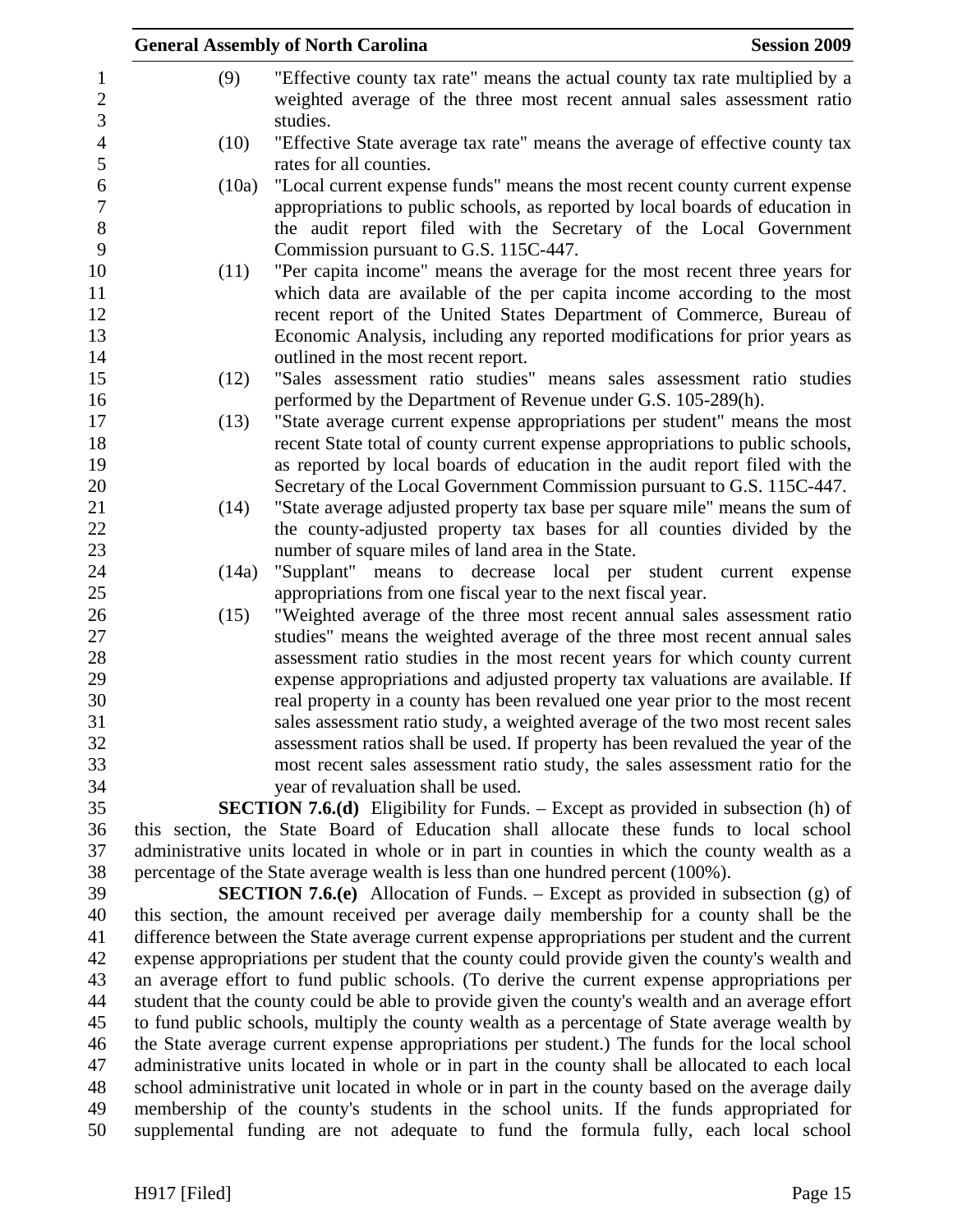(9) "Effective county tax rate" means the actual county tax rate multiplied by a weighted average of the three most recent annual sales assessment ratio studies.

(10) "Effective State average tax rate" means the average of effective county tax rates for all counties.

(10a) "Local current expense funds" means the most recent county current expense appropriations to public schools, as reported by local boards of education in the audit report filed with the Secretary of the Local Government Commission pursuant to G.S. 115C-447.

(11) "Per capita income" means the average for the most recent three years for which data are available of the per capita income according to the most recent report of the United States Department of Commerce, Bureau of Economic Analysis, including any reported modifications for prior years as outlined in the most recent report.

(12) "Sales assessment ratio studies" means sales assessment ratio studies performed by the Department of Revenue under G.S. 105-289(h).

(13) "State average current expense appropriations per student" means the most recent State total of county current expense appropriations to public schools, as reported by local boards of education in the audit report filed with the Secretary of the Local Government Commission pursuant to G.S. 115C-447.

(14) "State average adjusted property tax base per square mile" means the sum of the county-adjusted property tax bases for all counties divided by the number of square miles of land area in the State.

(14a) "Supplant" means to decrease local per student current expense appropriations from one fiscal year to the next fiscal year.

(15) "Weighted average of the three most recent annual sales assessment ratio studies" means the weighted average of the three most recent annual sales assessment ratio studies in the most recent years for which county current expense appropriations and adjusted property tax valuations are available. If real property in a county has been revalued one year prior to the most recent sales assessment ratio study, a weighted average of the two most recent sales assessment ratios shall be used. If property has been revalued the year of the most recent sales assessment ratio study, the sales assessment ratio for the year of revaluation shall be used.

**SECTION 7.6.(d)** Eligibility for Funds. – Except as provided in subsection (h) of this section, the State Board of Education shall allocate these funds to local school administrative units located in whole or in part in counties in which the county wealth as a percentage of the State average wealth is less than one hundred percent (100%).

**SECTION 7.6.(e)** Allocation of Funds. – Except as provided in subsection (g) of this section, the amount received per average daily membership for a county shall be the difference between the State average current expense appropriations per student and the current expense appropriations per student that the county could provide given the county's wealth and an average effort to fund public schools. (To derive the current expense appropriations per student that the county could be able to provide given the county's wealth and an average effort to fund public schools, multiply the county wealth as a percentage of State average wealth by the State average current expense appropriations per student.) The funds for the local school administrative units located in whole or in part in the county shall be allocated to each local school administrative unit located in whole or in part in the county based on the average daily membership of the county's students in the school units. If the funds appropriated for supplemental funding are not adequate to fund the formula fully, each local school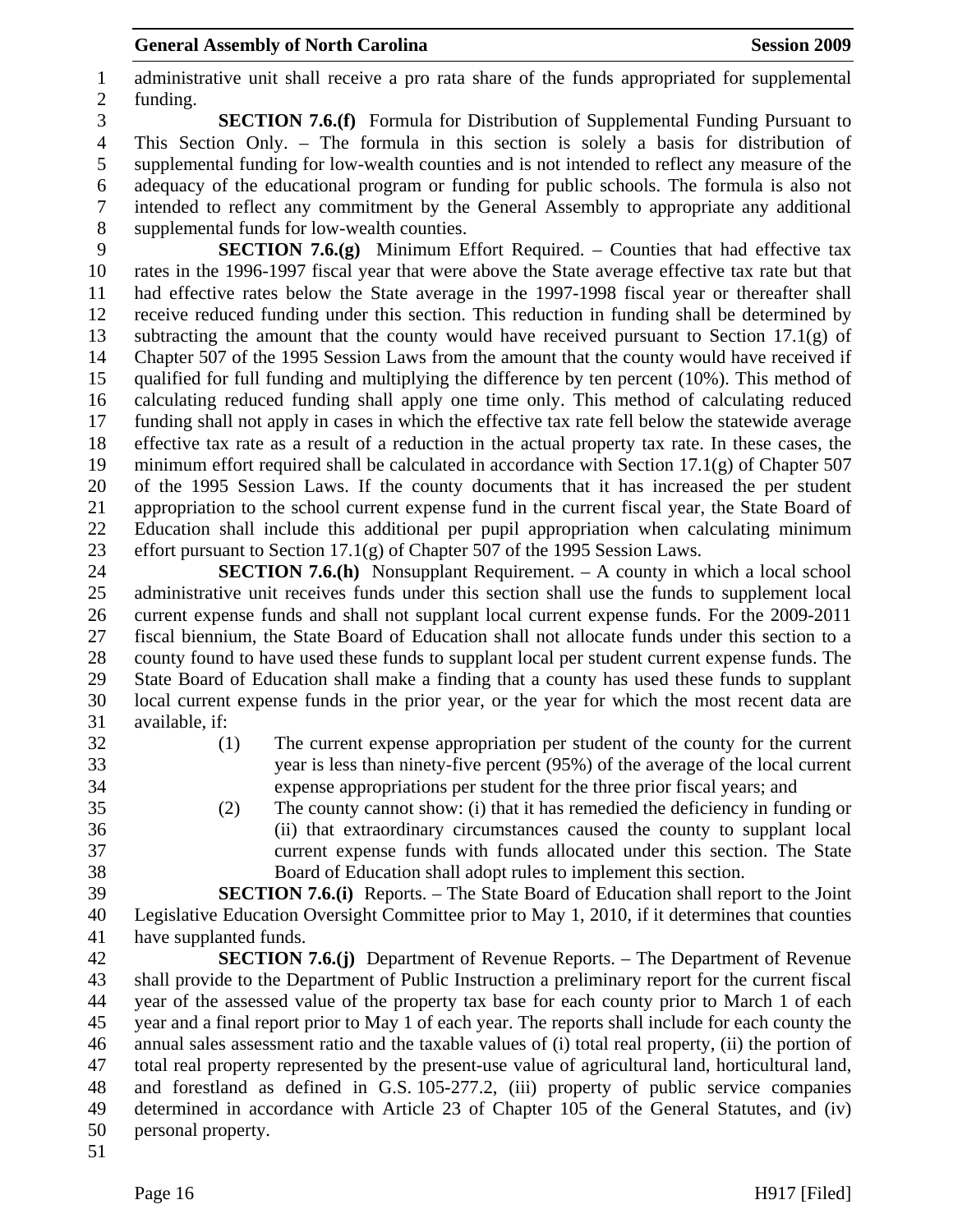administrative unit shall receive a pro rata share of the funds appropriated for supplemental funding.

**SECTION 7.6.(f)** Formula for Distribution of Supplemental Funding Pursuant to This Section Only. – The formula in this section is solely a basis for distribution of supplemental funding for low-wealth counties and is not intended to reflect any measure of the adequacy of the educational program or funding for public schools. The formula is also not intended to reflect any commitment by the General Assembly to appropriate any additional supplemental funds for low-wealth counties.

**SECTION 7.6.(g)** Minimum Effort Required. – Counties that had effective tax rates in the 1996-1997 fiscal year that were above the State average effective tax rate but that had effective rates below the State average in the 1997-1998 fiscal year or thereafter shall receive reduced funding under this section. This reduction in funding shall be determined by subtracting the amount that the county would have received pursuant to Section 17.1(g) of Chapter 507 of the 1995 Session Laws from the amount that the county would have received if qualified for full funding and multiplying the difference by ten percent (10%). This method of calculating reduced funding shall apply one time only. This method of calculating reduced funding shall not apply in cases in which the effective tax rate fell below the statewide average effective tax rate as a result of a reduction in the actual property tax rate. In these cases, the minimum effort required shall be calculated in accordance with Section 17.1(g) of Chapter 507 of the 1995 Session Laws. If the county documents that it has increased the per student appropriation to the school current expense fund in the current fiscal year, the State Board of Education shall include this additional per pupil appropriation when calculating minimum effort pursuant to Section 17.1(g) of Chapter 507 of the 1995 Session Laws.

**SECTION 7.6.(h)** Nonsupplant Requirement. – A county in which a local school administrative unit receives funds under this section shall use the funds to supplement local current expense funds and shall not supplant local current expense funds. For the 2009-2011 fiscal biennium, the State Board of Education shall not allocate funds under this section to a county found to have used these funds to supplant local per student current expense funds. The State Board of Education shall make a finding that a county has used these funds to supplant local current expense funds in the prior year, or the year for which the most recent data are available, if:

(1) The current expense appropriation per student of the county for the current year is less than ninety-five percent (95%) of the average of the local current expense appropriations per student for the three prior fiscal years; and

(2) The county cannot show: (i) that it has remedied the deficiency in funding or (ii) that extraordinary circumstances caused the county to supplant local current expense funds with funds allocated under this section. The State Board of Education shall adopt rules to implement this section.

**SECTION 7.6.(i)** Reports. – The State Board of Education shall report to the Joint Legislative Education Oversight Committee prior to May 1, 2010, if it determines that counties have supplanted funds.

**SECTION 7.6.(j)** Department of Revenue Reports. – The Department of Revenue shall provide to the Department of Public Instruction a preliminary report for the current fiscal year of the assessed value of the property tax base for each county prior to March 1 of each year and a final report prior to May 1 of each year. The reports shall include for each county the annual sales assessment ratio and the taxable values of (i) total real property, (ii) the portion of total real property represented by the present-use value of agricultural land, horticultural land, and forestland as defined in G.S. 105-277.2, (iii) property of public service companies determined in accordance with Article 23 of Chapter 105 of the General Statutes, and (iv) personal property.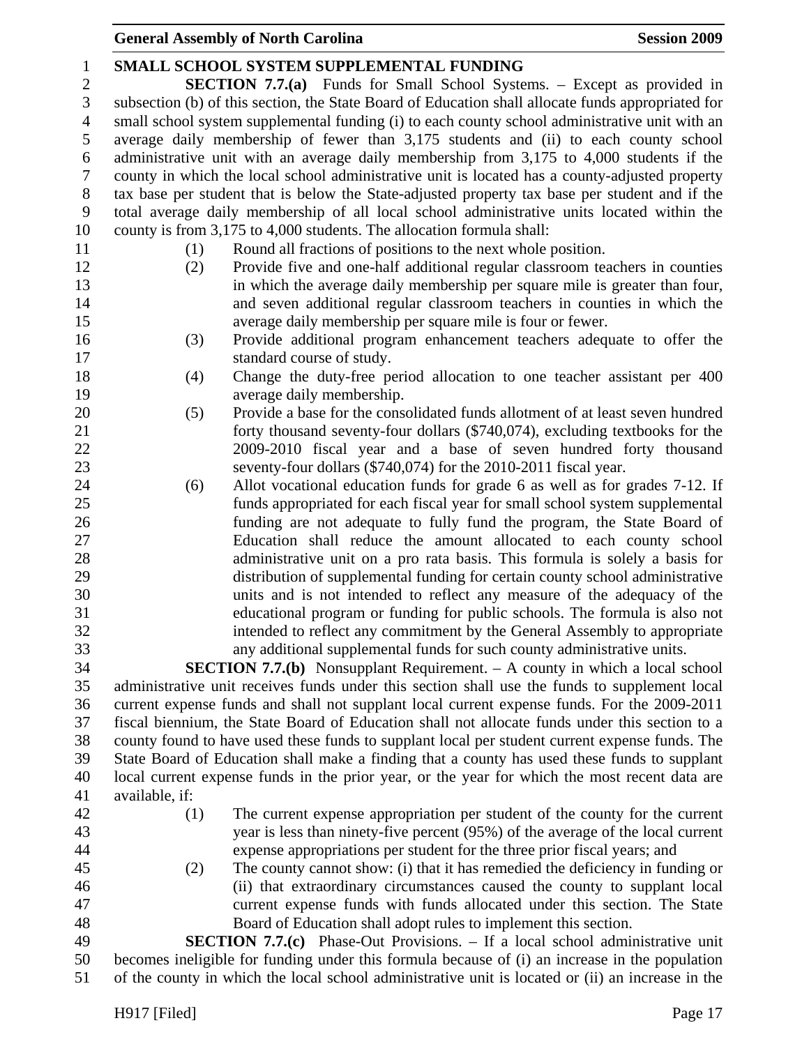**SMALL SCHOOL SYSTEM SUPPLEMENTAL FUNDING**

**SECTION 7.7.(a)** Funds for Small School Systems. – Except as provided in subsection (b) of this section, the State Board of Education shall allocate funds appropriated for small school system supplemental funding (i) to each county school administrative unit with an average daily membership of fewer than 3,175 students and (ii) to each county school administrative unit with an average daily membership from 3,175 to 4,000 students if the county in which the local school administrative unit is located has a county-adjusted property tax base per student that is below the State-adjusted property tax base per student and if the total average daily membership of all local school administrative units located within the county is from 3,175 to 4,000 students. The allocation formula shall:

(1) Round all fractions of positions to the next whole position.

(2) Provide five and one-half additional regular classroom teachers in counties in which the average daily membership per square mile is greater than four, and seven additional regular classroom teachers in counties in which the average daily membership per square mile is four or fewer.

(3) Provide additional program enhancement teachers adequate to offer the standard course of study.

(4) Change the duty-free period allocation to one teacher assistant per 400 average daily membership.

(5) Provide a base for the consolidated funds allotment of at least seven hundred forty thousand seventy-four dollars ($740,074), excluding textbooks for the 2009-2010 fiscal year and a base of seven hundred forty thousand seventy-four dollars ($740,074) for the 2010-2011 fiscal year.

(6) Allot vocational education funds for grade 6 as well as for grades 7-12. If funds appropriated for each fiscal year for small school system supplemental funding are not adequate to fully fund the program, the State Board of Education shall reduce the amount allocated to each county school administrative unit on a pro rata basis. This formula is solely a basis for distribution of supplemental funding for certain county school administrative units and is not intended to reflect any measure of the adequacy of the educational program or funding for public schools. The formula is also not intended to reflect any commitment by the General Assembly to appropriate any additional supplemental funds for such county administrative units.

**SECTION 7.7.(b)** Nonsupplant Requirement. – A county in which a local school administrative unit receives funds under this section shall use the funds to supplement local current expense funds and shall not supplant local current expense funds. For the 2009-2011 fiscal biennium, the State Board of Education shall not allocate funds under this section to a county found to have used these funds to supplant local per student current expense funds. The State Board of Education shall make a finding that a county has used these funds to supplant local current expense funds in the prior year, or the year for which the most recent data are available, if:

(1) The current expense appropriation per student of the county for the current year is less than ninety-five percent (95%) of the average of the local current expense appropriations per student for the three prior fiscal years; and

(2) The county cannot show: (i) that it has remedied the deficiency in funding or (ii) that extraordinary circumstances caused the county to supplant local current expense funds with funds allocated under this section. The State Board of Education shall adopt rules to implement this section.

**SECTION 7.7.(c)** Phase-Out Provisions. – If a local school administrative unit becomes ineligible for funding under this formula because of (i) an increase in the population of the county in which the local school administrative unit is located or (ii) an increase in the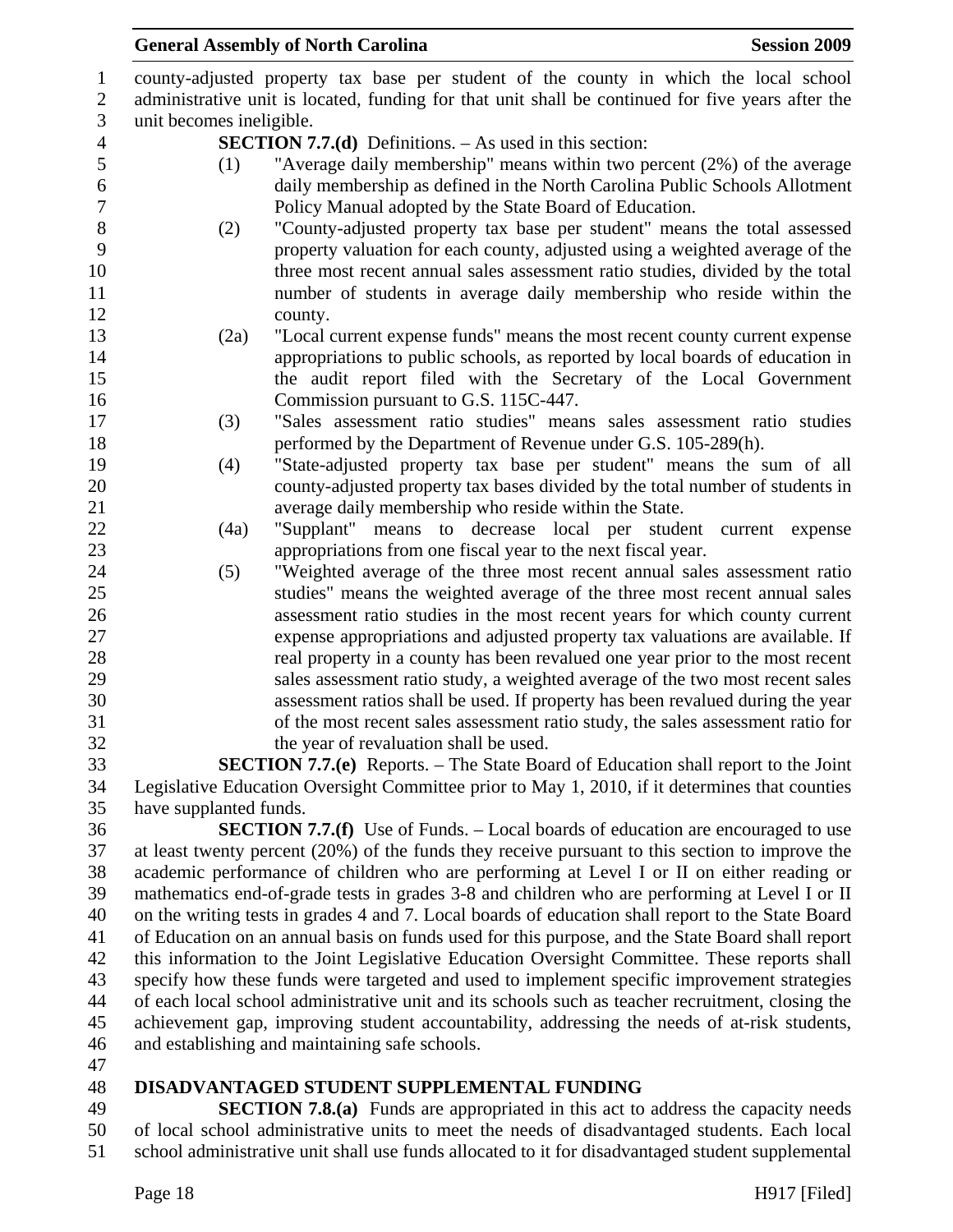county-adjusted property tax base per student of the county in which the local school administrative unit is located, funding for that unit shall be continued for five years after the unit becomes ineligible.

**SECTION 7.7.(d)** Definitions. – As used in this section:

(1) "Average daily membership" means within two percent (2%) of the average daily membership as defined in the North Carolina Public Schools Allotment Policy Manual adopted by the State Board of Education.

(2) "County-adjusted property tax base per student" means the total assessed property valuation for each county, adjusted using a weighted average of the three most recent annual sales assessment ratio studies, divided by the total number of students in average daily membership who reside within the county.

(2a) "Local current expense funds" means the most recent county current expense appropriations to public schools, as reported by local boards of education in the audit report filed with the Secretary of the Local Government Commission pursuant to G.S. 115C-447.

(3) "Sales assessment ratio studies" means sales assessment ratio studies performed by the Department of Revenue under G.S. 105-289(h).

(4) "State-adjusted property tax base per student" means the sum of all county-adjusted property tax bases divided by the total number of students in average daily membership who reside within the State.

(4a) "Supplant" means to decrease local per student current expense appropriations from one fiscal year to the next fiscal year.

(5) "Weighted average of the three most recent annual sales assessment ratio studies" means the weighted average of the three most recent annual sales assessment ratio studies in the most recent years for which county current expense appropriations and adjusted property tax valuations are available. If real property in a county has been revalued one year prior to the most recent sales assessment ratio study, a weighted average of the two most recent sales assessment ratios shall be used. If property has been revalued during the year of the most recent sales assessment ratio study, the sales assessment ratio for the year of revaluation shall be used.

**SECTION 7.7.(e)** Reports. – The State Board of Education shall report to the Joint Legislative Education Oversight Committee prior to May 1, 2010, if it determines that counties have supplanted funds.

**SECTION 7.7.(f)** Use of Funds. – Local boards of education are encouraged to use at least twenty percent (20%) of the funds they receive pursuant to this section to improve the academic performance of children who are performing at Level I or II on either reading or mathematics end-of-grade tests in grades 3-8 and children who are performing at Level I or II on the writing tests in grades 4 and 7. Local boards of education shall report to the State Board of Education on an annual basis on funds used for this purpose, and the State Board shall report this information to the Joint Legislative Education Oversight Committee. These reports shall specify how these funds were targeted and used to implement specific improvement strategies of each local school administrative unit and its schools such as teacher recruitment, closing the achievement gap, improving student accountability, addressing the needs of at-risk students, and establishing and maintaining safe schools.

## DISADVANTAGED STUDENT SUPPLEMENTAL FUNDING

**SECTION 7.8.(a)** Funds are appropriated in this act to address the capacity needs of local school administrative units to meet the needs of disadvantaged students. Each local school administrative unit shall use funds allocated to it for disadvantaged student supplemental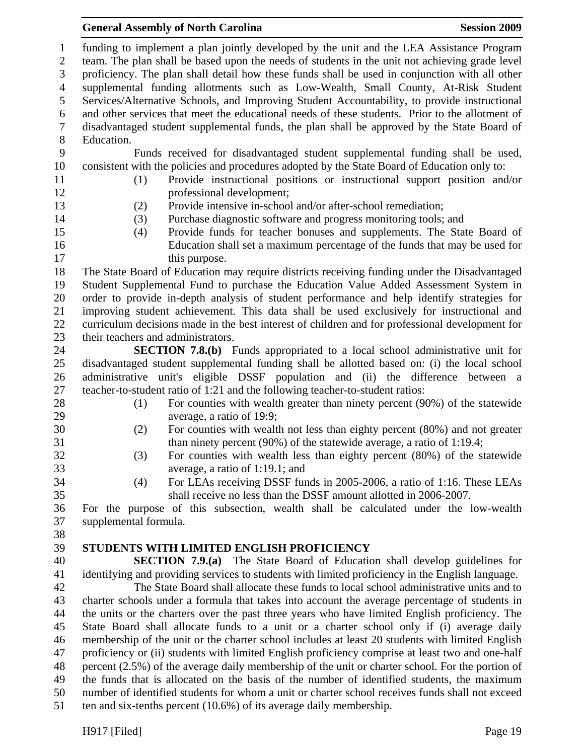funding to implement a plan jointly developed by the unit and the LEA Assistance Program team. The plan shall be based upon the needs of students in the unit not achieving grade level proficiency. The plan shall detail how these funds shall be used in conjunction with all other supplemental funding allotments such as Low-Wealth, Small County, At-Risk Student Services/Alternative Schools, and Improving Student Accountability, to provide instructional and other services that meet the educational needs of these students. Prior to the allotment of disadvantaged student supplemental funds, the plan shall be approved by the State Board of Education.

Funds received for disadvantaged student supplemental funding shall be used, consistent with the policies and procedures adopted by the State Board of Education only to:

(1) Provide instructional positions or instructional support position and/or professional development;
(2) Provide intensive in-school and/or after-school remediation;
(3) Purchase diagnostic software and progress monitoring tools; and
(4) Provide funds for teacher bonuses and supplements. The State Board of Education shall set a maximum percentage of the funds that may be used for this purpose.

The State Board of Education may require districts receiving funding under the Disadvantaged Student Supplemental Fund to purchase the Education Value Added Assessment System in order to provide in-depth analysis of student performance and help identify strategies for improving student achievement. This data shall be used exclusively for instructional and curriculum decisions made in the best interest of children and for professional development for their teachers and administrators.

**SECTION 7.8.(b)** Funds appropriated to a local school administrative unit for disadvantaged student supplemental funding shall be allotted based on: (i) the local school administrative unit's eligible DSSF population and (ii) the difference between a teacher-to-student ratio of 1:21 and the following teacher-to-student ratios:

(1) For counties with wealth greater than ninety percent (90%) of the statewide average, a ratio of 19:9;
(2) For counties with wealth not less than eighty percent (80%) and not greater than ninety percent (90%) of the statewide average, a ratio of 1:19.4;
(3) For counties with wealth less than eighty percent (80%) of the statewide average, a ratio of 1:19.1; and
(4) For LEAs receiving DSSF funds in 2005-2006, a ratio of 1:16. These LEAs shall receive no less than the DSSF amount allotted in 2006-2007.

For the purpose of this subsection, wealth shall be calculated under the low-wealth supplemental formula.

## STUDENTS WITH LIMITED ENGLISH PROFICIENCY

**SECTION 7.9.(a)** The State Board of Education shall develop guidelines for identifying and providing services to students with limited proficiency in the English language.

The State Board shall allocate these funds to local school administrative units and to charter schools under a formula that takes into account the average percentage of students in the units or the charters over the past three years who have limited English proficiency. The State Board shall allocate funds to a unit or a charter school only if (i) average daily membership of the unit or the charter school includes at least 20 students with limited English proficiency or (ii) students with limited English proficiency comprise at least two and one-half percent (2.5%) of the average daily membership of the unit or charter school. For the portion of the funds that is allocated on the basis of the number of identified students, the maximum number of identified students for whom a unit or charter school receives funds shall not exceed ten and six-tenths percent (10.6%) of its average daily membership.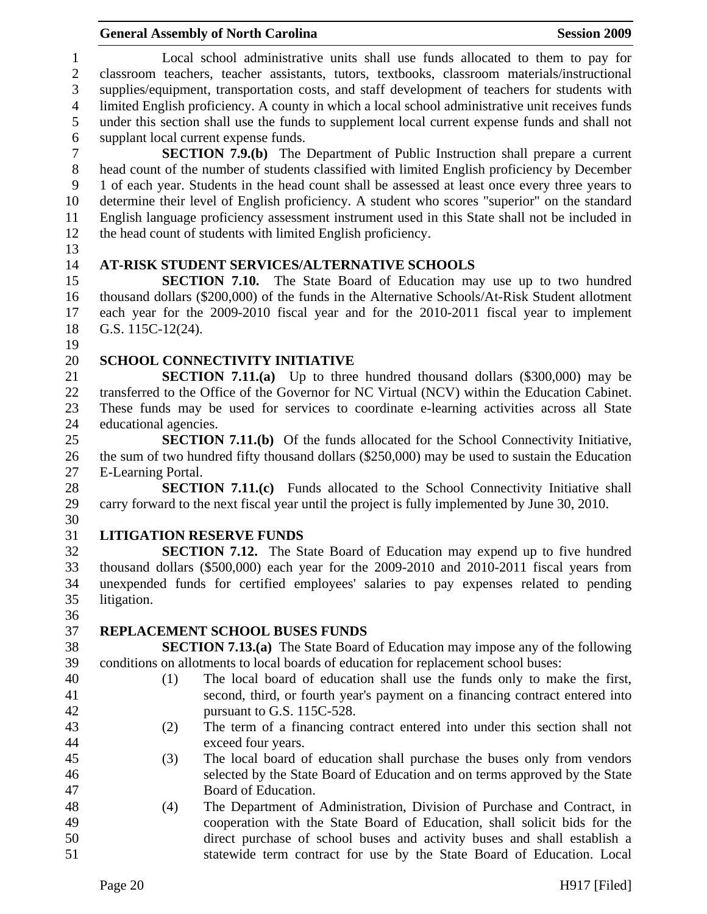Local school administrative units shall use funds allocated to them to pay for classroom teachers, teacher assistants, tutors, textbooks, classroom materials/instructional supplies/equipment, transportation costs, and staff development of teachers for students with limited English proficiency. A county in which a local school administrative unit receives funds under this section shall use the funds to supplement local current expense funds and shall not supplant local current expense funds.

**SECTION 7.9.(b)** The Department of Public Instruction shall prepare a current head count of the number of students classified with limited English proficiency by December 1 of each year. Students in the head count shall be assessed at least once every three years to determine their level of English proficiency. A student who scores "superior" on the standard English language proficiency assessment instrument used in this State shall not be included in the head count of students with limited English proficiency.

## AT-RISK STUDENT SERVICES/ALTERNATIVE SCHOOLS

**SECTION 7.10.** The State Board of Education may use up to two hundred thousand dollars ($200,000) of the funds in the Alternative Schools/At-Risk Student allotment each year for the 2009-2010 fiscal year and for the 2010-2011 fiscal year to implement G.S. 115C-12(24).

## SCHOOL CONNECTIVITY INITIATIVE

**SECTION 7.11.(a)** Up to three hundred thousand dollars ($300,000) may be transferred to the Office of the Governor for NC Virtual (NCV) within the Education Cabinet. These funds may be used for services to coordinate e-learning activities across all State educational agencies.

**SECTION 7.11.(b)** Of the funds allocated for the School Connectivity Initiative, the sum of two hundred fifty thousand dollars ($250,000) may be used to sustain the Education E-Learning Portal.

**SECTION 7.11.(c)** Funds allocated to the School Connectivity Initiative shall carry forward to the next fiscal year until the project is fully implemented by June 30, 2010.

## LITIGATION RESERVE FUNDS

**SECTION 7.12.** The State Board of Education may expend up to five hundred thousand dollars ($500,000) each year for the 2009-2010 and 2010-2011 fiscal years from unexpended funds for certified employees' salaries to pay expenses related to pending litigation.

## REPLACEMENT SCHOOL BUSES FUNDS

**SECTION 7.13.(a)** The State Board of Education may impose any of the following conditions on allotments to local boards of education for replacement school buses:

(1) The local board of education shall use the funds only to make the first, second, third, or fourth year's payment on a financing contract entered into pursuant to G.S. 115C-528.

(2) The term of a financing contract entered into under this section shall not exceed four years.

(3) The local board of education shall purchase the buses only from vendors selected by the State Board of Education and on terms approved by the State Board of Education.

(4) The Department of Administration, Division of Purchase and Contract, in cooperation with the State Board of Education, shall solicit bids for the direct purchase of school buses and activity buses and shall establish a statewide term contract for use by the State Board of Education. Local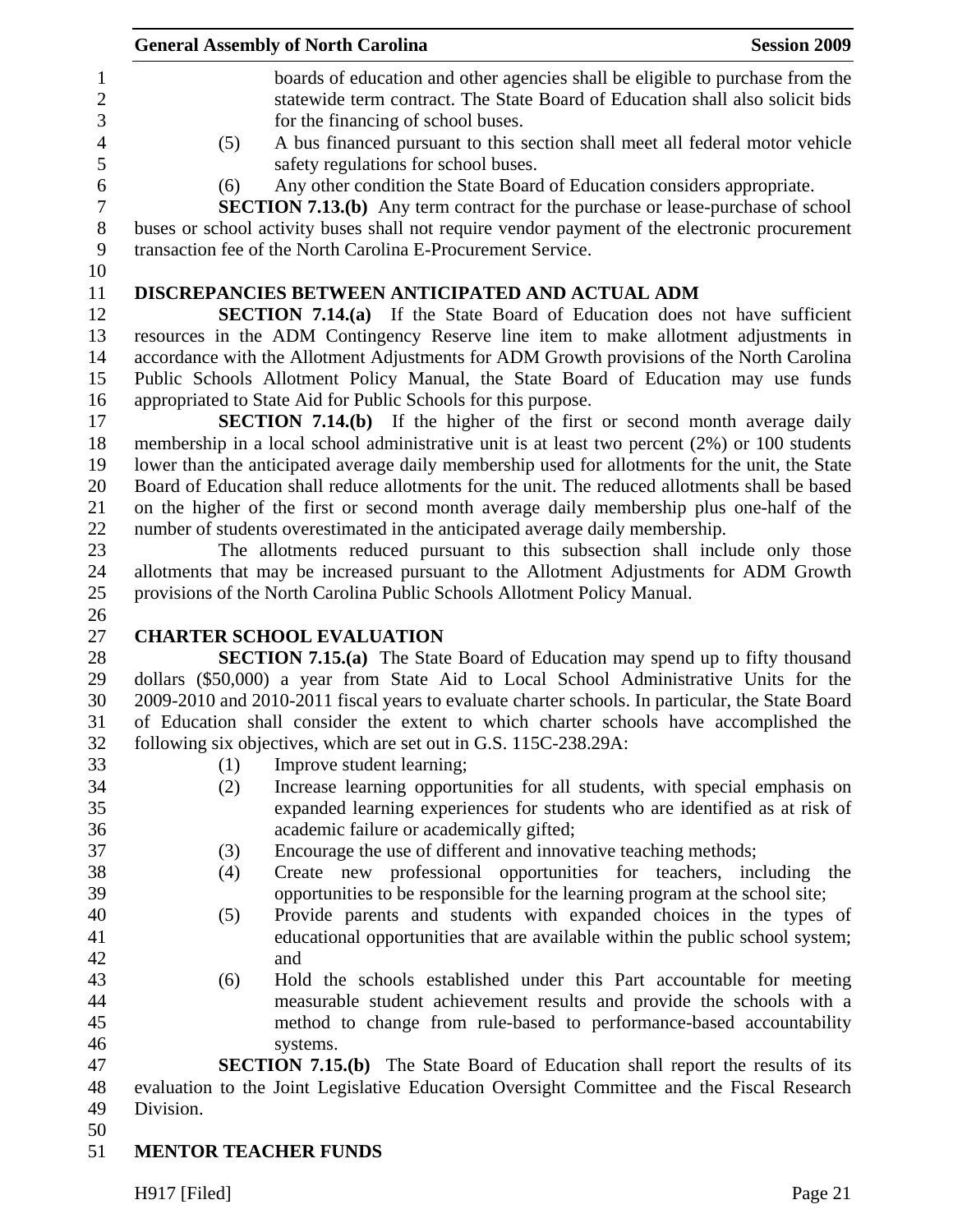boards of education and other agencies shall be eligible to purchase from the statewide term contract. The State Board of Education shall also solicit bids for the financing of school buses.

(5) A bus financed pursuant to this section shall meet all federal motor vehicle safety regulations for school buses.

(6) Any other condition the State Board of Education considers appropriate.

**SECTION 7.13.(b)** Any term contract for the purchase or lease-purchase of school buses or school activity buses shall not require vendor payment of the electronic procurement transaction fee of the North Carolina E-Procurement Service.

**DISCREPANCIES BETWEEN ANTICIPATED AND ACTUAL ADM**

**SECTION 7.14.(a)** If the State Board of Education does not have sufficient resources in the ADM Contingency Reserve line item to make allotment adjustments in accordance with the Allotment Adjustments for ADM Growth provisions of the North Carolina Public Schools Allotment Policy Manual, the State Board of Education may use funds appropriated to State Aid for Public Schools for this purpose.

**SECTION 7.14.(b)** If the higher of the first or second month average daily membership in a local school administrative unit is at least two percent (2%) or 100 students lower than the anticipated average daily membership used for allotments for the unit, the State Board of Education shall reduce allotments for the unit. The reduced allotments shall be based on the higher of the first or second month average daily membership plus one-half of the number of students overestimated in the anticipated average daily membership.

The allotments reduced pursuant to this subsection shall include only those allotments that may be increased pursuant to the Allotment Adjustments for ADM Growth provisions of the North Carolina Public Schools Allotment Policy Manual.

**CHARTER SCHOOL EVALUATION**

**SECTION 7.15.(a)** The State Board of Education may spend up to fifty thousand dollars ($50,000) a year from State Aid to Local School Administrative Units for the 2009-2010 and 2010-2011 fiscal years to evaluate charter schools. In particular, the State Board of Education shall consider the extent to which charter schools have accomplished the following six objectives, which are set out in G.S. 115C-238.29A:

(1) Improve student learning;

(2) Increase learning opportunities for all students, with special emphasis on expanded learning experiences for students who are identified as at risk of academic failure or academically gifted;

(3) Encourage the use of different and innovative teaching methods;

(4) Create new professional opportunities for teachers, including the opportunities to be responsible for the learning program at the school site;

(5) Provide parents and students with expanded choices in the types of educational opportunities that are available within the public school system; and

(6) Hold the schools established under this Part accountable for meeting measurable student achievement results and provide the schools with a method to change from rule-based to performance-based accountability systems.

**SECTION 7.15.(b)** The State Board of Education shall report the results of its evaluation to the Joint Legislative Education Oversight Committee and the Fiscal Research Division.

**MENTOR TEACHER FUNDS**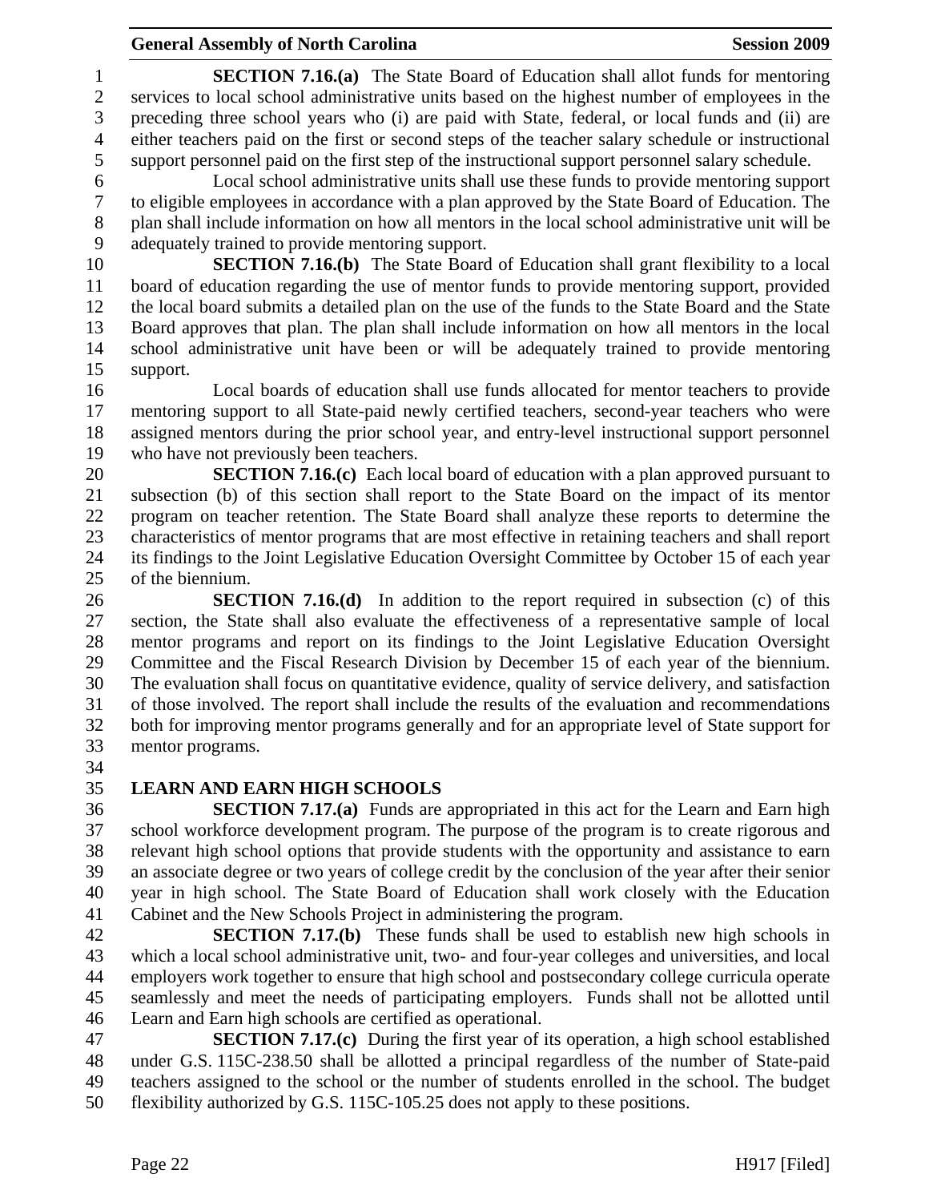**SECTION 7.16.(a)** The State Board of Education shall allot funds for mentoring services to local school administrative units based on the highest number of employees in the preceding three school years who (i) are paid with State, federal, or local funds and (ii) are either teachers paid on the first or second steps of the teacher salary schedule or instructional support personnel paid on the first step of the instructional support personnel salary schedule.

Local school administrative units shall use these funds to provide mentoring support to eligible employees in accordance with a plan approved by the State Board of Education. The plan shall include information on how all mentors in the local school administrative unit will be adequately trained to provide mentoring support.

**SECTION 7.16.(b)** The State Board of Education shall grant flexibility to a local board of education regarding the use of mentor funds to provide mentoring support, provided the local board submits a detailed plan on the use of the funds to the State Board and the State Board approves that plan. The plan shall include information on how all mentors in the local school administrative unit have been or will be adequately trained to provide mentoring support.

Local boards of education shall use funds allocated for mentor teachers to provide mentoring support to all State-paid newly certified teachers, second-year teachers who were assigned mentors during the prior school year, and entry-level instructional support personnel who have not previously been teachers.

**SECTION 7.16.(c)** Each local board of education with a plan approved pursuant to subsection (b) of this section shall report to the State Board on the impact of its mentor program on teacher retention. The State Board shall analyze these reports to determine the characteristics of mentor programs that are most effective in retaining teachers and shall report its findings to the Joint Legislative Education Oversight Committee by October 15 of each year of the biennium.

**SECTION 7.16.(d)** In addition to the report required in subsection (c) of this section, the State shall also evaluate the effectiveness of a representative sample of local mentor programs and report on its findings to the Joint Legislative Education Oversight Committee and the Fiscal Research Division by December 15 of each year of the biennium. The evaluation shall focus on quantitative evidence, quality of service delivery, and satisfaction of those involved. The report shall include the results of the evaluation and recommendations both for improving mentor programs generally and for an appropriate level of State support for mentor programs.

## LEARN AND EARN HIGH SCHOOLS

**SECTION 7.17.(a)** Funds are appropriated in this act for the Learn and Earn high school workforce development program. The purpose of the program is to create rigorous and relevant high school options that provide students with the opportunity and assistance to earn an associate degree or two years of college credit by the conclusion of the year after their senior year in high school. The State Board of Education shall work closely with the Education Cabinet and the New Schools Project in administering the program.

**SECTION 7.17.(b)** These funds shall be used to establish new high schools in which a local school administrative unit, two- and four-year colleges and universities, and local employers work together to ensure that high school and postsecondary college curricula operate seamlessly and meet the needs of participating employers. Funds shall not be allotted until Learn and Earn high schools are certified as operational.

**SECTION 7.17.(c)** During the first year of its operation, a high school established under G.S. 115C-238.50 shall be allotted a principal regardless of the number of State-paid teachers assigned to the school or the number of students enrolled in the school. The budget flexibility authorized by G.S. 115C-105.25 does not apply to these positions.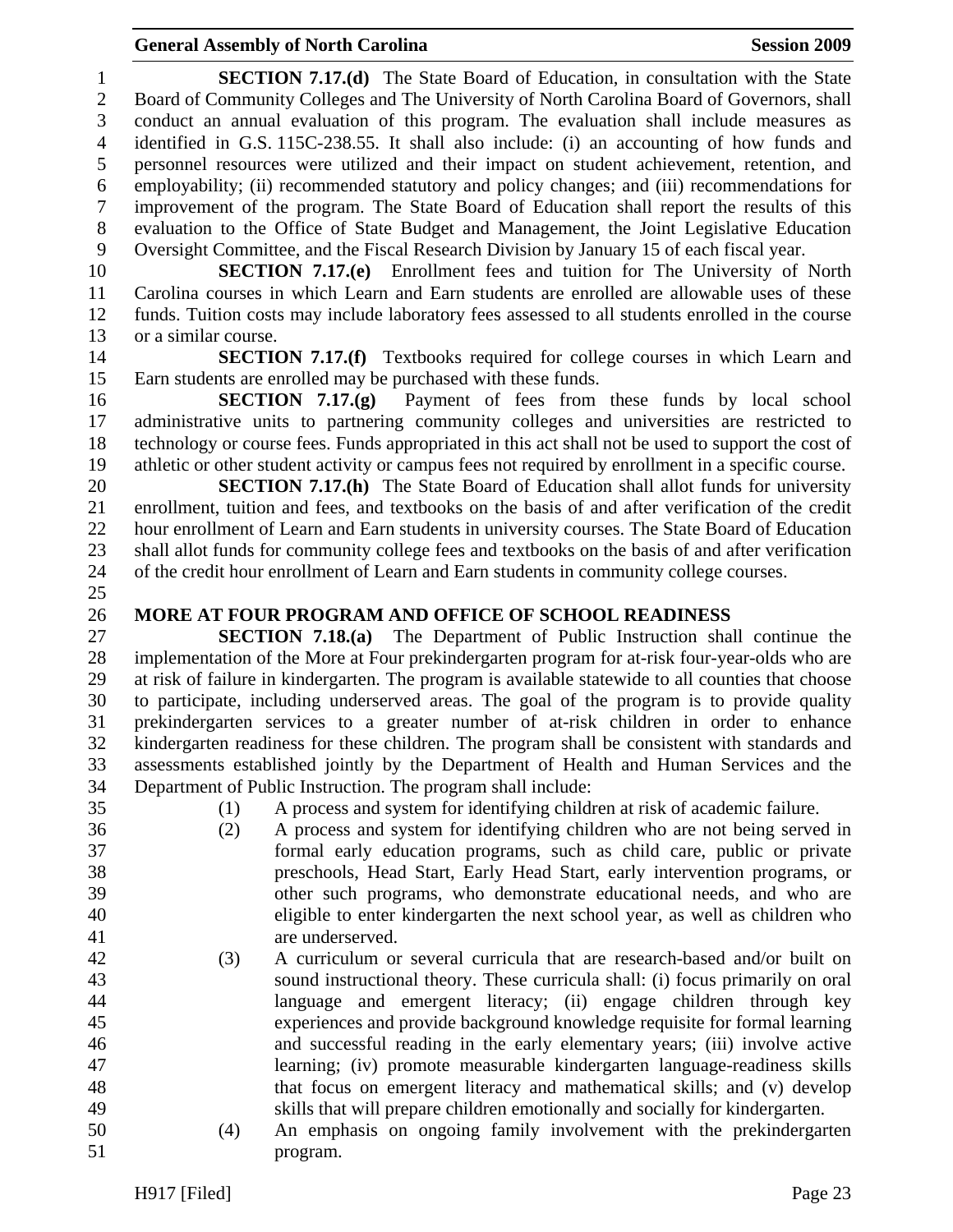**SECTION 7.17.(d)** The State Board of Education, in consultation with the State Board of Community Colleges and The University of North Carolina Board of Governors, shall conduct an annual evaluation of this program. The evaluation shall include measures as identified in G.S. 115C-238.55. It shall also include: (i) an accounting of how funds and personnel resources were utilized and their impact on student achievement, retention, and employability; (ii) recommended statutory and policy changes; and (iii) recommendations for improvement of the program. The State Board of Education shall report the results of this evaluation to the Office of State Budget and Management, the Joint Legislative Education Oversight Committee, and the Fiscal Research Division by January 15 of each fiscal year.

**SECTION 7.17.(e)** Enrollment fees and tuition for The University of North Carolina courses in which Learn and Earn students are enrolled are allowable uses of these funds. Tuition costs may include laboratory fees assessed to all students enrolled in the course or a similar course.

**SECTION 7.17.(f)** Textbooks required for college courses in which Learn and Earn students are enrolled may be purchased with these funds.

**SECTION 7.17.(g)** Payment of fees from these funds by local school administrative units to partnering community colleges and universities are restricted to technology or course fees. Funds appropriated in this act shall not be used to support the cost of athletic or other student activity or campus fees not required by enrollment in a specific course.

**SECTION 7.17.(h)** The State Board of Education shall allot funds for university enrollment, tuition and fees, and textbooks on the basis of and after verification of the credit hour enrollment of Learn and Earn students in university courses. The State Board of Education shall allot funds for community college fees and textbooks on the basis of and after verification of the credit hour enrollment of Learn and Earn students in community college courses.

## MORE AT FOUR PROGRAM AND OFFICE OF SCHOOL READINESS

**SECTION 7.18.(a)** The Department of Public Instruction shall continue the implementation of the More at Four prekindergarten program for at-risk four-year-olds who are at risk of failure in kindergarten. The program is available statewide to all counties that choose to participate, including underserved areas. The goal of the program is to provide quality prekindergarten services to a greater number of at-risk children in order to enhance kindergarten readiness for these children. The program shall be consistent with standards and assessments established jointly by the Department of Health and Human Services and the Department of Public Instruction. The program shall include:

(1) A process and system for identifying children at risk of academic failure.

(2) A process and system for identifying children who are not being served in formal early education programs, such as child care, public or private preschools, Head Start, Early Head Start, early intervention programs, or other such programs, who demonstrate educational needs, and who are eligible to enter kindergarten the next school year, as well as children who are underserved.

(3) A curriculum or several curricula that are research-based and/or built on sound instructional theory. These curricula shall: (i) focus primarily on oral language and emergent literacy; (ii) engage children through key experiences and provide background knowledge requisite for formal learning and successful reading in the early elementary years; (iii) involve active learning; (iv) promote measurable kindergarten language-readiness skills that focus on emergent literacy and mathematical skills; and (v) develop skills that will prepare children emotionally and socially for kindergarten.

(4) An emphasis on ongoing family involvement with the prekindergarten program.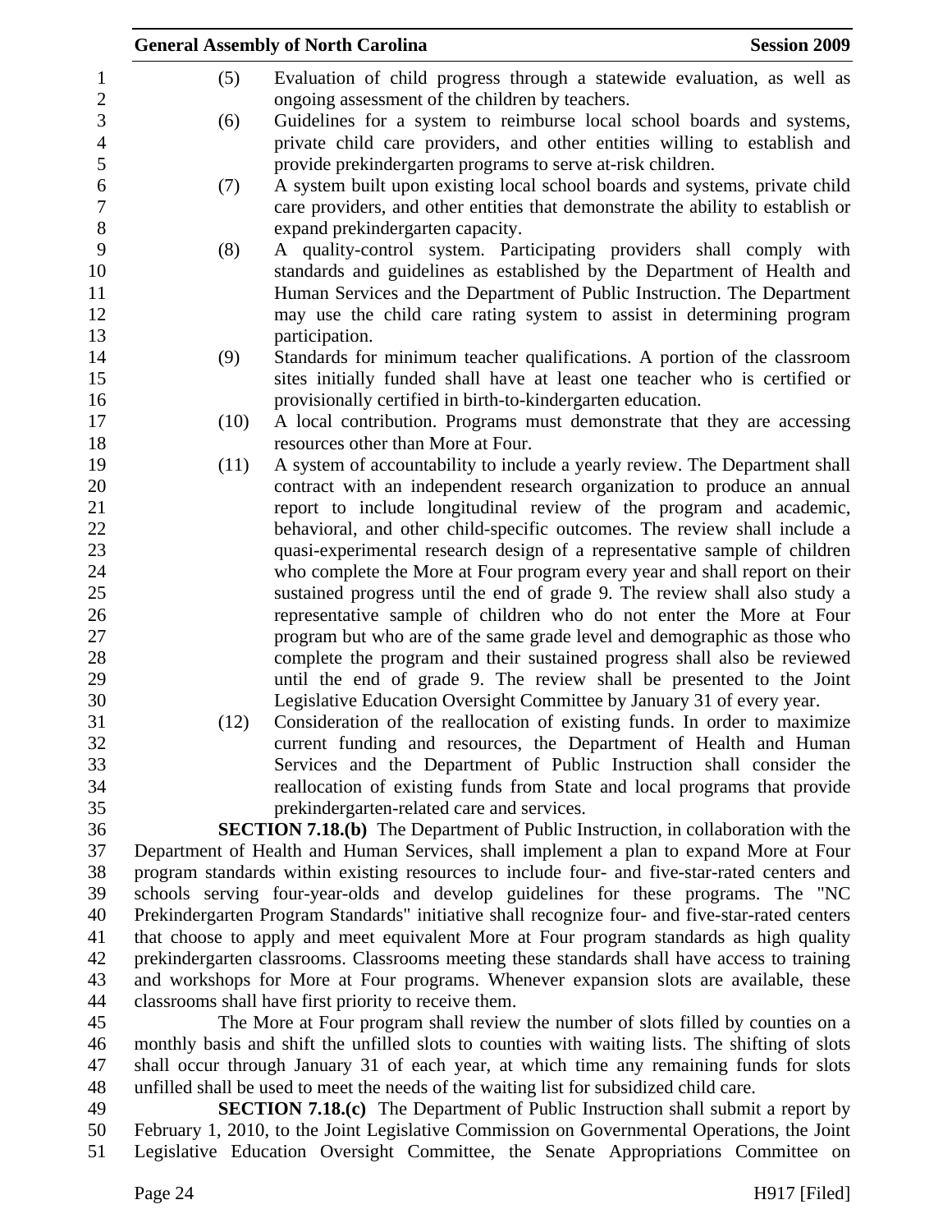(5) Evaluation of child progress through a statewide evaluation, as well as ongoing assessment of the children by teachers.

(6) Guidelines for a system to reimburse local school boards and systems, private child care providers, and other entities willing to establish and provide prekindergarten programs to serve at-risk children.

(7) A system built upon existing local school boards and systems, private child care providers, and other entities that demonstrate the ability to establish or expand prekindergarten capacity.

(8) A quality-control system. Participating providers shall comply with standards and guidelines as established by the Department of Health and Human Services and the Department of Public Instruction. The Department may use the child care rating system to assist in determining program participation.

(9) Standards for minimum teacher qualifications. A portion of the classroom sites initially funded shall have at least one teacher who is certified or provisionally certified in birth-to-kindergarten education.

(10) A local contribution. Programs must demonstrate that they are accessing resources other than More at Four.

(11) A system of accountability to include a yearly review. The Department shall contract with an independent research organization to produce an annual report to include longitudinal review of the program and academic, behavioral, and other child-specific outcomes. The review shall include a quasi-experimental research design of a representative sample of children who complete the More at Four program every year and shall report on their sustained progress until the end of grade 9. The review shall also study a representative sample of children who do not enter the More at Four program but who are of the same grade level and demographic as those who complete the program and their sustained progress shall also be reviewed until the end of grade 9. The review shall be presented to the Joint Legislative Education Oversight Committee by January 31 of every year.

(12) Consideration of the reallocation of existing funds. In order to maximize current funding and resources, the Department of Health and Human Services and the Department of Public Instruction shall consider the reallocation of existing funds from State and local programs that provide prekindergarten-related care and services.

**SECTION 7.18.(b)** The Department of Public Instruction, in collaboration with the Department of Health and Human Services, shall implement a plan to expand More at Four program standards within existing resources to include four- and five-star-rated centers and schools serving four-year-olds and develop guidelines for these programs. The "NC Prekindergarten Program Standards" initiative shall recognize four- and five-star-rated centers that choose to apply and meet equivalent More at Four program standards as high quality prekindergarten classrooms. Classrooms meeting these standards shall have access to training and workshops for More at Four programs. Whenever expansion slots are available, these classrooms shall have first priority to receive them.

The More at Four program shall review the number of slots filled by counties on a monthly basis and shift the unfilled slots to counties with waiting lists. The shifting of slots shall occur through January 31 of each year, at which time any remaining funds for slots unfilled shall be used to meet the needs of the waiting list for subsidized child care.

**SECTION 7.18.(c)** The Department of Public Instruction shall submit a report by February 1, 2010, to the Joint Legislative Commission on Governmental Operations, the Joint Legislative Education Oversight Committee, the Senate Appropriations Committee on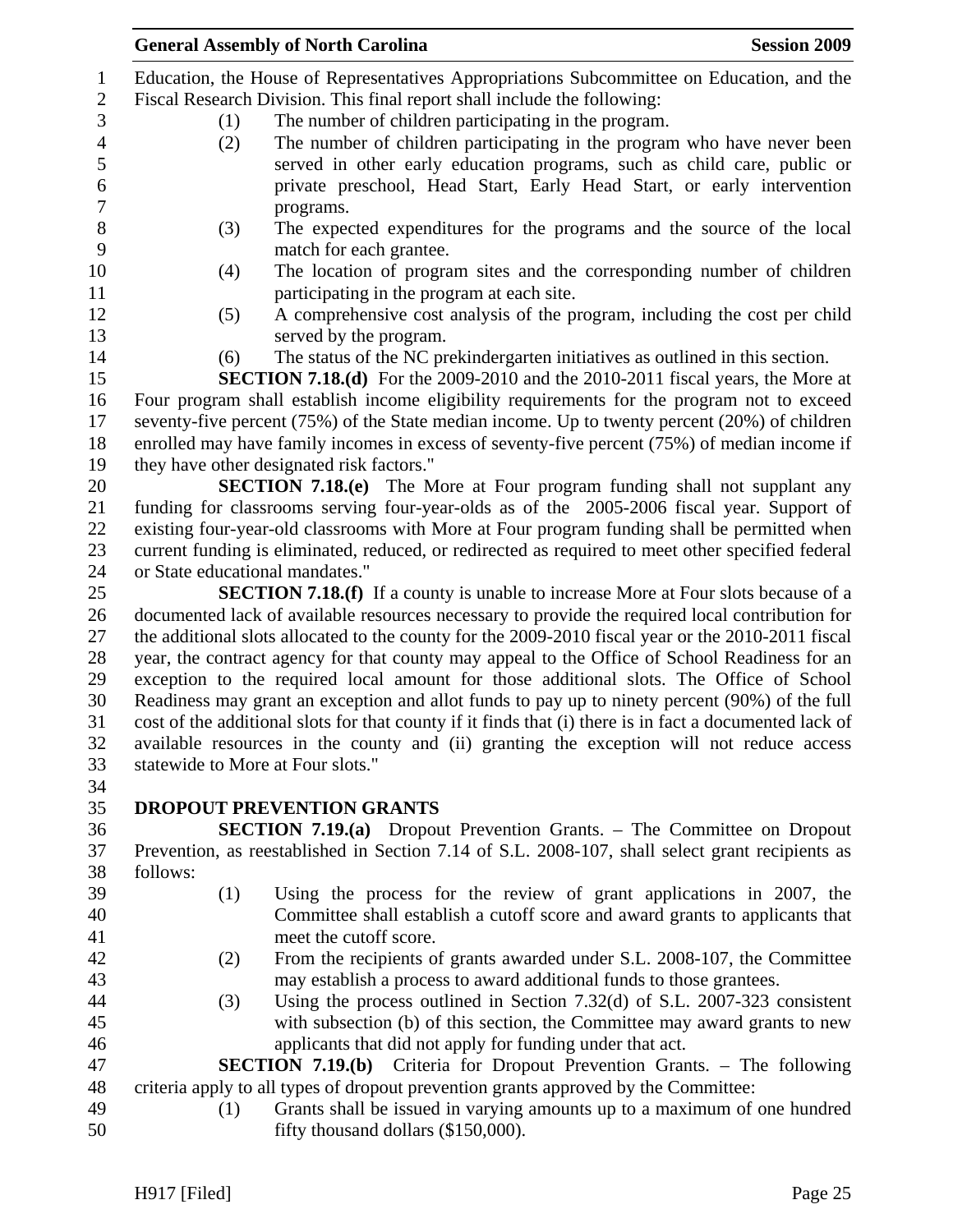Education, the House of Representatives Appropriations Subcommittee on Education, and the Fiscal Research Division. This final report shall include the following:

(1) The number of children participating in the program.
(2) The number of children participating in the program who have never been served in other early education programs, such as child care, public or private preschool, Head Start, Early Head Start, or early intervention programs.
(3) The expected expenditures for the programs and the source of the local match for each grantee.
(4) The location of program sites and the corresponding number of children participating in the program at each site.
(5) A comprehensive cost analysis of the program, including the cost per child served by the program.
(6) The status of the NC prekindergarten initiatives as outlined in this section.

**SECTION 7.18.(d)** For the 2009-2010 and the 2010-2011 fiscal years, the More at Four program shall establish income eligibility requirements for the program not to exceed seventy-five percent (75%) of the State median income. Up to twenty percent (20%) of children enrolled may have family incomes in excess of seventy-five percent (75%) of median income if they have other designated risk factors."

**SECTION 7.18.(e)** The More at Four program funding shall not supplant any funding for classrooms serving four-year-olds as of the 2005-2006 fiscal year. Support of existing four-year-old classrooms with More at Four program funding shall be permitted when current funding is eliminated, reduced, or redirected as required to meet other specified federal or State educational mandates."

**SECTION 7.18.(f)** If a county is unable to increase More at Four slots because of a documented lack of available resources necessary to provide the required local contribution for the additional slots allocated to the county for the 2009-2010 fiscal year or the 2010-2011 fiscal year, the contract agency for that county may appeal to the Office of School Readiness for an exception to the required local amount for those additional slots. The Office of School Readiness may grant an exception and allot funds to pay up to ninety percent (90%) of the full cost of the additional slots for that county if it finds that (i) there is in fact a documented lack of available resources in the county and (ii) granting the exception will not reduce access statewide to More at Four slots."

**DROPOUT PREVENTION GRANTS**

**SECTION 7.19.(a)** Dropout Prevention Grants. – The Committee on Dropout Prevention, as reestablished in Section 7.14 of S.L. 2008-107, shall select grant recipients as follows:

(1) Using the process for the review of grant applications in 2007, the Committee shall establish a cutoff score and award grants to applicants that meet the cutoff score.
(2) From the recipients of grants awarded under S.L. 2008-107, the Committee may establish a process to award additional funds to those grantees.
(3) Using the process outlined in Section 7.32(d) of S.L. 2007-323 consistent with subsection (b) of this section, the Committee may award grants to new applicants that did not apply for funding under that act.

**SECTION 7.19.(b)** Criteria for Dropout Prevention Grants. – The following criteria apply to all types of dropout prevention grants approved by the Committee:

(1) Grants shall be issued in varying amounts up to a maximum of one hundred fifty thousand dollars ($150,000).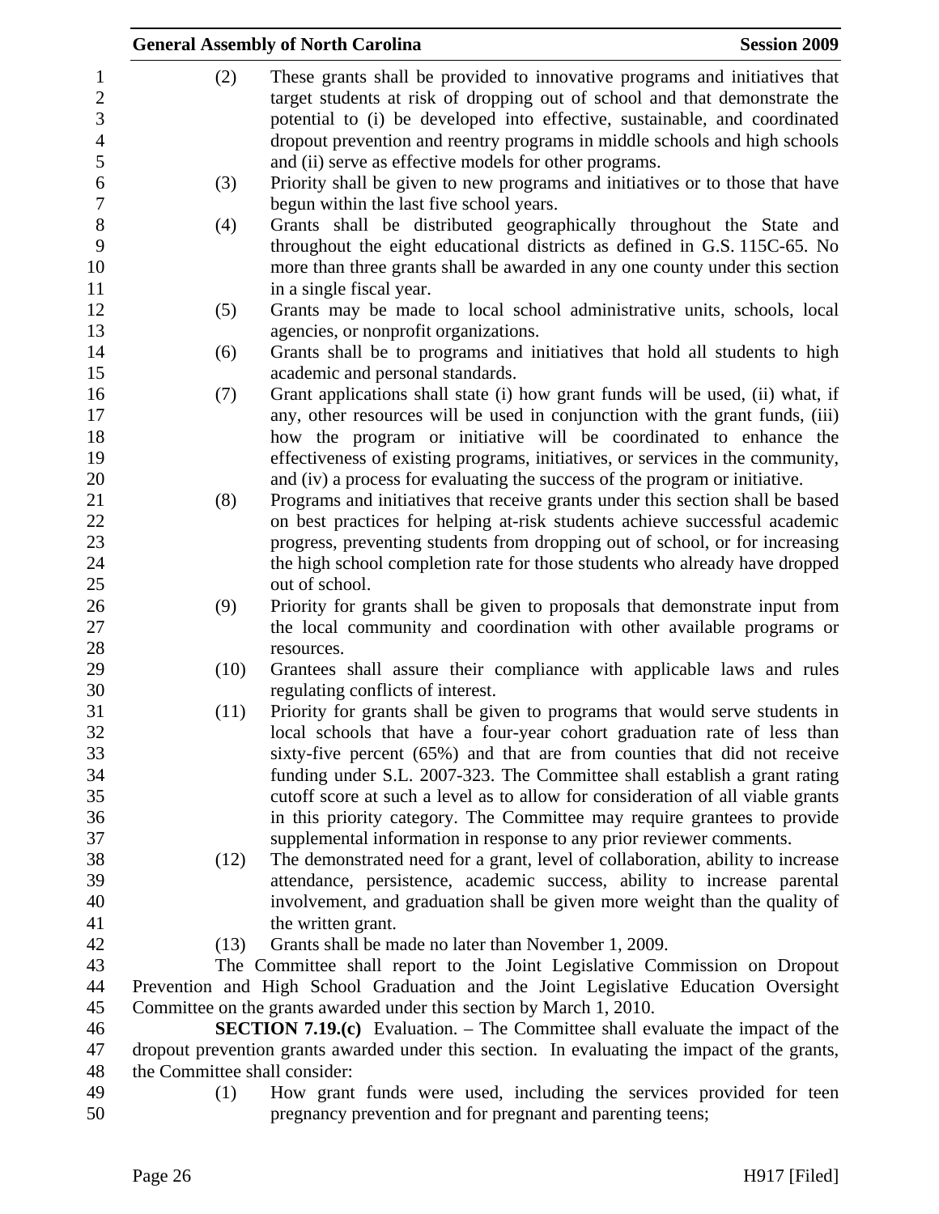(2) These grants shall be provided to innovative programs and initiatives that target students at risk of dropping out of school and that demonstrate the potential to (i) be developed into effective, sustainable, and coordinated dropout prevention and reentry programs in middle schools and high schools and (ii) serve as effective models for other programs.

(3) Priority shall be given to new programs and initiatives or to those that have begun within the last five school years.

(4) Grants shall be distributed geographically throughout the State and throughout the eight educational districts as defined in G.S. 115C-65. No more than three grants shall be awarded in any one county under this section in a single fiscal year.

(5) Grants may be made to local school administrative units, schools, local agencies, or nonprofit organizations.

(6) Grants shall be to programs and initiatives that hold all students to high academic and personal standards.

(7) Grant applications shall state (i) how grant funds will be used, (ii) what, if any, other resources will be used in conjunction with the grant funds, (iii) how the program or initiative will be coordinated to enhance the effectiveness of existing programs, initiatives, or services in the community, and (iv) a process for evaluating the success of the program or initiative.

(8) Programs and initiatives that receive grants under this section shall be based on best practices for helping at-risk students achieve successful academic progress, preventing students from dropping out of school, or for increasing the high school completion rate for those students who already have dropped out of school.

(9) Priority for grants shall be given to proposals that demonstrate input from the local community and coordination with other available programs or resources.

(10) Grantees shall assure their compliance with applicable laws and rules regulating conflicts of interest.

(11) Priority for grants shall be given to programs that would serve students in local schools that have a four-year cohort graduation rate of less than sixty-five percent (65%) and that are from counties that did not receive funding under S.L. 2007-323. The Committee shall establish a grant rating cutoff score at such a level as to allow for consideration of all viable grants in this priority category. The Committee may require grantees to provide supplemental information in response to any prior reviewer comments.

(12) The demonstrated need for a grant, level of collaboration, ability to increase attendance, persistence, academic success, ability to increase parental involvement, and graduation shall be given more weight than the quality of the written grant.

(13) Grants shall be made no later than November 1, 2009.

The Committee shall report to the Joint Legislative Commission on Dropout Prevention and High School Graduation and the Joint Legislative Education Oversight Committee on the grants awarded under this section by March 1, 2010.

**SECTION 7.19.(c)** Evaluation. – The Committee shall evaluate the impact of the dropout prevention grants awarded under this section. In evaluating the impact of the grants, the Committee shall consider:

(1) How grant funds were used, including the services provided for teen pregnancy prevention and for pregnant and parenting teens;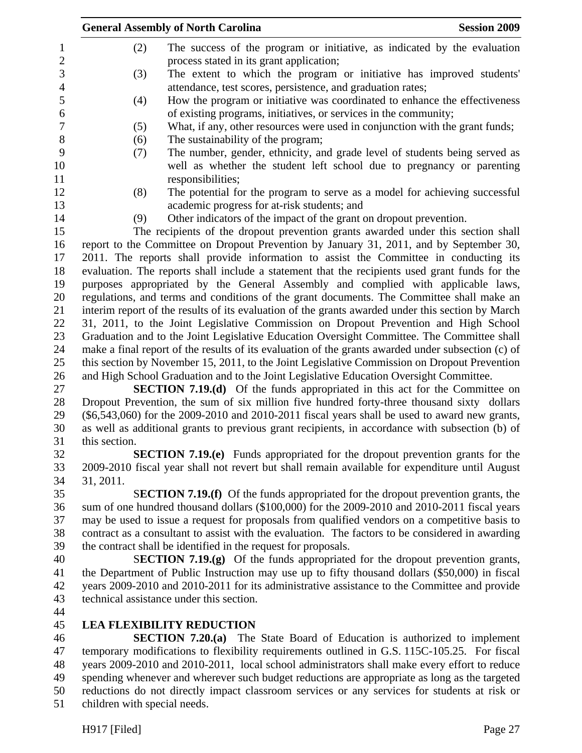(2) The success of the program or initiative, as indicated by the evaluation process stated in its grant application;

(3) The extent to which the program or initiative has improved students' attendance, test scores, persistence, and graduation rates;

(4) How the program or initiative was coordinated to enhance the effectiveness of existing programs, initiatives, or services in the community;

(5) What, if any, other resources were used in conjunction with the grant funds;

(6) The sustainability of the program;

(7) The number, gender, ethnicity, and grade level of students being served as well as whether the student left school due to pregnancy or parenting responsibilities;

(8) The potential for the program to serve as a model for achieving successful academic progress for at-risk students; and

(9) Other indicators of the impact of the grant on dropout prevention.

The recipients of the dropout prevention grants awarded under this section shall report to the Committee on Dropout Prevention by January 31, 2011, and by September 30, 2011. The reports shall provide information to assist the Committee in conducting its evaluation. The reports shall include a statement that the recipients used grant funds for the purposes appropriated by the General Assembly and complied with applicable laws, regulations, and terms and conditions of the grant documents. The Committee shall make an interim report of the results of its evaluation of the grants awarded under this section by March 31, 2011, to the Joint Legislative Commission on Dropout Prevention and High School Graduation and to the Joint Legislative Education Oversight Committee. The Committee shall make a final report of the results of its evaluation of the grants awarded under subsection (c) of this section by November 15, 2011, to the Joint Legislative Commission on Dropout Prevention and High School Graduation and to the Joint Legislative Education Oversight Committee.

**SECTION 7.19.(d)** Of the funds appropriated in this act for the Committee on Dropout Prevention, the sum of six million five hundred forty-three thousand sixty dollars ($6,543,060) for the 2009-2010 and 2010-2011 fiscal years shall be used to award new grants, as well as additional grants to previous grant recipients, in accordance with subsection (b) of this section.

**SECTION 7.19.(e)** Funds appropriated for the dropout prevention grants for the 2009-2010 fiscal year shall not revert but shall remain available for expenditure until August 31, 2011.

**SECTION 7.19.(f)** Of the funds appropriated for the dropout prevention grants, the sum of one hundred thousand dollars ($100,000) for the 2009-2010 and 2010-2011 fiscal years may be used to issue a request for proposals from qualified vendors on a competitive basis to contract as a consultant to assist with the evaluation. The factors to be considered in awarding the contract shall be identified in the request for proposals.

**SECTION 7.19.(g)** Of the funds appropriated for the dropout prevention grants, the Department of Public Instruction may use up to fifty thousand dollars ($50,000) in fiscal years 2009-2010 and 2010-2011 for its administrative assistance to the Committee and provide technical assistance under this section.

**LEA FLEXIBILITY REDUCTION**

**SECTION 7.20.(a)** The State Board of Education is authorized to implement temporary modifications to flexibility requirements outlined in G.S. 115C-105.25. For fiscal years 2009-2010 and 2010-2011, local school administrators shall make every effort to reduce spending whenever and wherever such budget reductions are appropriate as long as the targeted reductions do not directly impact classroom services or any services for students at risk or children with special needs.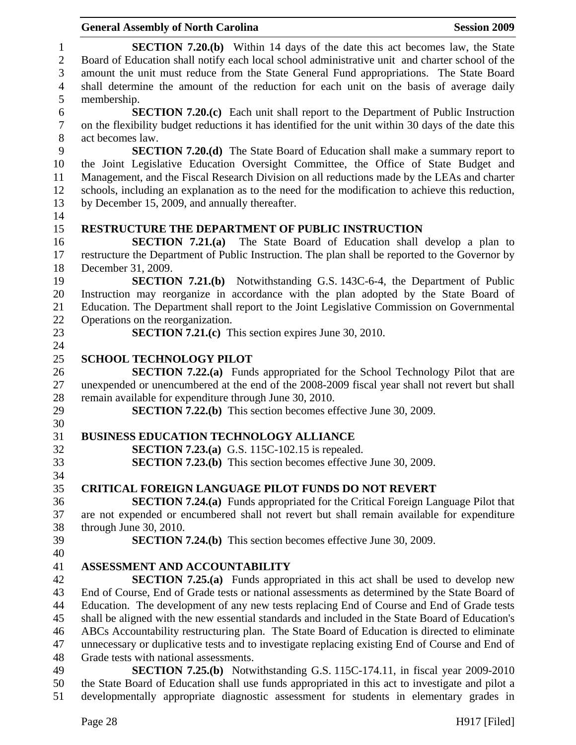**SECTION 7.20.(b)** Within 14 days of the date this act becomes law, the State Board of Education shall notify each local school administrative unit and charter school of the amount the unit must reduce from the State General Fund appropriations. The State Board shall determine the amount of the reduction for each unit on the basis of average daily membership.

**SECTION 7.20.(c)** Each unit shall report to the Department of Public Instruction on the flexibility budget reductions it has identified for the unit within 30 days of the date this act becomes law.

**SECTION 7.20.(d)** The State Board of Education shall make a summary report to the Joint Legislative Education Oversight Committee, the Office of State Budget and Management, and the Fiscal Research Division on all reductions made by the LEAs and charter schools, including an explanation as to the need for the modification to achieve this reduction, by December 15, 2009, and annually thereafter.

**RESTRUCTURE THE DEPARTMENT OF PUBLIC INSTRUCTION**

**SECTION 7.21.(a)** The State Board of Education shall develop a plan to restructure the Department of Public Instruction. The plan shall be reported to the Governor by December 31, 2009.

**SECTION 7.21.(b)** Notwithstanding G.S. 143C-6-4, the Department of Public Instruction may reorganize in accordance with the plan adopted by the State Board of Education. The Department shall report to the Joint Legislative Commission on Governmental Operations on the reorganization.

**SECTION 7.21.(c)** This section expires June 30, 2010.

**SCHOOL TECHNOLOGY PILOT**

**SECTION 7.22.(a)** Funds appropriated for the School Technology Pilot that are unexpended or unencumbered at the end of the 2008-2009 fiscal year shall not revert but shall remain available for expenditure through June 30, 2010.

**SECTION 7.22.(b)** This section becomes effective June 30, 2009.

**BUSINESS EDUCATION TECHNOLOGY ALLIANCE**

**SECTION 7.23.(a)** G.S. 115C-102.15 is repealed.

**SECTION 7.23.(b)** This section becomes effective June 30, 2009.

**CRITICAL FOREIGN LANGUAGE PILOT FUNDS DO NOT REVERT**

**SECTION 7.24.(a)** Funds appropriated for the Critical Foreign Language Pilot that are not expended or encumbered shall not revert but shall remain available for expenditure through June 30, 2010.

**SECTION 7.24.(b)** This section becomes effective June 30, 2009.

**ASSESSMENT AND ACCOUNTABILITY**

**SECTION 7.25.(a)** Funds appropriated in this act shall be used to develop new End of Course, End of Grade tests or national assessments as determined by the State Board of Education. The development of any new tests replacing End of Course and End of Grade tests shall be aligned with the new essential standards and included in the State Board of Education's ABCs Accountability restructuring plan. The State Board of Education is directed to eliminate unnecessary or duplicative tests and to investigate replacing existing End of Course and End of Grade tests with national assessments.

**SECTION 7.25.(b)** Notwithstanding G.S. 115C-174.11, in fiscal year 2009-2010 the State Board of Education shall use funds appropriated in this act to investigate and pilot a developmentally appropriate diagnostic assessment for students in elementary grades in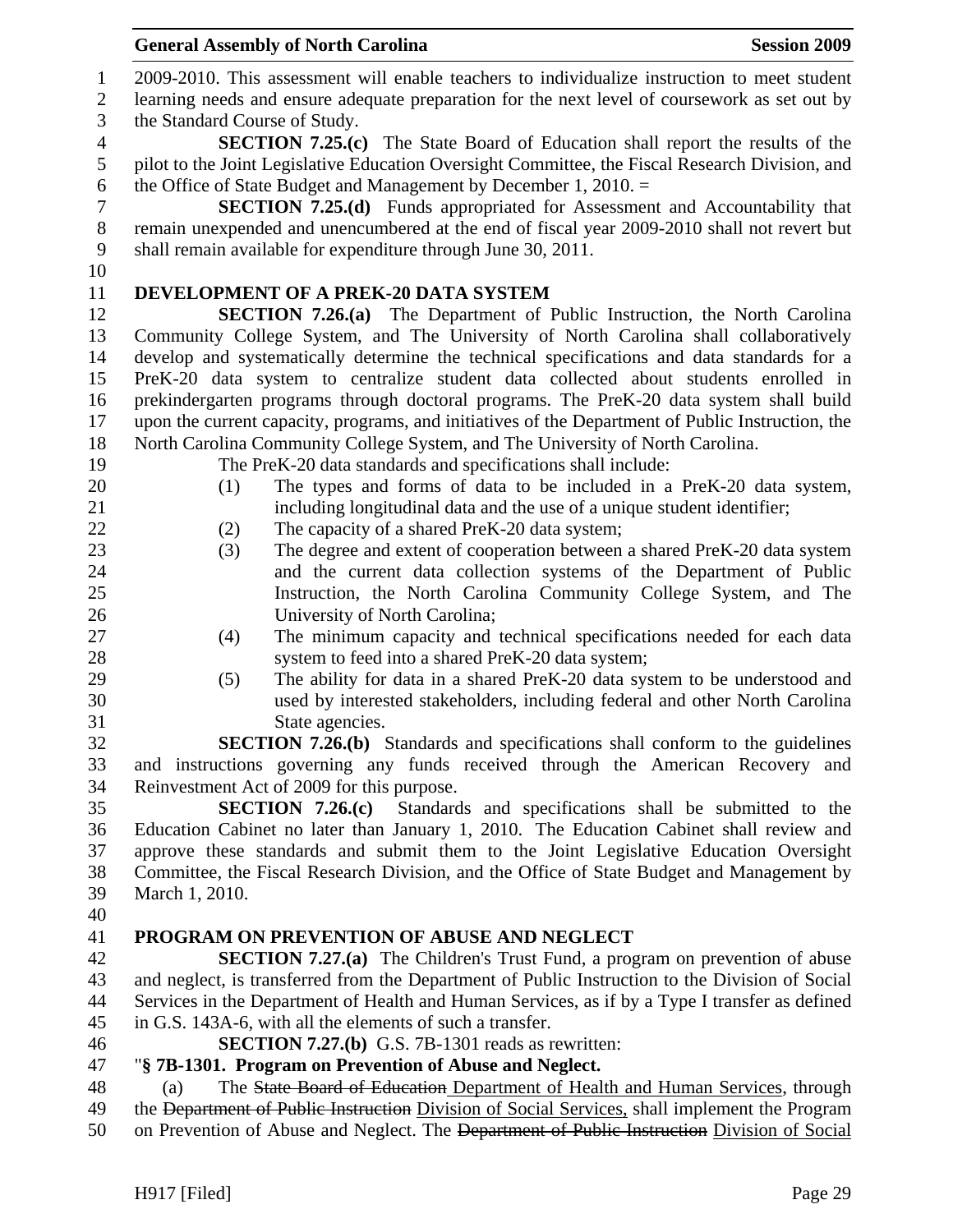2009-2010. This assessment will enable teachers to individualize instruction to meet student learning needs and ensure adequate preparation for the next level of coursework as set out by the Standard Course of Study.

**SECTION 7.25.(c)** The State Board of Education shall report the results of the pilot to the Joint Legislative Education Oversight Committee, the Fiscal Research Division, and the Office of State Budget and Management by December 1, 2010. =

**SECTION 7.25.(d)** Funds appropriated for Assessment and Accountability that remain unexpended and unencumbered at the end of fiscal year 2009-2010 shall not revert but shall remain available for expenditure through June 30, 2011.

**DEVELOPMENT OF A PREK-20 DATA SYSTEM**

**SECTION 7.26.(a)** The Department of Public Instruction, the North Carolina Community College System, and The University of North Carolina shall collaboratively develop and systematically determine the technical specifications and data standards for a PreK-20 data system to centralize student data collected about students enrolled in prekindergarten programs through doctoral programs. The PreK-20 data system shall build upon the current capacity, programs, and initiatives of the Department of Public Instruction, the North Carolina Community College System, and The University of North Carolina.

The PreK-20 data standards and specifications shall include:

(1) The types and forms of data to be included in a PreK-20 data system, including longitudinal data and the use of a unique student identifier;
(2) The capacity of a shared PreK-20 data system;
(3) The degree and extent of cooperation between a shared PreK-20 data system and the current data collection systems of the Department of Public Instruction, the North Carolina Community College System, and The University of North Carolina;
(4) The minimum capacity and technical specifications needed for each data system to feed into a shared PreK-20 data system;
(5) The ability for data in a shared PreK-20 data system to be understood and used by interested stakeholders, including federal and other North Carolina State agencies.

**SECTION 7.26.(b)** Standards and specifications shall conform to the guidelines and instructions governing any funds received through the American Recovery and Reinvestment Act of 2009 for this purpose.

**SECTION 7.26.(c)** Standards and specifications shall be submitted to the Education Cabinet no later than January 1, 2010. The Education Cabinet shall review and approve these standards and submit them to the Joint Legislative Education Oversight Committee, the Fiscal Research Division, and the Office of State Budget and Management by March 1, 2010.

**PROGRAM ON PREVENTION OF ABUSE AND NEGLECT**

**SECTION 7.27.(a)** The Children's Trust Fund, a program on prevention of abuse and neglect, is transferred from the Department of Public Instruction to the Division of Social Services in the Department of Health and Human Services, as if by a Type I transfer as defined in G.S. 143A-6, with all the elements of such a transfer.

**SECTION 7.27.(b)** G.S. 7B-1301 reads as rewritten:

"**§ 7B-1301. Program on Prevention of Abuse and Neglect.**

(a) The ~~State Board of Education~~ Department of Health and Human Services, through the ~~Department of Public Instruction~~ Division of Social Services, shall implement the Program on Prevention of Abuse and Neglect. The ~~Department of Public Instruction~~ Division of Social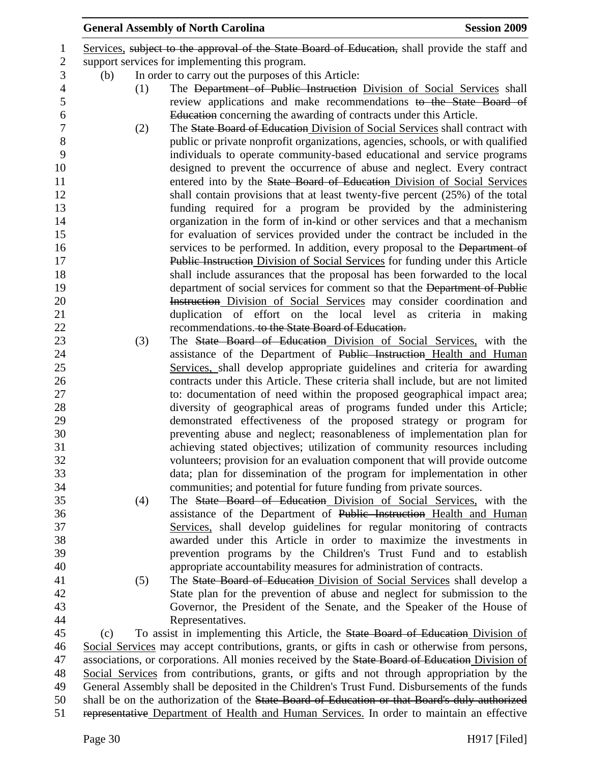Services, ~~subject to the approval of the State Board of Education,~~ shall provide the staff and support services for implementing this program.

(b) In order to carry out the purposes of this Article:

(1) The ~~Department of Public Instruction~~ Division of Social Services shall review applications and make recommendations ~~to the State Board of Education~~ concerning the awarding of contracts under this Article.

(2) The ~~State Board of Education~~ Division of Social Services shall contract with public or private nonprofit organizations, agencies, schools, or with qualified individuals to operate community-based educational and service programs designed to prevent the occurrence of abuse and neglect. Every contract entered into by the ~~State Board of Education~~ Division of Social Services shall contain provisions that at least twenty-five percent (25%) of the total funding required for a program be provided by the administering organization in the form of in-kind or other services and that a mechanism for evaluation of services provided under the contract be included in the services to be performed. In addition, every proposal to the ~~Department of Public Instruction~~ Division of Social Services for funding under this Article shall include assurances that the proposal has been forwarded to the local department of social services for comment so that the ~~Department of Public Instruction~~ Division of Social Services may consider coordination and duplication of effort on the local level as criteria in making recommendations. ~~to the State Board of Education.~~

(3) The ~~State Board of Education~~ Division of Social Services, with the assistance of the Department of ~~Public Instruction~~ Health and Human Services, shall develop appropriate guidelines and criteria for awarding contracts under this Article. These criteria shall include, but are not limited to: documentation of need within the proposed geographical impact area; diversity of geographical areas of programs funded under this Article; demonstrated effectiveness of the proposed strategy or program for preventing abuse and neglect; reasonableness of implementation plan for achieving stated objectives; utilization of community resources including volunteers; provision for an evaluation component that will provide outcome data; plan for dissemination of the program for implementation in other communities; and potential for future funding from private sources.

(4) The ~~State Board of Education~~ Division of Social Services, with the assistance of the Department of ~~Public Instruction~~ Health and Human Services, shall develop guidelines for regular monitoring of contracts awarded under this Article in order to maximize the investments in prevention programs by the Children's Trust Fund and to establish appropriate accountability measures for administration of contracts.

(5) The ~~State Board of Education~~ Division of Social Services shall develop a State plan for the prevention of abuse and neglect for submission to the Governor, the President of the Senate, and the Speaker of the House of Representatives.

(c) To assist in implementing this Article, the ~~State Board of Education~~ Division of Social Services may accept contributions, grants, or gifts in cash or otherwise from persons, associations, or corporations. All monies received by the ~~State Board of Education~~ Division of Social Services from contributions, grants, or gifts and not through appropriation by the General Assembly shall be deposited in the Children's Trust Fund. Disbursements of the funds shall be on the authorization of the ~~State Board of Education or that Board's duly authorized representative~~ Department of Health and Human Services. In order to maintain an effective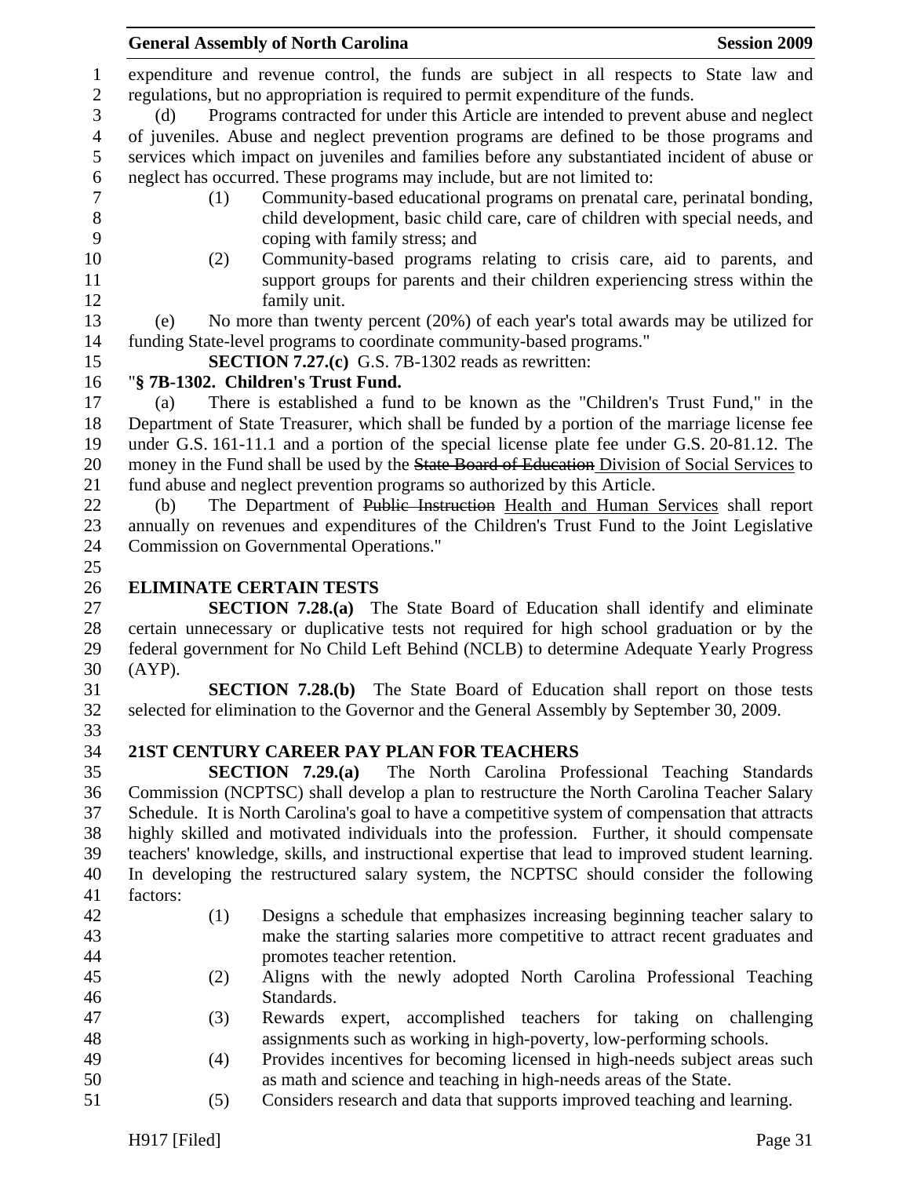expenditure and revenue control, the funds are subject in all respects to State law and regulations, but no appropriation is required to permit expenditure of the funds.

(d) Programs contracted for under this Article are intended to prevent abuse and neglect of juveniles. Abuse and neglect prevention programs are defined to be those programs and services which impact on juveniles and families before any substantiated incident of abuse or neglect has occurred. These programs may include, but are not limited to:

(1) Community-based educational programs on prenatal care, perinatal bonding, child development, basic child care, care of children with special needs, and coping with family stress; and

(2) Community-based programs relating to crisis care, aid to parents, and support groups for parents and their children experiencing stress within the family unit.

(e) No more than twenty percent (20%) of each year's total awards may be utilized for funding State-level programs to coordinate community-based programs."

**SECTION 7.27.(c)** G.S. 7B-1302 reads as rewritten:

"**§ 7B-1302. Children's Trust Fund.**

(a) There is established a fund to be known as the "Children's Trust Fund," in the Department of State Treasurer, which shall be funded by a portion of the marriage license fee under G.S. 161-11.1 and a portion of the special license plate fee under G.S. 20-81.12. The money in the Fund shall be used by the ~~State Board of Education~~ Division of Social Services to fund abuse and neglect prevention programs so authorized by this Article.

(b) The Department of ~~Public Instruction~~ Health and Human Services shall report annually on revenues and expenditures of the Children's Trust Fund to the Joint Legislative Commission on Governmental Operations."

**ELIMINATE CERTAIN TESTS**

**SECTION 7.28.(a)** The State Board of Education shall identify and eliminate certain unnecessary or duplicative tests not required for high school graduation or by the federal government for No Child Left Behind (NCLB) to determine Adequate Yearly Progress (AYP).

**SECTION 7.28.(b)** The State Board of Education shall report on those tests selected for elimination to the Governor and the General Assembly by September 30, 2009.

**21ST CENTURY CAREER PAY PLAN FOR TEACHERS**

**SECTION 7.29.(a)** The North Carolina Professional Teaching Standards Commission (NCPTSC) shall develop a plan to restructure the North Carolina Teacher Salary Schedule. It is North Carolina's goal to have a competitive system of compensation that attracts highly skilled and motivated individuals into the profession. Further, it should compensate teachers' knowledge, skills, and instructional expertise that lead to improved student learning. In developing the restructured salary system, the NCPTSC should consider the following factors:

(1) Designs a schedule that emphasizes increasing beginning teacher salary to make the starting salaries more competitive to attract recent graduates and promotes teacher retention.

(2) Aligns with the newly adopted North Carolina Professional Teaching Standards.

(3) Rewards expert, accomplished teachers for taking on challenging assignments such as working in high-poverty, low-performing schools.

(4) Provides incentives for becoming licensed in high-needs subject areas such as math and science and teaching in high-needs areas of the State.

(5) Considers research and data that supports improved teaching and learning.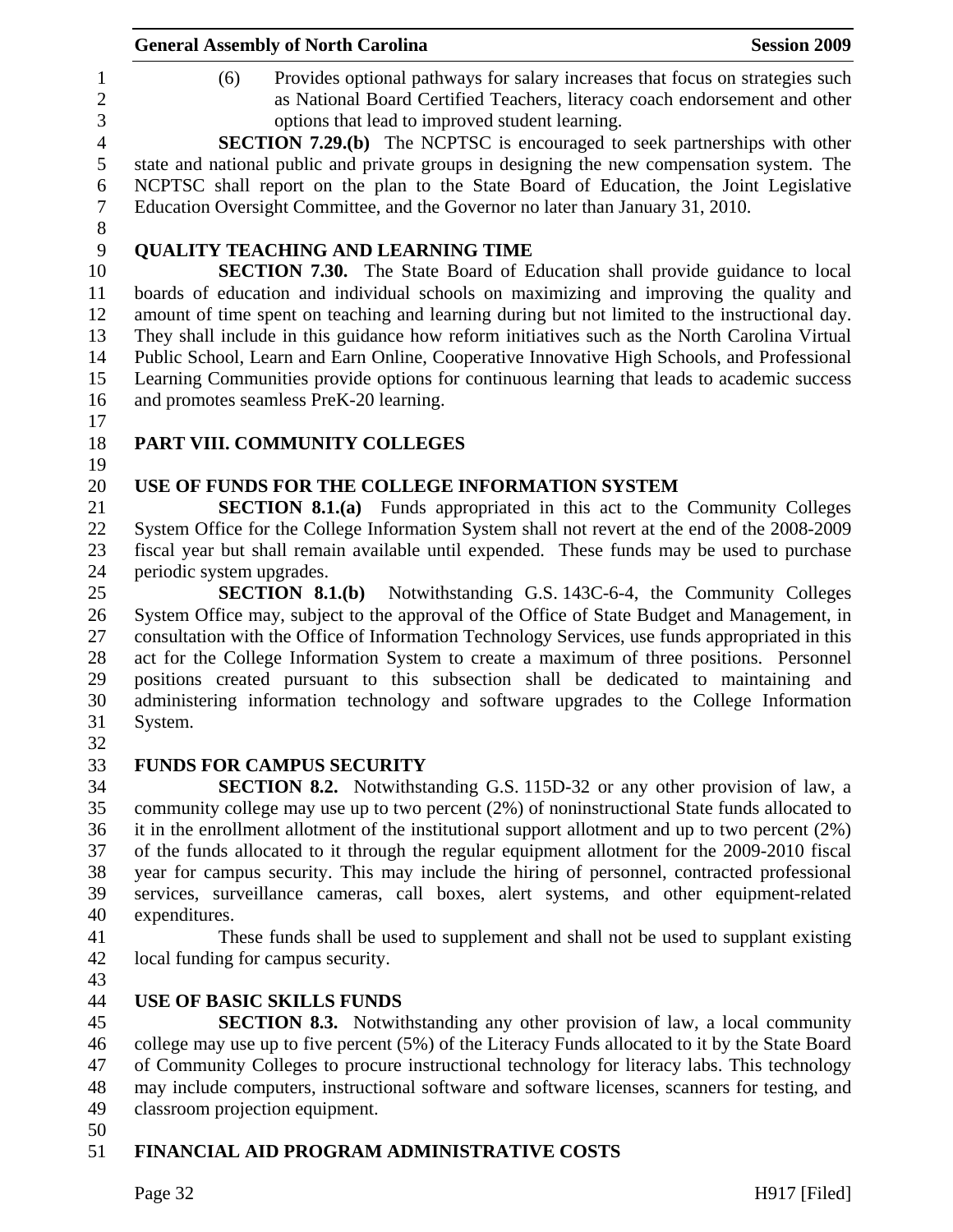(6) Provides optional pathways for salary increases that focus on strategies such as National Board Certified Teachers, literacy coach endorsement and other options that lead to improved student learning.

**SECTION 7.29.(b)** The NCPTSC is encouraged to seek partnerships with other state and national public and private groups in designing the new compensation system. The NCPTSC shall report on the plan to the State Board of Education, the Joint Legislative Education Oversight Committee, and the Governor no later than January 31, 2010.

**QUALITY TEACHING AND LEARNING TIME**

**SECTION 7.30.** The State Board of Education shall provide guidance to local boards of education and individual schools on maximizing and improving the quality and amount of time spent on teaching and learning during but not limited to the instructional day. They shall include in this guidance how reform initiatives such as the North Carolina Virtual Public School, Learn and Earn Online, Cooperative Innovative High Schools, and Professional Learning Communities provide options for continuous learning that leads to academic success and promotes seamless PreK-20 learning.

**PART VIII. COMMUNITY COLLEGES**

**USE OF FUNDS FOR THE COLLEGE INFORMATION SYSTEM**

**SECTION 8.1.(a)** Funds appropriated in this act to the Community Colleges System Office for the College Information System shall not revert at the end of the 2008-2009 fiscal year but shall remain available until expended. These funds may be used to purchase periodic system upgrades.

**SECTION 8.1.(b)** Notwithstanding G.S. 143C-6-4, the Community Colleges System Office may, subject to the approval of the Office of State Budget and Management, in consultation with the Office of Information Technology Services, use funds appropriated in this act for the College Information System to create a maximum of three positions. Personnel positions created pursuant to this subsection shall be dedicated to maintaining and administering information technology and software upgrades to the College Information System.

**FUNDS FOR CAMPUS SECURITY**

**SECTION 8.2.** Notwithstanding G.S. 115D-32 or any other provision of law, a community college may use up to two percent (2%) of noninstructional State funds allocated to it in the enrollment allotment of the institutional support allotment and up to two percent (2%) of the funds allocated to it through the regular equipment allotment for the 2009-2010 fiscal year for campus security. This may include the hiring of personnel, contracted professional services, surveillance cameras, call boxes, alert systems, and other equipment-related expenditures.

These funds shall be used to supplement and shall not be used to supplant existing local funding for campus security.

**USE OF BASIC SKILLS FUNDS**

**SECTION 8.3.** Notwithstanding any other provision of law, a local community college may use up to five percent (5%) of the Literacy Funds allocated to it by the State Board of Community Colleges to procure instructional technology for literacy labs. This technology may include computers, instructional software and software licenses, scanners for testing, and classroom projection equipment.

**FINANCIAL AID PROGRAM ADMINISTRATIVE COSTS**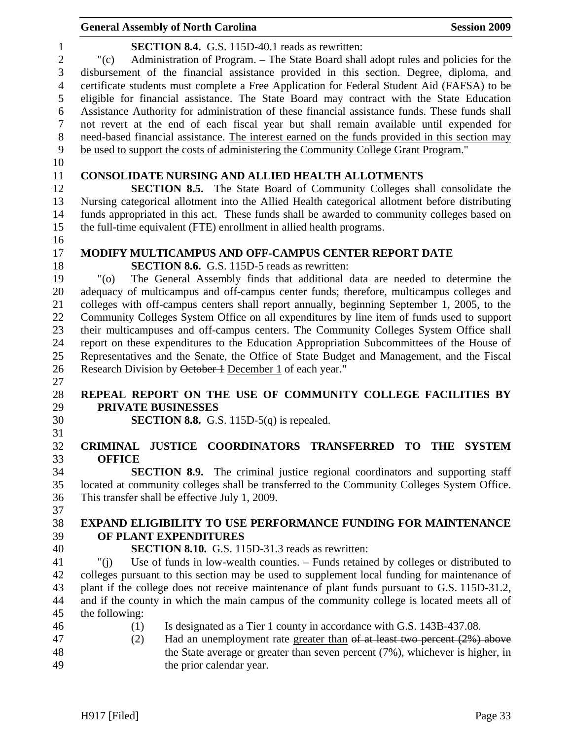**SECTION 8.4.** G.S. 115D-40.1 reads as rewritten:

"(c) Administration of Program. – The State Board shall adopt rules and policies for the disbursement of the financial assistance provided in this section. Degree, diploma, and certificate students must complete a Free Application for Federal Student Aid (FAFSA) to be eligible for financial assistance. The State Board may contract with the State Education Assistance Authority for administration of these financial assistance funds. These funds shall not revert at the end of each fiscal year but shall remain available until expended for need-based financial assistance. <u>The interest earned on the funds provided in this section may be used to support the costs of administering the Community College Grant Program.</u>"

## CONSOLIDATE NURSING AND ALLIED HEALTH ALLOTMENTS

**SECTION 8.5.** The State Board of Community Colleges shall consolidate the Nursing categorical allotment into the Allied Health categorical allotment before distributing funds appropriated in this act. These funds shall be awarded to community colleges based on the full-time equivalent (FTE) enrollment in allied health programs.

## MODIFY MULTICAMPUS AND OFF-CAMPUS CENTER REPORT DATE

**SECTION 8.6.** G.S. 115D-5 reads as rewritten:

"(o) The General Assembly finds that additional data are needed to determine the adequacy of multicampus and off-campus center funds; therefore, multicampus colleges and colleges with off-campus centers shall report annually, beginning September 1, 2005, to the Community Colleges System Office on all expenditures by line item of funds used to support their multicampuses and off-campus centers. The Community Colleges System Office shall report on these expenditures to the Education Appropriation Subcommittees of the House of Representatives and the Senate, the Office of State Budget and Management, and the Fiscal Research Division by ~~October 1~~ <u>December 1</u> of each year."

## REPEAL REPORT ON THE USE OF COMMUNITY COLLEGE FACILITIES BY PRIVATE BUSINESSES

**SECTION 8.8.** G.S. 115D-5(q) is repealed.

## CRIMINAL JUSTICE COORDINATORS TRANSFERRED TO THE SYSTEM OFFICE

**SECTION 8.9.** The criminal justice regional coordinators and supporting staff located at community colleges shall be transferred to the Community Colleges System Office. This transfer shall be effective July 1, 2009.

## EXPAND ELIGIBILITY TO USE PERFORMANCE FUNDING FOR MAINTENANCE OF PLANT EXPENDITURES

**SECTION 8.10.** G.S. 115D-31.3 reads as rewritten:

"(j) Use of funds in low-wealth counties. – Funds retained by colleges or distributed to colleges pursuant to this section may be used to supplement local funding for maintenance of plant if the college does not receive maintenance of plant funds pursuant to G.S. 115D-31.2, and if the county in which the main campus of the community college is located meets all of the following:

(1) Is designated as a Tier 1 county in accordance with G.S. 143B-437.08.

(2) Had an unemployment rate <u>greater than</u> ~~of at least two percent (2%) above~~ the State average or greater than seven percent (7%), whichever is higher, in the prior calendar year.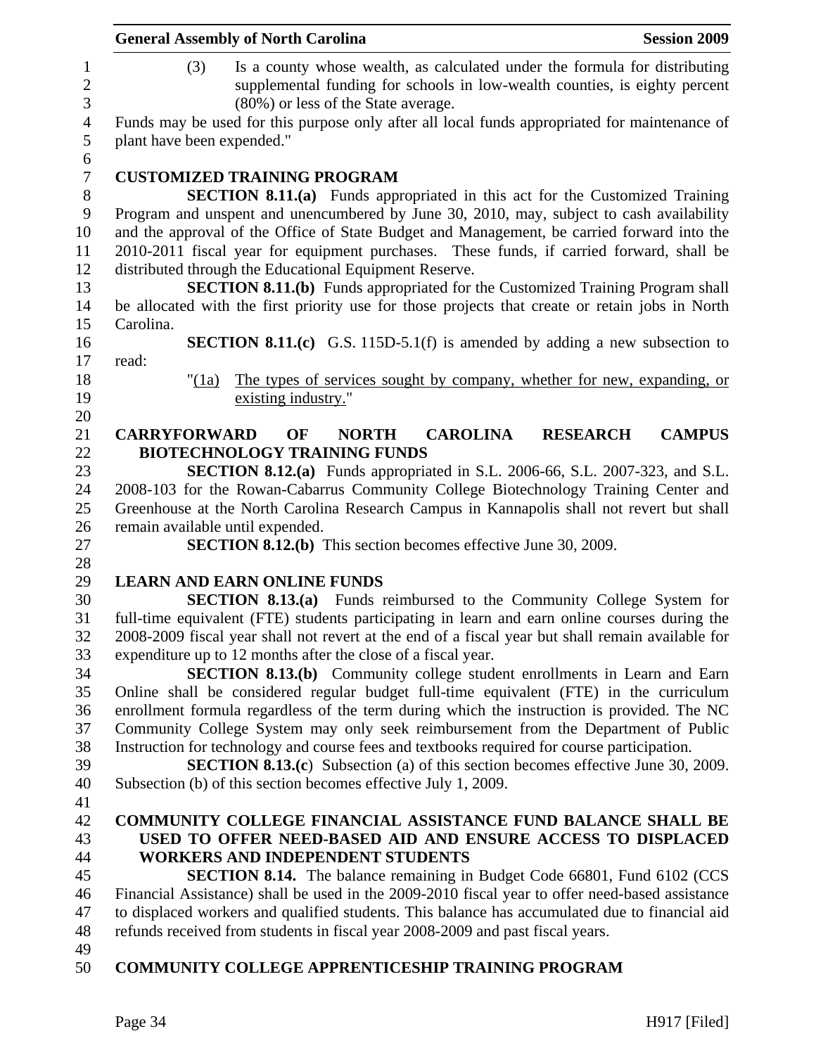(3) Is a county whose wealth, as calculated under the formula for distributing supplemental funding for schools in low-wealth counties, is eighty percent (80%) or less of the State average.

Funds may be used for this purpose only after all local funds appropriated for maintenance of plant have been expended."

### CUSTOMIZED TRAINING PROGRAM

**SECTION 8.11.(a)** Funds appropriated in this act for the Customized Training Program and unspent and unencumbered by June 30, 2010, may, subject to cash availability and the approval of the Office of State Budget and Management, be carried forward into the 2010-2011 fiscal year for equipment purchases. These funds, if carried forward, shall be distributed through the Educational Equipment Reserve.

**SECTION 8.11.(b)** Funds appropriated for the Customized Training Program shall be allocated with the first priority use for those projects that create or retain jobs in North Carolina.

**SECTION 8.11.(c)** G.S. 115D-5.1(f) is amended by adding a new subsection to read:

"(1a) The types of services sought by company, whether for new, expanding, or existing industry."

### CARRYFORWARD OF NORTH CAROLINA RESEARCH CAMPUS BIOTECHNOLOGY TRAINING FUNDS

**SECTION 8.12.(a)** Funds appropriated in S.L. 2006-66, S.L. 2007-323, and S.L. 2008-103 for the Rowan-Cabarrus Community College Biotechnology Training Center and Greenhouse at the North Carolina Research Campus in Kannapolis shall not revert but shall remain available until expended.

**SECTION 8.12.(b)** This section becomes effective June 30, 2009.

### LEARN AND EARN ONLINE FUNDS

**SECTION 8.13.(a)** Funds reimbursed to the Community College System for full-time equivalent (FTE) students participating in learn and earn online courses during the 2008-2009 fiscal year shall not revert at the end of a fiscal year but shall remain available for expenditure up to 12 months after the close of a fiscal year.

**SECTION 8.13.(b)** Community college student enrollments in Learn and Earn Online shall be considered regular budget full-time equivalent (FTE) in the curriculum enrollment formula regardless of the term during which the instruction is provided. The NC Community College System may only seek reimbursement from the Department of Public Instruction for technology and course fees and textbooks required for course participation.

**SECTION 8.13.(c)** Subsection (a) of this section becomes effective June 30, 2009. Subsection (b) of this section becomes effective July 1, 2009.

### COMMUNITY COLLEGE FINANCIAL ASSISTANCE FUND BALANCE SHALL BE USED TO OFFER NEED-BASED AID AND ENSURE ACCESS TO DISPLACED WORKERS AND INDEPENDENT STUDENTS

**SECTION 8.14.** The balance remaining in Budget Code 66801, Fund 6102 (CCS Financial Assistance) shall be used in the 2009-2010 fiscal year to offer need-based assistance to displaced workers and qualified students. This balance has accumulated due to financial aid refunds received from students in fiscal year 2008-2009 and past fiscal years.

### COMMUNITY COLLEGE APPRENTICESHIP TRAINING PROGRAM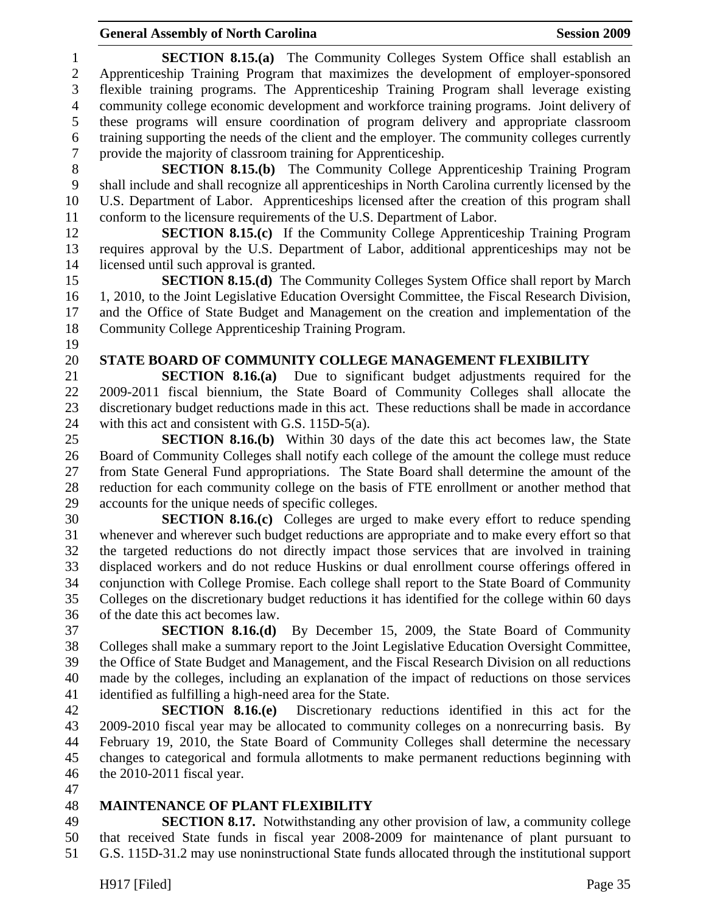**SECTION 8.15.(a)** The Community Colleges System Office shall establish an Apprenticeship Training Program that maximizes the development of employer-sponsored flexible training programs. The Apprenticeship Training Program shall leverage existing community college economic development and workforce training programs. Joint delivery of these programs will ensure coordination of program delivery and appropriate classroom training supporting the needs of the client and the employer. The community colleges currently provide the majority of classroom training for Apprenticeship.

**SECTION 8.15.(b)** The Community College Apprenticeship Training Program shall include and shall recognize all apprenticeships in North Carolina currently licensed by the U.S. Department of Labor. Apprenticeships licensed after the creation of this program shall conform to the licensure requirements of the U.S. Department of Labor.

**SECTION 8.15.(c)** If the Community College Apprenticeship Training Program requires approval by the U.S. Department of Labor, additional apprenticeships may not be licensed until such approval is granted.

**SECTION 8.15.(d)** The Community Colleges System Office shall report by March 1, 2010, to the Joint Legislative Education Oversight Committee, the Fiscal Research Division, and the Office of State Budget and Management on the creation and implementation of the Community College Apprenticeship Training Program.

## STATE BOARD OF COMMUNITY COLLEGE MANAGEMENT FLEXIBILITY

**SECTION 8.16.(a)** Due to significant budget adjustments required for the 2009-2011 fiscal biennium, the State Board of Community Colleges shall allocate the discretionary budget reductions made in this act. These reductions shall be made in accordance with this act and consistent with G.S. 115D-5(a).

**SECTION 8.16.(b)** Within 30 days of the date this act becomes law, the State Board of Community Colleges shall notify each college of the amount the college must reduce from State General Fund appropriations. The State Board shall determine the amount of the reduction for each community college on the basis of FTE enrollment or another method that accounts for the unique needs of specific colleges.

**SECTION 8.16.(c)** Colleges are urged to make every effort to reduce spending whenever and wherever such budget reductions are appropriate and to make every effort so that the targeted reductions do not directly impact those services that are involved in training displaced workers and do not reduce Huskins or dual enrollment course offerings offered in conjunction with College Promise. Each college shall report to the State Board of Community Colleges on the discretionary budget reductions it has identified for the college within 60 days of the date this act becomes law.

**SECTION 8.16.(d)** By December 15, 2009, the State Board of Community Colleges shall make a summary report to the Joint Legislative Education Oversight Committee, the Office of State Budget and Management, and the Fiscal Research Division on all reductions made by the colleges, including an explanation of the impact of reductions on those services identified as fulfilling a high-need area for the State.

**SECTION 8.16.(e)** Discretionary reductions identified in this act for the 2009-2010 fiscal year may be allocated to community colleges on a nonrecurring basis. By February 19, 2010, the State Board of Community Colleges shall determine the necessary changes to categorical and formula allotments to make permanent reductions beginning with the 2010-2011 fiscal year.

## MAINTENANCE OF PLANT FLEXIBILITY

**SECTION 8.17.** Notwithstanding any other provision of law, a community college that received State funds in fiscal year 2008-2009 for maintenance of plant pursuant to G.S. 115D-31.2 may use noninstructional State funds allocated through the institutional support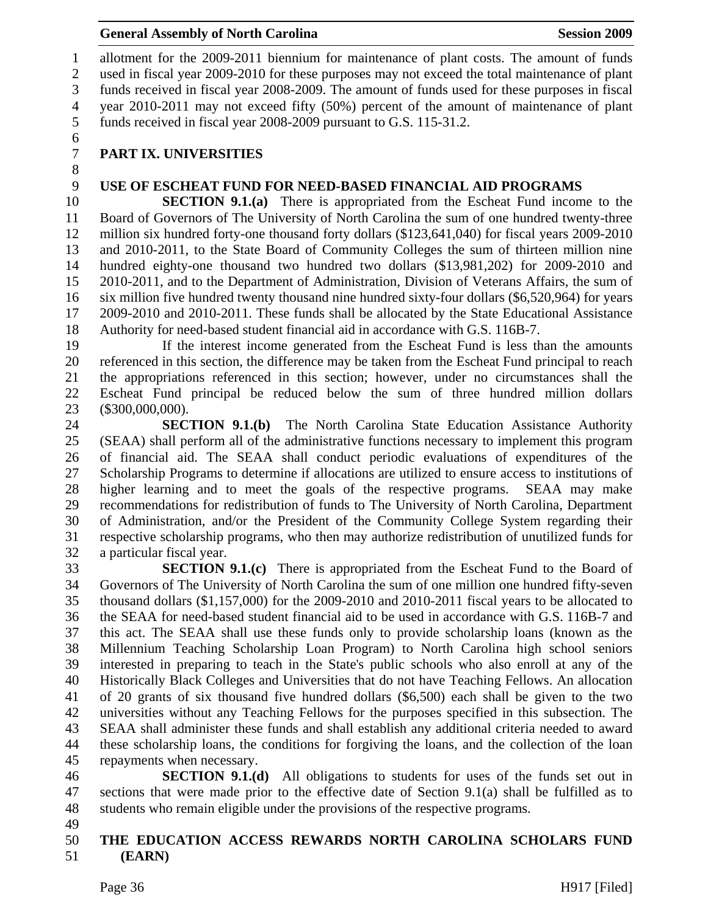allotment for the 2009-2011 biennium for maintenance of plant costs. The amount of funds used in fiscal year 2009-2010 for these purposes may not exceed the total maintenance of plant funds received in fiscal year 2008-2009. The amount of funds used for these purposes in fiscal year 2010-2011 may not exceed fifty (50%) percent of the amount of maintenance of plant funds received in fiscal year 2008-2009 pursuant to G.S. 115-31.2.

## PART IX. UNIVERSITIES

### USE OF ESCHEAT FUND FOR NEED-BASED FINANCIAL AID PROGRAMS

**SECTION 9.1.(a)** There is appropriated from the Escheat Fund income to the Board of Governors of The University of North Carolina the sum of one hundred twenty-three million six hundred forty-one thousand forty dollars ($123,641,040) for fiscal years 2009-2010 and 2010-2011, to the State Board of Community Colleges the sum of thirteen million nine hundred eighty-one thousand two hundred two dollars ($13,981,202) for 2009-2010 and 2010-2011, and to the Department of Administration, Division of Veterans Affairs, the sum of six million five hundred twenty thousand nine hundred sixty-four dollars ($6,520,964) for years 2009-2010 and 2010-2011. These funds shall be allocated by the State Educational Assistance Authority for need-based student financial aid in accordance with G.S. 116B-7.

If the interest income generated from the Escheat Fund is less than the amounts referenced in this section, the difference may be taken from the Escheat Fund principal to reach the appropriations referenced in this section; however, under no circumstances shall the Escheat Fund principal be reduced below the sum of three hundred million dollars ($300,000,000).

**SECTION 9.1.(b)** The North Carolina State Education Assistance Authority (SEAA) shall perform all of the administrative functions necessary to implement this program of financial aid. The SEAA shall conduct periodic evaluations of expenditures of the Scholarship Programs to determine if allocations are utilized to ensure access to institutions of higher learning and to meet the goals of the respective programs. SEAA may make recommendations for redistribution of funds to The University of North Carolina, Department of Administration, and/or the President of the Community College System regarding their respective scholarship programs, who then may authorize redistribution of unutilized funds for a particular fiscal year.

**SECTION 9.1.(c)** There is appropriated from the Escheat Fund to the Board of Governors of The University of North Carolina the sum of one million one hundred fifty-seven thousand dollars ($1,157,000) for the 2009-2010 and 2010-2011 fiscal years to be allocated to the SEAA for need-based student financial aid to be used in accordance with G.S. 116B-7 and this act. The SEAA shall use these funds only to provide scholarship loans (known as the Millennium Teaching Scholarship Loan Program) to North Carolina high school seniors interested in preparing to teach in the State's public schools who also enroll at any of the Historically Black Colleges and Universities that do not have Teaching Fellows. An allocation of 20 grants of six thousand five hundred dollars ($6,500) each shall be given to the two universities without any Teaching Fellows for the purposes specified in this subsection. The SEAA shall administer these funds and shall establish any additional criteria needed to award these scholarship loans, the conditions for forgiving the loans, and the collection of the loan repayments when necessary.

**SECTION 9.1.(d)** All obligations to students for uses of the funds set out in sections that were made prior to the effective date of Section 9.1(a) shall be fulfilled as to students who remain eligible under the provisions of the respective programs.

### THE EDUCATION ACCESS REWARDS NORTH CAROLINA SCHOLARS FUND (EARN)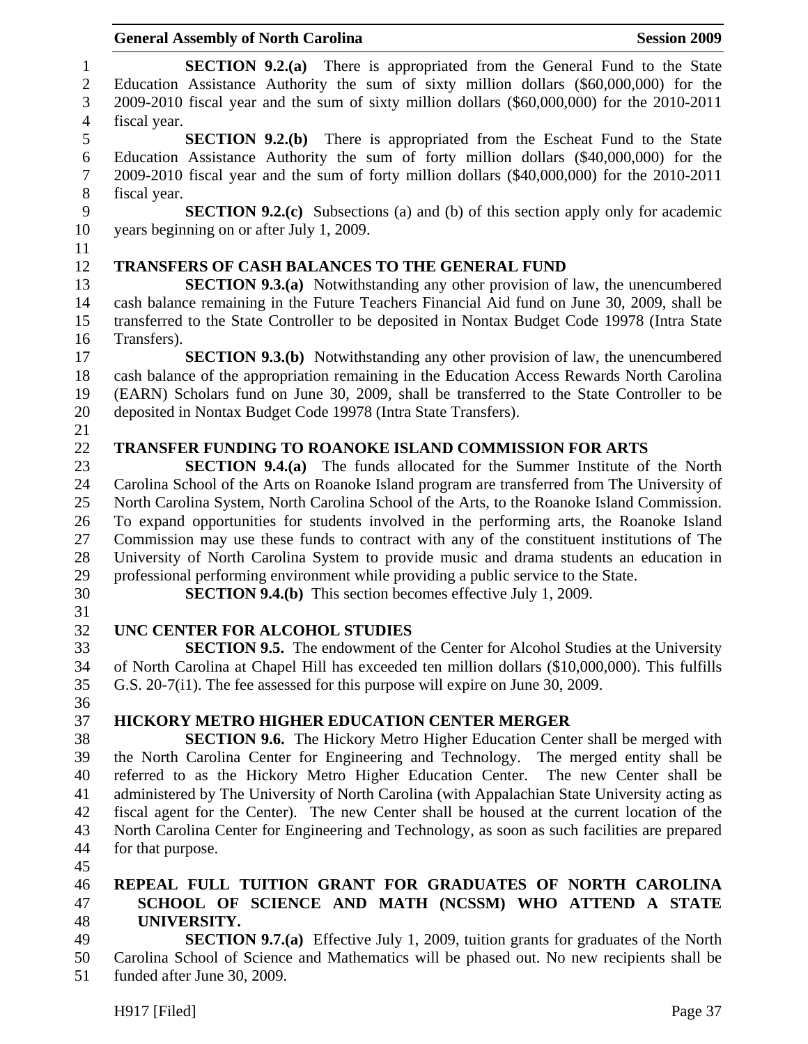**SECTION 9.2.(a)** There is appropriated from the General Fund to the State Education Assistance Authority the sum of sixty million dollars ($60,000,000) for the 2009-2010 fiscal year and the sum of sixty million dollars ($60,000,000) for the 2010-2011 fiscal year.

**SECTION 9.2.(b)** There is appropriated from the Escheat Fund to the State Education Assistance Authority the sum of forty million dollars ($40,000,000) for the 2009-2010 fiscal year and the sum of forty million dollars ($40,000,000) for the 2010-2011 fiscal year.

**SECTION 9.2.(c)** Subsections (a) and (b) of this section apply only for academic years beginning on or after July 1, 2009.

**TRANSFERS OF CASH BALANCES TO THE GENERAL FUND**

**SECTION 9.3.(a)** Notwithstanding any other provision of law, the unencumbered cash balance remaining in the Future Teachers Financial Aid fund on June 30, 2009, shall be transferred to the State Controller to be deposited in Nontax Budget Code 19978 (Intra State Transfers).

**SECTION 9.3.(b)** Notwithstanding any other provision of law, the unencumbered cash balance of the appropriation remaining in the Education Access Rewards North Carolina (EARN) Scholars fund on June 30, 2009, shall be transferred to the State Controller to be deposited in Nontax Budget Code 19978 (Intra State Transfers).

**TRANSFER FUNDING TO ROANOKE ISLAND COMMISSION FOR ARTS**

**SECTION 9.4.(a)** The funds allocated for the Summer Institute of the North Carolina School of the Arts on Roanoke Island program are transferred from The University of North Carolina System, North Carolina School of the Arts, to the Roanoke Island Commission. To expand opportunities for students involved in the performing arts, the Roanoke Island Commission may use these funds to contract with any of the constituent institutions of The University of North Carolina System to provide music and drama students an education in professional performing environment while providing a public service to the State.

**SECTION 9.4.(b)** This section becomes effective July 1, 2009.

**UNC CENTER FOR ALCOHOL STUDIES**

**SECTION 9.5.** The endowment of the Center for Alcohol Studies at the University of North Carolina at Chapel Hill has exceeded ten million dollars ($10,000,000). This fulfills G.S. 20-7(i1). The fee assessed for this purpose will expire on June 30, 2009.

**HICKORY METRO HIGHER EDUCATION CENTER MERGER**

**SECTION 9.6.** The Hickory Metro Higher Education Center shall be merged with the North Carolina Center for Engineering and Technology. The merged entity shall be referred to as the Hickory Metro Higher Education Center. The new Center shall be administered by The University of North Carolina (with Appalachian State University acting as fiscal agent for the Center). The new Center shall be housed at the current location of the North Carolina Center for Engineering and Technology, as soon as such facilities are prepared for that purpose.

**REPEAL FULL TUITION GRANT FOR GRADUATES OF NORTH CAROLINA SCHOOL OF SCIENCE AND MATH (NCSSM) WHO ATTEND A STATE UNIVERSITY.**

**SECTION 9.7.(a)** Effective July 1, 2009, tuition grants for graduates of the North Carolina School of Science and Mathematics will be phased out. No new recipients shall be funded after June 30, 2009.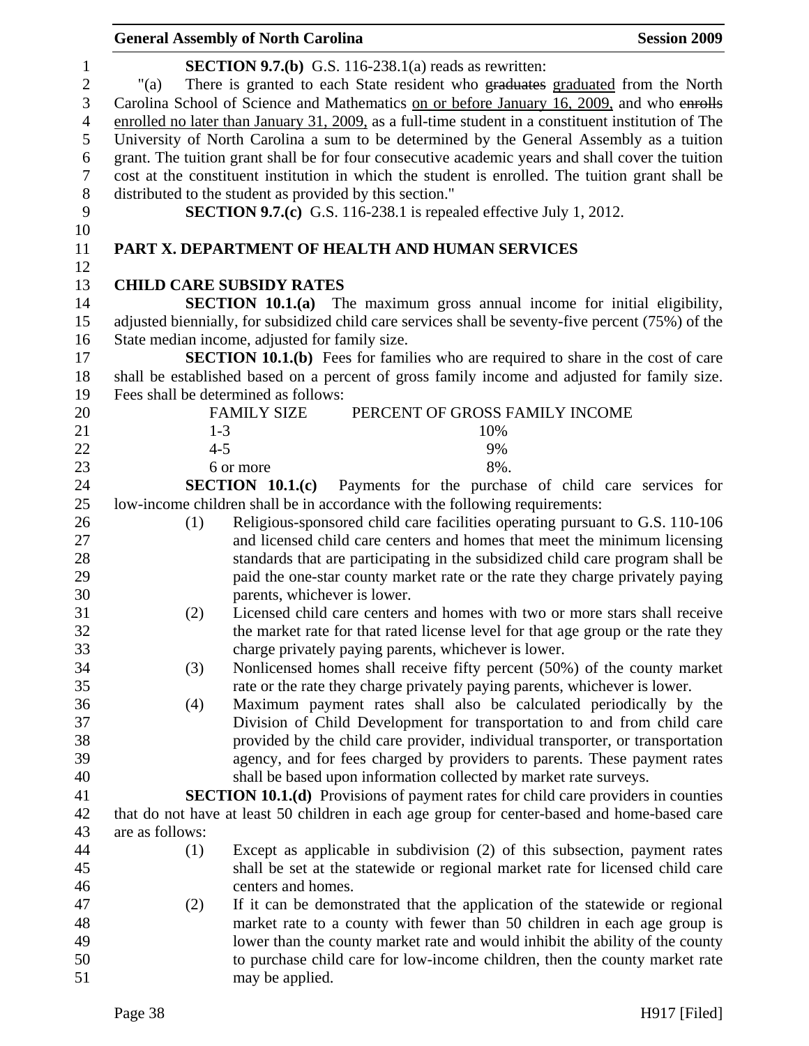**SECTION 9.7.(b)** G.S. 116-238.1(a) reads as rewritten:

"(a) There is granted to each State resident who ~~graduates~~ graduated from the North Carolina School of Science and Mathematics on or before January 16, 2009, and who ~~enrolls~~ enrolled no later than January 31, 2009, as a full-time student in a constituent institution of The University of North Carolina a sum to be determined by the General Assembly as a tuition grant. The tuition grant shall be for four consecutive academic years and shall cover the tuition cost at the constituent institution in which the student is enrolled. The tuition grant shall be distributed to the student as provided by this section."

**SECTION 9.7.(c)** G.S. 116-238.1 is repealed effective July 1, 2012.

## PART X. DEPARTMENT OF HEALTH AND HUMAN SERVICES

### CHILD CARE SUBSIDY RATES

**SECTION 10.1.(a)** The maximum gross annual income for initial eligibility, adjusted biennially, for subsidized child care services shall be seventy-five percent (75%) of the State median income, adjusted for family size.

**SECTION 10.1.(b)** Fees for families who are required to share in the cost of care shall be established based on a percent of gross family income and adjusted for family size. Fees shall be determined as follows:

| FAMILY SIZE | PERCENT OF GROSS FAMILY INCOME |
|---|---|
| 1-3 | 10% |
| 4-5 | 9% |
| 6 or more | 8%. |

**SECTION 10.1.(c)** Payments for the purchase of child care services for low-income children shall be in accordance with the following requirements:

(1) Religious-sponsored child care facilities operating pursuant to G.S. 110-106 and licensed child care centers and homes that meet the minimum licensing standards that are participating in the subsidized child care program shall be paid the one-star county market rate or the rate they charge privately paying parents, whichever is lower.

(2) Licensed child care centers and homes with two or more stars shall receive the market rate for that rated license level for that age group or the rate they charge privately paying parents, whichever is lower.

(3) Nonlicensed homes shall receive fifty percent (50%) of the county market rate or the rate they charge privately paying parents, whichever is lower.

(4) Maximum payment rates shall also be calculated periodically by the Division of Child Development for transportation to and from child care provided by the child care provider, individual transporter, or transportation agency, and for fees charged by providers to parents. These payment rates shall be based upon information collected by market rate surveys.

**SECTION 10.1.(d)** Provisions of payment rates for child care providers in counties that do not have at least 50 children in each age group for center-based and home-based care are as follows:

(1) Except as applicable in subdivision (2) of this subsection, payment rates shall be set at the statewide or regional market rate for licensed child care centers and homes.

(2) If it can be demonstrated that the application of the statewide or regional market rate to a county with fewer than 50 children in each age group is lower than the county market rate and would inhibit the ability of the county to purchase child care for low-income children, then the county market rate may be applied.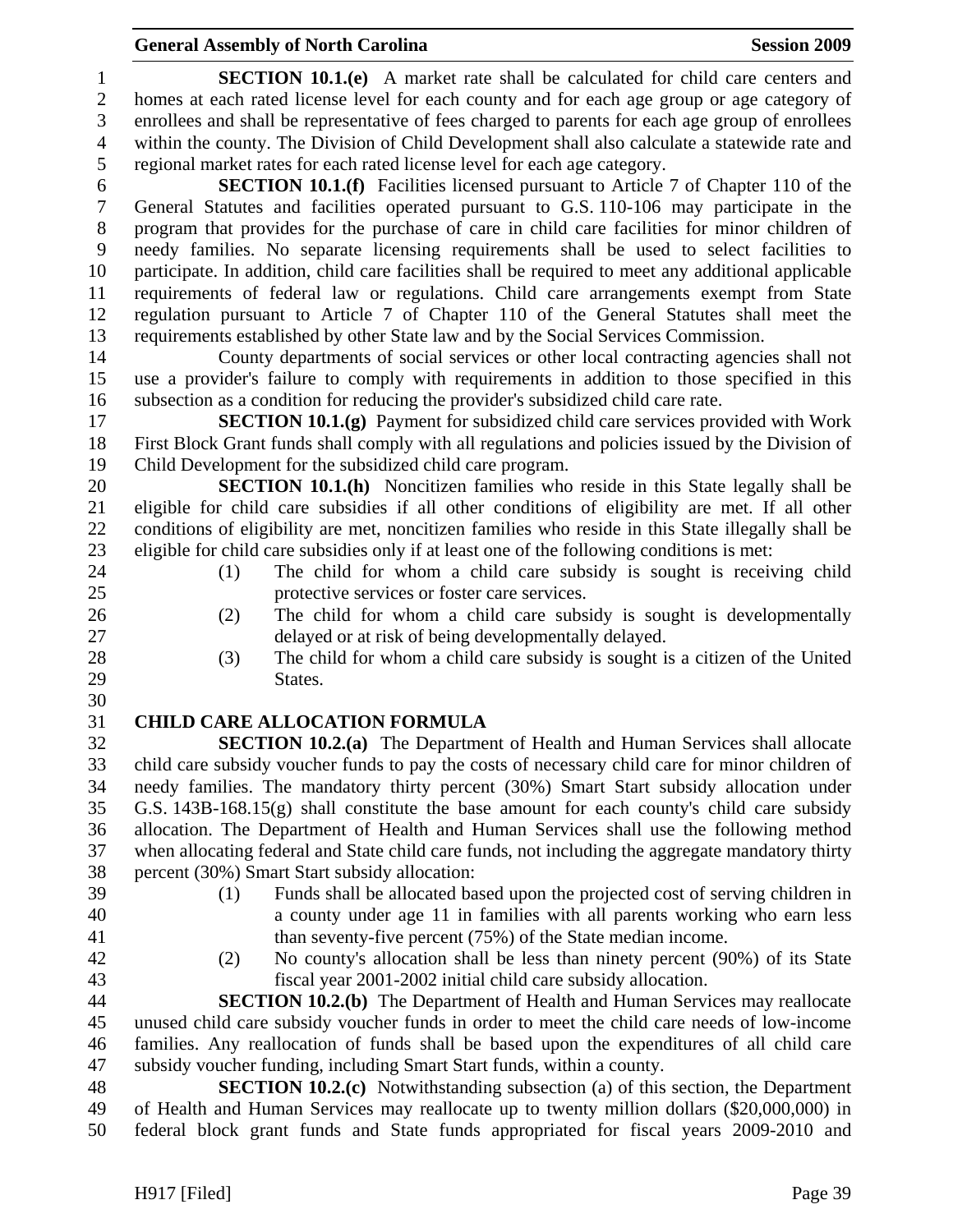**SECTION 10.1.(e)** A market rate shall be calculated for child care centers and homes at each rated license level for each county and for each age group or age category of enrollees and shall be representative of fees charged to parents for each age group of enrollees within the county. The Division of Child Development shall also calculate a statewide rate and regional market rates for each rated license level for each age category.

**SECTION 10.1.(f)** Facilities licensed pursuant to Article 7 of Chapter 110 of the General Statutes and facilities operated pursuant to G.S. 110-106 may participate in the program that provides for the purchase of care in child care facilities for minor children of needy families. No separate licensing requirements shall be used to select facilities to participate. In addition, child care facilities shall be required to meet any additional applicable requirements of federal law or regulations. Child care arrangements exempt from State regulation pursuant to Article 7 of Chapter 110 of the General Statutes shall meet the requirements established by other State law and by the Social Services Commission.

County departments of social services or other local contracting agencies shall not use a provider's failure to comply with requirements in addition to those specified in this subsection as a condition for reducing the provider's subsidized child care rate.

**SECTION 10.1.(g)** Payment for subsidized child care services provided with Work First Block Grant funds shall comply with all regulations and policies issued by the Division of Child Development for the subsidized child care program.

**SECTION 10.1.(h)** Noncitizen families who reside in this State legally shall be eligible for child care subsidies if all other conditions of eligibility are met. If all other conditions of eligibility are met, noncitizen families who reside in this State illegally shall be eligible for child care subsidies only if at least one of the following conditions is met:

(1) The child for whom a child care subsidy is sought is receiving child protective services or foster care services.

(2) The child for whom a child care subsidy is sought is developmentally delayed or at risk of being developmentally delayed.

(3) The child for whom a child care subsidy is sought is a citizen of the United States.

## CHILD CARE ALLOCATION FORMULA

**SECTION 10.2.(a)** The Department of Health and Human Services shall allocate child care subsidy voucher funds to pay the costs of necessary child care for minor children of needy families. The mandatory thirty percent (30%) Smart Start subsidy allocation under G.S. 143B-168.15(g) shall constitute the base amount for each county's child care subsidy allocation. The Department of Health and Human Services shall use the following method when allocating federal and State child care funds, not including the aggregate mandatory thirty percent (30%) Smart Start subsidy allocation:

(1) Funds shall be allocated based upon the projected cost of serving children in a county under age 11 in families with all parents working who earn less than seventy-five percent (75%) of the State median income.

(2) No county's allocation shall be less than ninety percent (90%) of its State fiscal year 2001-2002 initial child care subsidy allocation.

**SECTION 10.2.(b)** The Department of Health and Human Services may reallocate unused child care subsidy voucher funds in order to meet the child care needs of low-income families. Any reallocation of funds shall be based upon the expenditures of all child care subsidy voucher funding, including Smart Start funds, within a county.

**SECTION 10.2.(c)** Notwithstanding subsection (a) of this section, the Department of Health and Human Services may reallocate up to twenty million dollars ($20,000,000) in federal block grant funds and State funds appropriated for fiscal years 2009-2010 and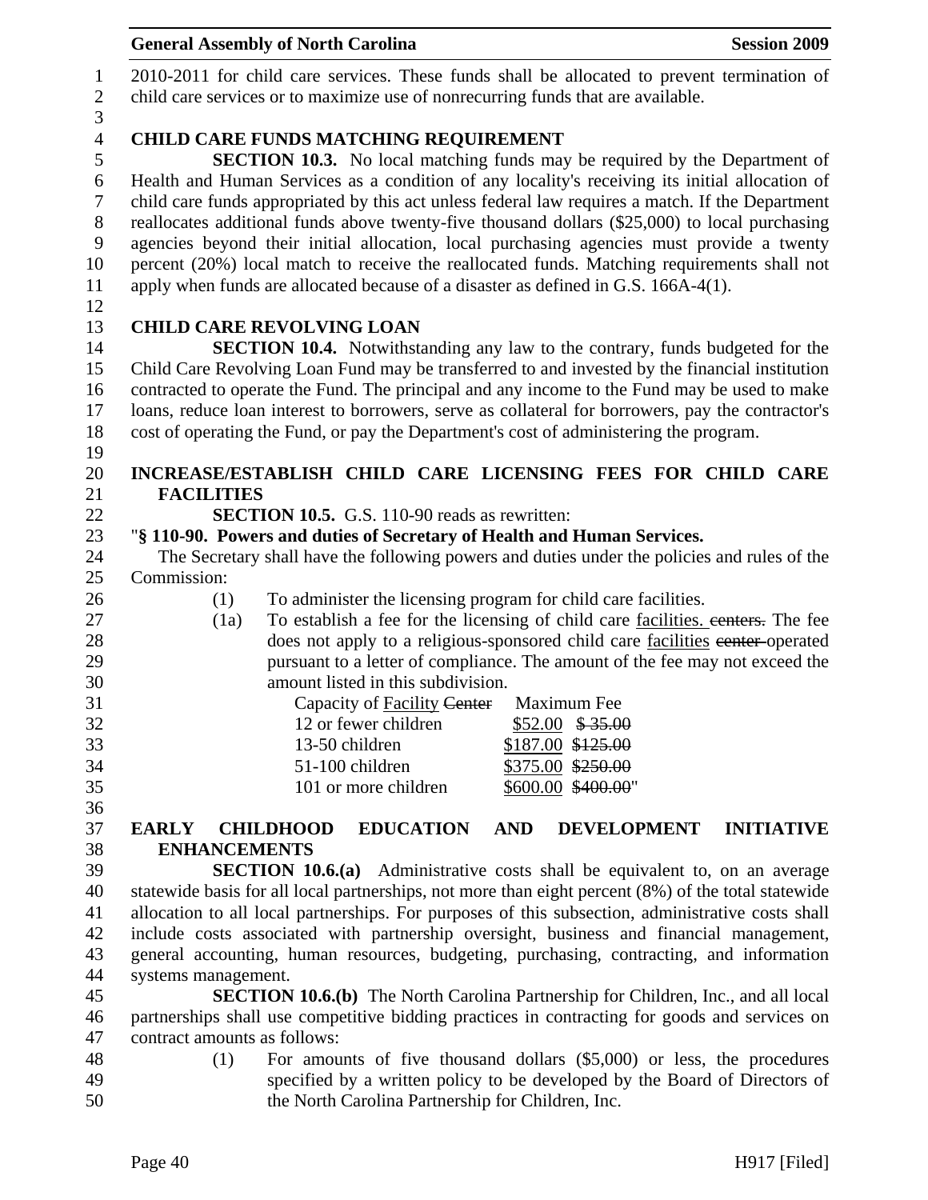2010-2011 for child care services. These funds shall be allocated to prevent termination of child care services or to maximize use of nonrecurring funds that are available.

**CHILD CARE FUNDS MATCHING REQUIREMENT**

**SECTION 10.3.** No local matching funds may be required by the Department of Health and Human Services as a condition of any locality's receiving its initial allocation of child care funds appropriated by this act unless federal law requires a match. If the Department reallocates additional funds above twenty-five thousand dollars ($25,000) to local purchasing agencies beyond their initial allocation, local purchasing agencies must provide a twenty percent (20%) local match to receive the reallocated funds. Matching requirements shall not apply when funds are allocated because of a disaster as defined in G.S. 166A-4(1).

**CHILD CARE REVOLVING LOAN**

**SECTION 10.4.** Notwithstanding any law to the contrary, funds budgeted for the Child Care Revolving Loan Fund may be transferred to and invested by the financial institution contracted to operate the Fund. The principal and any income to the Fund may be used to make loans, reduce loan interest to borrowers, serve as collateral for borrowers, pay the contractor's cost of operating the Fund, or pay the Department's cost of administering the program.

**INCREASE/ESTABLISH CHILD CARE LICENSING FEES FOR CHILD CARE FACILITIES**

**SECTION 10.5.** G.S. 110-90 reads as rewritten:

"**§ 110-90. Powers and duties of Secretary of Health and Human Services.**

The Secretary shall have the following powers and duties under the policies and rules of the Commission:

(1) To administer the licensing program for child care facilities.

(1a) To establish a fee for the licensing of child care <u>facilities.</u> ~~centers.~~ The fee does not apply to a religious-sponsored child care <u>facilities</u> ~~center~~ operated pursuant to a letter of compliance. The amount of the fee may not exceed the amount listed in this subdivision.

| Capacity of <u>Facility</u> ~~Center~~ | Maximum Fee |
|---|---|
| 12 or fewer children | <u>$52.00</u> ~~$ 35.00~~ |
| 13-50 children | <u>$187.00</u> ~~$125.00~~ |
| 51-100 children | <u>$375.00</u> ~~$250.00~~ |
| 101 or more children | <u>$600.00</u> ~~$400.00~~" |

**EARLY CHILDHOOD EDUCATION AND DEVELOPMENT INITIATIVE ENHANCEMENTS**

**SECTION 10.6.(a)** Administrative costs shall be equivalent to, on an average statewide basis for all local partnerships, not more than eight percent (8%) of the total statewide allocation to all local partnerships. For purposes of this subsection, administrative costs shall include costs associated with partnership oversight, business and financial management, general accounting, human resources, budgeting, purchasing, contracting, and information systems management.

**SECTION 10.6.(b)** The North Carolina Partnership for Children, Inc., and all local partnerships shall use competitive bidding practices in contracting for goods and services on contract amounts as follows:

(1) For amounts of five thousand dollars ($5,000) or less, the procedures specified by a written policy to be developed by the Board of Directors of the North Carolina Partnership for Children, Inc.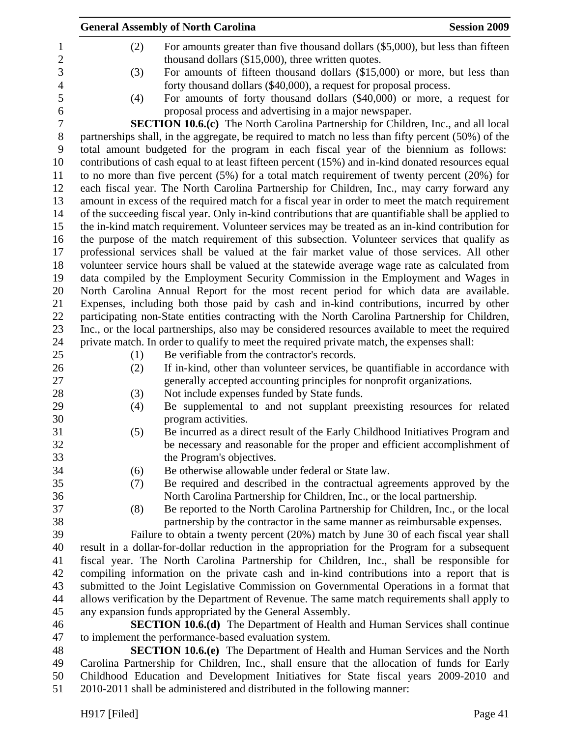(2) For amounts greater than five thousand dollars ($5,000), but less than fifteen thousand dollars ($15,000), three written quotes.

(3) For amounts of fifteen thousand dollars ($15,000) or more, but less than forty thousand dollars ($40,000), a request for proposal process.

(4) For amounts of forty thousand dollars ($40,000) or more, a request for proposal process and advertising in a major newspaper.

**SECTION 10.6.(c)** The North Carolina Partnership for Children, Inc., and all local partnerships shall, in the aggregate, be required to match no less than fifty percent (50%) of the total amount budgeted for the program in each fiscal year of the biennium as follows: contributions of cash equal to at least fifteen percent (15%) and in-kind donated resources equal to no more than five percent (5%) for a total match requirement of twenty percent (20%) for each fiscal year. The North Carolina Partnership for Children, Inc., may carry forward any amount in excess of the required match for a fiscal year in order to meet the match requirement of the succeeding fiscal year. Only in-kind contributions that are quantifiable shall be applied to the in-kind match requirement. Volunteer services may be treated as an in-kind contribution for the purpose of the match requirement of this subsection. Volunteer services that qualify as professional services shall be valued at the fair market value of those services. All other volunteer service hours shall be valued at the statewide average wage rate as calculated from data compiled by the Employment Security Commission in the Employment and Wages in North Carolina Annual Report for the most recent period for which data are available. Expenses, including both those paid by cash and in-kind contributions, incurred by other participating non-State entities contracting with the North Carolina Partnership for Children, Inc., or the local partnerships, also may be considered resources available to meet the required private match. In order to qualify to meet the required private match, the expenses shall:

(1) Be verifiable from the contractor's records.

(2) If in-kind, other than volunteer services, be quantifiable in accordance with generally accepted accounting principles for nonprofit organizations.

(3) Not include expenses funded by State funds.

(4) Be supplemental to and not supplant preexisting resources for related program activities.

(5) Be incurred as a direct result of the Early Childhood Initiatives Program and be necessary and reasonable for the proper and efficient accomplishment of the Program's objectives.

(6) Be otherwise allowable under federal or State law.

(7) Be required and described in the contractual agreements approved by the North Carolina Partnership for Children, Inc., or the local partnership.

(8) Be reported to the North Carolina Partnership for Children, Inc., or the local partnership by the contractor in the same manner as reimbursable expenses.

Failure to obtain a twenty percent (20%) match by June 30 of each fiscal year shall result in a dollar-for-dollar reduction in the appropriation for the Program for a subsequent fiscal year. The North Carolina Partnership for Children, Inc., shall be responsible for compiling information on the private cash and in-kind contributions into a report that is submitted to the Joint Legislative Commission on Governmental Operations in a format that allows verification by the Department of Revenue. The same match requirements shall apply to any expansion funds appropriated by the General Assembly.

**SECTION 10.6.(d)** The Department of Health and Human Services shall continue to implement the performance-based evaluation system.

**SECTION 10.6.(e)** The Department of Health and Human Services and the North Carolina Partnership for Children, Inc., shall ensure that the allocation of funds for Early Childhood Education and Development Initiatives for State fiscal years 2009-2010 and 2010-2011 shall be administered and distributed in the following manner: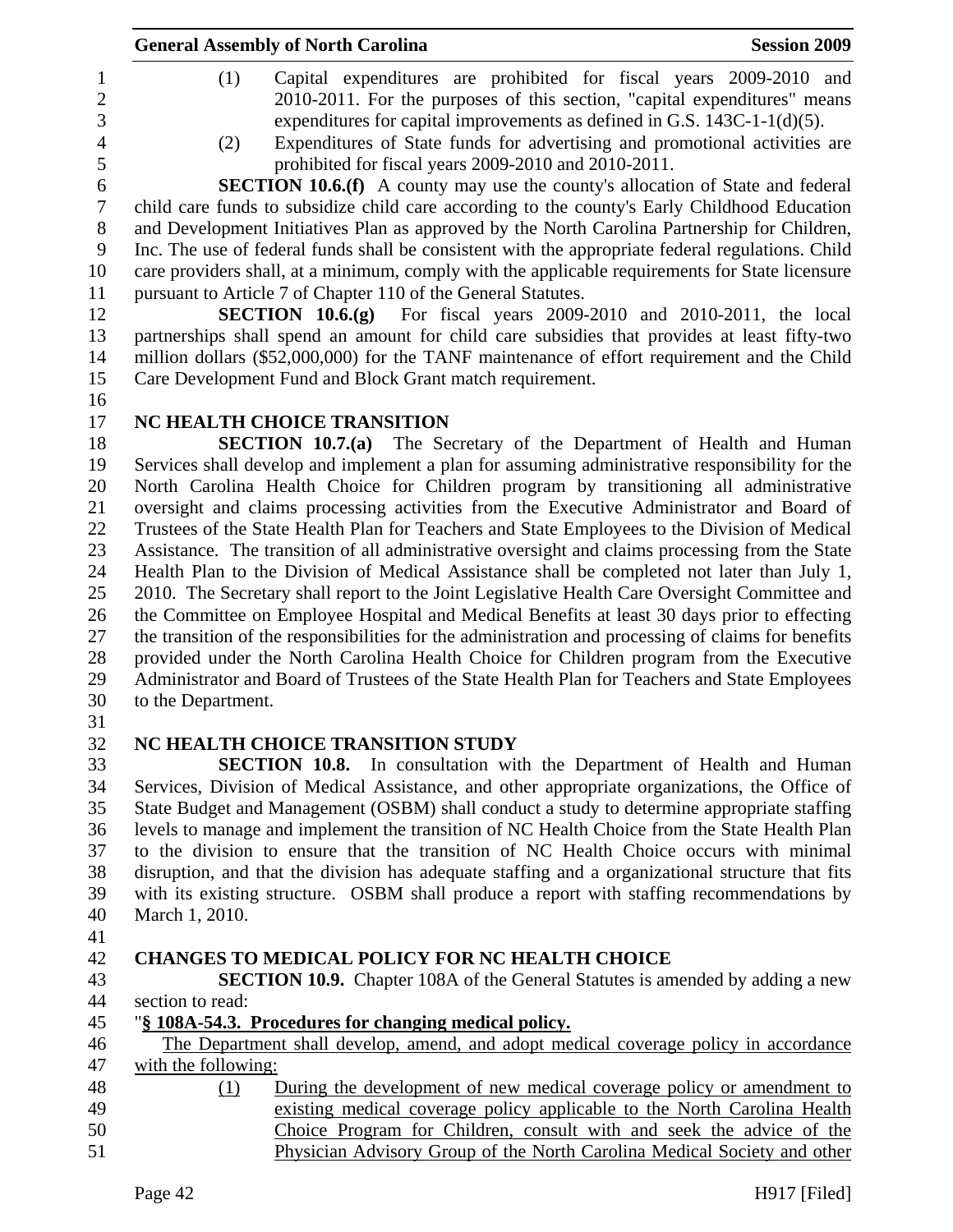(1) Capital expenditures are prohibited for fiscal years 2009-2010 and 2010-2011. For the purposes of this section, "capital expenditures" means expenditures for capital improvements as defined in G.S. 143C-1-1(d)(5).

(2) Expenditures of State funds for advertising and promotional activities are prohibited for fiscal years 2009-2010 and 2010-2011.

**SECTION 10.6.(f)** A county may use the county's allocation of State and federal child care funds to subsidize child care according to the county's Early Childhood Education and Development Initiatives Plan as approved by the North Carolina Partnership for Children, Inc. The use of federal funds shall be consistent with the appropriate federal regulations. Child care providers shall, at a minimum, comply with the applicable requirements for State licensure pursuant to Article 7 of Chapter 110 of the General Statutes.

**SECTION 10.6.(g)** For fiscal years 2009-2010 and 2010-2011, the local partnerships shall spend an amount for child care subsidies that provides at least fifty-two million dollars ($52,000,000) for the TANF maintenance of effort requirement and the Child Care Development Fund and Block Grant match requirement.

**NC HEALTH CHOICE TRANSITION**

**SECTION 10.7.(a)** The Secretary of the Department of Health and Human Services shall develop and implement a plan for assuming administrative responsibility for the North Carolina Health Choice for Children program by transitioning all administrative oversight and claims processing activities from the Executive Administrator and Board of Trustees of the State Health Plan for Teachers and State Employees to the Division of Medical Assistance. The transition of all administrative oversight and claims processing from the State Health Plan to the Division of Medical Assistance shall be completed not later than July 1, 2010. The Secretary shall report to the Joint Legislative Health Care Oversight Committee and the Committee on Employee Hospital and Medical Benefits at least 30 days prior to effecting the transition of the responsibilities for the administration and processing of claims for benefits provided under the North Carolina Health Choice for Children program from the Executive Administrator and Board of Trustees of the State Health Plan for Teachers and State Employees to the Department.

**NC HEALTH CHOICE TRANSITION STUDY**

**SECTION 10.8.** In consultation with the Department of Health and Human Services, Division of Medical Assistance, and other appropriate organizations, the Office of State Budget and Management (OSBM) shall conduct a study to determine appropriate staffing levels to manage and implement the transition of NC Health Choice from the State Health Plan to the division to ensure that the transition of NC Health Choice occurs with minimal disruption, and that the division has adequate staffing and a organizational structure that fits with its existing structure. OSBM shall produce a report with staffing recommendations by March 1, 2010.

**CHANGES TO MEDICAL POLICY FOR NC HEALTH CHOICE**

**SECTION 10.9.** Chapter 108A of the General Statutes is amended by adding a new section to read:

"**§ 108A-54.3. Procedures for changing medical policy.**

The Department shall develop, amend, and adopt medical coverage policy in accordance with the following:

(1) During the development of new medical coverage policy or amendment to existing medical coverage policy applicable to the North Carolina Health Choice Program for Children, consult with and seek the advice of the Physician Advisory Group of the North Carolina Medical Society and other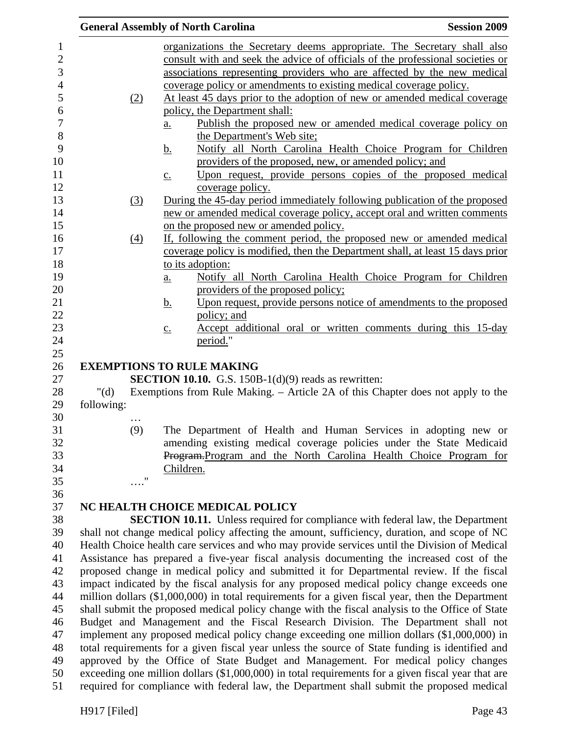organizations the Secretary deems appropriate. The Secretary shall also consult with and seek the advice of officials of the professional societies or associations representing providers who are affected by the new medical coverage policy or amendments to existing medical coverage policy.

(2) At least 45 days prior to the adoption of new or amended medical coverage policy, the Department shall:

a. Publish the proposed new or amended medical coverage policy on the Department's Web site;

b. Notify all North Carolina Health Choice Program for Children providers of the proposed, new, or amended policy; and

c. Upon request, provide persons copies of the proposed medical coverage policy.

(3) During the 45-day period immediately following publication of the proposed new or amended medical coverage policy, accept oral and written comments on the proposed new or amended policy.

(4) If, following the comment period, the proposed new or amended medical coverage policy is modified, then the Department shall, at least 15 days prior to its adoption:

a. Notify all North Carolina Health Choice Program for Children providers of the proposed policy;

b. Upon request, provide persons notice of amendments to the proposed policy; and

c. Accept additional oral or written comments during this 15-day period."

## EXEMPTIONS TO RULE MAKING

**SECTION 10.10.** G.S. 150B-1(d)(9) reads as rewritten:

"(d) Exemptions from Rule Making. – Article 2A of this Chapter does not apply to the following:

…

(9) The Department of Health and Human Services in adopting new or amending existing medical coverage policies under the State Medicaid ~~Program.~~Program and the North Carolina Health Choice Program for Children.

…."

## NC HEALTH CHOICE MEDICAL POLICY

**SECTION 10.11.** Unless required for compliance with federal law, the Department shall not change medical policy affecting the amount, sufficiency, duration, and scope of NC Health Choice health care services and who may provide services until the Division of Medical Assistance has prepared a five-year fiscal analysis documenting the increased cost of the proposed change in medical policy and submitted it for Departmental review. If the fiscal impact indicated by the fiscal analysis for any proposed medical policy change exceeds one million dollars ($1,000,000) in total requirements for a given fiscal year, then the Department shall submit the proposed medical policy change with the fiscal analysis to the Office of State Budget and Management and the Fiscal Research Division. The Department shall not implement any proposed medical policy change exceeding one million dollars ($1,000,000) in total requirements for a given fiscal year unless the source of State funding is identified and approved by the Office of State Budget and Management. For medical policy changes exceeding one million dollars ($1,000,000) in total requirements for a given fiscal year that are required for compliance with federal law, the Department shall submit the proposed medical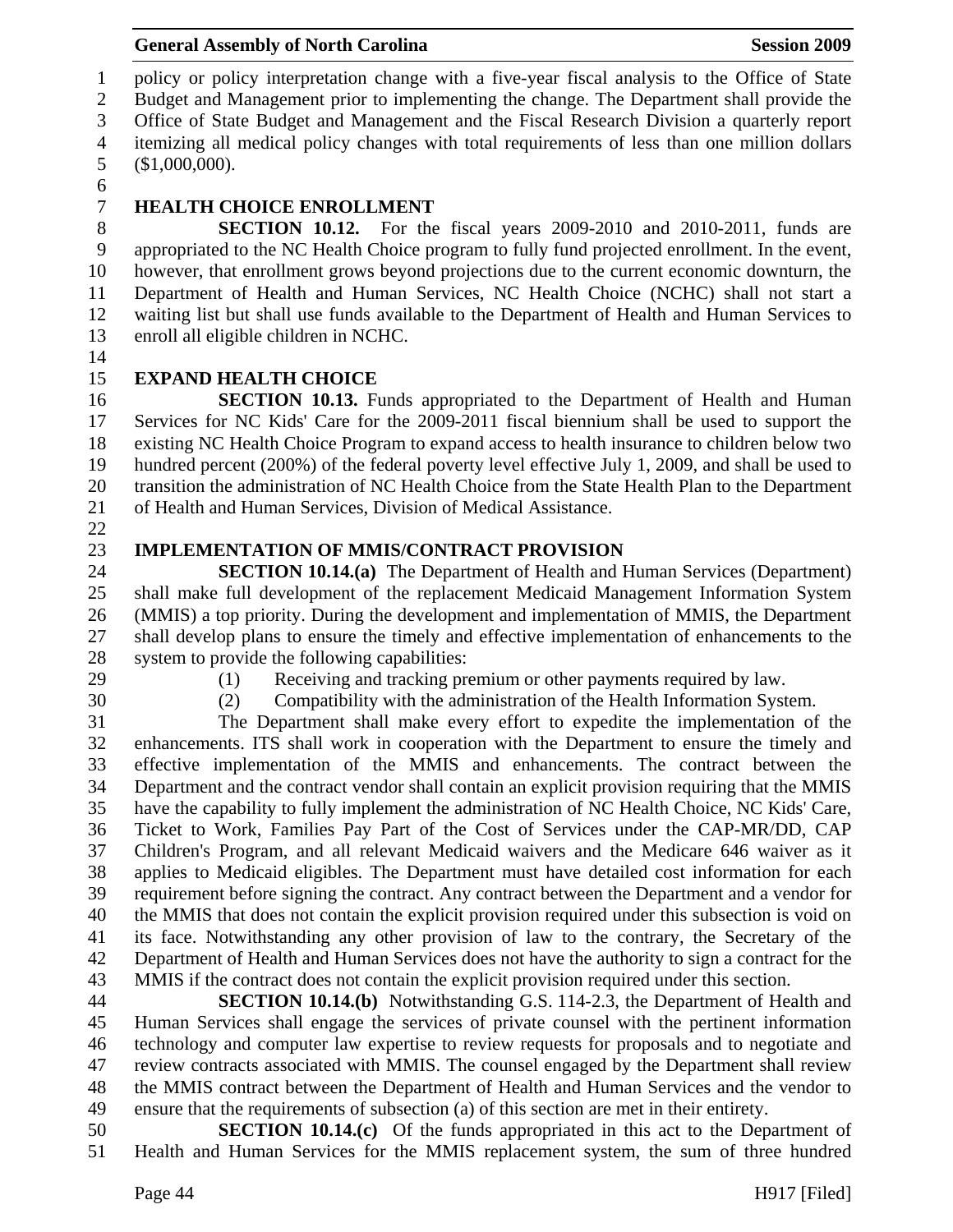policy or policy interpretation change with a five-year fiscal analysis to the Office of State Budget and Management prior to implementing the change. The Department shall provide the Office of State Budget and Management and the Fiscal Research Division a quarterly report itemizing all medical policy changes with total requirements of less than one million dollars ($1,000,000).

## HEALTH CHOICE ENROLLMENT

**SECTION 10.12.** For the fiscal years 2009-2010 and 2010-2011, funds are appropriated to the NC Health Choice program to fully fund projected enrollment. In the event, however, that enrollment grows beyond projections due to the current economic downturn, the Department of Health and Human Services, NC Health Choice (NCHC) shall not start a waiting list but shall use funds available to the Department of Health and Human Services to enroll all eligible children in NCHC.

## EXPAND HEALTH CHOICE

**SECTION 10.13.** Funds appropriated to the Department of Health and Human Services for NC Kids' Care for the 2009-2011 fiscal biennium shall be used to support the existing NC Health Choice Program to expand access to health insurance to children below two hundred percent (200%) of the federal poverty level effective July 1, 2009, and shall be used to transition the administration of NC Health Choice from the State Health Plan to the Department of Health and Human Services, Division of Medical Assistance.

## IMPLEMENTATION OF MMIS/CONTRACT PROVISION

**SECTION 10.14.(a)** The Department of Health and Human Services (Department) shall make full development of the replacement Medicaid Management Information System (MMIS) a top priority. During the development and implementation of MMIS, the Department shall develop plans to ensure the timely and effective implementation of enhancements to the system to provide the following capabilities:

(1) Receiving and tracking premium or other payments required by law.

(2) Compatibility with the administration of the Health Information System.

The Department shall make every effort to expedite the implementation of the enhancements. ITS shall work in cooperation with the Department to ensure the timely and effective implementation of the MMIS and enhancements. The contract between the Department and the contract vendor shall contain an explicit provision requiring that the MMIS have the capability to fully implement the administration of NC Health Choice, NC Kids' Care, Ticket to Work, Families Pay Part of the Cost of Services under the CAP-MR/DD, CAP Children's Program, and all relevant Medicaid waivers and the Medicare 646 waiver as it applies to Medicaid eligibles. The Department must have detailed cost information for each requirement before signing the contract. Any contract between the Department and a vendor for the MMIS that does not contain the explicit provision required under this subsection is void on its face. Notwithstanding any other provision of law to the contrary, the Secretary of the Department of Health and Human Services does not have the authority to sign a contract for the MMIS if the contract does not contain the explicit provision required under this section.

**SECTION 10.14.(b)** Notwithstanding G.S. 114-2.3, the Department of Health and Human Services shall engage the services of private counsel with the pertinent information technology and computer law expertise to review requests for proposals and to negotiate and review contracts associated with MMIS. The counsel engaged by the Department shall review the MMIS contract between the Department of Health and Human Services and the vendor to ensure that the requirements of subsection (a) of this section are met in their entirety.

**SECTION 10.14.(c)** Of the funds appropriated in this act to the Department of Health and Human Services for the MMIS replacement system, the sum of three hundred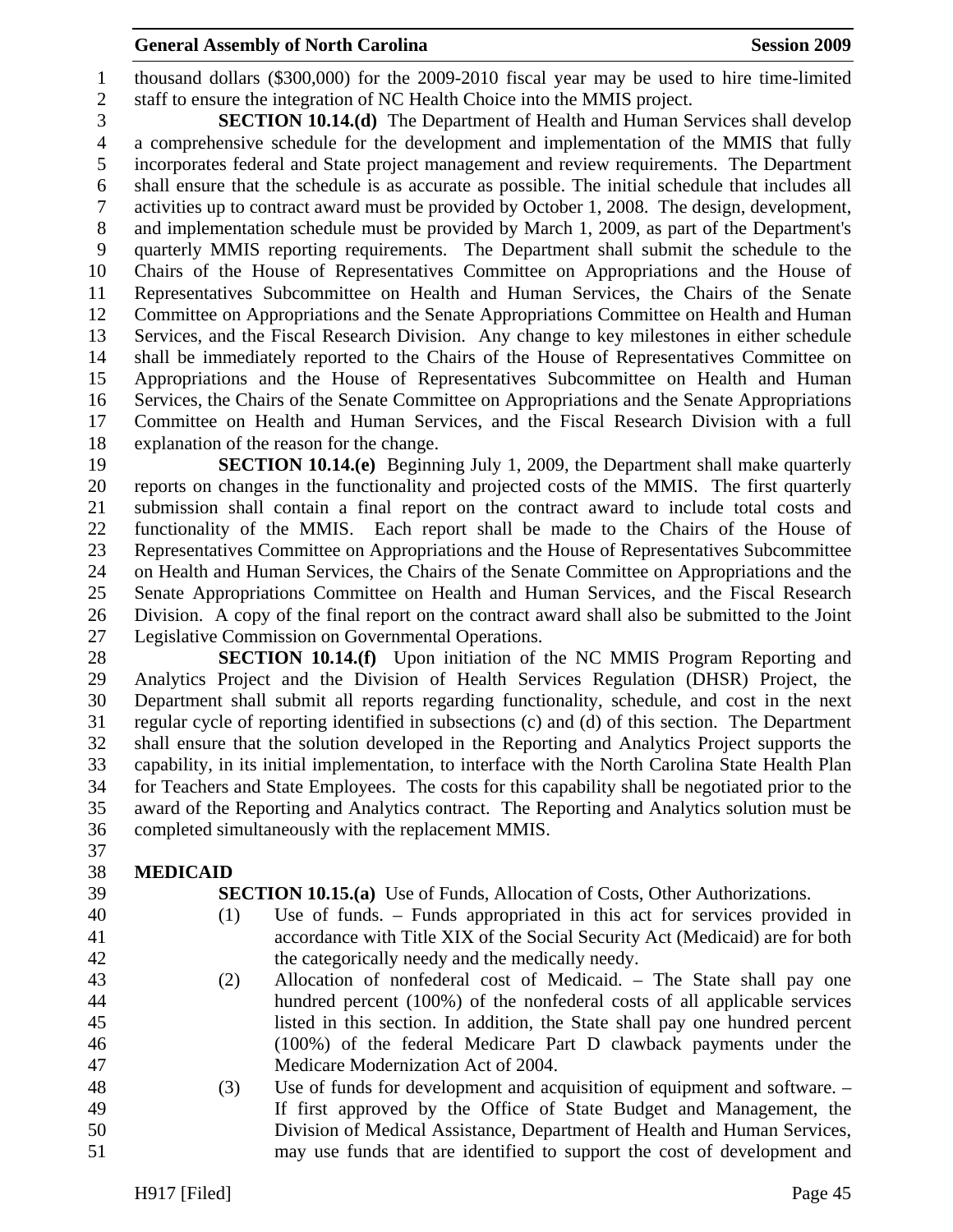thousand dollars ($300,000) for the 2009-2010 fiscal year may be used to hire time-limited staff to ensure the integration of NC Health Choice into the MMIS project.

**SECTION 10.14.(d)** The Department of Health and Human Services shall develop a comprehensive schedule for the development and implementation of the MMIS that fully incorporates federal and State project management and review requirements. The Department shall ensure that the schedule is as accurate as possible. The initial schedule that includes all activities up to contract award must be provided by October 1, 2008. The design, development, and implementation schedule must be provided by March 1, 2009, as part of the Department's quarterly MMIS reporting requirements. The Department shall submit the schedule to the Chairs of the House of Representatives Committee on Appropriations and the House of Representatives Subcommittee on Health and Human Services, the Chairs of the Senate Committee on Appropriations and the Senate Appropriations Committee on Health and Human Services, and the Fiscal Research Division. Any change to key milestones in either schedule shall be immediately reported to the Chairs of the House of Representatives Committee on Appropriations and the House of Representatives Subcommittee on Health and Human Services, the Chairs of the Senate Committee on Appropriations and the Senate Appropriations Committee on Health and Human Services, and the Fiscal Research Division with a full explanation of the reason for the change.

**SECTION 10.14.(e)** Beginning July 1, 2009, the Department shall make quarterly reports on changes in the functionality and projected costs of the MMIS. The first quarterly submission shall contain a final report on the contract award to include total costs and functionality of the MMIS. Each report shall be made to the Chairs of the House of Representatives Committee on Appropriations and the House of Representatives Subcommittee on Health and Human Services, the Chairs of the Senate Committee on Appropriations and the Senate Appropriations Committee on Health and Human Services, and the Fiscal Research Division. A copy of the final report on the contract award shall also be submitted to the Joint Legislative Commission on Governmental Operations.

**SECTION 10.14.(f)** Upon initiation of the NC MMIS Program Reporting and Analytics Project and the Division of Health Services Regulation (DHSR) Project, the Department shall submit all reports regarding functionality, schedule, and cost in the next regular cycle of reporting identified in subsections (c) and (d) of this section. The Department shall ensure that the solution developed in the Reporting and Analytics Project supports the capability, in its initial implementation, to interface with the North Carolina State Health Plan for Teachers and State Employees. The costs for this capability shall be negotiated prior to the award of the Reporting and Analytics contract. The Reporting and Analytics solution must be completed simultaneously with the replacement MMIS.

**MEDICAID**

**SECTION 10.15.(a)** Use of Funds, Allocation of Costs, Other Authorizations.

(1) Use of funds. – Funds appropriated in this act for services provided in accordance with Title XIX of the Social Security Act (Medicaid) are for both the categorically needy and the medically needy.

(2) Allocation of nonfederal cost of Medicaid. – The State shall pay one hundred percent (100%) of the nonfederal costs of all applicable services listed in this section. In addition, the State shall pay one hundred percent (100%) of the federal Medicare Part D clawback payments under the Medicare Modernization Act of 2004.

(3) Use of funds for development and acquisition of equipment and software. – If first approved by the Office of State Budget and Management, the Division of Medical Assistance, Department of Health and Human Services, may use funds that are identified to support the cost of development and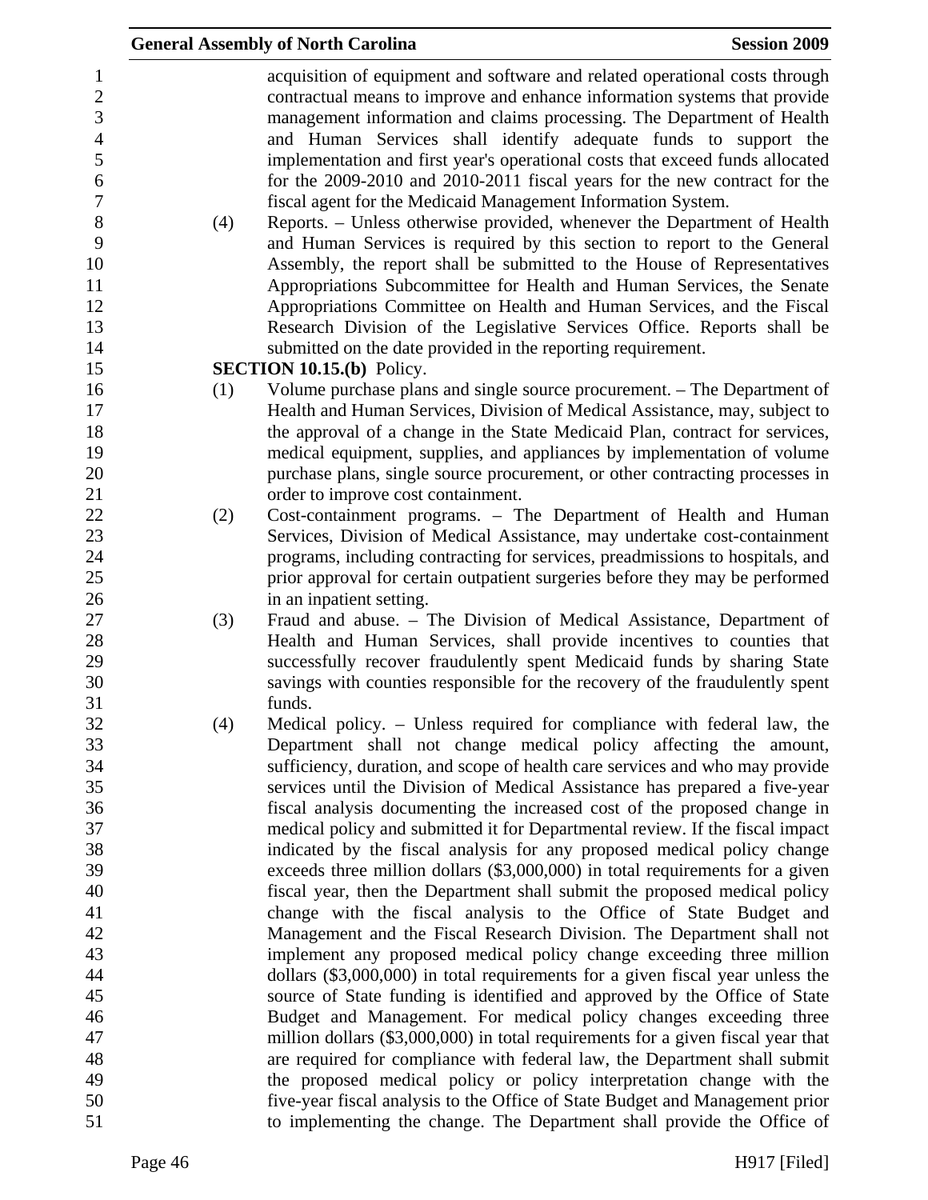acquisition of equipment and software and related operational costs through contractual means to improve and enhance information systems that provide management information and claims processing. The Department of Health and Human Services shall identify adequate funds to support the implementation and first year's operational costs that exceed funds allocated for the 2009-2010 and 2010-2011 fiscal years for the new contract for the fiscal agent for the Medicaid Management Information System.

(4) Reports. – Unless otherwise provided, whenever the Department of Health and Human Services is required by this section to report to the General Assembly, the report shall be submitted to the House of Representatives Appropriations Subcommittee for Health and Human Services, the Senate Appropriations Committee on Health and Human Services, and the Fiscal Research Division of the Legislative Services Office. Reports shall be submitted on the date provided in the reporting requirement.

**SECTION 10.15.(b)** Policy.

(1) Volume purchase plans and single source procurement. – The Department of Health and Human Services, Division of Medical Assistance, may, subject to the approval of a change in the State Medicaid Plan, contract for services, medical equipment, supplies, and appliances by implementation of volume purchase plans, single source procurement, or other contracting processes in order to improve cost containment.

(2) Cost-containment programs. – The Department of Health and Human Services, Division of Medical Assistance, may undertake cost-containment programs, including contracting for services, preadmissions to hospitals, and prior approval for certain outpatient surgeries before they may be performed in an inpatient setting.

(3) Fraud and abuse. – The Division of Medical Assistance, Department of Health and Human Services, shall provide incentives to counties that successfully recover fraudulently spent Medicaid funds by sharing State savings with counties responsible for the recovery of the fraudulently spent funds.

(4) Medical policy. – Unless required for compliance with federal law, the Department shall not change medical policy affecting the amount, sufficiency, duration, and scope of health care services and who may provide services until the Division of Medical Assistance has prepared a five-year fiscal analysis documenting the increased cost of the proposed change in medical policy and submitted it for Departmental review. If the fiscal impact indicated by the fiscal analysis for any proposed medical policy change exceeds three million dollars ($3,000,000) in total requirements for a given fiscal year, then the Department shall submit the proposed medical policy change with the fiscal analysis to the Office of State Budget and Management and the Fiscal Research Division. The Department shall not implement any proposed medical policy change exceeding three million dollars ($3,000,000) in total requirements for a given fiscal year unless the source of State funding is identified and approved by the Office of State Budget and Management. For medical policy changes exceeding three million dollars ($3,000,000) in total requirements for a given fiscal year that are required for compliance with federal law, the Department shall submit the proposed medical policy or policy interpretation change with the five-year fiscal analysis to the Office of State Budget and Management prior to implementing the change. The Department shall provide the Office of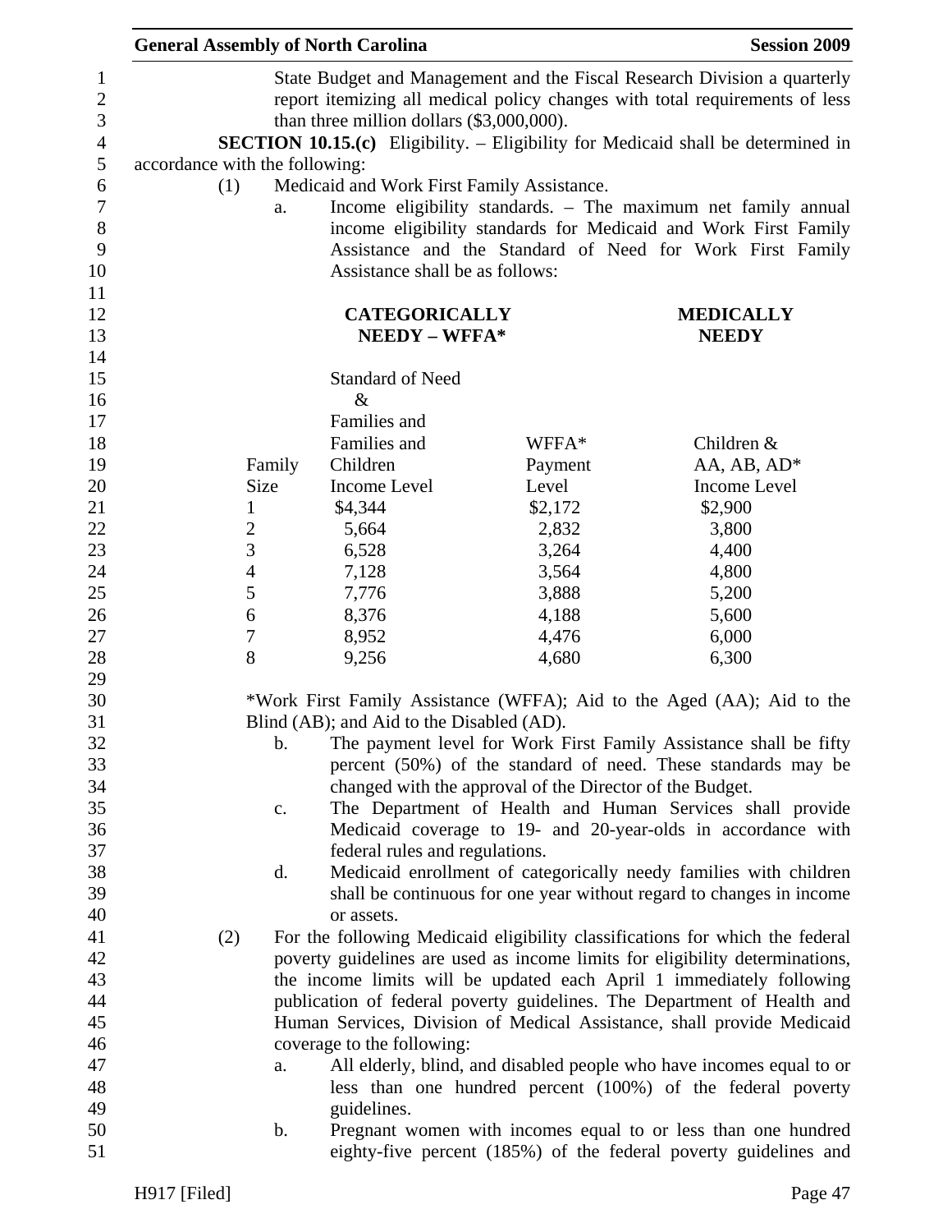State Budget and Management and the Fiscal Research Division a quarterly report itemizing all medical policy changes with total requirements of less than three million dollars ($3,000,000).

**SECTION 10.15.(c)** Eligibility. – Eligibility for Medicaid shall be determined in accordance with the following:

(1) Medicaid and Work First Family Assistance.

a. Income eligibility standards. – The maximum net family annual income eligibility standards for Medicaid and Work First Family Assistance and the Standard of Need for Work First Family Assistance shall be as follows:

| | **CATEGORICALLY NEEDY – WFFA*** | | **MEDICALLY NEEDY** |
|---|---|---|---|
| Family Size | Standard of Need & Families and Families and Children Income Level | WFFA* Payment Level | Children & AA, AB, AD* Income Level |
| 1 | $4,344 | $2,172 | $2,900 |
| 2 | 5,664 | 2,832 | 3,800 |
| 3 | 6,528 | 3,264 | 4,400 |
| 4 | 7,128 | 3,564 | 4,800 |
| 5 | 7,776 | 3,888 | 5,200 |
| 6 | 8,376 | 4,188 | 5,600 |
| 7 | 8,952 | 4,476 | 6,000 |
| 8 | 9,256 | 4,680 | 6,300 |

*Work First Family Assistance (WFFA); Aid to the Aged (AA); Aid to the Blind (AB); and Aid to the Disabled (AD).

b. The payment level for Work First Family Assistance shall be fifty percent (50%) of the standard of need. These standards may be changed with the approval of the Director of the Budget.

c. The Department of Health and Human Services shall provide Medicaid coverage to 19- and 20-year-olds in accordance with federal rules and regulations.

d. Medicaid enrollment of categorically needy families with children shall be continuous for one year without regard to changes in income or assets.

(2) For the following Medicaid eligibility classifications for which the federal poverty guidelines are used as income limits for eligibility determinations, the income limits will be updated each April 1 immediately following publication of federal poverty guidelines. The Department of Health and Human Services, Division of Medical Assistance, shall provide Medicaid coverage to the following:

a. All elderly, blind, and disabled people who have incomes equal to or less than one hundred percent (100%) of the federal poverty guidelines.

b. Pregnant women with incomes equal to or less than one hundred eighty-five percent (185%) of the federal poverty guidelines and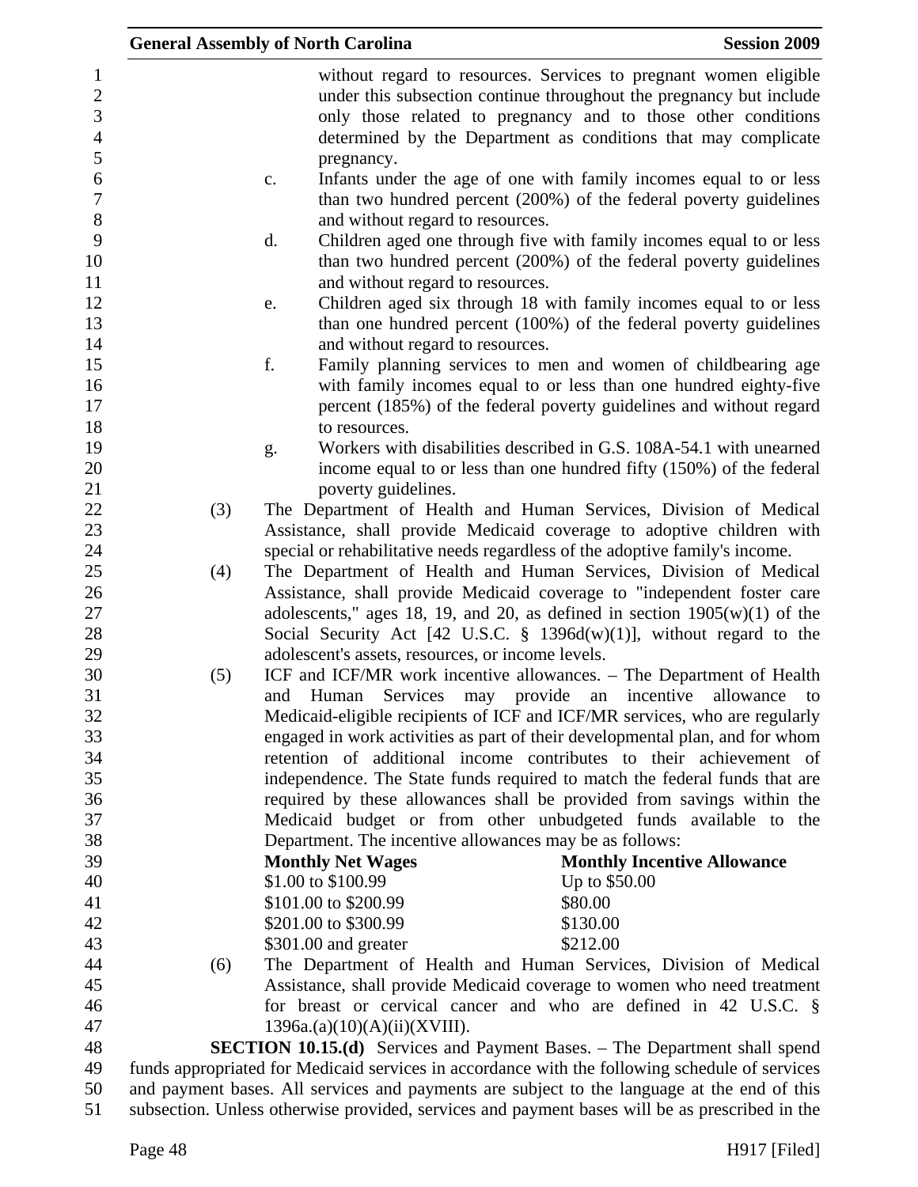without regard to resources. Services to pregnant women eligible under this subsection continue throughout the pregnancy but include only those related to pregnancy and to those other conditions determined by the Department as conditions that may complicate pregnancy.

c. Infants under the age of one with family incomes equal to or less than two hundred percent (200%) of the federal poverty guidelines and without regard to resources.

d. Children aged one through five with family incomes equal to or less than two hundred percent (200%) of the federal poverty guidelines and without regard to resources.

e. Children aged six through 18 with family incomes equal to or less than one hundred percent (100%) of the federal poverty guidelines and without regard to resources.

f. Family planning services to men and women of childbearing age with family incomes equal to or less than one hundred eighty-five percent (185%) of the federal poverty guidelines and without regard to resources.

g. Workers with disabilities described in G.S. 108A-54.1 with unearned income equal to or less than one hundred fifty (150%) of the federal poverty guidelines.

(3) The Department of Health and Human Services, Division of Medical Assistance, shall provide Medicaid coverage to adoptive children with special or rehabilitative needs regardless of the adoptive family's income.

(4) The Department of Health and Human Services, Division of Medical Assistance, shall provide Medicaid coverage to "independent foster care adolescents," ages 18, 19, and 20, as defined in section 1905(w)(1) of the Social Security Act [42 U.S.C. § 1396d(w)(1)], without regard to the adolescent's assets, resources, or income levels.

(5) ICF and ICF/MR work incentive allowances. – The Department of Health and Human Services may provide an incentive allowance to Medicaid-eligible recipients of ICF and ICF/MR services, who are regularly engaged in work activities as part of their developmental plan, and for whom retention of additional income contributes to their achievement of independence. The State funds required to match the federal funds that are required by these allowances shall be provided from savings within the Medicaid budget or from other unbudgeted funds available to the Department. The incentive allowances may be as follows:

| **Monthly Net Wages** | **Monthly Incentive Allowance** |
|---|---|
| $1.00 to $100.99 | Up to $50.00 |
| $101.00 to $200.99 | $80.00 |
| $201.00 to $300.99 | $130.00 |
| $301.00 and greater | $212.00 |

(6) The Department of Health and Human Services, Division of Medical Assistance, shall provide Medicaid coverage to women who need treatment for breast or cervical cancer and who are defined in 42 U.S.C. § 1396a.(a)(10)(A)(ii)(XVIII).

**SECTION 10.15.(d)** Services and Payment Bases. – The Department shall spend funds appropriated for Medicaid services in accordance with the following schedule of services and payment bases. All services and payments are subject to the language at the end of this subsection. Unless otherwise provided, services and payment bases will be as prescribed in the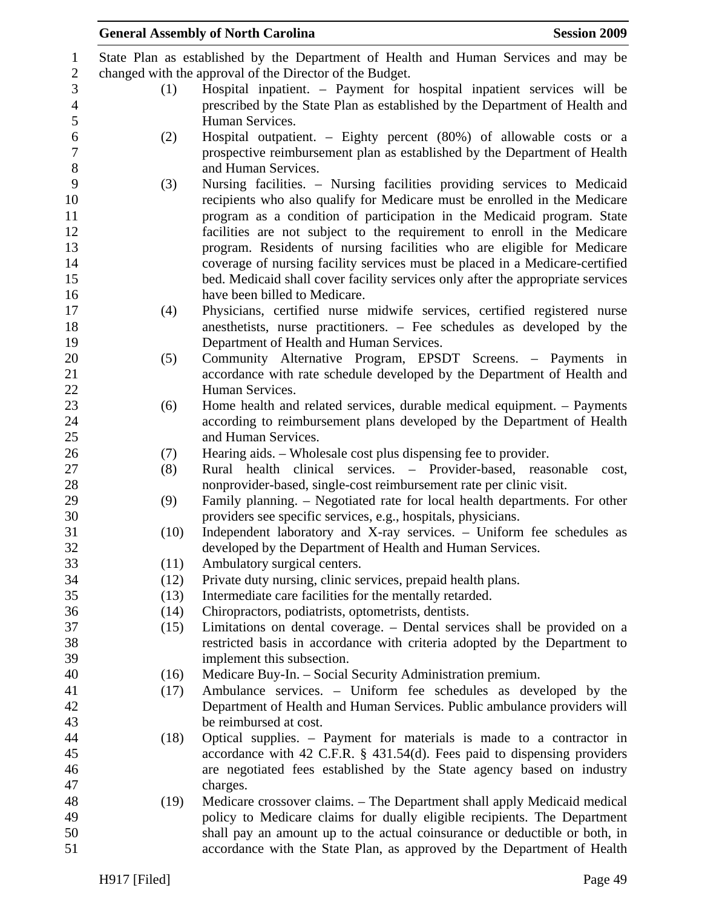State Plan as established by the Department of Health and Human Services and may be changed with the approval of the Director of the Budget.

(1) Hospital inpatient. – Payment for hospital inpatient services will be prescribed by the State Plan as established by the Department of Health and Human Services.

(2) Hospital outpatient. – Eighty percent (80%) of allowable costs or a prospective reimbursement plan as established by the Department of Health and Human Services.

(3) Nursing facilities. – Nursing facilities providing services to Medicaid recipients who also qualify for Medicare must be enrolled in the Medicare program as a condition of participation in the Medicaid program. State facilities are not subject to the requirement to enroll in the Medicare program. Residents of nursing facilities who are eligible for Medicare coverage of nursing facility services must be placed in a Medicare-certified bed. Medicaid shall cover facility services only after the appropriate services have been billed to Medicare.

(4) Physicians, certified nurse midwife services, certified registered nurse anesthetists, nurse practitioners. – Fee schedules as developed by the Department of Health and Human Services.

(5) Community Alternative Program, EPSDT Screens. – Payments in accordance with rate schedule developed by the Department of Health and Human Services.

(6) Home health and related services, durable medical equipment. – Payments according to reimbursement plans developed by the Department of Health and Human Services.

(7) Hearing aids. – Wholesale cost plus dispensing fee to provider.

(8) Rural health clinical services. – Provider-based, reasonable cost, nonprovider-based, single-cost reimbursement rate per clinic visit.

(9) Family planning. – Negotiated rate for local health departments. For other providers see specific services, e.g., hospitals, physicians.

(10) Independent laboratory and X-ray services. – Uniform fee schedules as developed by the Department of Health and Human Services.

(11) Ambulatory surgical centers.

(12) Private duty nursing, clinic services, prepaid health plans.

(13) Intermediate care facilities for the mentally retarded.

(14) Chiropractors, podiatrists, optometrists, dentists.

(15) Limitations on dental coverage. – Dental services shall be provided on a restricted basis in accordance with criteria adopted by the Department to implement this subsection.

(16) Medicare Buy-In. – Social Security Administration premium.

(17) Ambulance services. – Uniform fee schedules as developed by the Department of Health and Human Services. Public ambulance providers will be reimbursed at cost.

(18) Optical supplies. – Payment for materials is made to a contractor in accordance with 42 C.F.R. § 431.54(d). Fees paid to dispensing providers are negotiated fees established by the State agency based on industry charges.

(19) Medicare crossover claims. – The Department shall apply Medicaid medical policy to Medicare claims for dually eligible recipients. The Department shall pay an amount up to the actual coinsurance or deductible or both, in accordance with the State Plan, as approved by the Department of Health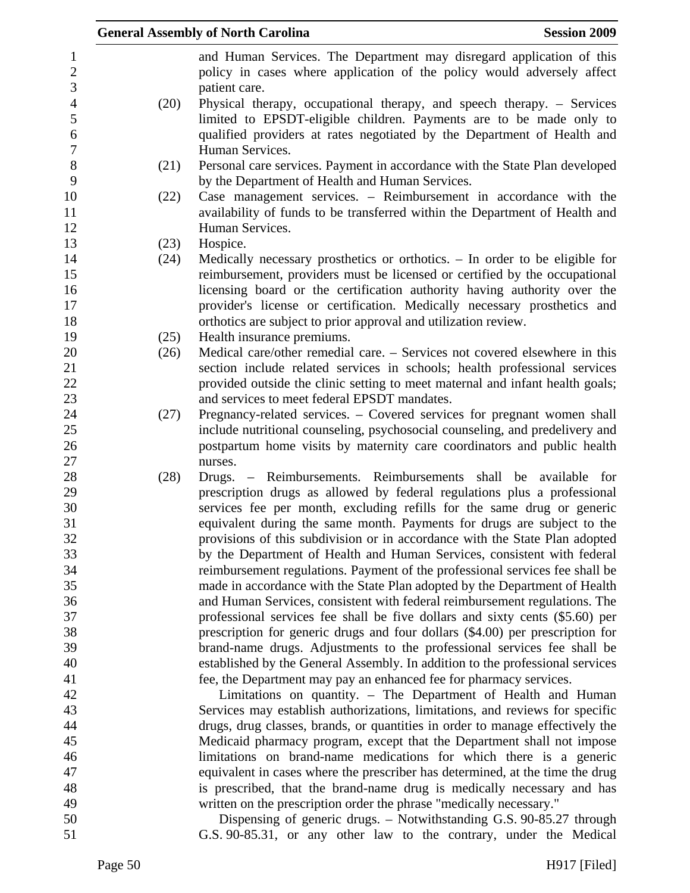and Human Services. The Department may disregard application of this policy in cases where application of the policy would adversely affect patient care.

(20) Physical therapy, occupational therapy, and speech therapy. – Services limited to EPSDT-eligible children. Payments are to be made only to qualified providers at rates negotiated by the Department of Health and Human Services.

(21) Personal care services. Payment in accordance with the State Plan developed by the Department of Health and Human Services.

(22) Case management services. – Reimbursement in accordance with the availability of funds to be transferred within the Department of Health and Human Services.

(23) Hospice.

(24) Medically necessary prosthetics or orthotics. – In order to be eligible for reimbursement, providers must be licensed or certified by the occupational licensing board or the certification authority having authority over the provider's license or certification. Medically necessary prosthetics and orthotics are subject to prior approval and utilization review.

(25) Health insurance premiums.

(26) Medical care/other remedial care. – Services not covered elsewhere in this section include related services in schools; health professional services provided outside the clinic setting to meet maternal and infant health goals; and services to meet federal EPSDT mandates.

(27) Pregnancy-related services. – Covered services for pregnant women shall include nutritional counseling, psychosocial counseling, and predelivery and postpartum home visits by maternity care coordinators and public health nurses.

(28) Drugs. – Reimbursements. Reimbursements shall be available for prescription drugs as allowed by federal regulations plus a professional services fee per month, excluding refills for the same drug or generic equivalent during the same month. Payments for drugs are subject to the provisions of this subdivision or in accordance with the State Plan adopted by the Department of Health and Human Services, consistent with federal reimbursement regulations. Payment of the professional services fee shall be made in accordance with the State Plan adopted by the Department of Health and Human Services, consistent with federal reimbursement regulations. The professional services fee shall be five dollars and sixty cents ($5.60) per prescription for generic drugs and four dollars ($4.00) per prescription for brand-name drugs. Adjustments to the professional services fee shall be established by the General Assembly. In addition to the professional services fee, the Department may pay an enhanced fee for pharmacy services.

Limitations on quantity. – The Department of Health and Human Services may establish authorizations, limitations, and reviews for specific drugs, drug classes, brands, or quantities in order to manage effectively the Medicaid pharmacy program, except that the Department shall not impose limitations on brand-name medications for which there is a generic equivalent in cases where the prescriber has determined, at the time the drug is prescribed, that the brand-name drug is medically necessary and has written on the prescription order the phrase "medically necessary."

Dispensing of generic drugs. – Notwithstanding G.S. 90-85.27 through G.S. 90-85.31, or any other law to the contrary, under the Medical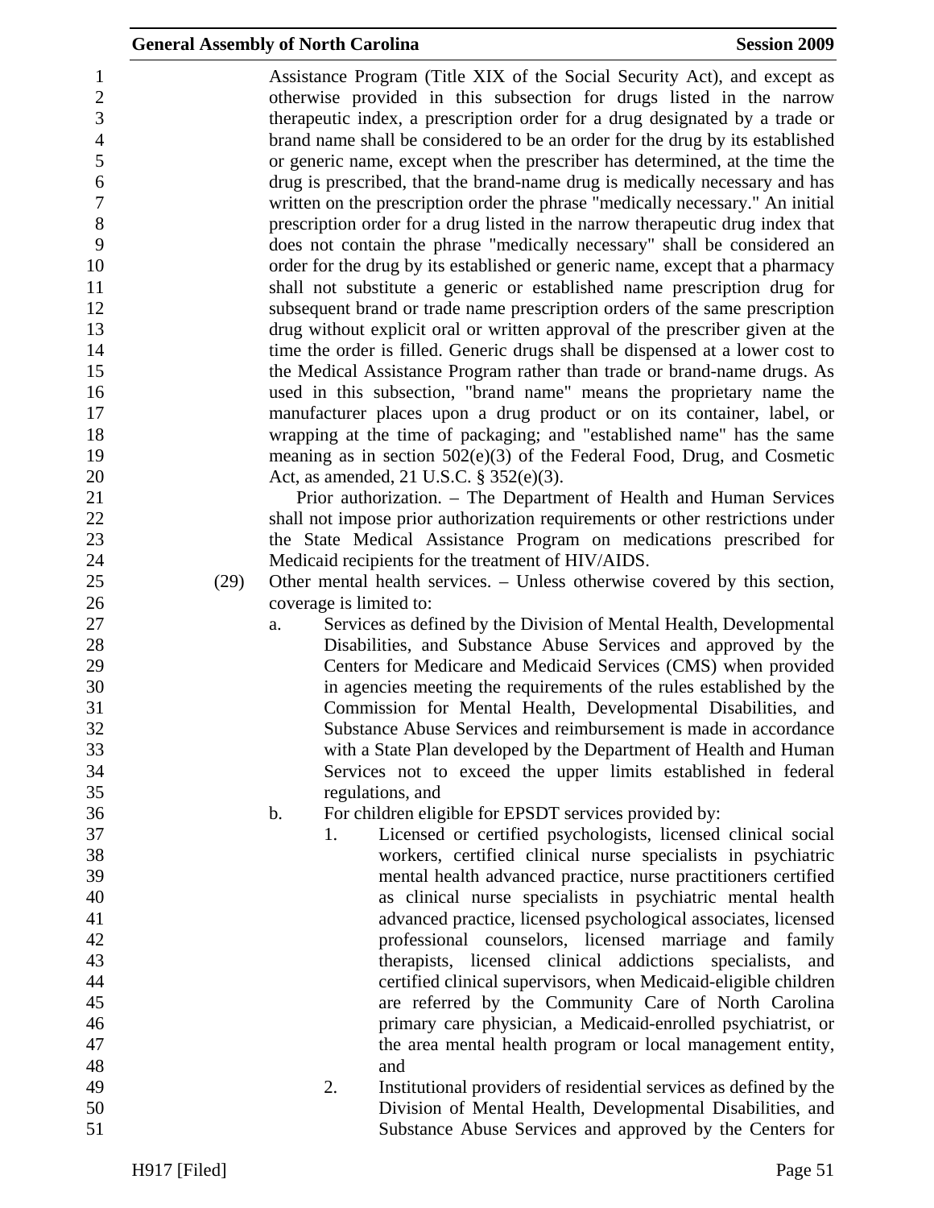Assistance Program (Title XIX of the Social Security Act), and except as otherwise provided in this subsection for drugs listed in the narrow therapeutic index, a prescription order for a drug designated by a trade or brand name shall be considered to be an order for the drug by its established or generic name, except when the prescriber has determined, at the time the drug is prescribed, that the brand-name drug is medically necessary and has written on the prescription order the phrase "medically necessary." An initial prescription order for a drug listed in the narrow therapeutic drug index that does not contain the phrase "medically necessary" shall be considered an order for the drug by its established or generic name, except that a pharmacy shall not substitute a generic or established name prescription drug for subsequent brand or trade name prescription orders of the same prescription drug without explicit oral or written approval of the prescriber given at the time the order is filled. Generic drugs shall be dispensed at a lower cost to the Medical Assistance Program rather than trade or brand-name drugs. As used in this subsection, "brand name" means the proprietary name the manufacturer places upon a drug product or on its container, label, or wrapping at the time of packaging; and "established name" has the same meaning as in section 502(e)(3) of the Federal Food, Drug, and Cosmetic Act, as amended, 21 U.S.C. § 352(e)(3).

Prior authorization. – The Department of Health and Human Services shall not impose prior authorization requirements or other restrictions under the State Medical Assistance Program on medications prescribed for Medicaid recipients for the treatment of HIV/AIDS.

(29) Other mental health services. – Unless otherwise covered by this section, coverage is limited to:

a. Services as defined by the Division of Mental Health, Developmental Disabilities, and Substance Abuse Services and approved by the Centers for Medicare and Medicaid Services (CMS) when provided in agencies meeting the requirements of the rules established by the Commission for Mental Health, Developmental Disabilities, and Substance Abuse Services and reimbursement is made in accordance with a State Plan developed by the Department of Health and Human Services not to exceed the upper limits established in federal regulations, and

b. For children eligible for EPSDT services provided by:

1. Licensed or certified psychologists, licensed clinical social workers, certified clinical nurse specialists in psychiatric mental health advanced practice, nurse practitioners certified as clinical nurse specialists in psychiatric mental health advanced practice, licensed psychological associates, licensed professional counselors, licensed marriage and family therapists, licensed clinical addictions specialists, and certified clinical supervisors, when Medicaid-eligible children are referred by the Community Care of North Carolina primary care physician, a Medicaid-enrolled psychiatrist, or the area mental health program or local management entity, and

2. Institutional providers of residential services as defined by the Division of Mental Health, Developmental Disabilities, and Substance Abuse Services and approved by the Centers for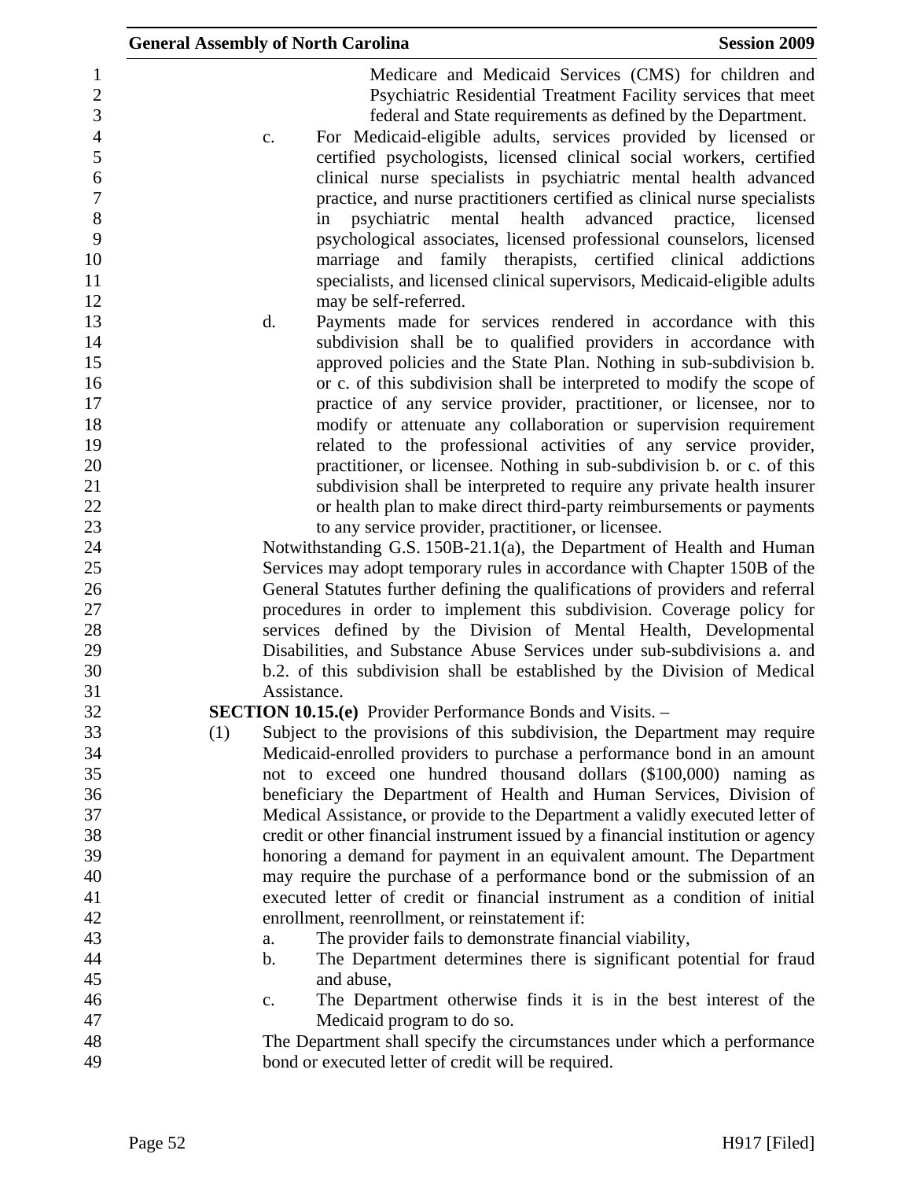Medicare and Medicaid Services (CMS) for children and Psychiatric Residential Treatment Facility services that meet federal and State requirements as defined by the Department.

c. For Medicaid-eligible adults, services provided by licensed or certified psychologists, licensed clinical social workers, certified clinical nurse specialists in psychiatric mental health advanced practice, and nurse practitioners certified as clinical nurse specialists in psychiatric mental health advanced practice, licensed psychological associates, licensed professional counselors, licensed marriage and family therapists, certified clinical addictions specialists, and licensed clinical supervisors, Medicaid-eligible adults may be self-referred.

d. Payments made for services rendered in accordance with this subdivision shall be to qualified providers in accordance with approved policies and the State Plan. Nothing in sub-subdivision b. or c. of this subdivision shall be interpreted to modify the scope of practice of any service provider, practitioner, or licensee, nor to modify or attenuate any collaboration or supervision requirement related to the professional activities of any service provider, practitioner, or licensee. Nothing in sub-subdivision b. or c. of this subdivision shall be interpreted to require any private health insurer or health plan to make direct third-party reimbursements or payments to any service provider, practitioner, or licensee.

Notwithstanding G.S. 150B-21.1(a), the Department of Health and Human Services may adopt temporary rules in accordance with Chapter 150B of the General Statutes further defining the qualifications of providers and referral procedures in order to implement this subdivision. Coverage policy for services defined by the Division of Mental Health, Developmental Disabilities, and Substance Abuse Services under sub-subdivisions a. and b.2. of this subdivision shall be established by the Division of Medical Assistance.

**SECTION 10.15.(e)** Provider Performance Bonds and Visits. –

(1) Subject to the provisions of this subdivision, the Department may require Medicaid-enrolled providers to purchase a performance bond in an amount not to exceed one hundred thousand dollars ($100,000) naming as beneficiary the Department of Health and Human Services, Division of Medical Assistance, or provide to the Department a validly executed letter of credit or other financial instrument issued by a financial institution or agency honoring a demand for payment in an equivalent amount. The Department may require the purchase of a performance bond or the submission of an executed letter of credit or financial instrument as a condition of initial enrollment, reenrollment, or reinstatement if:

a. The provider fails to demonstrate financial viability,

b. The Department determines there is significant potential for fraud and abuse,

c. The Department otherwise finds it is in the best interest of the Medicaid program to do so.

The Department shall specify the circumstances under which a performance bond or executed letter of credit will be required.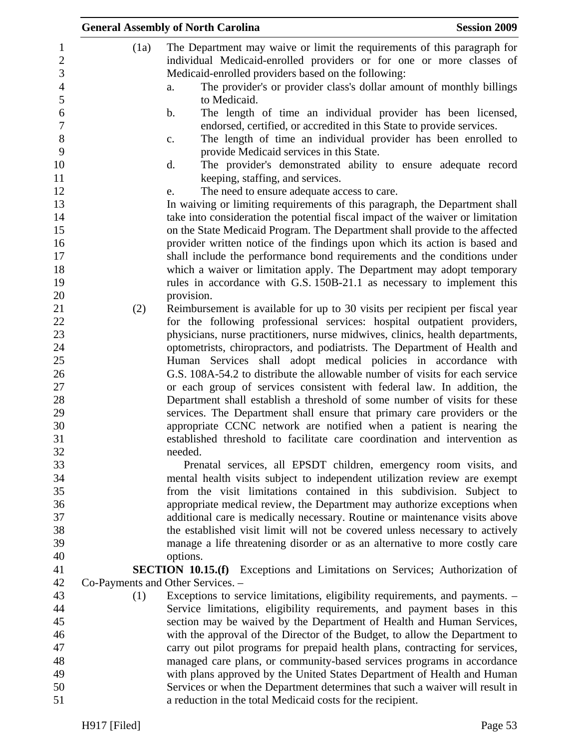(1a) The Department may waive or limit the requirements of this paragraph for individual Medicaid-enrolled providers or for one or more classes of Medicaid-enrolled providers based on the following:

a. The provider's or provider class's dollar amount of monthly billings to Medicaid.
b. The length of time an individual provider has been licensed, endorsed, certified, or accredited in this State to provide services.
c. The length of time an individual provider has been enrolled to provide Medicaid services in this State.
d. The provider's demonstrated ability to ensure adequate record keeping, staffing, and services.
e. The need to ensure adequate access to care.

In waiving or limiting requirements of this paragraph, the Department shall take into consideration the potential fiscal impact of the waiver or limitation on the State Medicaid Program. The Department shall provide to the affected provider written notice of the findings upon which its action is based and shall include the performance bond requirements and the conditions under which a waiver or limitation apply. The Department may adopt temporary rules in accordance with G.S. 150B-21.1 as necessary to implement this provision.

(2) Reimbursement is available for up to 30 visits per recipient per fiscal year for the following professional services: hospital outpatient providers, physicians, nurse practitioners, nurse midwives, clinics, health departments, optometrists, chiropractors, and podiatrists. The Department of Health and Human Services shall adopt medical policies in accordance with G.S. 108A-54.2 to distribute the allowable number of visits for each service or each group of services consistent with federal law. In addition, the Department shall establish a threshold of some number of visits for these services. The Department shall ensure that primary care providers or the appropriate CCNC network are notified when a patient is nearing the established threshold to facilitate care coordination and intervention as needed.

Prenatal services, all EPSDT children, emergency room visits, and mental health visits subject to independent utilization review are exempt from the visit limitations contained in this subdivision. Subject to appropriate medical review, the Department may authorize exceptions when additional care is medically necessary. Routine or maintenance visits above the established visit limit will not be covered unless necessary to actively manage a life threatening disorder or as an alternative to more costly care options.

**SECTION 10.15.(f)** Exceptions and Limitations on Services; Authorization of Co-Payments and Other Services. –

(1) Exceptions to service limitations, eligibility requirements, and payments. – Service limitations, eligibility requirements, and payment bases in this section may be waived by the Department of Health and Human Services, with the approval of the Director of the Budget, to allow the Department to carry out pilot programs for prepaid health plans, contracting for services, managed care plans, or community-based services programs in accordance with plans approved by the United States Department of Health and Human Services or when the Department determines that such a waiver will result in a reduction in the total Medicaid costs for the recipient.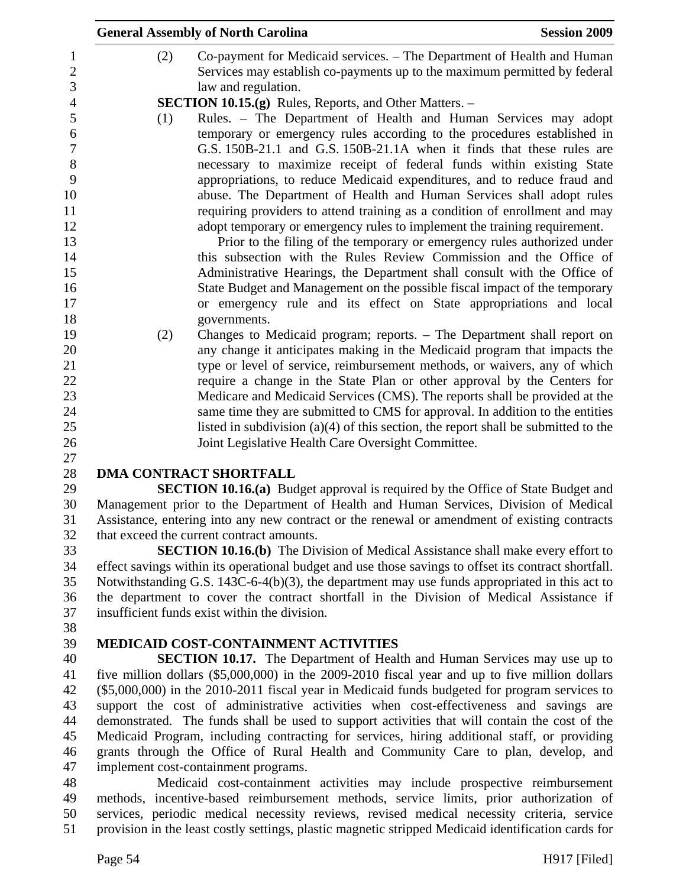(2) Co-payment for Medicaid services. – The Department of Health and Human Services may establish co-payments up to the maximum permitted by federal law and regulation.

**SECTION 10.15.(g)** Rules, Reports, and Other Matters. –

(1) Rules. – The Department of Health and Human Services may adopt temporary or emergency rules according to the procedures established in G.S. 150B-21.1 and G.S. 150B-21.1A when it finds that these rules are necessary to maximize receipt of federal funds within existing State appropriations, to reduce Medicaid expenditures, and to reduce fraud and abuse. The Department of Health and Human Services shall adopt rules requiring providers to attend training as a condition of enrollment and may adopt temporary or emergency rules to implement the training requirement.

Prior to the filing of the temporary or emergency rules authorized under this subsection with the Rules Review Commission and the Office of Administrative Hearings, the Department shall consult with the Office of State Budget and Management on the possible fiscal impact of the temporary or emergency rule and its effect on State appropriations and local governments.

(2) Changes to Medicaid program; reports. – The Department shall report on any change it anticipates making in the Medicaid program that impacts the type or level of service, reimbursement methods, or waivers, any of which require a change in the State Plan or other approval by the Centers for Medicare and Medicaid Services (CMS). The reports shall be provided at the same time they are submitted to CMS for approval. In addition to the entities listed in subdivision (a)(4) of this section, the report shall be submitted to the Joint Legislative Health Care Oversight Committee.

## DMA CONTRACT SHORTFALL

**SECTION 10.16.(a)** Budget approval is required by the Office of State Budget and Management prior to the Department of Health and Human Services, Division of Medical Assistance, entering into any new contract or the renewal or amendment of existing contracts that exceed the current contract amounts.

**SECTION 10.16.(b)** The Division of Medical Assistance shall make every effort to effect savings within its operational budget and use those savings to offset its contract shortfall. Notwithstanding G.S. 143C-6-4(b)(3), the department may use funds appropriated in this act to the department to cover the contract shortfall in the Division of Medical Assistance if insufficient funds exist within the division.

## MEDICAID COST-CONTAINMENT ACTIVITIES

**SECTION 10.17.** The Department of Health and Human Services may use up to five million dollars ($5,000,000) in the 2009-2010 fiscal year and up to five million dollars ($5,000,000) in the 2010-2011 fiscal year in Medicaid funds budgeted for program services to support the cost of administrative activities when cost-effectiveness and savings are demonstrated. The funds shall be used to support activities that will contain the cost of the Medicaid Program, including contracting for services, hiring additional staff, or providing grants through the Office of Rural Health and Community Care to plan, develop, and implement cost-containment programs.

Medicaid cost-containment activities may include prospective reimbursement methods, incentive-based reimbursement methods, service limits, prior authorization of services, periodic medical necessity reviews, revised medical necessity criteria, service provision in the least costly settings, plastic magnetic stripped Medicaid identification cards for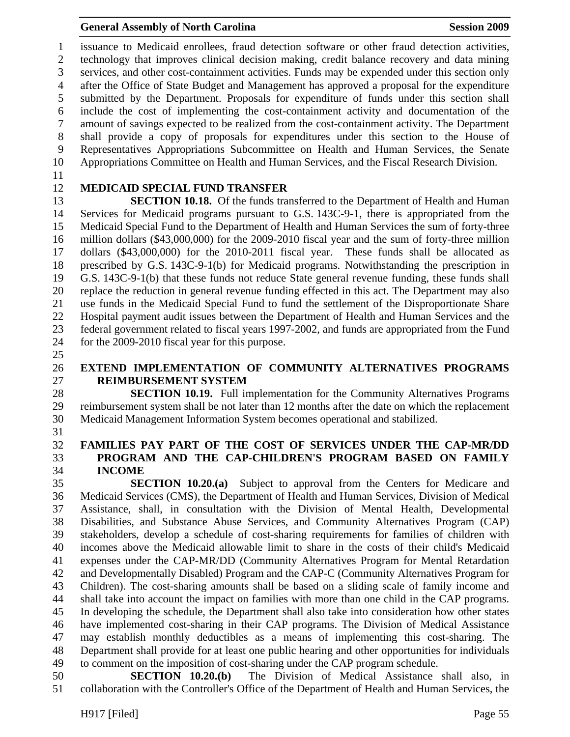issuance to Medicaid enrollees, fraud detection software or other fraud detection activities, technology that improves clinical decision making, credit balance recovery and data mining services, and other cost-containment activities. Funds may be expended under this section only after the Office of State Budget and Management has approved a proposal for the expenditure submitted by the Department. Proposals for expenditure of funds under this section shall include the cost of implementing the cost-containment activity and documentation of the amount of savings expected to be realized from the cost-containment activity. The Department shall provide a copy of proposals for expenditures under this section to the House of Representatives Appropriations Subcommittee on Health and Human Services, the Senate Appropriations Committee on Health and Human Services, and the Fiscal Research Division.

**MEDICAID SPECIAL FUND TRANSFER**

**SECTION 10.18.** Of the funds transferred to the Department of Health and Human Services for Medicaid programs pursuant to G.S. 143C-9-1, there is appropriated from the Medicaid Special Fund to the Department of Health and Human Services the sum of forty-three million dollars ($43,000,000) for the 2009-2010 fiscal year and the sum of forty-three million dollars ($43,000,000) for the 2010-2011 fiscal year. These funds shall be allocated as prescribed by G.S. 143C-9-1(b) for Medicaid programs. Notwithstanding the prescription in G.S. 143C-9-1(b) that these funds not reduce State general revenue funding, these funds shall replace the reduction in general revenue funding effected in this act. The Department may also use funds in the Medicaid Special Fund to fund the settlement of the Disproportionate Share Hospital payment audit issues between the Department of Health and Human Services and the federal government related to fiscal years 1997-2002, and funds are appropriated from the Fund for the 2009-2010 fiscal year for this purpose.

**EXTEND IMPLEMENTATION OF COMMUNITY ALTERNATIVES PROGRAMS REIMBURSEMENT SYSTEM**

**SECTION 10.19.** Full implementation for the Community Alternatives Programs reimbursement system shall be not later than 12 months after the date on which the replacement Medicaid Management Information System becomes operational and stabilized.

**FAMILIES PAY PART OF THE COST OF SERVICES UNDER THE CAP-MR/DD PROGRAM AND THE CAP-CHILDREN'S PROGRAM BASED ON FAMILY INCOME**

**SECTION 10.20.(a)** Subject to approval from the Centers for Medicare and Medicaid Services (CMS), the Department of Health and Human Services, Division of Medical Assistance, shall, in consultation with the Division of Mental Health, Developmental Disabilities, and Substance Abuse Services, and Community Alternatives Program (CAP) stakeholders, develop a schedule of cost-sharing requirements for families of children with incomes above the Medicaid allowable limit to share in the costs of their child's Medicaid expenses under the CAP-MR/DD (Community Alternatives Program for Mental Retardation and Developmentally Disabled) Program and the CAP-C (Community Alternatives Program for Children). The cost-sharing amounts shall be based on a sliding scale of family income and shall take into account the impact on families with more than one child in the CAP programs. In developing the schedule, the Department shall also take into consideration how other states have implemented cost-sharing in their CAP programs. The Division of Medical Assistance may establish monthly deductibles as a means of implementing this cost-sharing. The Department shall provide for at least one public hearing and other opportunities for individuals to comment on the imposition of cost-sharing under the CAP program schedule.

**SECTION 10.20.(b)** The Division of Medical Assistance shall also, in collaboration with the Controller's Office of the Department of Health and Human Services, the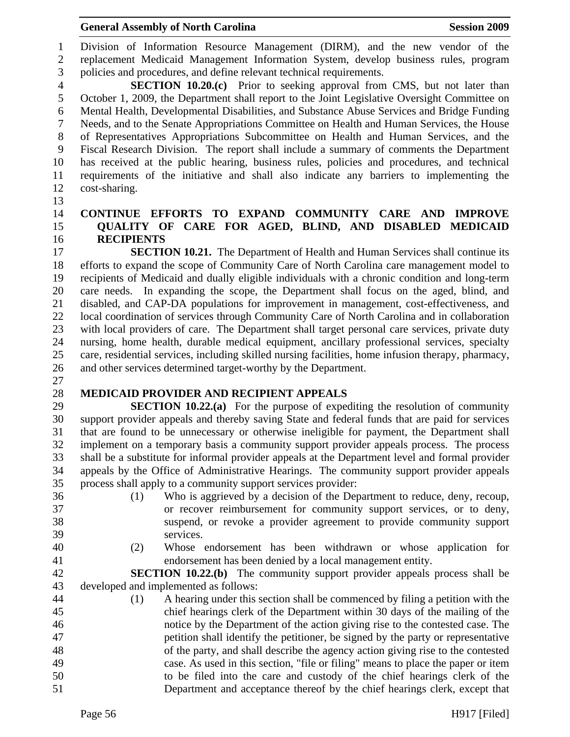Division of Information Resource Management (DIRM), and the new vendor of the replacement Medicaid Management Information System, develop business rules, program policies and procedures, and define relevant technical requirements.

**SECTION 10.20.(c)** Prior to seeking approval from CMS, but not later than October 1, 2009, the Department shall report to the Joint Legislative Oversight Committee on Mental Health, Developmental Disabilities, and Substance Abuse Services and Bridge Funding Needs, and to the Senate Appropriations Committee on Health and Human Services, the House of Representatives Appropriations Subcommittee on Health and Human Services, and the Fiscal Research Division. The report shall include a summary of comments the Department has received at the public hearing, business rules, policies and procedures, and technical requirements of the initiative and shall also indicate any barriers to implementing the cost-sharing.

**CONTINUE EFFORTS TO EXPAND COMMUNITY CARE AND IMPROVE QUALITY OF CARE FOR AGED, BLIND, AND DISABLED MEDICAID RECIPIENTS**

**SECTION 10.21.** The Department of Health and Human Services shall continue its efforts to expand the scope of Community Care of North Carolina care management model to recipients of Medicaid and dually eligible individuals with a chronic condition and long-term care needs. In expanding the scope, the Department shall focus on the aged, blind, and disabled, and CAP-DA populations for improvement in management, cost-effectiveness, and local coordination of services through Community Care of North Carolina and in collaboration with local providers of care. The Department shall target personal care services, private duty nursing, home health, durable medical equipment, ancillary professional services, specialty care, residential services, including skilled nursing facilities, home infusion therapy, pharmacy, and other services determined target-worthy by the Department.

**MEDICAID PROVIDER AND RECIPIENT APPEALS**

**SECTION 10.22.(a)** For the purpose of expediting the resolution of community support provider appeals and thereby saving State and federal funds that are paid for services that are found to be unnecessary or otherwise ineligible for payment, the Department shall implement on a temporary basis a community support provider appeals process. The process shall be a substitute for informal provider appeals at the Department level and formal provider appeals by the Office of Administrative Hearings. The community support provider appeals process shall apply to a community support services provider:

(1) Who is aggrieved by a decision of the Department to reduce, deny, recoup, or recover reimbursement for community support services, or to deny, suspend, or revoke a provider agreement to provide community support services.

(2) Whose endorsement has been withdrawn or whose application for endorsement has been denied by a local management entity.

**SECTION 10.22.(b)** The community support provider appeals process shall be developed and implemented as follows:

(1) A hearing under this section shall be commenced by filing a petition with the chief hearings clerk of the Department within 30 days of the mailing of the notice by the Department of the action giving rise to the contested case. The petition shall identify the petitioner, be signed by the party or representative of the party, and shall describe the agency action giving rise to the contested case. As used in this section, "file or filing" means to place the paper or item to be filed into the care and custody of the chief hearings clerk of the Department and acceptance thereof by the chief hearings clerk, except that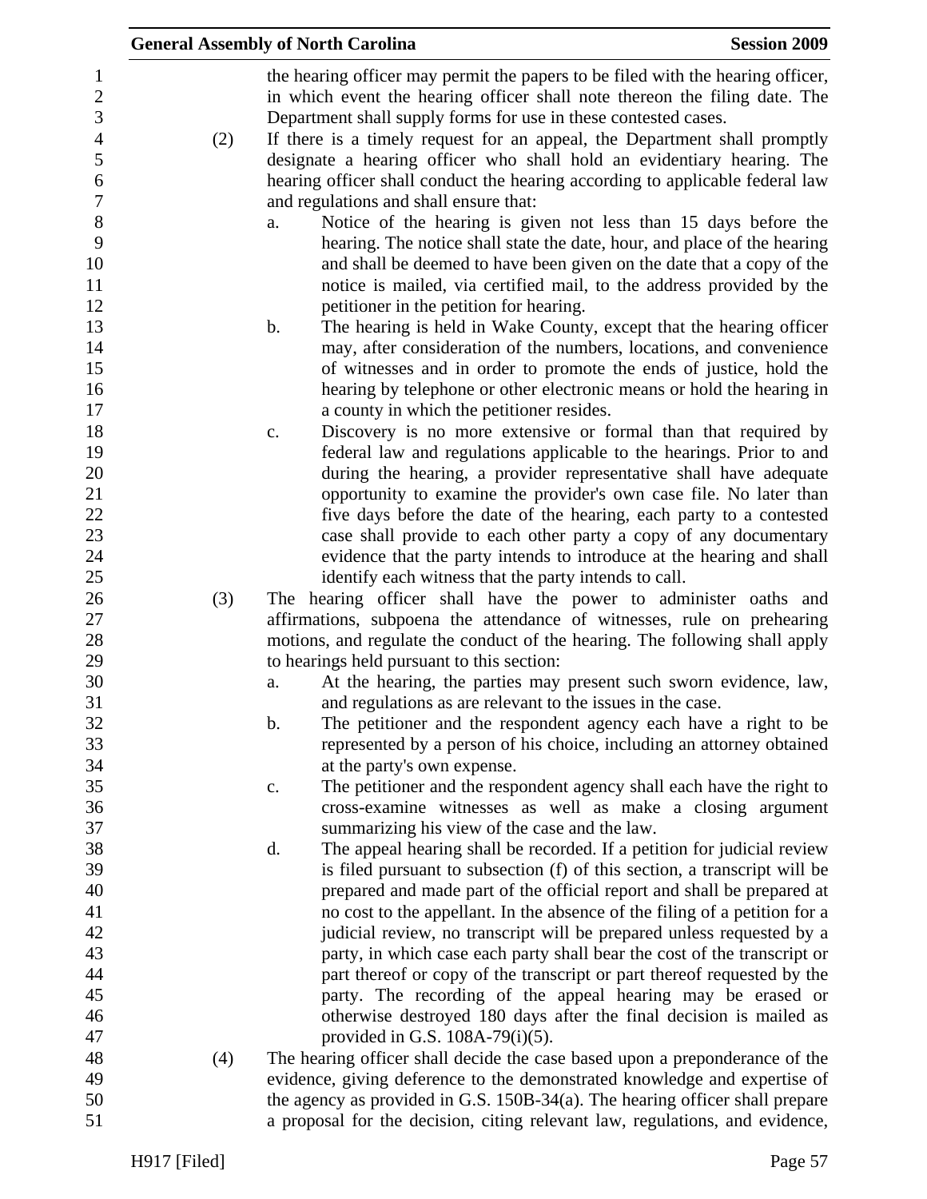the hearing officer may permit the papers to be filed with the hearing officer, in which event the hearing officer shall note thereon the filing date. The Department shall supply forms for use in these contested cases.

(2) If there is a timely request for an appeal, the Department shall promptly designate a hearing officer who shall hold an evidentiary hearing. The hearing officer shall conduct the hearing according to applicable federal law and regulations and shall ensure that:

a. Notice of the hearing is given not less than 15 days before the hearing. The notice shall state the date, hour, and place of the hearing and shall be deemed to have been given on the date that a copy of the notice is mailed, via certified mail, to the address provided by the petitioner in the petition for hearing.

b. The hearing is held in Wake County, except that the hearing officer may, after consideration of the numbers, locations, and convenience of witnesses and in order to promote the ends of justice, hold the hearing by telephone or other electronic means or hold the hearing in a county in which the petitioner resides.

c. Discovery is no more extensive or formal than that required by federal law and regulations applicable to the hearings. Prior to and during the hearing, a provider representative shall have adequate opportunity to examine the provider's own case file. No later than five days before the date of the hearing, each party to a contested case shall provide to each other party a copy of any documentary evidence that the party intends to introduce at the hearing and shall identify each witness that the party intends to call.

(3) The hearing officer shall have the power to administer oaths and affirmations, subpoena the attendance of witnesses, rule on prehearing motions, and regulate the conduct of the hearing. The following shall apply to hearings held pursuant to this section:

a. At the hearing, the parties may present such sworn evidence, law, and regulations as are relevant to the issues in the case.

b. The petitioner and the respondent agency each have a right to be represented by a person of his choice, including an attorney obtained at the party's own expense.

c. The petitioner and the respondent agency shall each have the right to cross-examine witnesses as well as make a closing argument summarizing his view of the case and the law.

d. The appeal hearing shall be recorded. If a petition for judicial review is filed pursuant to subsection (f) of this section, a transcript will be prepared and made part of the official report and shall be prepared at no cost to the appellant. In the absence of the filing of a petition for a judicial review, no transcript will be prepared unless requested by a party, in which case each party shall bear the cost of the transcript or part thereof or copy of the transcript or part thereof requested by the party. The recording of the appeal hearing may be erased or otherwise destroyed 180 days after the final decision is mailed as provided in G.S. 108A-79(i)(5).

(4) The hearing officer shall decide the case based upon a preponderance of the evidence, giving deference to the demonstrated knowledge and expertise of the agency as provided in G.S. 150B-34(a). The hearing officer shall prepare a proposal for the decision, citing relevant law, regulations, and evidence,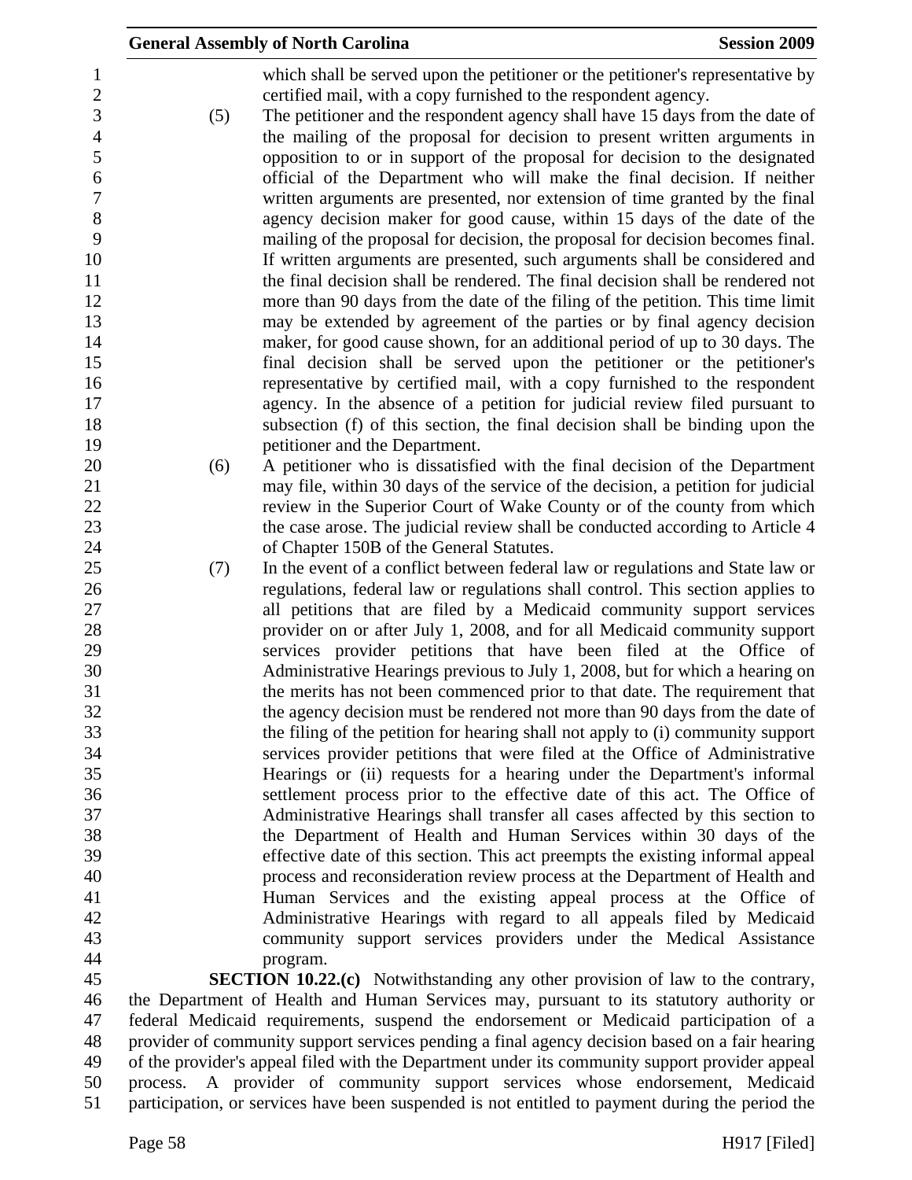which shall be served upon the petitioner or the petitioner's representative by certified mail, with a copy furnished to the respondent agency.

(5) The petitioner and the respondent agency shall have 15 days from the date of the mailing of the proposal for decision to present written arguments in opposition to or in support of the proposal for decision to the designated official of the Department who will make the final decision. If neither written arguments are presented, nor extension of time granted by the final agency decision maker for good cause, within 15 days of the date of the mailing of the proposal for decision, the proposal for decision becomes final. If written arguments are presented, such arguments shall be considered and the final decision shall be rendered. The final decision shall be rendered not more than 90 days from the date of the filing of the petition. This time limit may be extended by agreement of the parties or by final agency decision maker, for good cause shown, for an additional period of up to 30 days. The final decision shall be served upon the petitioner or the petitioner's representative by certified mail, with a copy furnished to the respondent agency. In the absence of a petition for judicial review filed pursuant to subsection (f) of this section, the final decision shall be binding upon the petitioner and the Department.

(6) A petitioner who is dissatisfied with the final decision of the Department may file, within 30 days of the service of the decision, a petition for judicial review in the Superior Court of Wake County or of the county from which the case arose. The judicial review shall be conducted according to Article 4 of Chapter 150B of the General Statutes.

(7) In the event of a conflict between federal law or regulations and State law or regulations, federal law or regulations shall control. This section applies to all petitions that are filed by a Medicaid community support services provider on or after July 1, 2008, and for all Medicaid community support services provider petitions that have been filed at the Office of Administrative Hearings previous to July 1, 2008, but for which a hearing on the merits has not been commenced prior to that date. The requirement that the agency decision must be rendered not more than 90 days from the date of the filing of the petition for hearing shall not apply to (i) community support services provider petitions that were filed at the Office of Administrative Hearings or (ii) requests for a hearing under the Department's informal settlement process prior to the effective date of this act. The Office of Administrative Hearings shall transfer all cases affected by this section to the Department of Health and Human Services within 30 days of the effective date of this section. This act preempts the existing informal appeal process and reconsideration review process at the Department of Health and Human Services and the existing appeal process at the Office of Administrative Hearings with regard to all appeals filed by Medicaid community support services providers under the Medical Assistance program.

**SECTION 10.22.(c)** Notwithstanding any other provision of law to the contrary, the Department of Health and Human Services may, pursuant to its statutory authority or federal Medicaid requirements, suspend the endorsement or Medicaid participation of a provider of community support services pending a final agency decision based on a fair hearing of the provider's appeal filed with the Department under its community support provider appeal process. A provider of community support services whose endorsement, Medicaid participation, or services have been suspended is not entitled to payment during the period the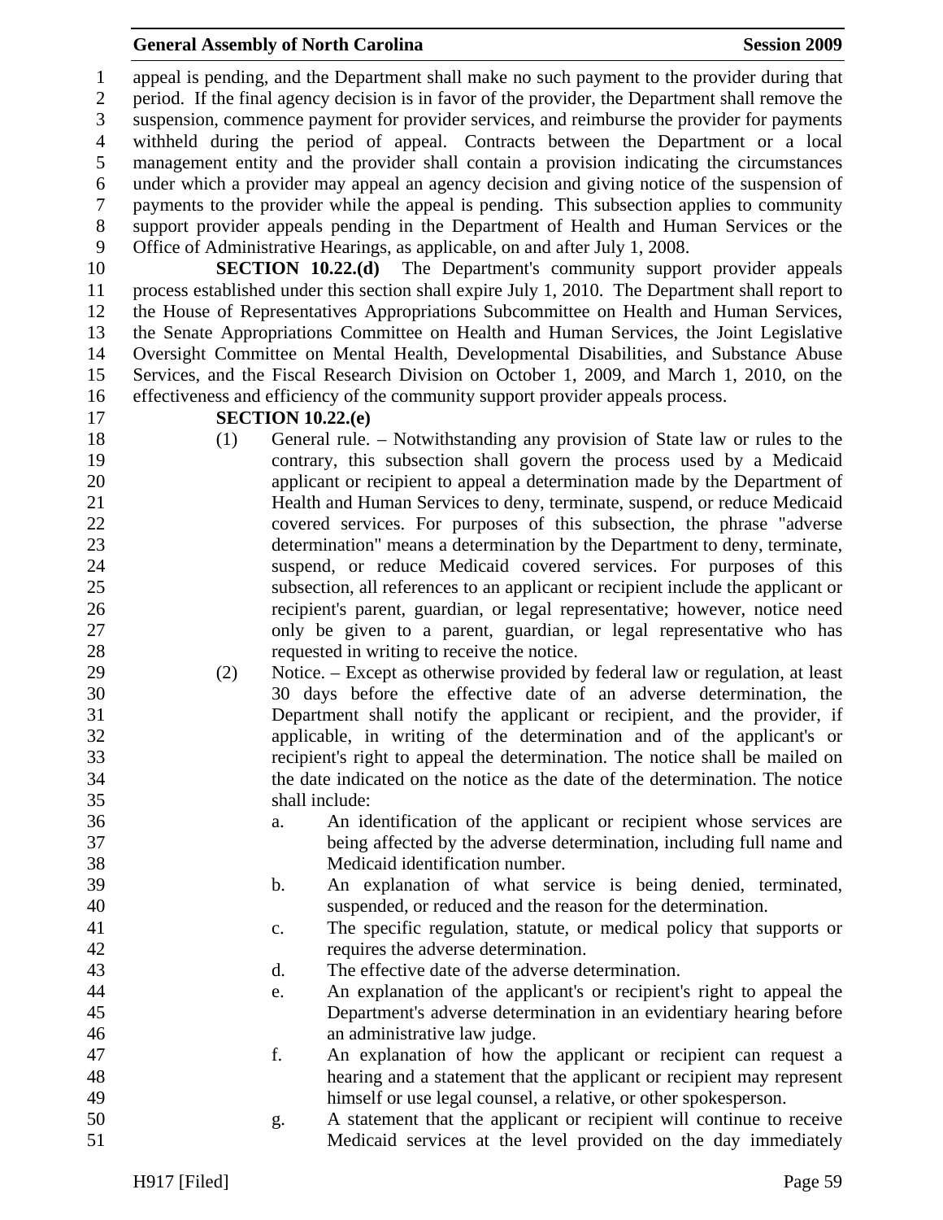appeal is pending, and the Department shall make no such payment to the provider during that period. If the final agency decision is in favor of the provider, the Department shall remove the suspension, commence payment for provider services, and reimburse the provider for payments withheld during the period of appeal. Contracts between the Department or a local management entity and the provider shall contain a provision indicating the circumstances under which a provider may appeal an agency decision and giving notice of the suspension of payments to the provider while the appeal is pending. This subsection applies to community support provider appeals pending in the Department of Health and Human Services or the Office of Administrative Hearings, as applicable, on and after July 1, 2008.

**SECTION 10.22.(d)** The Department's community support provider appeals process established under this section shall expire July 1, 2010. The Department shall report to the House of Representatives Appropriations Subcommittee on Health and Human Services, the Senate Appropriations Committee on Health and Human Services, the Joint Legislative Oversight Committee on Mental Health, Developmental Disabilities, and Substance Abuse Services, and the Fiscal Research Division on October 1, 2009, and March 1, 2010, on the effectiveness and efficiency of the community support provider appeals process.

**SECTION 10.22.(e)**

(1) General rule. – Notwithstanding any provision of State law or rules to the contrary, this subsection shall govern the process used by a Medicaid applicant or recipient to appeal a determination made by the Department of Health and Human Services to deny, terminate, suspend, or reduce Medicaid covered services. For purposes of this subsection, the phrase "adverse determination" means a determination by the Department to deny, terminate, suspend, or reduce Medicaid covered services. For purposes of this subsection, all references to an applicant or recipient include the applicant or recipient's parent, guardian, or legal representative; however, notice need only be given to a parent, guardian, or legal representative who has requested in writing to receive the notice.

(2) Notice. – Except as otherwise provided by federal law or regulation, at least 30 days before the effective date of an adverse determination, the Department shall notify the applicant or recipient, and the provider, if applicable, in writing of the determination and of the applicant's or recipient's right to appeal the determination. The notice shall be mailed on the date indicated on the notice as the date of the determination. The notice shall include:

a. An identification of the applicant or recipient whose services are being affected by the adverse determination, including full name and Medicaid identification number.

b. An explanation of what service is being denied, terminated, suspended, or reduced and the reason for the determination.

c. The specific regulation, statute, or medical policy that supports or requires the adverse determination.

d. The effective date of the adverse determination.

e. An explanation of the applicant's or recipient's right to appeal the Department's adverse determination in an evidentiary hearing before an administrative law judge.

f. An explanation of how the applicant or recipient can request a hearing and a statement that the applicant or recipient may represent himself or use legal counsel, a relative, or other spokesperson.

g. A statement that the applicant or recipient will continue to receive Medicaid services at the level provided on the day immediately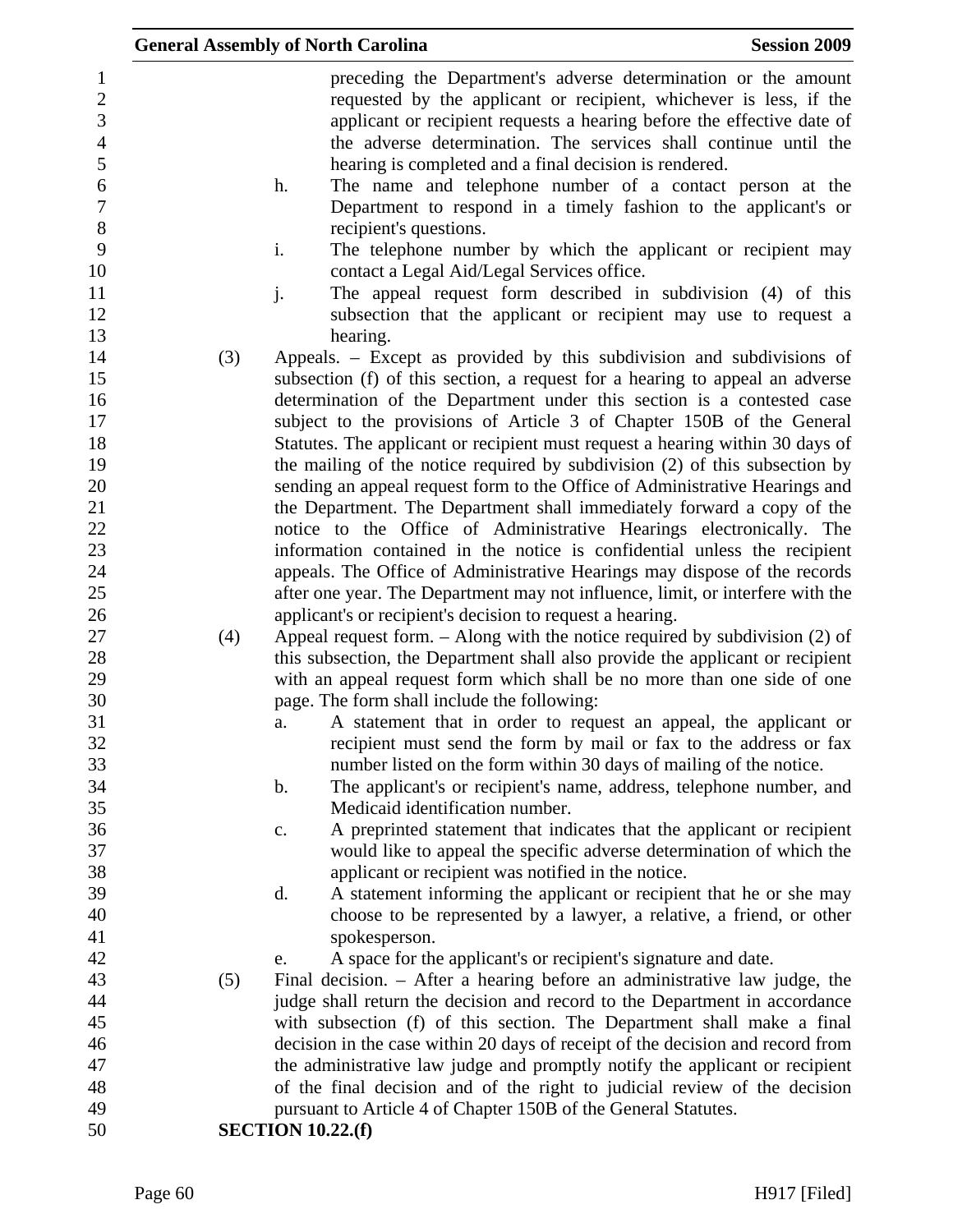preceding the Department's adverse determination or the amount requested by the applicant or recipient, whichever is less, if the applicant or recipient requests a hearing before the effective date of the adverse determination. The services shall continue until the hearing is completed and a final decision is rendered.

h. The name and telephone number of a contact person at the Department to respond in a timely fashion to the applicant's or recipient's questions.

i. The telephone number by which the applicant or recipient may contact a Legal Aid/Legal Services office.

j. The appeal request form described in subdivision (4) of this subsection that the applicant or recipient may use to request a hearing.

(3) Appeals. – Except as provided by this subdivision and subdivisions of subsection (f) of this section, a request for a hearing to appeal an adverse determination of the Department under this section is a contested case subject to the provisions of Article 3 of Chapter 150B of the General Statutes. The applicant or recipient must request a hearing within 30 days of the mailing of the notice required by subdivision (2) of this subsection by sending an appeal request form to the Office of Administrative Hearings and the Department. The Department shall immediately forward a copy of the notice to the Office of Administrative Hearings electronically. The information contained in the notice is confidential unless the recipient appeals. The Office of Administrative Hearings may dispose of the records after one year. The Department may not influence, limit, or interfere with the applicant's or recipient's decision to request a hearing.

(4) Appeal request form. – Along with the notice required by subdivision (2) of this subsection, the Department shall also provide the applicant or recipient with an appeal request form which shall be no more than one side of one page. The form shall include the following:

a. A statement that in order to request an appeal, the applicant or recipient must send the form by mail or fax to the address or fax number listed on the form within 30 days of mailing of the notice.

b. The applicant's or recipient's name, address, telephone number, and Medicaid identification number.

c. A preprinted statement that indicates that the applicant or recipient would like to appeal the specific adverse determination of which the applicant or recipient was notified in the notice.

d. A statement informing the applicant or recipient that he or she may choose to be represented by a lawyer, a relative, a friend, or other spokesperson.

e. A space for the applicant's or recipient's signature and date.

(5) Final decision. – After a hearing before an administrative law judge, the judge shall return the decision and record to the Department in accordance with subsection (f) of this section. The Department shall make a final decision in the case within 20 days of receipt of the decision and record from the administrative law judge and promptly notify the applicant or recipient of the final decision and of the right to judicial review of the decision pursuant to Article 4 of Chapter 150B of the General Statutes.

**SECTION 10.22.(f)**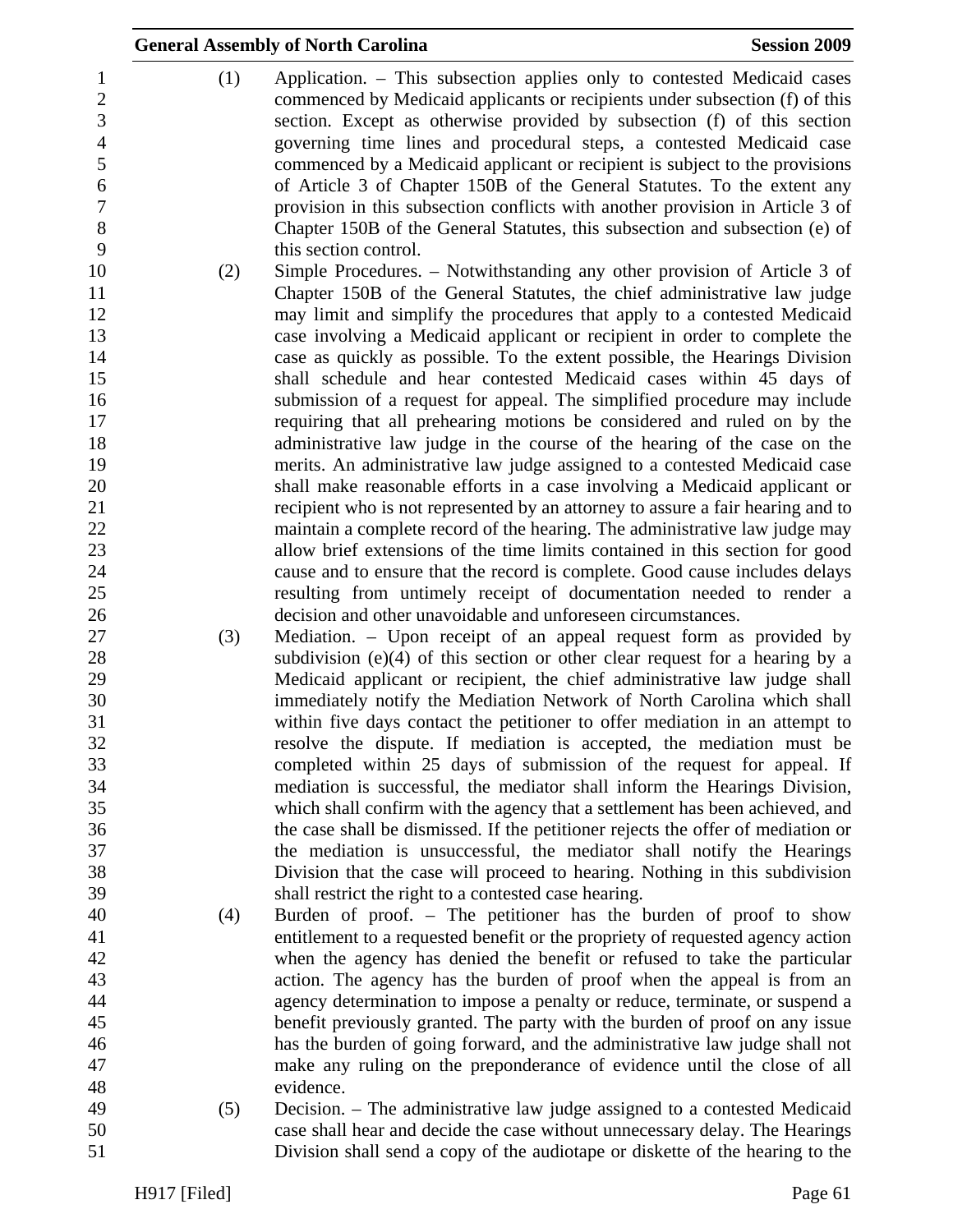(1) Application. – This subsection applies only to contested Medicaid cases commenced by Medicaid applicants or recipients under subsection (f) of this section. Except as otherwise provided by subsection (f) of this section governing time lines and procedural steps, a contested Medicaid case commenced by a Medicaid applicant or recipient is subject to the provisions of Article 3 of Chapter 150B of the General Statutes. To the extent any provision in this subsection conflicts with another provision in Article 3 of Chapter 150B of the General Statutes, this subsection and subsection (e) of this section control.

(2) Simple Procedures. – Notwithstanding any other provision of Article 3 of Chapter 150B of the General Statutes, the chief administrative law judge may limit and simplify the procedures that apply to a contested Medicaid case involving a Medicaid applicant or recipient in order to complete the case as quickly as possible. To the extent possible, the Hearings Division shall schedule and hear contested Medicaid cases within 45 days of submission of a request for appeal. The simplified procedure may include requiring that all prehearing motions be considered and ruled on by the administrative law judge in the course of the hearing of the case on the merits. An administrative law judge assigned to a contested Medicaid case shall make reasonable efforts in a case involving a Medicaid applicant or recipient who is not represented by an attorney to assure a fair hearing and to maintain a complete record of the hearing. The administrative law judge may allow brief extensions of the time limits contained in this section for good cause and to ensure that the record is complete. Good cause includes delays resulting from untimely receipt of documentation needed to render a decision and other unavoidable and unforeseen circumstances.

(3) Mediation. – Upon receipt of an appeal request form as provided by subdivision (e)(4) of this section or other clear request for a hearing by a Medicaid applicant or recipient, the chief administrative law judge shall immediately notify the Mediation Network of North Carolina which shall within five days contact the petitioner to offer mediation in an attempt to resolve the dispute. If mediation is accepted, the mediation must be completed within 25 days of submission of the request for appeal. If mediation is successful, the mediator shall inform the Hearings Division, which shall confirm with the agency that a settlement has been achieved, and the case shall be dismissed. If the petitioner rejects the offer of mediation or the mediation is unsuccessful, the mediator shall notify the Hearings Division that the case will proceed to hearing. Nothing in this subdivision shall restrict the right to a contested case hearing.

(4) Burden of proof. – The petitioner has the burden of proof to show entitlement to a requested benefit or the propriety of requested agency action when the agency has denied the benefit or refused to take the particular action. The agency has the burden of proof when the appeal is from an agency determination to impose a penalty or reduce, terminate, or suspend a benefit previously granted. The party with the burden of proof on any issue has the burden of going forward, and the administrative law judge shall not make any ruling on the preponderance of evidence until the close of all evidence.

(5) Decision. – The administrative law judge assigned to a contested Medicaid case shall hear and decide the case without unnecessary delay. The Hearings Division shall send a copy of the audiotape or diskette of the hearing to the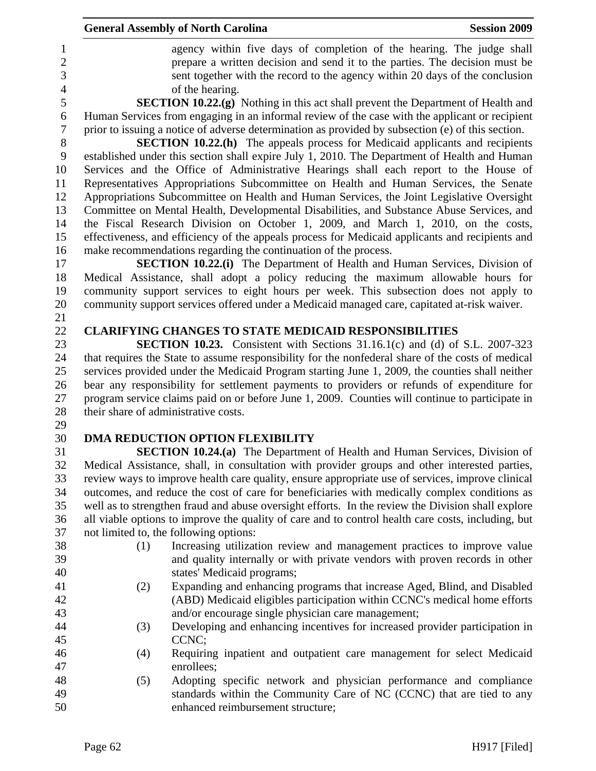agency within five days of completion of the hearing. The judge shall prepare a written decision and send it to the parties. The decision must be sent together with the record to the agency within 20 days of the conclusion of the hearing.

**SECTION 10.22.(g)** Nothing in this act shall prevent the Department of Health and Human Services from engaging in an informal review of the case with the applicant or recipient prior to issuing a notice of adverse determination as provided by subsection (e) of this section.

**SECTION 10.22.(h)** The appeals process for Medicaid applicants and recipients established under this section shall expire July 1, 2010. The Department of Health and Human Services and the Office of Administrative Hearings shall each report to the House of Representatives Appropriations Subcommittee on Health and Human Services, the Senate Appropriations Subcommittee on Health and Human Services, the Joint Legislative Oversight Committee on Mental Health, Developmental Disabilities, and Substance Abuse Services, and the Fiscal Research Division on October 1, 2009, and March 1, 2010, on the costs, effectiveness, and efficiency of the appeals process for Medicaid applicants and recipients and make recommendations regarding the continuation of the process.

**SECTION 10.22.(i)** The Department of Health and Human Services, Division of Medical Assistance, shall adopt a policy reducing the maximum allowable hours for community support services to eight hours per week. This subsection does not apply to community support services offered under a Medicaid managed care, capitated at-risk waiver.

**CLARIFYING CHANGES TO STATE MEDICAID RESPONSIBILITIES**

**SECTION 10.23.** Consistent with Sections 31.16.1(c) and (d) of S.L. 2007-323 that requires the State to assume responsibility for the nonfederal share of the costs of medical services provided under the Medicaid Program starting June 1, 2009, the counties shall neither bear any responsibility for settlement payments to providers or refunds of expenditure for program service claims paid on or before June 1, 2009. Counties will continue to participate in their share of administrative costs.

**DMA REDUCTION OPTION FLEXIBILITY**

**SECTION 10.24.(a)** The Department of Health and Human Services, Division of Medical Assistance, shall, in consultation with provider groups and other interested parties, review ways to improve health care quality, ensure appropriate use of services, improve clinical outcomes, and reduce the cost of care for beneficiaries with medically complex conditions as well as to strengthen fraud and abuse oversight efforts. In the review the Division shall explore all viable options to improve the quality of care and to control health care costs, including, but not limited to, the following options:

(1) Increasing utilization review and management practices to improve value and quality internally or with private vendors with proven records in other states' Medicaid programs;

(2) Expanding and enhancing programs that increase Aged, Blind, and Disabled (ABD) Medicaid eligibles participation within CCNC's medical home efforts and/or encourage single physician care management;

(3) Developing and enhancing incentives for increased provider participation in CCNC;

(4) Requiring inpatient and outpatient care management for select Medicaid enrollees;

(5) Adopting specific network and physician performance and compliance standards within the Community Care of NC (CCNC) that are tied to any enhanced reimbursement structure;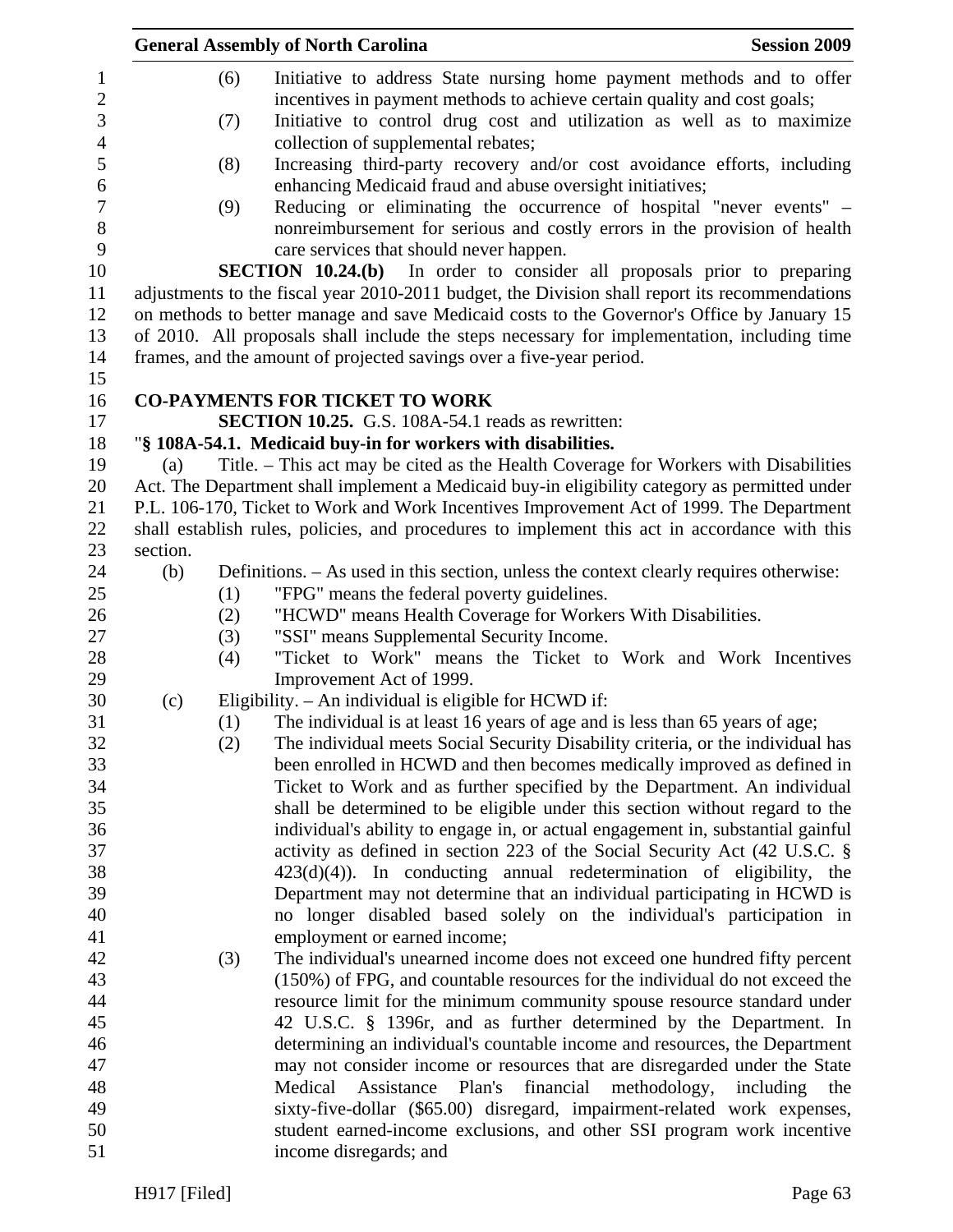(6) Initiative to address State nursing home payment methods and to offer incentives in payment methods to achieve certain quality and cost goals;

(7) Initiative to control drug cost and utilization as well as to maximize collection of supplemental rebates;

(8) Increasing third-party recovery and/or cost avoidance efforts, including enhancing Medicaid fraud and abuse oversight initiatives;

(9) Reducing or eliminating the occurrence of hospital "never events" – nonreimbursement for serious and costly errors in the provision of health care services that should never happen.

**SECTION 10.24.(b)** In order to consider all proposals prior to preparing adjustments to the fiscal year 2010-2011 budget, the Division shall report its recommendations on methods to better manage and save Medicaid costs to the Governor's Office by January 15 of 2010. All proposals shall include the steps necessary for implementation, including time frames, and the amount of projected savings over a five-year period.

**CO-PAYMENTS FOR TICKET TO WORK**

**SECTION 10.25.** G.S. 108A-54.1 reads as rewritten:

"**§ 108A-54.1. Medicaid buy-in for workers with disabilities.**

(a) Title. – This act may be cited as the Health Coverage for Workers with Disabilities Act. The Department shall implement a Medicaid buy-in eligibility category as permitted under P.L. 106-170, Ticket to Work and Work Incentives Improvement Act of 1999. The Department shall establish rules, policies, and procedures to implement this act in accordance with this section.

(b) Definitions. – As used in this section, unless the context clearly requires otherwise:

(1) "FPG" means the federal poverty guidelines.

(2) "HCWD" means Health Coverage for Workers With Disabilities.

(3) "SSI" means Supplemental Security Income.

(4) "Ticket to Work" means the Ticket to Work and Work Incentives Improvement Act of 1999.

(c) Eligibility. – An individual is eligible for HCWD if:

(1) The individual is at least 16 years of age and is less than 65 years of age;

(2) The individual meets Social Security Disability criteria, or the individual has been enrolled in HCWD and then becomes medically improved as defined in Ticket to Work and as further specified by the Department. An individual shall be determined to be eligible under this section without regard to the individual's ability to engage in, or actual engagement in, substantial gainful activity as defined in section 223 of the Social Security Act (42 U.S.C. § 423(d)(4)). In conducting annual redetermination of eligibility, the Department may not determine that an individual participating in HCWD is no longer disabled based solely on the individual's participation in employment or earned income;

(3) The individual's unearned income does not exceed one hundred fifty percent (150%) of FPG, and countable resources for the individual do not exceed the resource limit for the minimum community spouse resource standard under 42 U.S.C. § 1396r, and as further determined by the Department. In determining an individual's countable income and resources, the Department may not consider income or resources that are disregarded under the State Medical Assistance Plan's financial methodology, including the sixty-five-dollar ($65.00) disregard, impairment-related work expenses, student earned-income exclusions, and other SSI program work incentive income disregards; and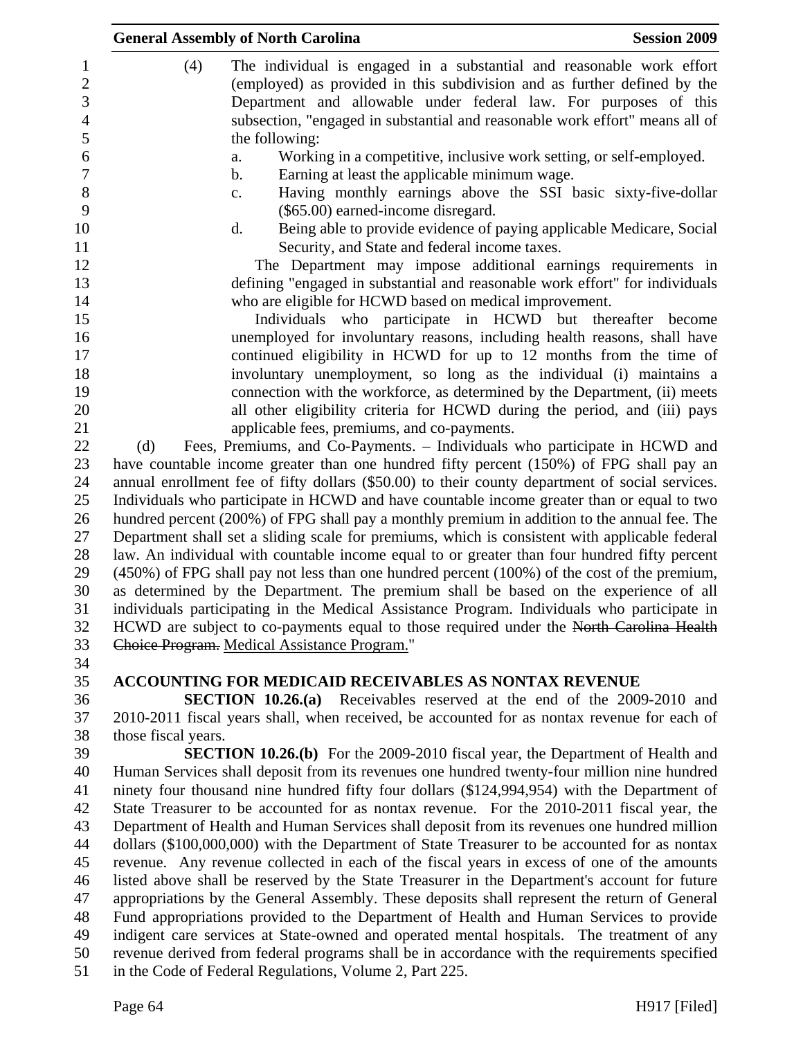(4) The individual is engaged in a substantial and reasonable work effort (employed) as provided in this subdivision and as further defined by the Department and allowable under federal law. For purposes of this subsection, "engaged in substantial and reasonable work effort" means all of the following:

a. Working in a competitive, inclusive work setting, or self-employed.
b. Earning at least the applicable minimum wage.
c. Having monthly earnings above the SSI basic sixty-five-dollar ($65.00) earned-income disregard.
d. Being able to provide evidence of paying applicable Medicare, Social Security, and State and federal income taxes.

The Department may impose additional earnings requirements in defining "engaged in substantial and reasonable work effort" for individuals who are eligible for HCWD based on medical improvement.

Individuals who participate in HCWD but thereafter become unemployed for involuntary reasons, including health reasons, shall have continued eligibility in HCWD for up to 12 months from the time of involuntary unemployment, so long as the individual (i) maintains a connection with the workforce, as determined by the Department, (ii) meets all other eligibility criteria for HCWD during the period, and (iii) pays applicable fees, premiums, and co-payments.

(d) Fees, Premiums, and Co-Payments. – Individuals who participate in HCWD and have countable income greater than one hundred fifty percent (150%) of FPG shall pay an annual enrollment fee of fifty dollars ($50.00) to their county department of social services. Individuals who participate in HCWD and have countable income greater than or equal to two hundred percent (200%) of FPG shall pay a monthly premium in addition to the annual fee. The Department shall set a sliding scale for premiums, which is consistent with applicable federal law. An individual with countable income equal to or greater than four hundred fifty percent (450%) of FPG shall pay not less than one hundred percent (100%) of the cost of the premium, as determined by the Department. The premium shall be based on the experience of all individuals participating in the Medical Assistance Program. Individuals who participate in HCWD are subject to co-payments equal to those required under the ~~North Carolina Health Choice Program.~~ Medical Assistance Program."

**ACCOUNTING FOR MEDICAID RECEIVABLES AS NONTAX REVENUE**

**SECTION 10.26.(a)** Receivables reserved at the end of the 2009-2010 and 2010-2011 fiscal years shall, when received, be accounted for as nontax revenue for each of those fiscal years.

**SECTION 10.26.(b)** For the 2009-2010 fiscal year, the Department of Health and Human Services shall deposit from its revenues one hundred twenty-four million nine hundred ninety four thousand nine hundred fifty four dollars ($124,994,954) with the Department of State Treasurer to be accounted for as nontax revenue. For the 2010-2011 fiscal year, the Department of Health and Human Services shall deposit from its revenues one hundred million dollars ($100,000,000) with the Department of State Treasurer to be accounted for as nontax revenue. Any revenue collected in each of the fiscal years in excess of one of the amounts listed above shall be reserved by the State Treasurer in the Department's account for future appropriations by the General Assembly. These deposits shall represent the return of General Fund appropriations provided to the Department of Health and Human Services to provide indigent care services at State-owned and operated mental hospitals. The treatment of any revenue derived from federal programs shall be in accordance with the requirements specified in the Code of Federal Regulations, Volume 2, Part 225.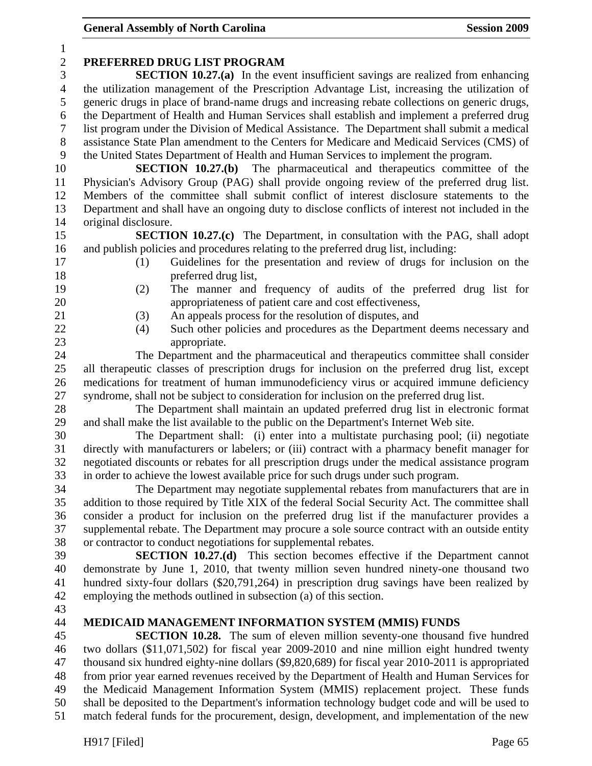**PREFERRED DRUG LIST PROGRAM**

**SECTION 10.27.(a)** In the event insufficient savings are realized from enhancing the utilization management of the Prescription Advantage List, increasing the utilization of generic drugs in place of brand-name drugs and increasing rebate collections on generic drugs, the Department of Health and Human Services shall establish and implement a preferred drug list program under the Division of Medical Assistance. The Department shall submit a medical assistance State Plan amendment to the Centers for Medicare and Medicaid Services (CMS) of the United States Department of Health and Human Services to implement the program.

**SECTION 10.27.(b)** The pharmaceutical and therapeutics committee of the Physician's Advisory Group (PAG) shall provide ongoing review of the preferred drug list. Members of the committee shall submit conflict of interest disclosure statements to the Department and shall have an ongoing duty to disclose conflicts of interest not included in the original disclosure.

**SECTION 10.27.(c)** The Department, in consultation with the PAG, shall adopt and publish policies and procedures relating to the preferred drug list, including:

(1) Guidelines for the presentation and review of drugs for inclusion on the preferred drug list,

(2) The manner and frequency of audits of the preferred drug list for appropriateness of patient care and cost effectiveness,

(3) An appeals process for the resolution of disputes, and

(4) Such other policies and procedures as the Department deems necessary and appropriate.

The Department and the pharmaceutical and therapeutics committee shall consider all therapeutic classes of prescription drugs for inclusion on the preferred drug list, except medications for treatment of human immunodeficiency virus or acquired immune deficiency syndrome, shall not be subject to consideration for inclusion on the preferred drug list.

The Department shall maintain an updated preferred drug list in electronic format and shall make the list available to the public on the Department's Internet Web site.

The Department shall: (i) enter into a multistate purchasing pool; (ii) negotiate directly with manufacturers or labelers; or (iii) contract with a pharmacy benefit manager for negotiated discounts or rebates for all prescription drugs under the medical assistance program in order to achieve the lowest available price for such drugs under such program.

The Department may negotiate supplemental rebates from manufacturers that are in addition to those required by Title XIX of the federal Social Security Act. The committee shall consider a product for inclusion on the preferred drug list if the manufacturer provides a supplemental rebate. The Department may procure a sole source contract with an outside entity or contractor to conduct negotiations for supplemental rebates.

**SECTION 10.27.(d)** This section becomes effective if the Department cannot demonstrate by June 1, 2010, that twenty million seven hundred ninety-one thousand two hundred sixty-four dollars ($20,791,264) in prescription drug savings have been realized by employing the methods outlined in subsection (a) of this section.

**MEDICAID MANAGEMENT INFORMATION SYSTEM (MMIS) FUNDS**

**SECTION 10.28.** The sum of eleven million seventy-one thousand five hundred two dollars ($11,071,502) for fiscal year 2009-2010 and nine million eight hundred twenty thousand six hundred eighty-nine dollars ($9,820,689) for fiscal year 2010-2011 is appropriated from prior year earned revenues received by the Department of Health and Human Services for the Medicaid Management Information System (MMIS) replacement project. These funds shall be deposited to the Department's information technology budget code and will be used to match federal funds for the procurement, design, development, and implementation of the new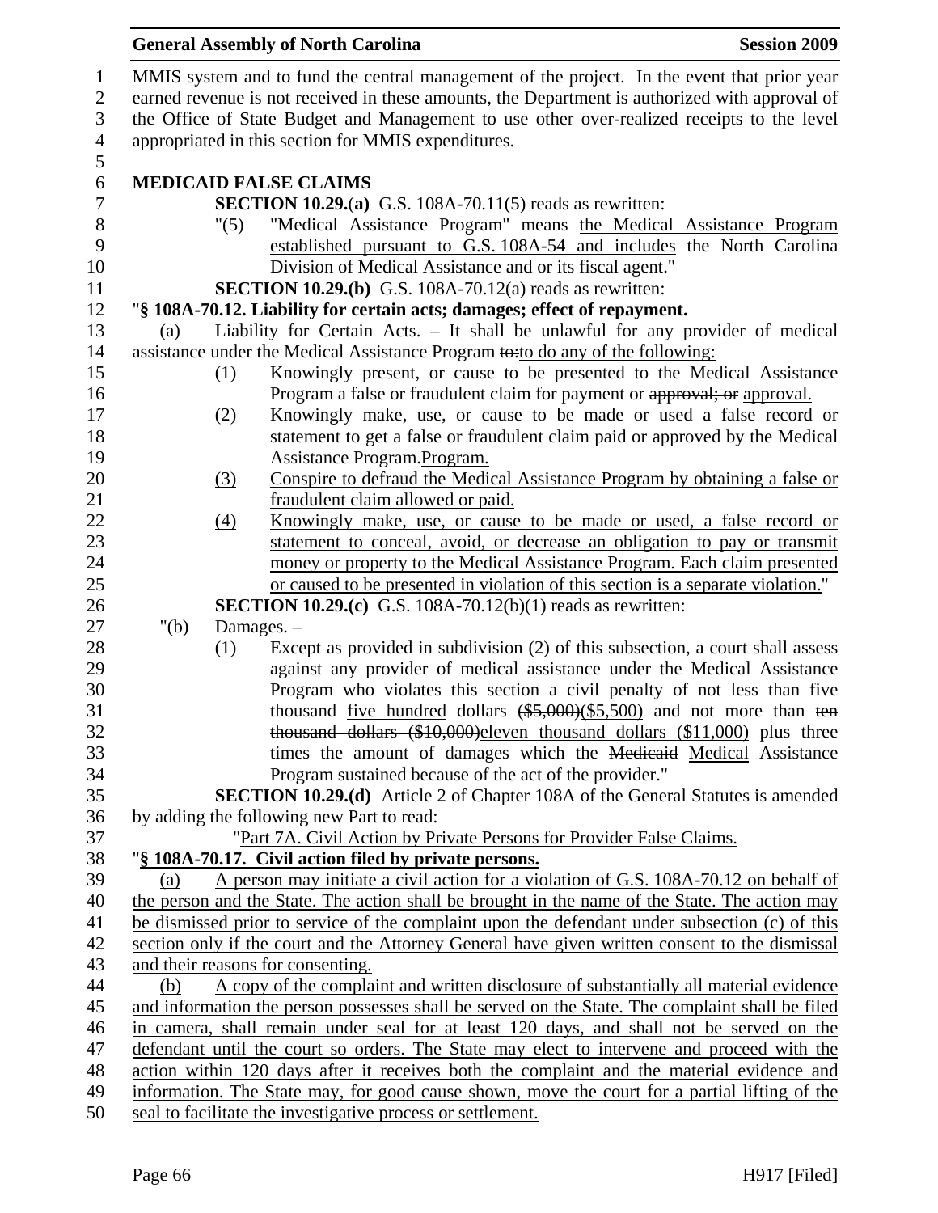MMIS system and to fund the central management of the project. In the event that prior year earned revenue is not received in these amounts, the Department is authorized with approval of the Office of State Budget and Management to use other over-realized receipts to the level appropriated in this section for MMIS expenditures.

**MEDICAID FALSE CLAIMS**

**SECTION 10.29.(a)** G.S. 108A-70.11(5) reads as rewritten:

"(5) "Medical Assistance Program" means the Medical Assistance Program established pursuant to G.S. 108A-54 and includes the North Carolina Division of Medical Assistance and or its fiscal agent."

**SECTION 10.29.(b)** G.S. 108A-70.12(a) reads as rewritten:

"**§ 108A-70.12. Liability for certain acts; damages; effect of repayment.**

(a) Liability for Certain Acts. – It shall be unlawful for any provider of medical assistance under the Medical Assistance Program to:to do any of the following:

(1) Knowingly present, or cause to be presented to the Medical Assistance Program a false or fraudulent claim for payment or approval; or approval.

(2) Knowingly make, use, or cause to be made or used a false record or statement to get a false or fraudulent claim paid or approved by the Medical Assistance Program.Program.

(3) Conspire to defraud the Medical Assistance Program by obtaining a false or fraudulent claim allowed or paid.

(4) Knowingly make, use, or cause to be made or used, a false record or statement to conceal, avoid, or decrease an obligation to pay or transmit money or property to the Medical Assistance Program. Each claim presented or caused to be presented in violation of this section is a separate violation."

**SECTION 10.29.(c)** G.S. 108A-70.12(b)(1) reads as rewritten:

"(b) Damages. –

(1) Except as provided in subdivision (2) of this subsection, a court shall assess against any provider of medical assistance under the Medical Assistance Program who violates this section a civil penalty of not less than five thousand five hundred dollars ($5,000)($5,500) and not more than ten thousand dollars ($10,000)eleven thousand dollars ($11,000) plus three times the amount of damages which the Medicaid Medical Assistance Program sustained because of the act of the provider."

**SECTION 10.29.(d)** Article 2 of Chapter 108A of the General Statutes is amended by adding the following new Part to read:

"Part 7A. Civil Action by Private Persons for Provider False Claims.

"**§ 108A-70.17. Civil action filed by private persons.**

(a) A person may initiate a civil action for a violation of G.S. 108A-70.12 on behalf of the person and the State. The action shall be brought in the name of the State. The action may be dismissed prior to service of the complaint upon the defendant under subsection (c) of this section only if the court and the Attorney General have given written consent to the dismissal and their reasons for consenting.

(b) A copy of the complaint and written disclosure of substantially all material evidence and information the person possesses shall be served on the State. The complaint shall be filed in camera, shall remain under seal for at least 120 days, and shall not be served on the defendant until the court so orders. The State may elect to intervene and proceed with the action within 120 days after it receives both the complaint and the material evidence and information. The State may, for good cause shown, move the court for a partial lifting of the seal to facilitate the investigative process or settlement.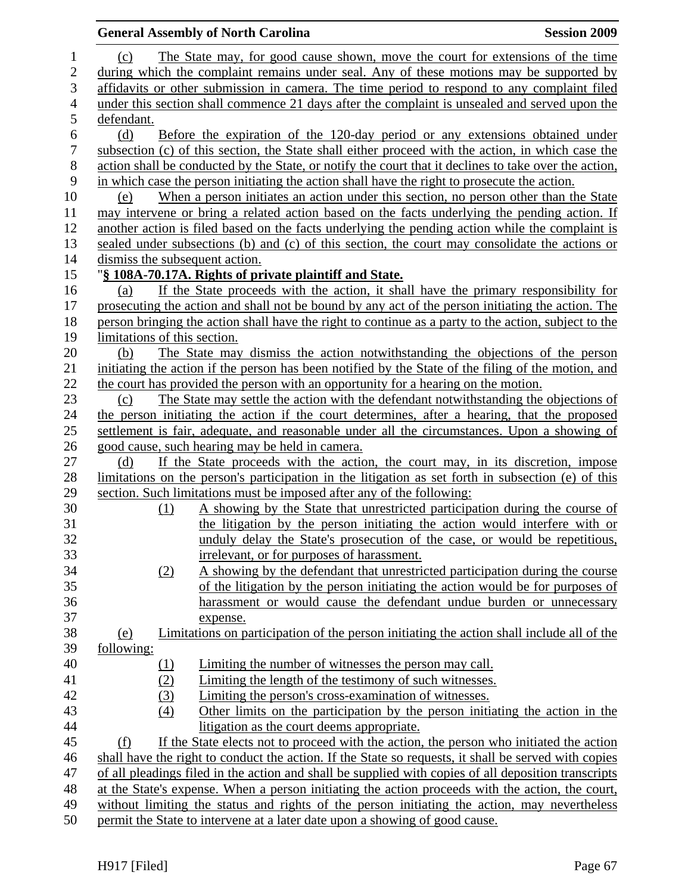(c) The State may, for good cause shown, move the court for extensions of the time during which the complaint remains under seal. Any of these motions may be supported by affidavits or other submission in camera. The time period to respond to any complaint filed under this section shall commence 21 days after the complaint is unsealed and served upon the defendant.

(d) Before the expiration of the 120-day period or any extensions obtained under subsection (c) of this section, the State shall either proceed with the action, in which case the action shall be conducted by the State, or notify the court that it declines to take over the action, in which case the person initiating the action shall have the right to prosecute the action.

(e) When a person initiates an action under this section, no person other than the State may intervene or bring a related action based on the facts underlying the pending action. If another action is filed based on the facts underlying the pending action while the complaint is sealed under subsections (b) and (c) of this section, the court may consolidate the actions or dismiss the subsequent action.

"**§ 108A-70.17A. Rights of private plaintiff and State.**

(a) If the State proceeds with the action, it shall have the primary responsibility for prosecuting the action and shall not be bound by any act of the person initiating the action. The person bringing the action shall have the right to continue as a party to the action, subject to the limitations of this section.

(b) The State may dismiss the action notwithstanding the objections of the person initiating the action if the person has been notified by the State of the filing of the motion, and the court has provided the person with an opportunity for a hearing on the motion.

(c) The State may settle the action with the defendant notwithstanding the objections of the person initiating the action if the court determines, after a hearing, that the proposed settlement is fair, adequate, and reasonable under all the circumstances. Upon a showing of good cause, such hearing may be held in camera.

(d) If the State proceeds with the action, the court may, in its discretion, impose limitations on the person's participation in the litigation as set forth in subsection (e) of this section. Such limitations must be imposed after any of the following:

(1) A showing by the State that unrestricted participation during the course of the litigation by the person initiating the action would interfere with or unduly delay the State's prosecution of the case, or would be repetitious, irrelevant, or for purposes of harassment.

(2) A showing by the defendant that unrestricted participation during the course of the litigation by the person initiating the action would be for purposes of harassment or would cause the defendant undue burden or unnecessary expense.

(e) Limitations on participation of the person initiating the action shall include all of the following:

(1) Limiting the number of witnesses the person may call.

(2) Limiting the length of the testimony of such witnesses.

(3) Limiting the person's cross-examination of witnesses.

(4) Other limits on the participation by the person initiating the action in the litigation as the court deems appropriate.

(f) If the State elects not to proceed with the action, the person who initiated the action shall have the right to conduct the action. If the State so requests, it shall be served with copies of all pleadings filed in the action and shall be supplied with copies of all deposition transcripts at the State's expense. When a person initiating the action proceeds with the action, the court, without limiting the status and rights of the person initiating the action, may nevertheless permit the State to intervene at a later date upon a showing of good cause.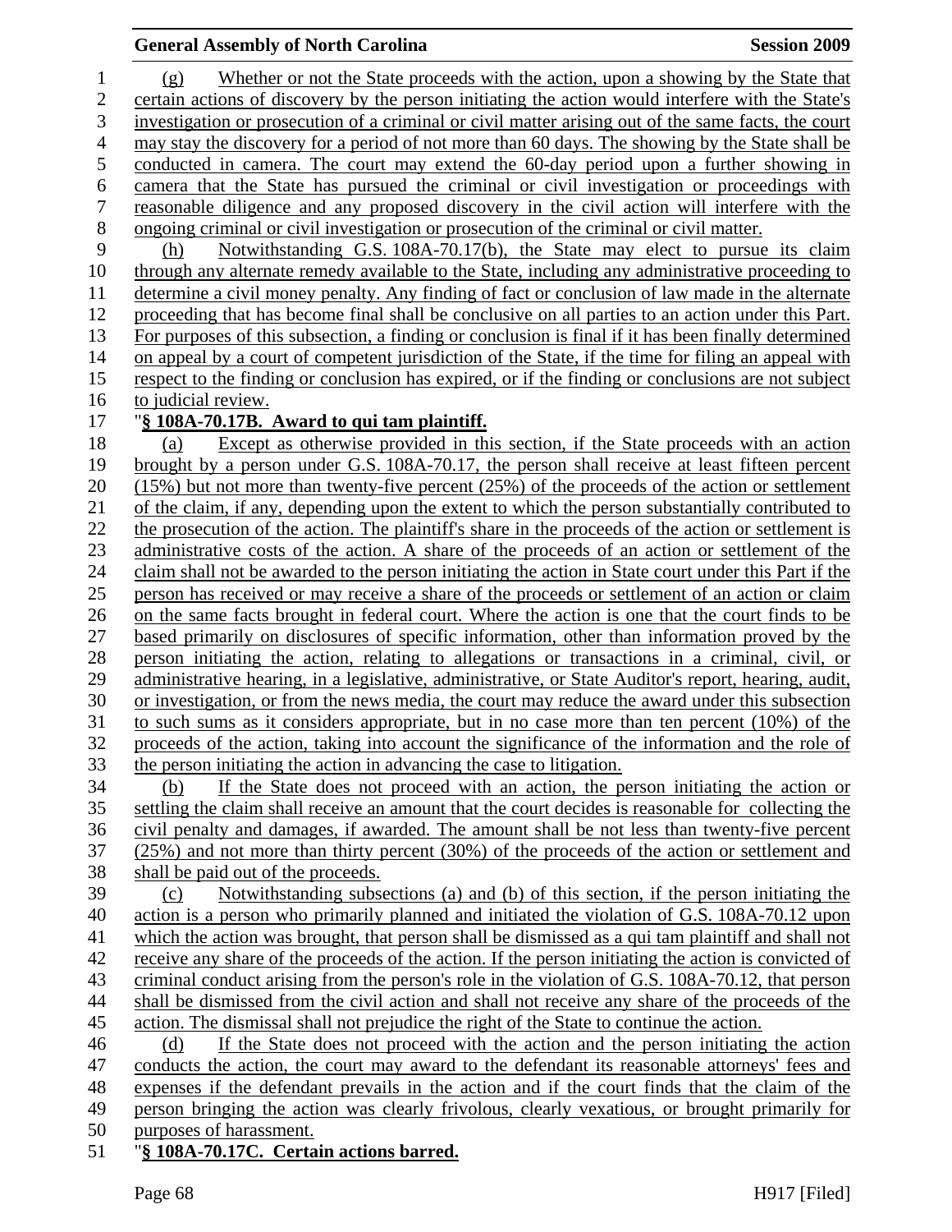(g) Whether or not the State proceeds with the action, upon a showing by the State that certain actions of discovery by the person initiating the action would interfere with the State's investigation or prosecution of a criminal or civil matter arising out of the same facts, the court may stay the discovery for a period of not more than 60 days. The showing by the State shall be conducted in camera. The court may extend the 60-day period upon a further showing in camera that the State has pursued the criminal or civil investigation or proceedings with reasonable diligence and any proposed discovery in the civil action will interfere with the ongoing criminal or civil investigation or prosecution of the criminal or civil matter.

(h) Notwithstanding G.S. 108A-70.17(b), the State may elect to pursue its claim through any alternate remedy available to the State, including any administrative proceeding to determine a civil money penalty. Any finding of fact or conclusion of law made in the alternate proceeding that has become final shall be conclusive on all parties to an action under this Part. For purposes of this subsection, a finding or conclusion is final if it has been finally determined on appeal by a court of competent jurisdiction of the State, if the time for filing an appeal with respect to the finding or conclusion has expired, or if the finding or conclusions are not subject to judicial review.

"**§ 108A-70.17B. Award to qui tam plaintiff.**

(a) Except as otherwise provided in this section, if the State proceeds with an action brought by a person under G.S. 108A-70.17, the person shall receive at least fifteen percent (15%) but not more than twenty-five percent (25%) of the proceeds of the action or settlement of the claim, if any, depending upon the extent to which the person substantially contributed to the prosecution of the action. The plaintiff's share in the proceeds of the action or settlement is administrative costs of the action. A share of the proceeds of an action or settlement of the claim shall not be awarded to the person initiating the action in State court under this Part if the person has received or may receive a share of the proceeds or settlement of an action or claim on the same facts brought in federal court. Where the action is one that the court finds to be based primarily on disclosures of specific information, other than information proved by the person initiating the action, relating to allegations or transactions in a criminal, civil, or administrative hearing, in a legislative, administrative, or State Auditor's report, hearing, audit, or investigation, or from the news media, the court may reduce the award under this subsection to such sums as it considers appropriate, but in no case more than ten percent (10%) of the proceeds of the action, taking into account the significance of the information and the role of the person initiating the action in advancing the case to litigation.

(b) If the State does not proceed with an action, the person initiating the action or settling the claim shall receive an amount that the court decides is reasonable for collecting the civil penalty and damages, if awarded. The amount shall be not less than twenty-five percent (25%) and not more than thirty percent (30%) of the proceeds of the action or settlement and shall be paid out of the proceeds.

(c) Notwithstanding subsections (a) and (b) of this section, if the person initiating the action is a person who primarily planned and initiated the violation of G.S. 108A-70.12 upon which the action was brought, that person shall be dismissed as a qui tam plaintiff and shall not receive any share of the proceeds of the action. If the person initiating the action is convicted of criminal conduct arising from the person's role in the violation of G.S. 108A-70.12, that person shall be dismissed from the civil action and shall not receive any share of the proceeds of the action. The dismissal shall not prejudice the right of the State to continue the action.

(d) If the State does not proceed with the action and the person initiating the action conducts the action, the court may award to the defendant its reasonable attorneys' fees and expenses if the defendant prevails in the action and if the court finds that the claim of the person bringing the action was clearly frivolous, clearly vexatious, or brought primarily for purposes of harassment.

"**§ 108A-70.17C. Certain actions barred.**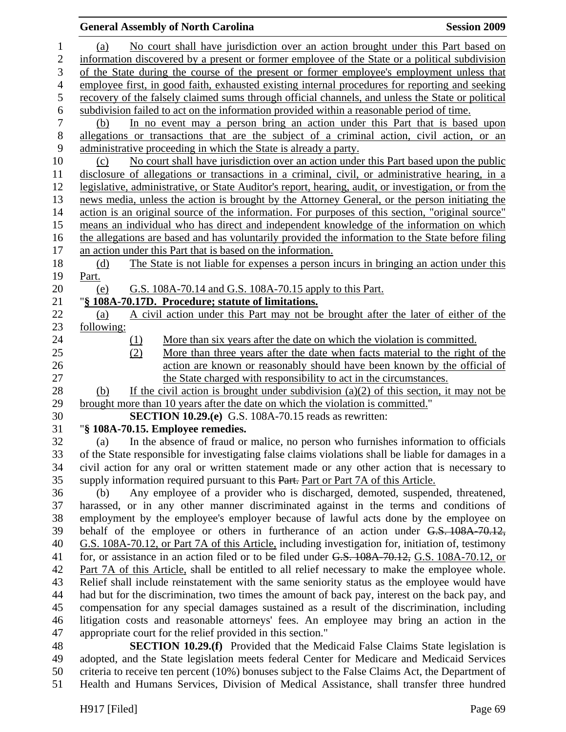(a) No court shall have jurisdiction over an action brought under this Part based on information discovered by a present or former employee of the State or a political subdivision of the State during the course of the present or former employee's employment unless that employee first, in good faith, exhausted existing internal procedures for reporting and seeking recovery of the falsely claimed sums through official channels, and unless the State or political subdivision failed to act on the information provided within a reasonable period of time.

(b) In no event may a person bring an action under this Part that is based upon allegations or transactions that are the subject of a criminal action, civil action, or an administrative proceeding in which the State is already a party.

(c) No court shall have jurisdiction over an action under this Part based upon the public disclosure of allegations or transactions in a criminal, civil, or administrative hearing, in a legislative, administrative, or State Auditor's report, hearing, audit, or investigation, or from the news media, unless the action is brought by the Attorney General, or the person initiating the action is an original source of the information. For purposes of this section, "original source" means an individual who has direct and independent knowledge of the information on which the allegations are based and has voluntarily provided the information to the State before filing an action under this Part that is based on the information.

(d) The State is not liable for expenses a person incurs in bringing an action under this Part.

(e) G.S. 108A-70.14 and G.S. 108A-70.15 apply to this Part.

"**§ 108A-70.17D. Procedure; statute of limitations.**

(a) A civil action under this Part may not be brought after the later of either of the following:

(1) More than six years after the date on which the violation is committed.

(2) More than three years after the date when facts material to the right of the action are known or reasonably should have been known by the official of the State charged with responsibility to act in the circumstances.

(b) If the civil action is brought under subdivision (a)(2) of this section, it may not be brought more than 10 years after the date on which the violation is committed."

**SECTION 10.29.(e)** G.S. 108A-70.15 reads as rewritten:

"**§ 108A-70.15. Employee remedies.**

(a) In the absence of fraud or malice, no person who furnishes information to officials of the State responsible for investigating false claims violations shall be liable for damages in a civil action for any oral or written statement made or any other action that is necessary to supply information required pursuant to this ~~Part.~~ Part or Part 7A of this Article.

(b) Any employee of a provider who is discharged, demoted, suspended, threatened, harassed, or in any other manner discriminated against in the terms and conditions of employment by the employee's employer because of lawful acts done by the employee on behalf of the employee or others in furtherance of an action under ~~G.S. 108A-70.12,~~ G.S. 108A-70.12, or Part 7A of this Article, including investigation for, initiation of, testimony for, or assistance in an action filed or to be filed under ~~G.S. 108A-70.12,~~ G.S. 108A-70.12, or Part 7A of this Article, shall be entitled to all relief necessary to make the employee whole. Relief shall include reinstatement with the same seniority status as the employee would have had but for the discrimination, two times the amount of back pay, interest on the back pay, and compensation for any special damages sustained as a result of the discrimination, including litigation costs and reasonable attorneys' fees. An employee may bring an action in the appropriate court for the relief provided in this section."

**SECTION 10.29.(f)** Provided that the Medicaid False Claims State legislation is adopted, and the State legislation meets federal Center for Medicare and Medicaid Services criteria to receive ten percent (10%) bonuses subject to the False Claims Act, the Department of Health and Humans Services, Division of Medical Assistance, shall transfer three hundred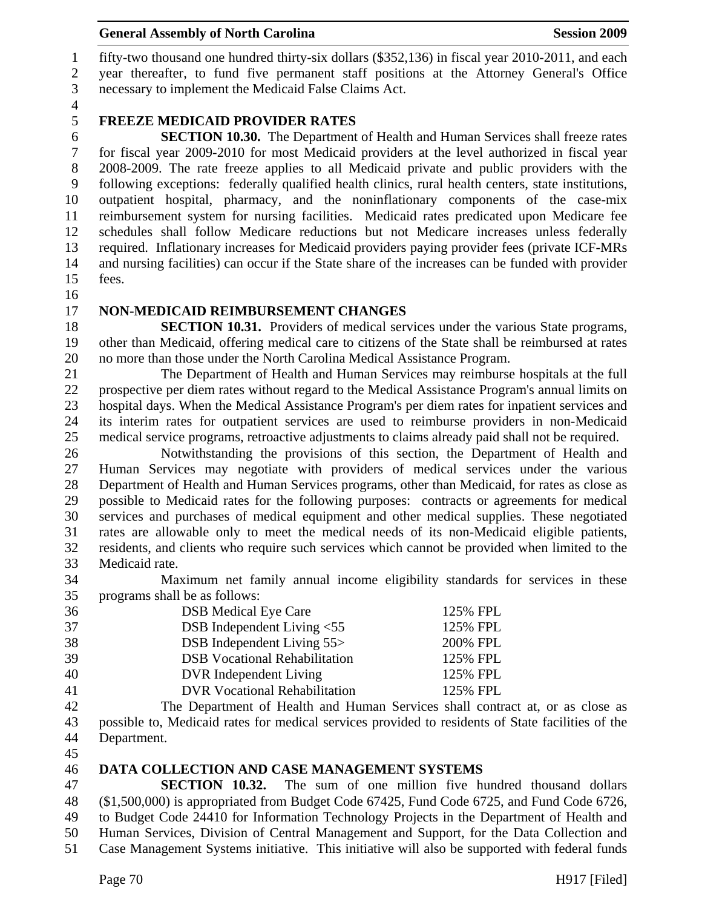fifty-two thousand one hundred thirty-six dollars ($352,136) in fiscal year 2010-2011, and each year thereafter, to fund five permanent staff positions at the Attorney General's Office necessary to implement the Medicaid False Claims Act.

### FREEZE MEDICAID PROVIDER RATES

**SECTION 10.30.** The Department of Health and Human Services shall freeze rates for fiscal year 2009-2010 for most Medicaid providers at the level authorized in fiscal year 2008-2009. The rate freeze applies to all Medicaid private and public providers with the following exceptions: federally qualified health clinics, rural health centers, state institutions, outpatient hospital, pharmacy, and the noninflationary components of the case-mix reimbursement system for nursing facilities. Medicaid rates predicated upon Medicare fee schedules shall follow Medicare reductions but not Medicare increases unless federally required. Inflationary increases for Medicaid providers paying provider fees (private ICF-MRs and nursing facilities) can occur if the State share of the increases can be funded with provider fees.

### NON-MEDICAID REIMBURSEMENT CHANGES

**SECTION 10.31.** Providers of medical services under the various State programs, other than Medicaid, offering medical care to citizens of the State shall be reimbursed at rates no more than those under the North Carolina Medical Assistance Program.

The Department of Health and Human Services may reimburse hospitals at the full prospective per diem rates without regard to the Medical Assistance Program's annual limits on hospital days. When the Medical Assistance Program's per diem rates for inpatient services and its interim rates for outpatient services are used to reimburse providers in non-Medicaid medical service programs, retroactive adjustments to claims already paid shall not be required.

Notwithstanding the provisions of this section, the Department of Health and Human Services may negotiate with providers of medical services under the various Department of Health and Human Services programs, other than Medicaid, for rates as close as possible to Medicaid rates for the following purposes: contracts or agreements for medical services and purchases of medical equipment and other medical supplies. These negotiated rates are allowable only to meet the medical needs of its non-Medicaid eligible patients, residents, and clients who require such services which cannot be provided when limited to the Medicaid rate.

Maximum net family annual income eligibility standards for services in these programs shall be as follows:

| | |
|---|---|
| DSB Medical Eye Care | 125% FPL |
| DSB Independent Living <55 | 125% FPL |
| DSB Independent Living 55> | 200% FPL |
| DSB Vocational Rehabilitation | 125% FPL |
| DVR Independent Living | 125% FPL |
| DVR Vocational Rehabilitation | 125% FPL |

The Department of Health and Human Services shall contract at, or as close as possible to, Medicaid rates for medical services provided to residents of State facilities of the Department.

### DATA COLLECTION AND CASE MANAGEMENT SYSTEMS

**SECTION 10.32.** The sum of one million five hundred thousand dollars ($1,500,000) is appropriated from Budget Code 67425, Fund Code 6725, and Fund Code 6726, to Budget Code 24410 for Information Technology Projects in the Department of Health and Human Services, Division of Central Management and Support, for the Data Collection and Case Management Systems initiative. This initiative will also be supported with federal funds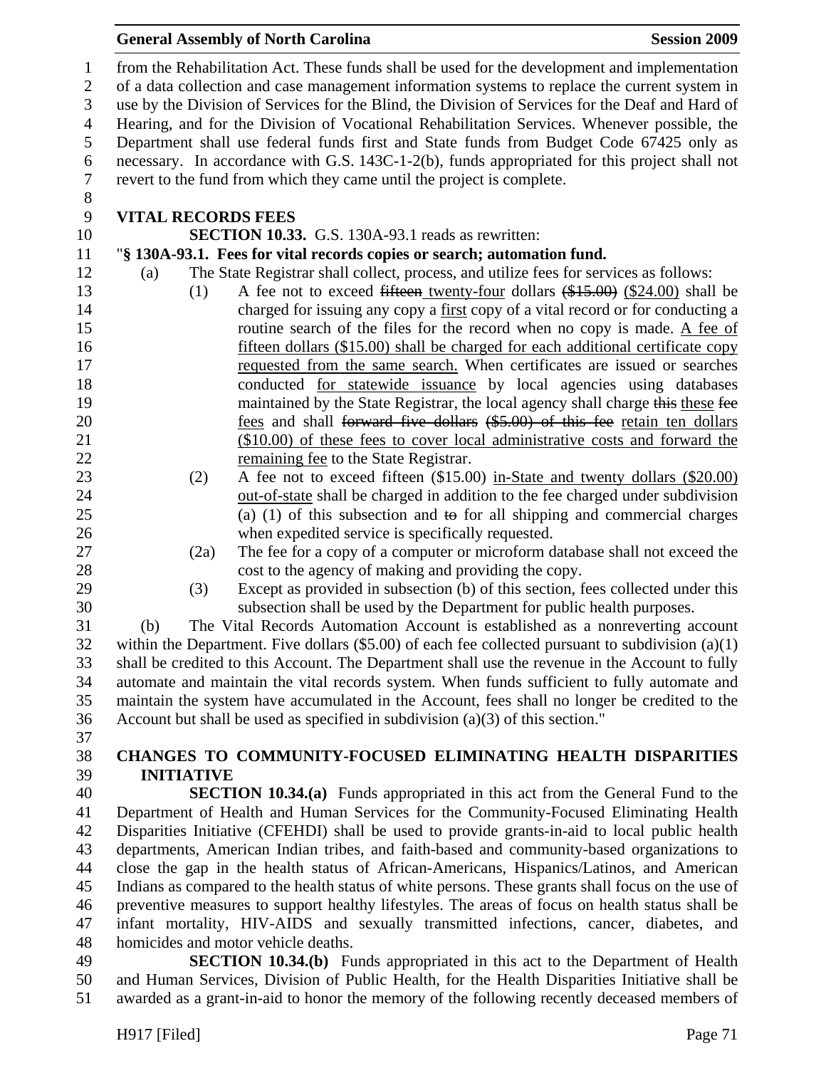from the Rehabilitation Act. These funds shall be used for the development and implementation of a data collection and case management information systems to replace the current system in use by the Division of Services for the Blind, the Division of Services for the Deaf and Hard of Hearing, and for the Division of Vocational Rehabilitation Services. Whenever possible, the Department shall use federal funds first and State funds from Budget Code 67425 only as necessary. In accordance with G.S. 143C-1-2(b), funds appropriated for this project shall not revert to the fund from which they came until the project is complete.

**VITAL RECORDS FEES**

**SECTION 10.33.** G.S. 130A-93.1 reads as rewritten:

"**§ 130A-93.1. Fees for vital records copies or search; automation fund.**

(a) The State Registrar shall collect, process, and utilize fees for services as follows:

(1) A fee not to exceed ~~fifteen~~ twenty-four dollars ~~($15.00)~~ ($24.00) shall be charged for issuing any copy a first copy of a vital record or for conducting a routine search of the files for the record when no copy is made. A fee of fifteen dollars ($15.00) shall be charged for each additional certificate copy requested from the same search. When certificates are issued or searches conducted for statewide issuance by local agencies using databases maintained by the State Registrar, the local agency shall charge ~~this~~ these ~~fee~~ fees and shall ~~forward five dollars ($5.00) of this fee~~ retain ten dollars ($10.00) of these fees to cover local administrative costs and forward the remaining fee to the State Registrar.

(2) A fee not to exceed fifteen ($15.00) in-State and twenty dollars ($20.00) out-of-state shall be charged in addition to the fee charged under subdivision (a) (1) of this subsection and ~~to~~ for all shipping and commercial charges when expedited service is specifically requested.

(2a) The fee for a copy of a computer or microform database shall not exceed the cost to the agency of making and providing the copy.

(3) Except as provided in subsection (b) of this section, fees collected under this subsection shall be used by the Department for public health purposes.

(b) The Vital Records Automation Account is established as a nonreverting account within the Department. Five dollars ($5.00) of each fee collected pursuant to subdivision (a)(1) shall be credited to this Account. The Department shall use the revenue in the Account to fully automate and maintain the vital records system. When funds sufficient to fully automate and maintain the system have accumulated in the Account, fees shall no longer be credited to the Account but shall be used as specified in subdivision (a)(3) of this section."

**CHANGES TO COMMUNITY-FOCUSED ELIMINATING HEALTH DISPARITIES INITIATIVE**

**SECTION 10.34.(a)** Funds appropriated in this act from the General Fund to the Department of Health and Human Services for the Community-Focused Eliminating Health Disparities Initiative (CFEHDI) shall be used to provide grants-in-aid to local public health departments, American Indian tribes, and faith-based and community-based organizations to close the gap in the health status of African-Americans, Hispanics/Latinos, and American Indians as compared to the health status of white persons. These grants shall focus on the use of preventive measures to support healthy lifestyles. The areas of focus on health status shall be infant mortality, HIV-AIDS and sexually transmitted infections, cancer, diabetes, and homicides and motor vehicle deaths.

**SECTION 10.34.(b)** Funds appropriated in this act to the Department of Health and Human Services, Division of Public Health, for the Health Disparities Initiative shall be awarded as a grant-in-aid to honor the memory of the following recently deceased members of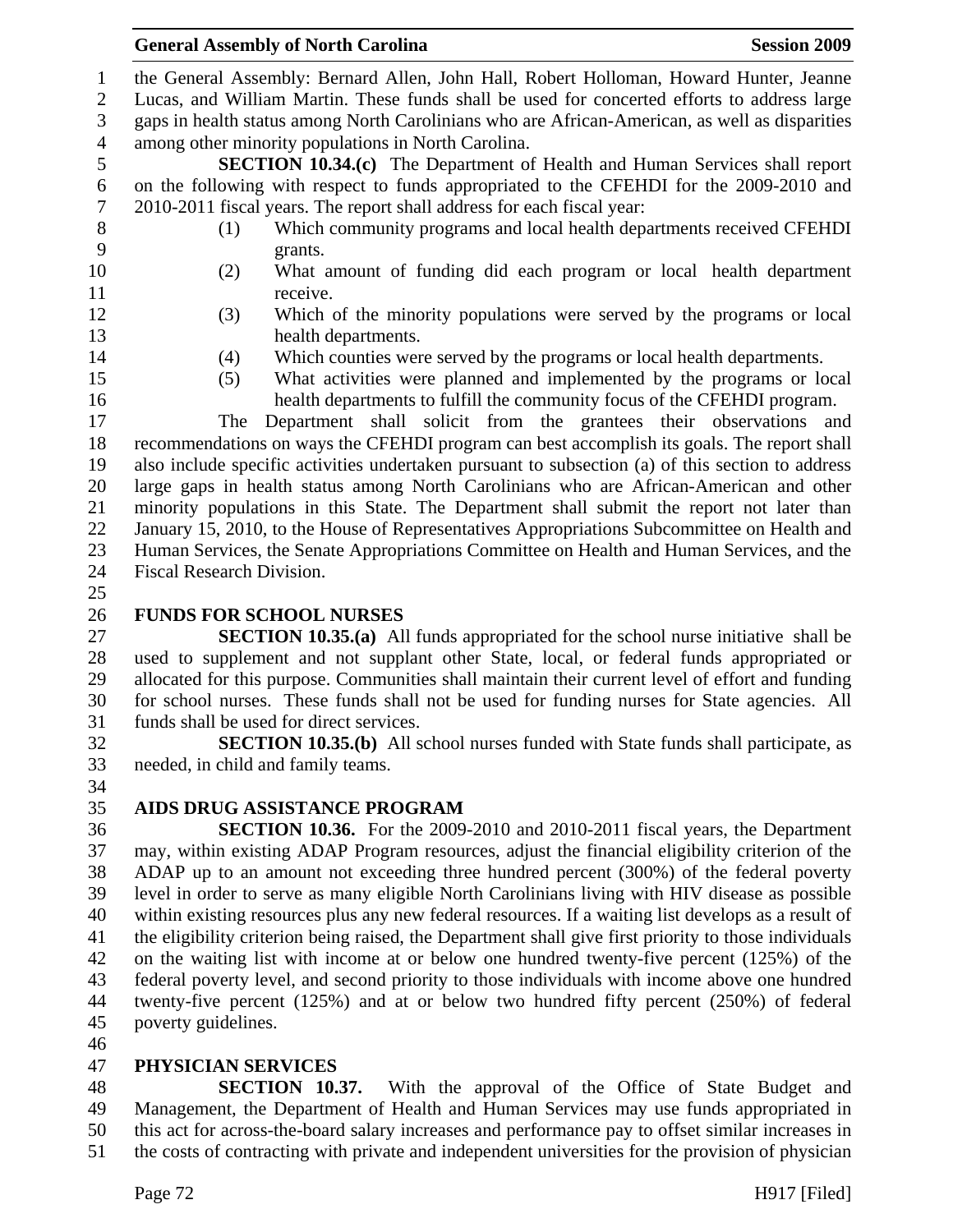the General Assembly: Bernard Allen, John Hall, Robert Holloman, Howard Hunter, Jeanne Lucas, and William Martin. These funds shall be used for concerted efforts to address large gaps in health status among North Carolinians who are African-American, as well as disparities among other minority populations in North Carolina.

**SECTION 10.34.(c)** The Department of Health and Human Services shall report on the following with respect to funds appropriated to the CFEHDI for the 2009-2010 and 2010-2011 fiscal years. The report shall address for each fiscal year:

(1) Which community programs and local health departments received CFEHDI grants.
(2) What amount of funding did each program or local health department receive.
(3) Which of the minority populations were served by the programs or local health departments.
(4) Which counties were served by the programs or local health departments.
(5) What activities were planned and implemented by the programs or local health departments to fulfill the community focus of the CFEHDI program.

The Department shall solicit from the grantees their observations and recommendations on ways the CFEHDI program can best accomplish its goals. The report shall also include specific activities undertaken pursuant to subsection (a) of this section to address large gaps in health status among North Carolinians who are African-American and other minority populations in this State. The Department shall submit the report not later than January 15, 2010, to the House of Representatives Appropriations Subcommittee on Health and Human Services, the Senate Appropriations Committee on Health and Human Services, and the Fiscal Research Division.

**FUNDS FOR SCHOOL NURSES**

**SECTION 10.35.(a)** All funds appropriated for the school nurse initiative shall be used to supplement and not supplant other State, local, or federal funds appropriated or allocated for this purpose. Communities shall maintain their current level of effort and funding for school nurses. These funds shall not be used for funding nurses for State agencies. All funds shall be used for direct services.

**SECTION 10.35.(b)** All school nurses funded with State funds shall participate, as needed, in child and family teams.

**AIDS DRUG ASSISTANCE PROGRAM**

**SECTION 10.36.** For the 2009-2010 and 2010-2011 fiscal years, the Department may, within existing ADAP Program resources, adjust the financial eligibility criterion of the ADAP up to an amount not exceeding three hundred percent (300%) of the federal poverty level in order to serve as many eligible North Carolinians living with HIV disease as possible within existing resources plus any new federal resources. If a waiting list develops as a result of the eligibility criterion being raised, the Department shall give first priority to those individuals on the waiting list with income at or below one hundred twenty-five percent (125%) of the federal poverty level, and second priority to those individuals with income above one hundred twenty-five percent (125%) and at or below two hundred fifty percent (250%) of federal poverty guidelines.

**PHYSICIAN SERVICES**

**SECTION 10.37.** With the approval of the Office of State Budget and Management, the Department of Health and Human Services may use funds appropriated in this act for across-the-board salary increases and performance pay to offset similar increases in the costs of contracting with private and independent universities for the provision of physician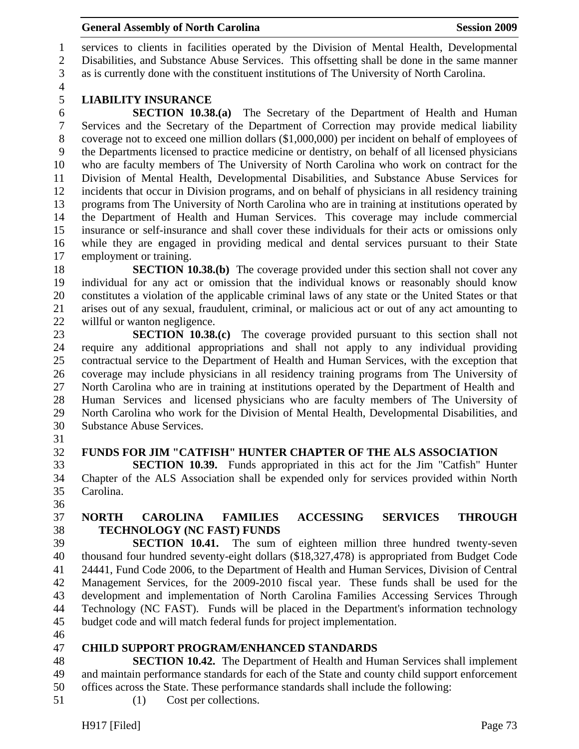services to clients in facilities operated by the Division of Mental Health, Developmental Disabilities, and Substance Abuse Services. This offsetting shall be done in the same manner as is currently done with the constituent institutions of The University of North Carolina.

### LIABILITY INSURANCE

**SECTION 10.38.(a)** The Secretary of the Department of Health and Human Services and the Secretary of the Department of Correction may provide medical liability coverage not to exceed one million dollars ($1,000,000) per incident on behalf of employees of the Departments licensed to practice medicine or dentistry, on behalf of all licensed physicians who are faculty members of The University of North Carolina who work on contract for the Division of Mental Health, Developmental Disabilities, and Substance Abuse Services for incidents that occur in Division programs, and on behalf of physicians in all residency training programs from The University of North Carolina who are in training at institutions operated by the Department of Health and Human Services. This coverage may include commercial insurance or self-insurance and shall cover these individuals for their acts or omissions only while they are engaged in providing medical and dental services pursuant to their State employment or training.

**SECTION 10.38.(b)** The coverage provided under this section shall not cover any individual for any act or omission that the individual knows or reasonably should know constitutes a violation of the applicable criminal laws of any state or the United States or that arises out of any sexual, fraudulent, criminal, or malicious act or out of any act amounting to willful or wanton negligence.

**SECTION 10.38.(c)** The coverage provided pursuant to this section shall not require any additional appropriations and shall not apply to any individual providing contractual service to the Department of Health and Human Services, with the exception that coverage may include physicians in all residency training programs from The University of North Carolina who are in training at institutions operated by the Department of Health and Human Services and licensed physicians who are faculty members of The University of North Carolina who work for the Division of Mental Health, Developmental Disabilities, and Substance Abuse Services.

### FUNDS FOR JIM "CATFISH" HUNTER CHAPTER OF THE ALS ASSOCIATION

**SECTION 10.39.** Funds appropriated in this act for the Jim "Catfish" Hunter Chapter of the ALS Association shall be expended only for services provided within North Carolina.

### NORTH CAROLINA FAMILIES ACCESSING SERVICES THROUGH TECHNOLOGY (NC FAST) FUNDS

**SECTION 10.41.** The sum of eighteen million three hundred twenty-seven thousand four hundred seventy-eight dollars ($18,327,478) is appropriated from Budget Code 24441, Fund Code 2006, to the Department of Health and Human Services, Division of Central Management Services, for the 2009-2010 fiscal year. These funds shall be used for the development and implementation of North Carolina Families Accessing Services Through Technology (NC FAST). Funds will be placed in the Department's information technology budget code and will match federal funds for project implementation.

### CHILD SUPPORT PROGRAM/ENHANCED STANDARDS

**SECTION 10.42.** The Department of Health and Human Services shall implement and maintain performance standards for each of the State and county child support enforcement offices across the State. These performance standards shall include the following:

(1) Cost per collections.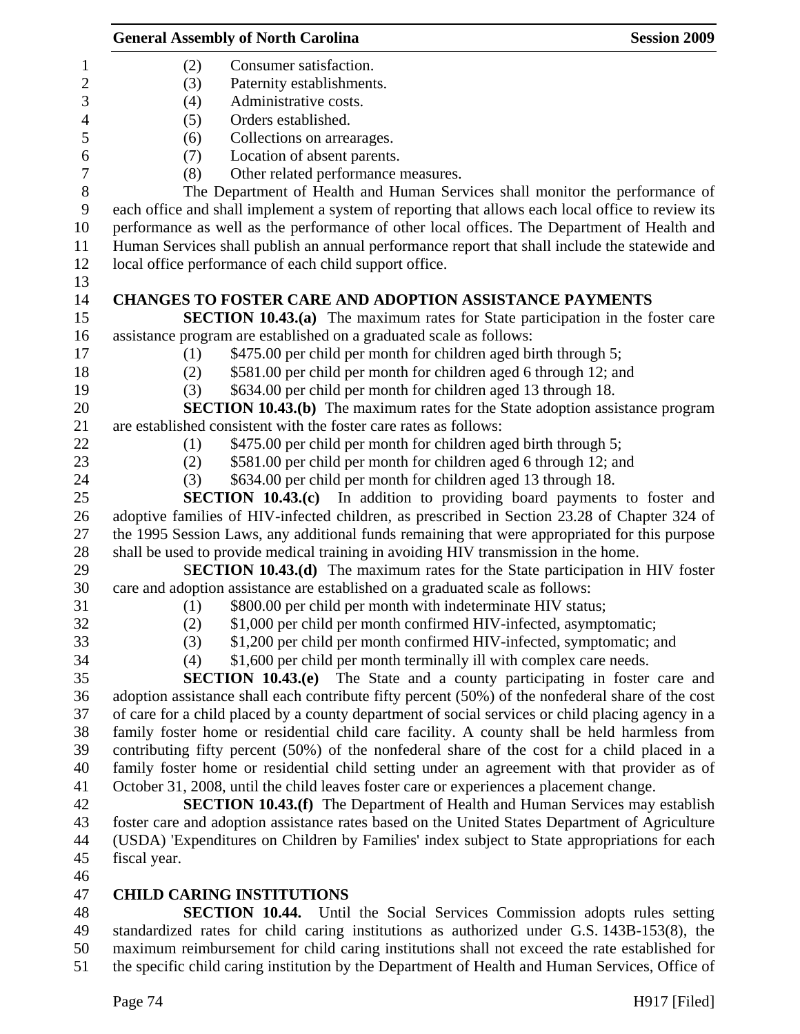(2) Consumer satisfaction.
(3) Paternity establishments.
(4) Administrative costs.
(5) Orders established.
(6) Collections on arrearages.
(7) Location of absent parents.
(8) Other related performance measures.

The Department of Health and Human Services shall monitor the performance of each office and shall implement a system of reporting that allows each local office to review its performance as well as the performance of other local offices. The Department of Health and Human Services shall publish an annual performance report that shall include the statewide and local office performance of each child support office.

## CHANGES TO FOSTER CARE AND ADOPTION ASSISTANCE PAYMENTS

**SECTION 10.43.(a)** The maximum rates for State participation in the foster care assistance program are established on a graduated scale as follows:

(1) $475.00 per child per month for children aged birth through 5;
(2) $581.00 per child per month for children aged 6 through 12; and
(3) $634.00 per child per month for children aged 13 through 18.

**SECTION 10.43.(b)** The maximum rates for the State adoption assistance program are established consistent with the foster care rates as follows:

(1) $475.00 per child per month for children aged birth through 5;
(2) $581.00 per child per month for children aged 6 through 12; and
(3) $634.00 per child per month for children aged 13 through 18.

**SECTION 10.43.(c)** In addition to providing board payments to foster and adoptive families of HIV-infected children, as prescribed in Section 23.28 of Chapter 324 of the 1995 Session Laws, any additional funds remaining that were appropriated for this purpose shall be used to provide medical training in avoiding HIV transmission in the home.

**SECTION 10.43.(d)** The maximum rates for the State participation in HIV foster care and adoption assistance are established on a graduated scale as follows:

(1) $800.00 per child per month with indeterminate HIV status;
(2) $1,000 per child per month confirmed HIV-infected, asymptomatic;
(3) $1,200 per child per month confirmed HIV-infected, symptomatic; and
(4) $1,600 per child per month terminally ill with complex care needs.

**SECTION 10.43.(e)** The State and a county participating in foster care and adoption assistance shall each contribute fifty percent (50%) of the nonfederal share of the cost of care for a child placed by a county department of social services or child placing agency in a family foster home or residential child care facility. A county shall be held harmless from contributing fifty percent (50%) of the nonfederal share of the cost for a child placed in a family foster home or residential child setting under an agreement with that provider as of October 31, 2008, until the child leaves foster care or experiences a placement change.

**SECTION 10.43.(f)** The Department of Health and Human Services may establish foster care and adoption assistance rates based on the United States Department of Agriculture (USDA) 'Expenditures on Children by Families' index subject to State appropriations for each fiscal year.

## CHILD CARING INSTITUTIONS

**SECTION 10.44.** Until the Social Services Commission adopts rules setting standardized rates for child caring institutions as authorized under G.S. 143B-153(8), the maximum reimbursement for child caring institutions shall not exceed the rate established for the specific child caring institution by the Department of Health and Human Services, Office of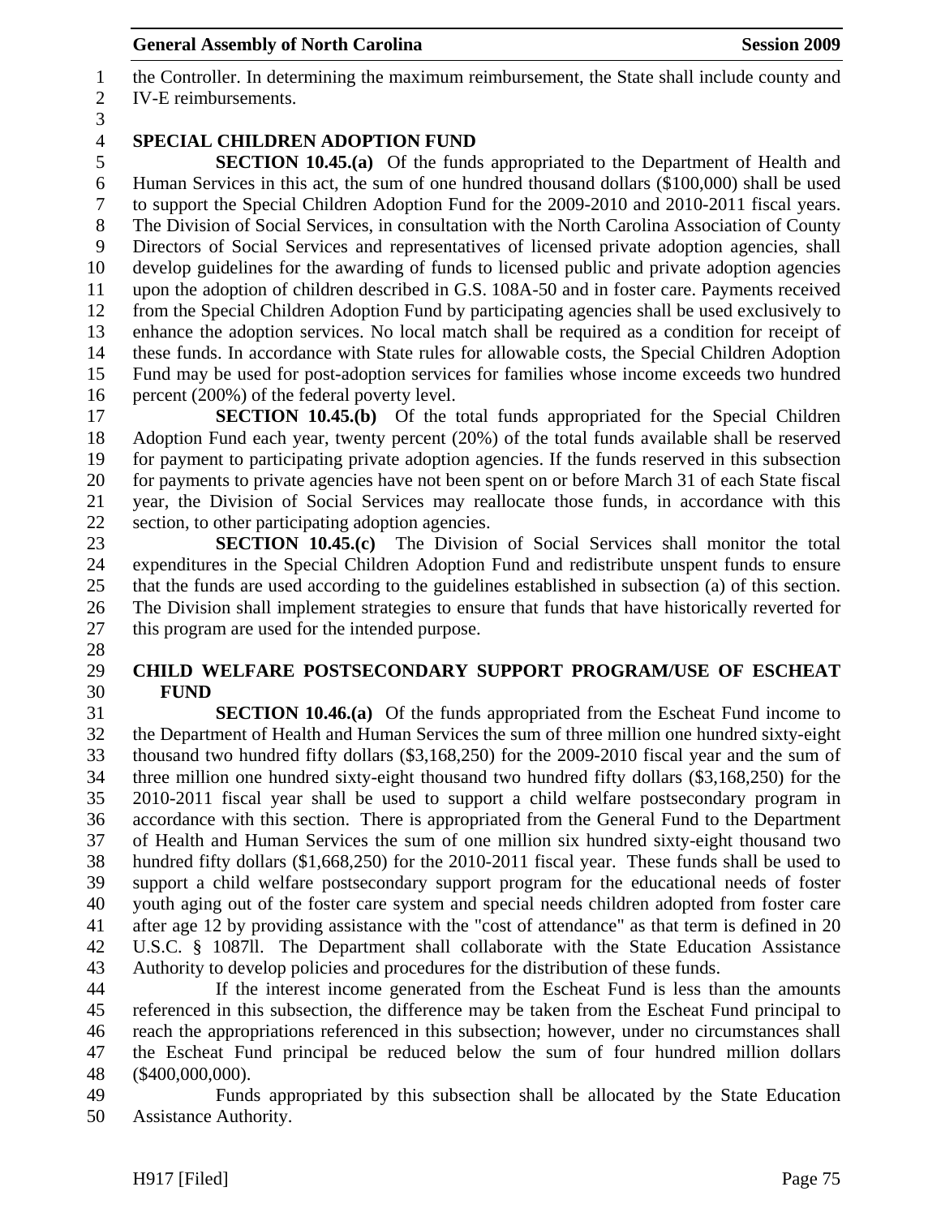the Controller. In determining the maximum reimbursement, the State shall include county and IV-E reimbursements.

### SPECIAL CHILDREN ADOPTION FUND

**SECTION 10.45.(a)** Of the funds appropriated to the Department of Health and Human Services in this act, the sum of one hundred thousand dollars ($100,000) shall be used to support the Special Children Adoption Fund for the 2009-2010 and 2010-2011 fiscal years. The Division of Social Services, in consultation with the North Carolina Association of County Directors of Social Services and representatives of licensed private adoption agencies, shall develop guidelines for the awarding of funds to licensed public and private adoption agencies upon the adoption of children described in G.S. 108A-50 and in foster care. Payments received from the Special Children Adoption Fund by participating agencies shall be used exclusively to enhance the adoption services. No local match shall be required as a condition for receipt of these funds. In accordance with State rules for allowable costs, the Special Children Adoption Fund may be used for post-adoption services for families whose income exceeds two hundred percent (200%) of the federal poverty level.

**SECTION 10.45.(b)** Of the total funds appropriated for the Special Children Adoption Fund each year, twenty percent (20%) of the total funds available shall be reserved for payment to participating private adoption agencies. If the funds reserved in this subsection for payments to private agencies have not been spent on or before March 31 of each State fiscal year, the Division of Social Services may reallocate those funds, in accordance with this section, to other participating adoption agencies.

**SECTION 10.45.(c)** The Division of Social Services shall monitor the total expenditures in the Special Children Adoption Fund and redistribute unspent funds to ensure that the funds are used according to the guidelines established in subsection (a) of this section. The Division shall implement strategies to ensure that funds that have historically reverted for this program are used for the intended purpose.

### CHILD WELFARE POSTSECONDARY SUPPORT PROGRAM/USE OF ESCHEAT FUND

**SECTION 10.46.(a)** Of the funds appropriated from the Escheat Fund income to the Department of Health and Human Services the sum of three million one hundred sixty-eight thousand two hundred fifty dollars ($3,168,250) for the 2009-2010 fiscal year and the sum of three million one hundred sixty-eight thousand two hundred fifty dollars ($3,168,250) for the 2010-2011 fiscal year shall be used to support a child welfare postsecondary program in accordance with this section. There is appropriated from the General Fund to the Department of Health and Human Services the sum of one million six hundred sixty-eight thousand two hundred fifty dollars ($1,668,250) for the 2010-2011 fiscal year. These funds shall be used to support a child welfare postsecondary support program for the educational needs of foster youth aging out of the foster care system and special needs children adopted from foster care after age 12 by providing assistance with the "cost of attendance" as that term is defined in 20 U.S.C. § 1087ll. The Department shall collaborate with the State Education Assistance Authority to develop policies and procedures for the distribution of these funds.

If the interest income generated from the Escheat Fund is less than the amounts referenced in this subsection, the difference may be taken from the Escheat Fund principal to reach the appropriations referenced in this subsection; however, under no circumstances shall the Escheat Fund principal be reduced below the sum of four hundred million dollars ($400,000,000).

Funds appropriated by this subsection shall be allocated by the State Education Assistance Authority.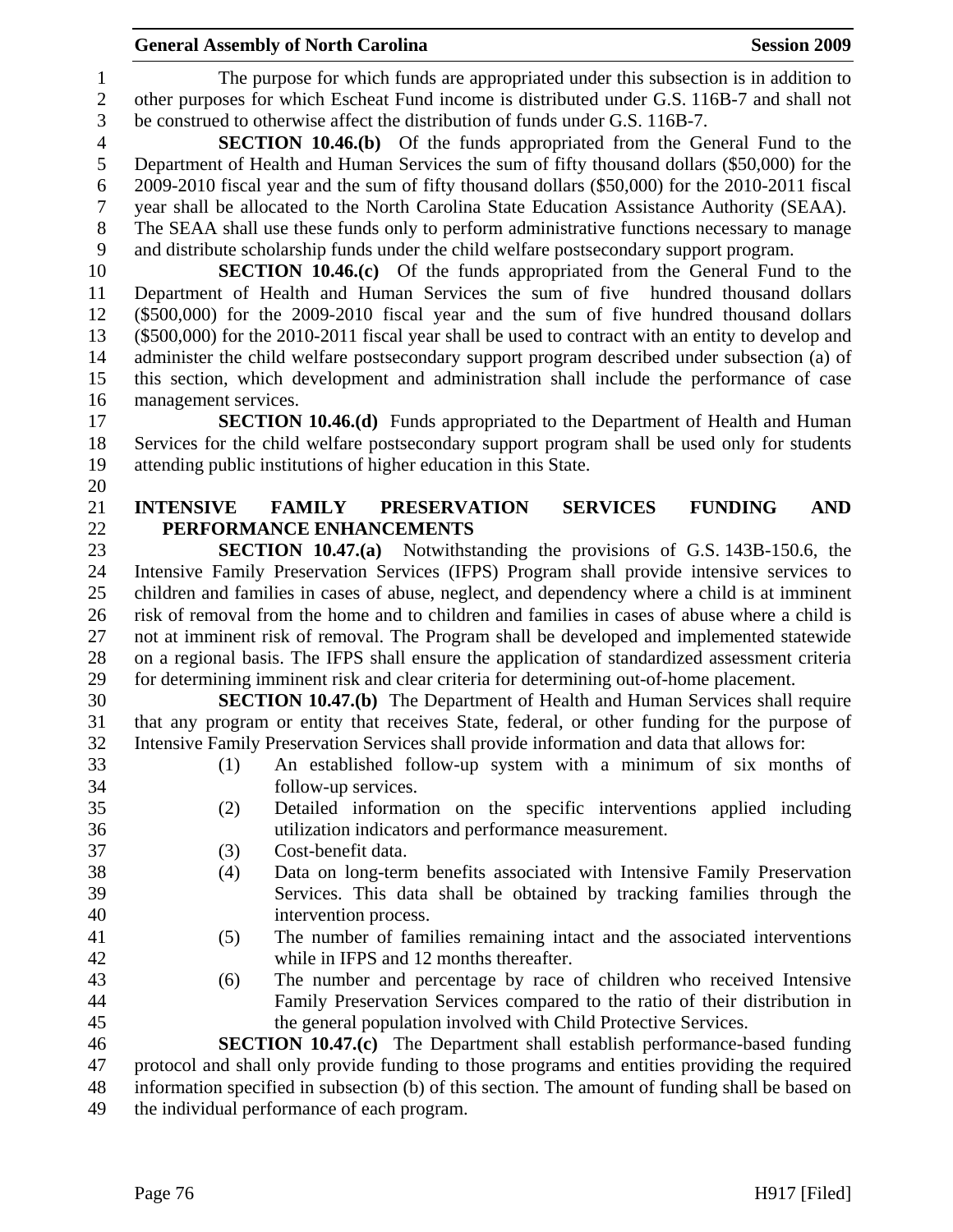The purpose for which funds are appropriated under this subsection is in addition to other purposes for which Escheat Fund income is distributed under G.S. 116B-7 and shall not be construed to otherwise affect the distribution of funds under G.S. 116B-7.

**SECTION 10.46.(b)** Of the funds appropriated from the General Fund to the Department of Health and Human Services the sum of fifty thousand dollars ($50,000) for the 2009-2010 fiscal year and the sum of fifty thousand dollars ($50,000) for the 2010-2011 fiscal year shall be allocated to the North Carolina State Education Assistance Authority (SEAA). The SEAA shall use these funds only to perform administrative functions necessary to manage and distribute scholarship funds under the child welfare postsecondary support program.

**SECTION 10.46.(c)** Of the funds appropriated from the General Fund to the Department of Health and Human Services the sum of five hundred thousand dollars ($500,000) for the 2009-2010 fiscal year and the sum of five hundred thousand dollars ($500,000) for the 2010-2011 fiscal year shall be used to contract with an entity to develop and administer the child welfare postsecondary support program described under subsection (a) of this section, which development and administration shall include the performance of case management services.

**SECTION 10.46.(d)** Funds appropriated to the Department of Health and Human Services for the child welfare postsecondary support program shall be used only for students attending public institutions of higher education in this State.

**INTENSIVE FAMILY PRESERVATION SERVICES FUNDING AND PERFORMANCE ENHANCEMENTS**

**SECTION 10.47.(a)** Notwithstanding the provisions of G.S. 143B-150.6, the Intensive Family Preservation Services (IFPS) Program shall provide intensive services to children and families in cases of abuse, neglect, and dependency where a child is at imminent risk of removal from the home and to children and families in cases of abuse where a child is not at imminent risk of removal. The Program shall be developed and implemented statewide on a regional basis. The IFPS shall ensure the application of standardized assessment criteria for determining imminent risk and clear criteria for determining out-of-home placement.

**SECTION 10.47.(b)** The Department of Health and Human Services shall require that any program or entity that receives State, federal, or other funding for the purpose of Intensive Family Preservation Services shall provide information and data that allows for:

(1) An established follow-up system with a minimum of six months of follow-up services.

(2) Detailed information on the specific interventions applied including utilization indicators and performance measurement.

(3) Cost-benefit data.

(4) Data on long-term benefits associated with Intensive Family Preservation Services. This data shall be obtained by tracking families through the intervention process.

(5) The number of families remaining intact and the associated interventions while in IFPS and 12 months thereafter.

(6) The number and percentage by race of children who received Intensive Family Preservation Services compared to the ratio of their distribution in the general population involved with Child Protective Services.

**SECTION 10.47.(c)** The Department shall establish performance-based funding protocol and shall only provide funding to those programs and entities providing the required information specified in subsection (b) of this section. The amount of funding shall be based on the individual performance of each program.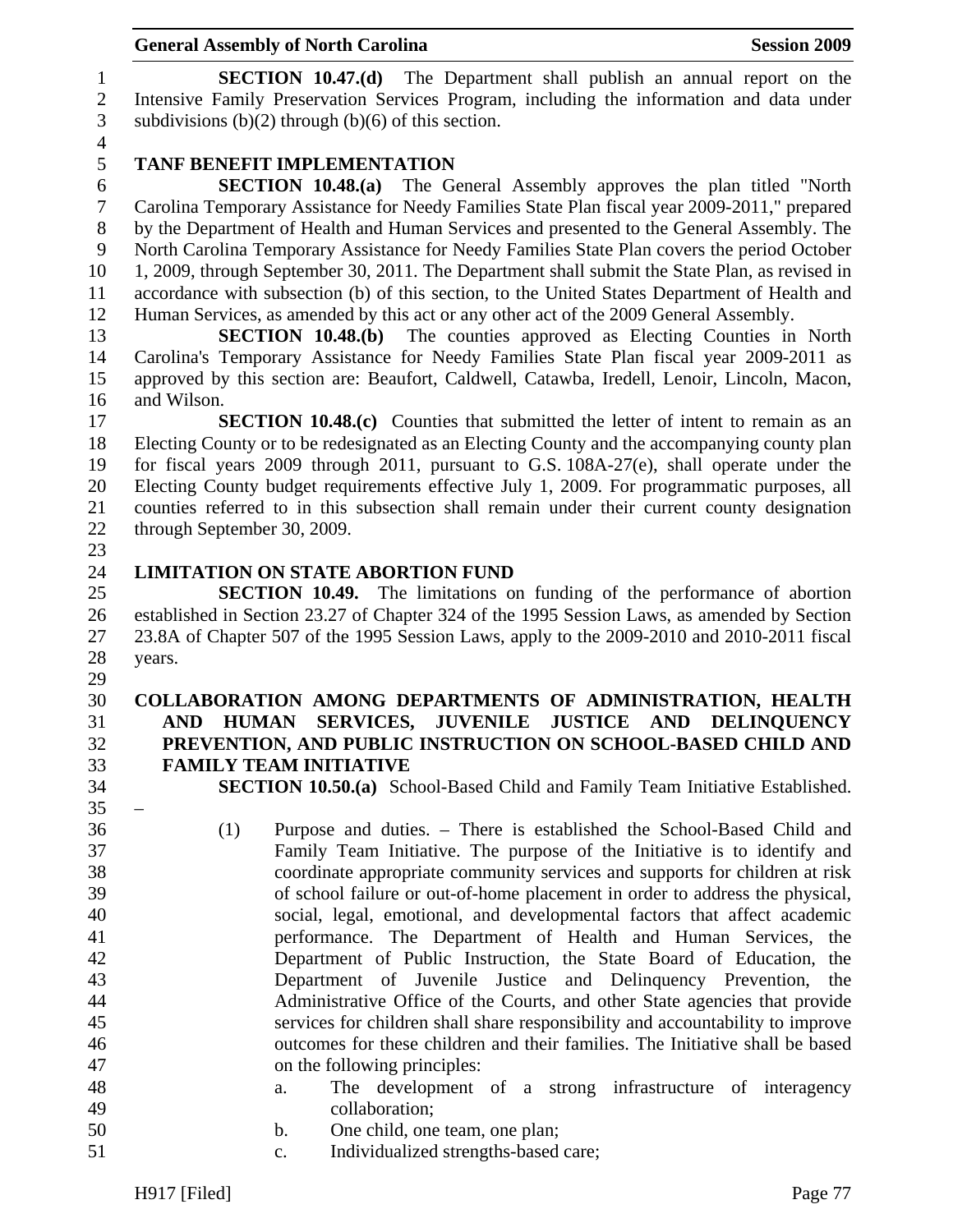**SECTION 10.47.(d)** The Department shall publish an annual report on the Intensive Family Preservation Services Program, including the information and data under subdivisions (b)(2) through (b)(6) of this section.

## TANF BENEFIT IMPLEMENTATION

**SECTION 10.48.(a)** The General Assembly approves the plan titled "North Carolina Temporary Assistance for Needy Families State Plan fiscal year 2009-2011," prepared by the Department of Health and Human Services and presented to the General Assembly. The North Carolina Temporary Assistance for Needy Families State Plan covers the period October 1, 2009, through September 30, 2011. The Department shall submit the State Plan, as revised in accordance with subsection (b) of this section, to the United States Department of Health and Human Services, as amended by this act or any other act of the 2009 General Assembly.

**SECTION 10.48.(b)** The counties approved as Electing Counties in North Carolina's Temporary Assistance for Needy Families State Plan fiscal year 2009-2011 as approved by this section are: Beaufort, Caldwell, Catawba, Iredell, Lenoir, Lincoln, Macon, and Wilson.

**SECTION 10.48.(c)** Counties that submitted the letter of intent to remain as an Electing County or to be redesignated as an Electing County and the accompanying county plan for fiscal years 2009 through 2011, pursuant to G.S. 108A-27(e), shall operate under the Electing County budget requirements effective July 1, 2009. For programmatic purposes, all counties referred to in this subsection shall remain under their current county designation through September 30, 2009.

## LIMITATION ON STATE ABORTION FUND

**SECTION 10.49.** The limitations on funding of the performance of abortion established in Section 23.27 of Chapter 324 of the 1995 Session Laws, as amended by Section 23.8A of Chapter 507 of the 1995 Session Laws, apply to the 2009-2010 and 2010-2011 fiscal years.

## COLLABORATION AMONG DEPARTMENTS OF ADMINISTRATION, HEALTH AND HUMAN SERVICES, JUVENILE JUSTICE AND DELINQUENCY PREVENTION, AND PUBLIC INSTRUCTION ON SCHOOL-BASED CHILD AND FAMILY TEAM INITIATIVE

**SECTION 10.50.(a)** School-Based Child and Family Team Initiative Established. –

(1) Purpose and duties. – There is established the School-Based Child and Family Team Initiative. The purpose of the Initiative is to identify and coordinate appropriate community services and supports for children at risk of school failure or out-of-home placement in order to address the physical, social, legal, emotional, and developmental factors that affect academic performance. The Department of Health and Human Services, the Department of Public Instruction, the State Board of Education, the Department of Juvenile Justice and Delinquency Prevention, the Administrative Office of the Courts, and other State agencies that provide services for children shall share responsibility and accountability to improve outcomes for these children and their families. The Initiative shall be based on the following principles:

  a. The development of a strong infrastructure of interagency collaboration;
  b. One child, one team, one plan;
  c. Individualized strengths-based care;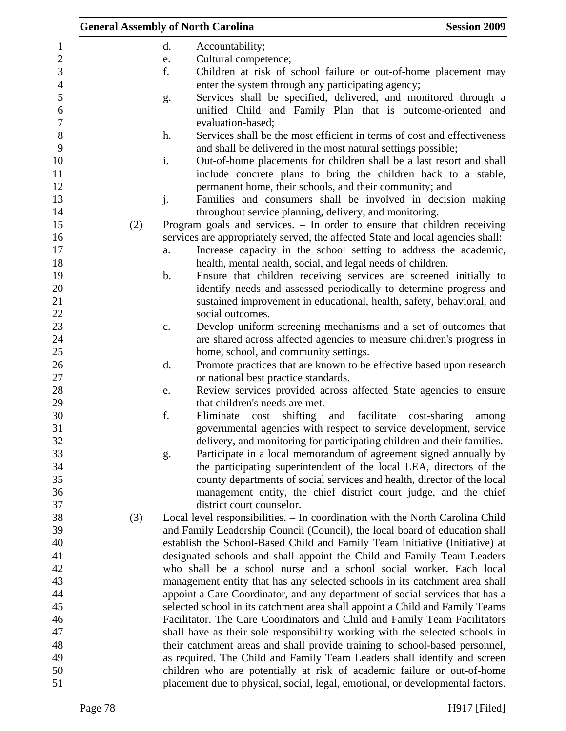d. Accountability;

e. Cultural competence;

f. Children at risk of school failure or out-of-home placement may enter the system through any participating agency;

g. Services shall be specified, delivered, and monitored through a unified Child and Family Plan that is outcome-oriented and evaluation-based;

h. Services shall be the most efficient in terms of cost and effectiveness and shall be delivered in the most natural settings possible;

i. Out-of-home placements for children shall be a last resort and shall include concrete plans to bring the children back to a stable, permanent home, their schools, and their community; and

j. Families and consumers shall be involved in decision making throughout service planning, delivery, and monitoring.

(2) Program goals and services. – In order to ensure that children receiving services are appropriately served, the affected State and local agencies shall:

a. Increase capacity in the school setting to address the academic, health, mental health, social, and legal needs of children.

b. Ensure that children receiving services are screened initially to identify needs and assessed periodically to determine progress and sustained improvement in educational, health, safety, behavioral, and social outcomes.

c. Develop uniform screening mechanisms and a set of outcomes that are shared across affected agencies to measure children's progress in home, school, and community settings.

d. Promote practices that are known to be effective based upon research or national best practice standards.

e. Review services provided across affected State agencies to ensure that children's needs are met.

f. Eliminate cost shifting and facilitate cost-sharing among governmental agencies with respect to service development, service delivery, and monitoring for participating children and their families.

g. Participate in a local memorandum of agreement signed annually by the participating superintendent of the local LEA, directors of the county departments of social services and health, director of the local management entity, the chief district court judge, and the chief district court counselor.

(3) Local level responsibilities. – In coordination with the North Carolina Child and Family Leadership Council (Council), the local board of education shall establish the School-Based Child and Family Team Initiative (Initiative) at designated schools and shall appoint the Child and Family Team Leaders who shall be a school nurse and a school social worker. Each local management entity that has any selected schools in its catchment area shall appoint a Care Coordinator, and any department of social services that has a selected school in its catchment area shall appoint a Child and Family Teams Facilitator. The Care Coordinators and Child and Family Team Facilitators shall have as their sole responsibility working with the selected schools in their catchment areas and shall provide training to school-based personnel, as required. The Child and Family Team Leaders shall identify and screen children who are potentially at risk of academic failure or out-of-home placement due to physical, social, legal, emotional, or developmental factors.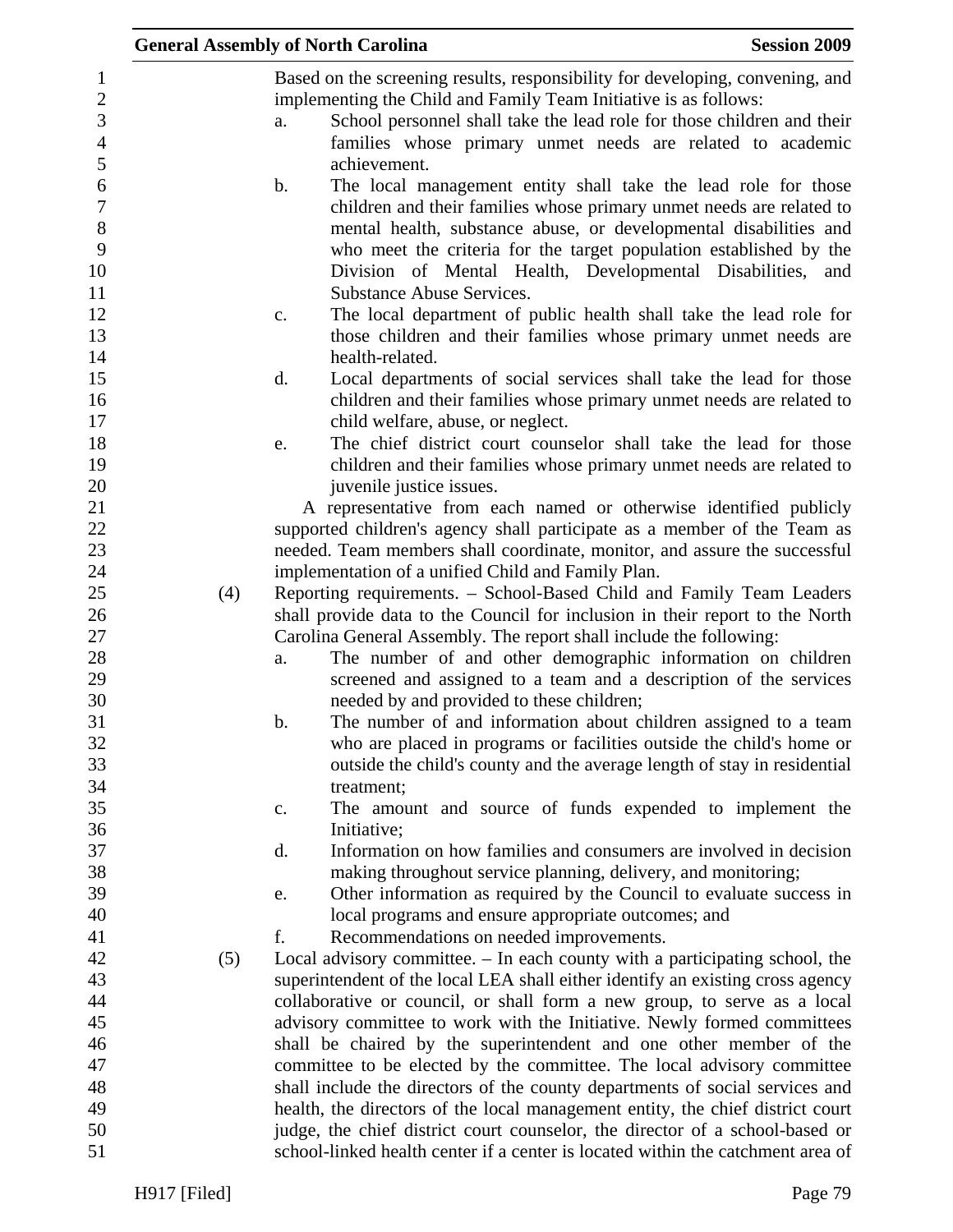Based on the screening results, responsibility for developing, convening, and implementing the Child and Family Team Initiative is as follows:

a. School personnel shall take the lead role for those children and their families whose primary unmet needs are related to academic achievement.

b. The local management entity shall take the lead role for those children and their families whose primary unmet needs are related to mental health, substance abuse, or developmental disabilities and who meet the criteria for the target population established by the Division of Mental Health, Developmental Disabilities, and Substance Abuse Services.

c. The local department of public health shall take the lead role for those children and their families whose primary unmet needs are health-related.

d. Local departments of social services shall take the lead for those children and their families whose primary unmet needs are related to child welfare, abuse, or neglect.

e. The chief district court counselor shall take the lead for those children and their families whose primary unmet needs are related to juvenile justice issues.

A representative from each named or otherwise identified publicly supported children's agency shall participate as a member of the Team as needed. Team members shall coordinate, monitor, and assure the successful implementation of a unified Child and Family Plan.

(4) Reporting requirements. – School-Based Child and Family Team Leaders shall provide data to the Council for inclusion in their report to the North Carolina General Assembly. The report shall include the following:

a. The number of and other demographic information on children screened and assigned to a team and a description of the services needed by and provided to these children;

b. The number of and information about children assigned to a team who are placed in programs or facilities outside the child's home or outside the child's county and the average length of stay in residential treatment;

c. The amount and source of funds expended to implement the Initiative;

d. Information on how families and consumers are involved in decision making throughout service planning, delivery, and monitoring;

e. Other information as required by the Council to evaluate success in local programs and ensure appropriate outcomes; and

f. Recommendations on needed improvements.

(5) Local advisory committee. – In each county with a participating school, the superintendent of the local LEA shall either identify an existing cross agency collaborative or council, or shall form a new group, to serve as a local advisory committee to work with the Initiative. Newly formed committees shall be chaired by the superintendent and one other member of the committee to be elected by the committee. The local advisory committee shall include the directors of the county departments of social services and health, the directors of the local management entity, the chief district court judge, the chief district court counselor, the director of a school-based or school-linked health center if a center is located within the catchment area of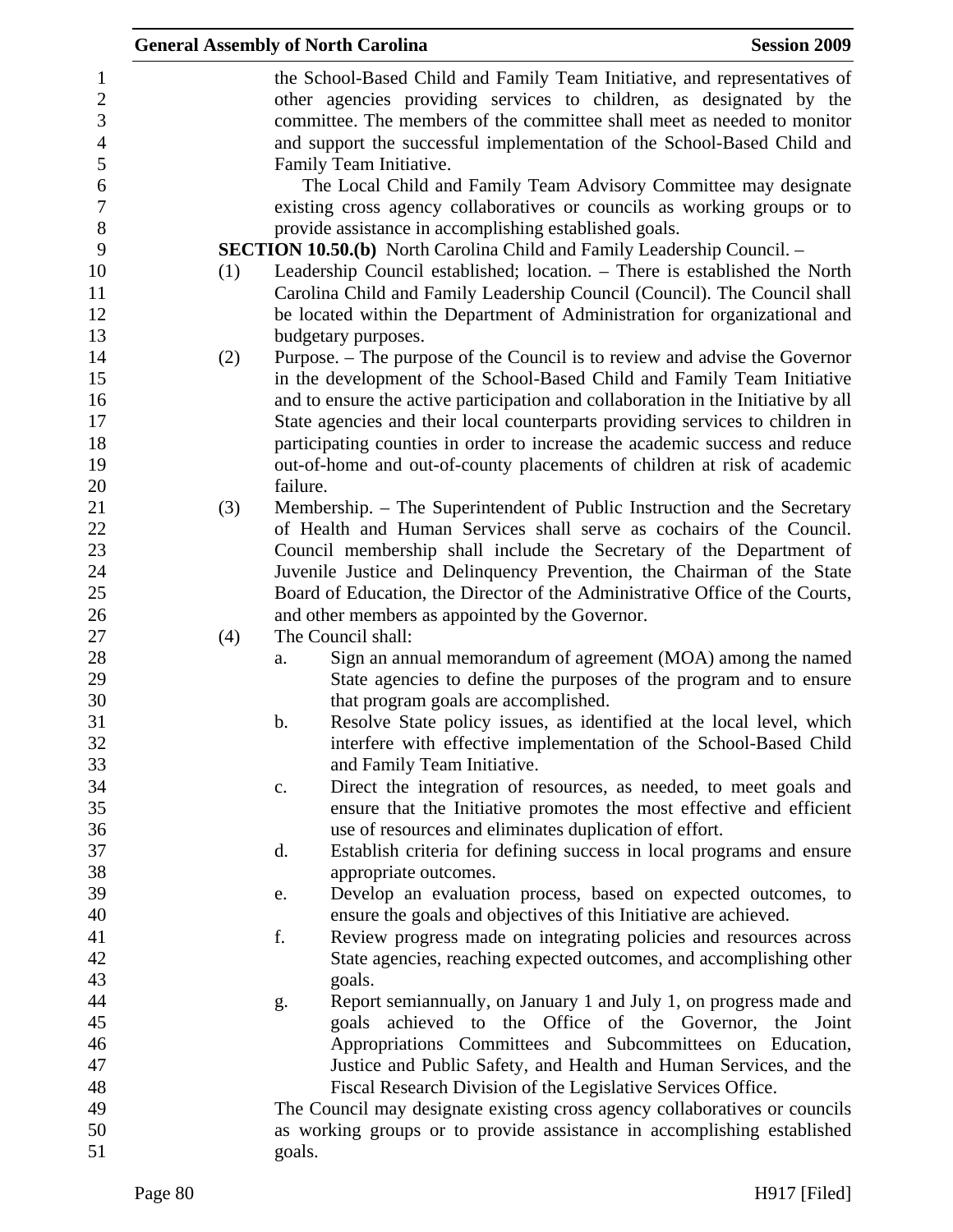the School-Based Child and Family Team Initiative, and representatives of other agencies providing services to children, as designated by the committee. The members of the committee shall meet as needed to monitor and support the successful implementation of the School-Based Child and Family Team Initiative.

The Local Child and Family Team Advisory Committee may designate existing cross agency collaboratives or councils as working groups or to provide assistance in accomplishing established goals.

**SECTION 10.50.(b)** North Carolina Child and Family Leadership Council. –

(1) Leadership Council established; location. – There is established the North Carolina Child and Family Leadership Council (Council). The Council shall be located within the Department of Administration for organizational and budgetary purposes.

(2) Purpose. – The purpose of the Council is to review and advise the Governor in the development of the School-Based Child and Family Team Initiative and to ensure the active participation and collaboration in the Initiative by all State agencies and their local counterparts providing services to children in participating counties in order to increase the academic success and reduce out-of-home and out-of-county placements of children at risk of academic failure.

(3) Membership. – The Superintendent of Public Instruction and the Secretary of Health and Human Services shall serve as cochairs of the Council. Council membership shall include the Secretary of the Department of Juvenile Justice and Delinquency Prevention, the Chairman of the State Board of Education, the Director of the Administrative Office of the Courts, and other members as appointed by the Governor.

(4) The Council shall:

a. Sign an annual memorandum of agreement (MOA) among the named State agencies to define the purposes of the program and to ensure that program goals are accomplished.

b. Resolve State policy issues, as identified at the local level, which interfere with effective implementation of the School-Based Child and Family Team Initiative.

c. Direct the integration of resources, as needed, to meet goals and ensure that the Initiative promotes the most effective and efficient use of resources and eliminates duplication of effort.

d. Establish criteria for defining success in local programs and ensure appropriate outcomes.

e. Develop an evaluation process, based on expected outcomes, to ensure the goals and objectives of this Initiative are achieved.

f. Review progress made on integrating policies and resources across State agencies, reaching expected outcomes, and accomplishing other goals.

g. Report semiannually, on January 1 and July 1, on progress made and goals achieved to the Office of the Governor, the Joint Appropriations Committees and Subcommittees on Education, Justice and Public Safety, and Health and Human Services, and the Fiscal Research Division of the Legislative Services Office.

The Council may designate existing cross agency collaboratives or councils as working groups or to provide assistance in accomplishing established goals.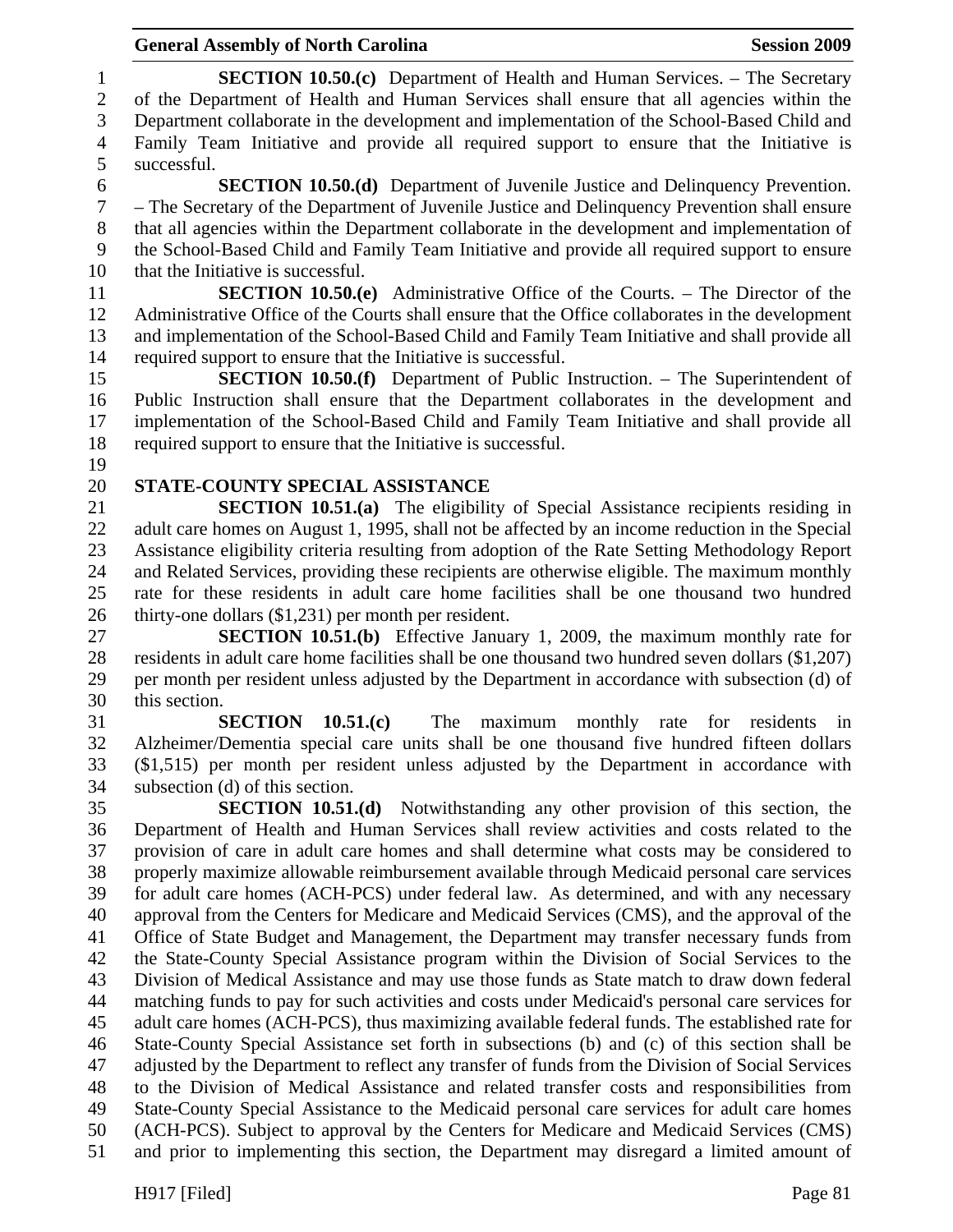**SECTION 10.50.(c)** Department of Health and Human Services. – The Secretary of the Department of Health and Human Services shall ensure that all agencies within the Department collaborate in the development and implementation of the School-Based Child and Family Team Initiative and provide all required support to ensure that the Initiative is successful.

**SECTION 10.50.(d)** Department of Juvenile Justice and Delinquency Prevention. – The Secretary of the Department of Juvenile Justice and Delinquency Prevention shall ensure that all agencies within the Department collaborate in the development and implementation of the School-Based Child and Family Team Initiative and provide all required support to ensure that the Initiative is successful.

**SECTION 10.50.(e)** Administrative Office of the Courts. – The Director of the Administrative Office of the Courts shall ensure that the Office collaborates in the development and implementation of the School-Based Child and Family Team Initiative and shall provide all required support to ensure that the Initiative is successful.

**SECTION 10.50.(f)** Department of Public Instruction. – The Superintendent of Public Instruction shall ensure that the Department collaborates in the development and implementation of the School-Based Child and Family Team Initiative and shall provide all required support to ensure that the Initiative is successful.

**STATE-COUNTY SPECIAL ASSISTANCE**

**SECTION 10.51.(a)** The eligibility of Special Assistance recipients residing in adult care homes on August 1, 1995, shall not be affected by an income reduction in the Special Assistance eligibility criteria resulting from adoption of the Rate Setting Methodology Report and Related Services, providing these recipients are otherwise eligible. The maximum monthly rate for these residents in adult care home facilities shall be one thousand two hundred thirty-one dollars ($1,231) per month per resident.

**SECTION 10.51.(b)** Effective January 1, 2009, the maximum monthly rate for residents in adult care home facilities shall be one thousand two hundred seven dollars ($1,207) per month per resident unless adjusted by the Department in accordance with subsection (d) of this section.

**SECTION 10.51.(c)** The maximum monthly rate for residents in Alzheimer/Dementia special care units shall be one thousand five hundred fifteen dollars ($1,515) per month per resident unless adjusted by the Department in accordance with subsection (d) of this section.

**SECTION 10.51.(d)** Notwithstanding any other provision of this section, the Department of Health and Human Services shall review activities and costs related to the provision of care in adult care homes and shall determine what costs may be considered to properly maximize allowable reimbursement available through Medicaid personal care services for adult care homes (ACH-PCS) under federal law. As determined, and with any necessary approval from the Centers for Medicare and Medicaid Services (CMS), and the approval of the Office of State Budget and Management, the Department may transfer necessary funds from the State-County Special Assistance program within the Division of Social Services to the Division of Medical Assistance and may use those funds as State match to draw down federal matching funds to pay for such activities and costs under Medicaid's personal care services for adult care homes (ACH-PCS), thus maximizing available federal funds. The established rate for State-County Special Assistance set forth in subsections (b) and (c) of this section shall be adjusted by the Department to reflect any transfer of funds from the Division of Social Services to the Division of Medical Assistance and related transfer costs and responsibilities from State-County Special Assistance to the Medicaid personal care services for adult care homes (ACH-PCS). Subject to approval by the Centers for Medicare and Medicaid Services (CMS) and prior to implementing this section, the Department may disregard a limited amount of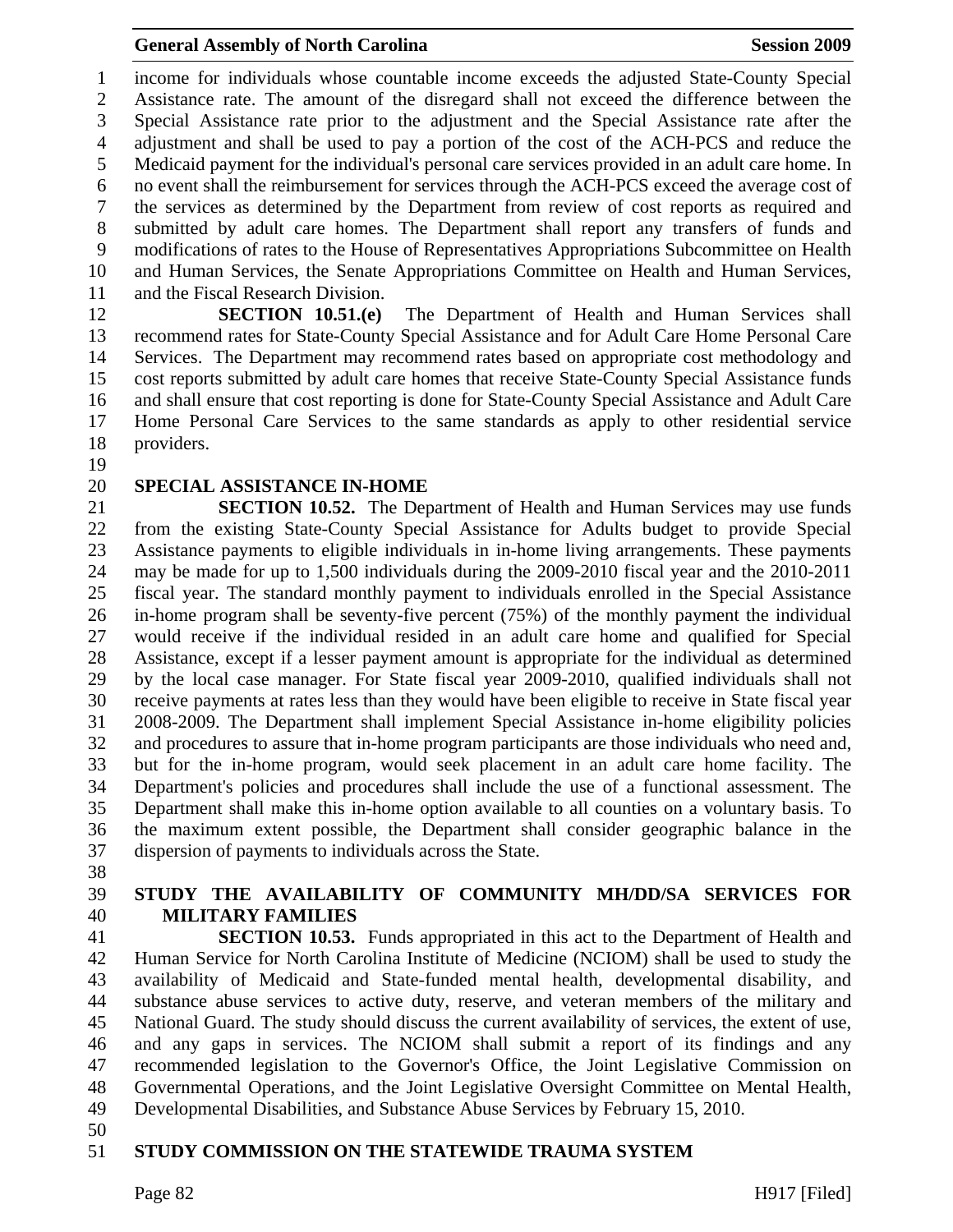income for individuals whose countable income exceeds the adjusted State-County Special Assistance rate. The amount of the disregard shall not exceed the difference between the Special Assistance rate prior to the adjustment and the Special Assistance rate after the adjustment and shall be used to pay a portion of the cost of the ACH-PCS and reduce the Medicaid payment for the individual's personal care services provided in an adult care home. In no event shall the reimbursement for services through the ACH-PCS exceed the average cost of the services as determined by the Department from review of cost reports as required and submitted by adult care homes. The Department shall report any transfers of funds and modifications of rates to the House of Representatives Appropriations Subcommittee on Health and Human Services, the Senate Appropriations Committee on Health and Human Services, and the Fiscal Research Division.

**SECTION 10.51.(e)** The Department of Health and Human Services shall recommend rates for State-County Special Assistance and for Adult Care Home Personal Care Services. The Department may recommend rates based on appropriate cost methodology and cost reports submitted by adult care homes that receive State-County Special Assistance funds and shall ensure that cost reporting is done for State-County Special Assistance and Adult Care Home Personal Care Services to the same standards as apply to other residential service providers.

**SPECIAL ASSISTANCE IN-HOME**

**SECTION 10.52.** The Department of Health and Human Services may use funds from the existing State-County Special Assistance for Adults budget to provide Special Assistance payments to eligible individuals in in-home living arrangements. These payments may be made for up to 1,500 individuals during the 2009-2010 fiscal year and the 2010-2011 fiscal year. The standard monthly payment to individuals enrolled in the Special Assistance in-home program shall be seventy-five percent (75%) of the monthly payment the individual would receive if the individual resided in an adult care home and qualified for Special Assistance, except if a lesser payment amount is appropriate for the individual as determined by the local case manager. For State fiscal year 2009-2010, qualified individuals shall not receive payments at rates less than they would have been eligible to receive in State fiscal year 2008-2009. The Department shall implement Special Assistance in-home eligibility policies and procedures to assure that in-home program participants are those individuals who need and, but for the in-home program, would seek placement in an adult care home facility. The Department's policies and procedures shall include the use of a functional assessment. The Department shall make this in-home option available to all counties on a voluntary basis. To the maximum extent possible, the Department shall consider geographic balance in the dispersion of payments to individuals across the State.

**STUDY THE AVAILABILITY OF COMMUNITY MH/DD/SA SERVICES FOR MILITARY FAMILIES**

**SECTION 10.53.** Funds appropriated in this act to the Department of Health and Human Service for North Carolina Institute of Medicine (NCIOM) shall be used to study the availability of Medicaid and State-funded mental health, developmental disability, and substance abuse services to active duty, reserve, and veteran members of the military and National Guard. The study should discuss the current availability of services, the extent of use, and any gaps in services. The NCIOM shall submit a report of its findings and any recommended legislation to the Governor's Office, the Joint Legislative Commission on Governmental Operations, and the Joint Legislative Oversight Committee on Mental Health, Developmental Disabilities, and Substance Abuse Services by February 15, 2010.

**STUDY COMMISSION ON THE STATEWIDE TRAUMA SYSTEM**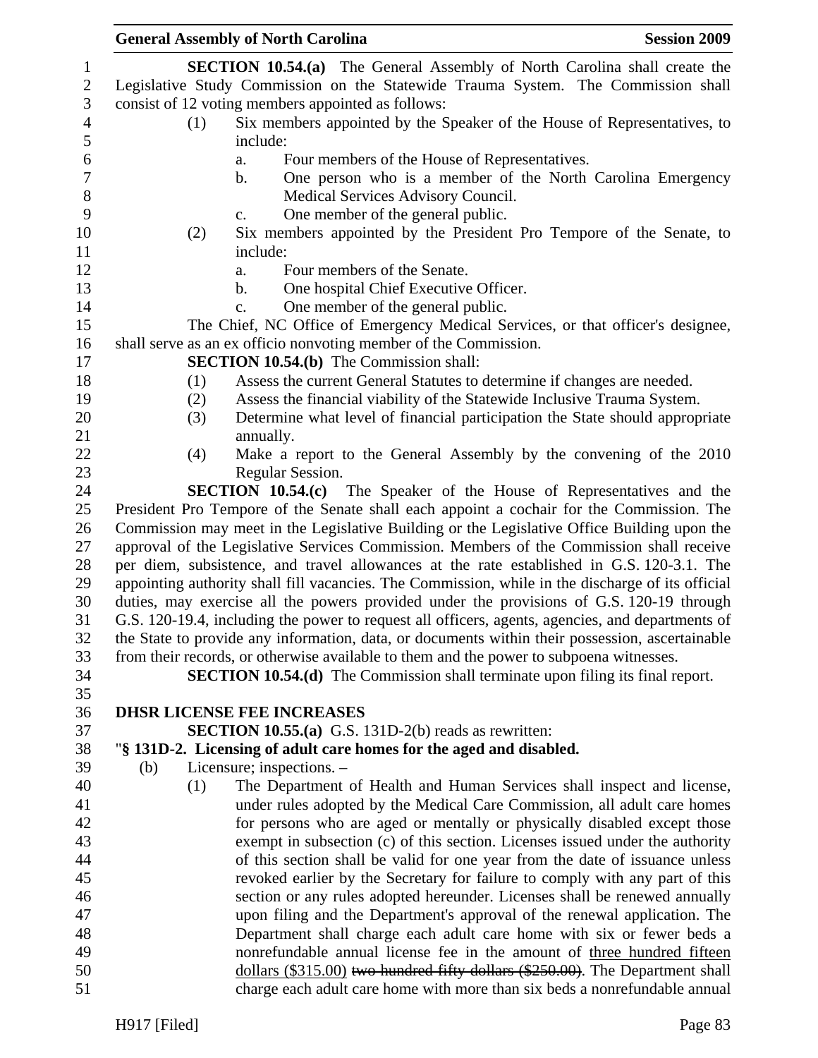**SECTION 10.54.(a)** The General Assembly of North Carolina shall create the Legislative Study Commission on the Statewide Trauma System. The Commission shall consist of 12 voting members appointed as follows:

(1) Six members appointed by the Speaker of the House of Representatives, to include:
  a. Four members of the House of Representatives.
  b. One person who is a member of the North Carolina Emergency Medical Services Advisory Council.
  c. One member of the general public.

(2) Six members appointed by the President Pro Tempore of the Senate, to include:
  a. Four members of the Senate.
  b. One hospital Chief Executive Officer.
  c. One member of the general public.

The Chief, NC Office of Emergency Medical Services, or that officer's designee, shall serve as an ex officio nonvoting member of the Commission.

**SECTION 10.54.(b)** The Commission shall:

(1) Assess the current General Statutes to determine if changes are needed.
(2) Assess the financial viability of the Statewide Inclusive Trauma System.
(3) Determine what level of financial participation the State should appropriate annually.
(4) Make a report to the General Assembly by the convening of the 2010 Regular Session.

**SECTION 10.54.(c)** The Speaker of the House of Representatives and the President Pro Tempore of the Senate shall each appoint a cochair for the Commission. The Commission may meet in the Legislative Building or the Legislative Office Building upon the approval of the Legislative Services Commission. Members of the Commission shall receive per diem, subsistence, and travel allowances at the rate established in G.S. 120-3.1. The appointing authority shall fill vacancies. The Commission, while in the discharge of its official duties, may exercise all the powers provided under the provisions of G.S. 120-19 through G.S. 120-19.4, including the power to request all officers, agents, agencies, and departments of the State to provide any information, data, or documents within their possession, ascertainable from their records, or otherwise available to them and the power to subpoena witnesses.

**SECTION 10.54.(d)** The Commission shall terminate upon filing its final report.

**DHSR LICENSE FEE INCREASES**

**SECTION 10.55.(a)** G.S. 131D-2(b) reads as rewritten:

"**§ 131D-2. Licensing of adult care homes for the aged and disabled.**

(b) Licensure; inspections. –

(1) The Department of Health and Human Services shall inspect and license, under rules adopted by the Medical Care Commission, all adult care homes for persons who are aged or mentally or physically disabled except those exempt in subsection (c) of this section. Licenses issued under the authority of this section shall be valid for one year from the date of issuance unless revoked earlier by the Secretary for failure to comply with any part of this section or any rules adopted hereunder. Licenses shall be renewed annually upon filing and the Department's approval of the renewal application. The Department shall charge each adult care home with six or fewer beds a nonrefundable annual license fee in the amount of <u>three hundred fifteen dollars ($315.00)</u> ~~two hundred fifty dollars ($250.00)~~. The Department shall charge each adult care home with more than six beds a nonrefundable annual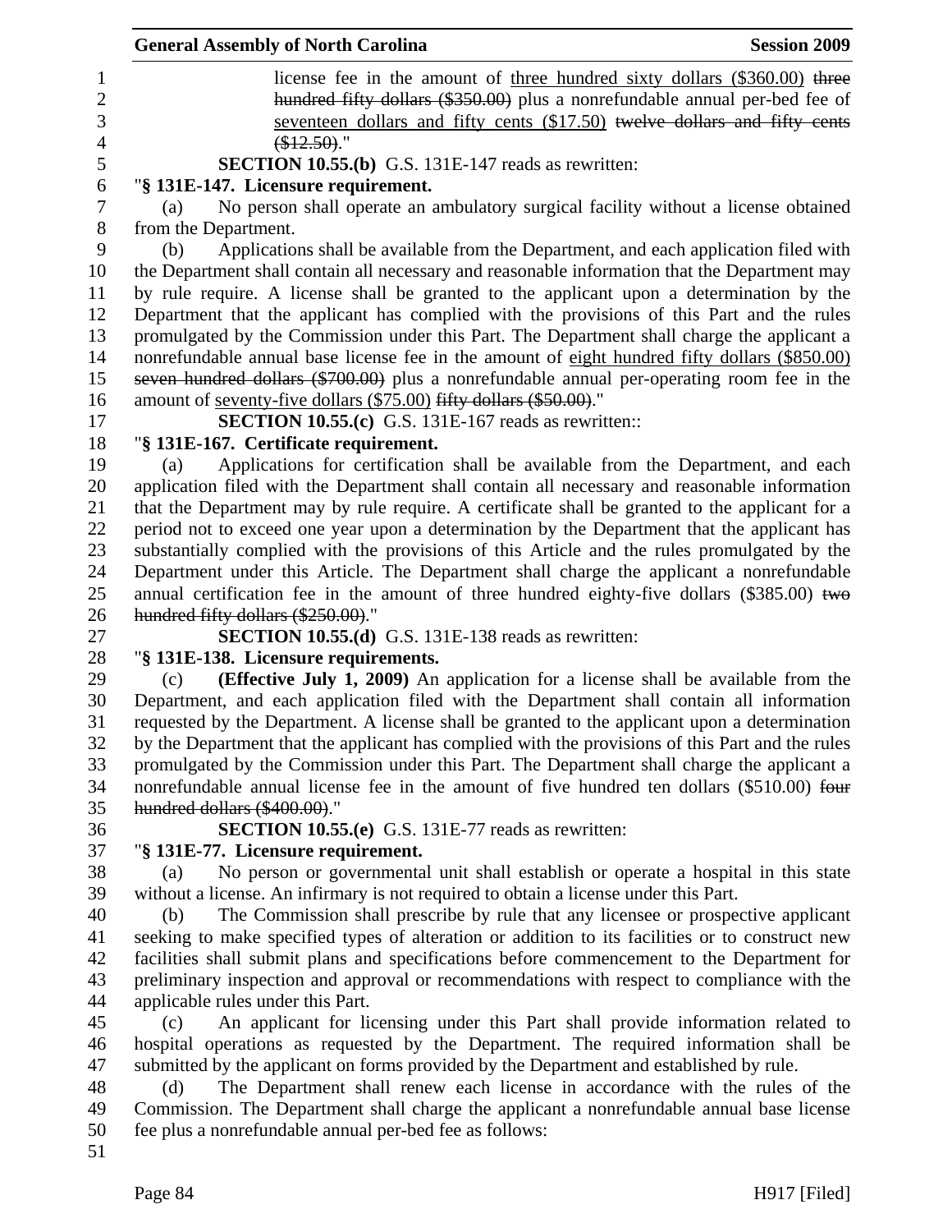license fee in the amount of <u>three hundred sixty dollars ($360.00)</u> ~~three hundred fifty dollars ($350.00)~~ plus a nonrefundable annual per-bed fee of <u>seventeen dollars and fifty cents ($17.50)</u> ~~twelve dollars and fifty cents ($12.50)~~."

**SECTION 10.55.(b)** G.S. 131E-147 reads as rewritten:

"**§ 131E-147. Licensure requirement.**

(a) No person shall operate an ambulatory surgical facility without a license obtained from the Department.

(b) Applications shall be available from the Department, and each application filed with the Department shall contain all necessary and reasonable information that the Department may by rule require. A license shall be granted to the applicant upon a determination by the Department that the applicant has complied with the provisions of this Part and the rules promulgated by the Commission under this Part. The Department shall charge the applicant a nonrefundable annual base license fee in the amount of <u>eight hundred fifty dollars ($850.00)</u> ~~seven hundred dollars ($700.00)~~ plus a nonrefundable annual per-operating room fee in the amount of <u>seventy-five dollars ($75.00)</u> ~~fifty dollars ($50.00)~~."

**SECTION 10.55.(c)** G.S. 131E-167 reads as rewritten::

"**§ 131E-167. Certificate requirement.**

(a) Applications for certification shall be available from the Department, and each application filed with the Department shall contain all necessary and reasonable information that the Department may by rule require. A certificate shall be granted to the applicant for a period not to exceed one year upon a determination by the Department that the applicant has substantially complied with the provisions of this Article and the rules promulgated by the Department under this Article. The Department shall charge the applicant a nonrefundable annual certification fee in the amount of three hundred eighty-five dollars ($385.00) ~~two hundred fifty dollars ($250.00)~~."

**SECTION 10.55.(d)** G.S. 131E-138 reads as rewritten:

"**§ 131E-138. Licensure requirements.**

(c) **(Effective July 1, 2009)** An application for a license shall be available from the Department, and each application filed with the Department shall contain all information requested by the Department. A license shall be granted to the applicant upon a determination by the Department that the applicant has complied with the provisions of this Part and the rules promulgated by the Commission under this Part. The Department shall charge the applicant a nonrefundable annual license fee in the amount of five hundred ten dollars ($510.00) ~~four hundred dollars ($400.00)~~."

**SECTION 10.55.(e)** G.S. 131E-77 reads as rewritten:

"**§ 131E-77. Licensure requirement.**

(a) No person or governmental unit shall establish or operate a hospital in this state without a license. An infirmary is not required to obtain a license under this Part.

(b) The Commission shall prescribe by rule that any licensee or prospective applicant seeking to make specified types of alteration or addition to its facilities or to construct new facilities shall submit plans and specifications before commencement to the Department for preliminary inspection and approval or recommendations with respect to compliance with the applicable rules under this Part.

(c) An applicant for licensing under this Part shall provide information related to hospital operations as requested by the Department. The required information shall be submitted by the applicant on forms provided by the Department and established by rule.

(d) The Department shall renew each license in accordance with the rules of the Commission. The Department shall charge the applicant a nonrefundable annual base license fee plus a nonrefundable annual per-bed fee as follows: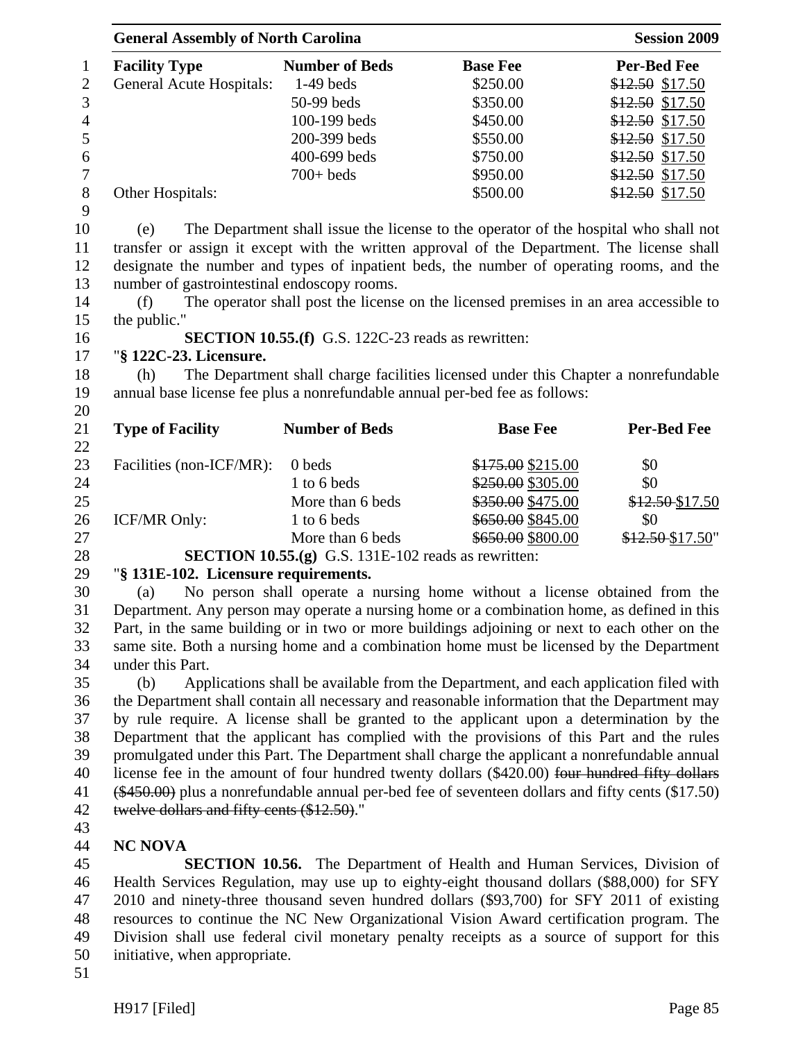| Facility Type | Number of Beds | Base Fee | Per-Bed Fee |
| --- | --- | --- | --- |
| General Acute Hospitals: | 1-49 beds | $250.00 | ~~$12.50~~ $17.50 |
| | 50-99 beds | $350.00 | ~~$12.50~~ $17.50 |
| | 100-199 beds | $450.00 | ~~$12.50~~ $17.50 |
| | 200-399 beds | $550.00 | ~~$12.50~~ $17.50 |
| | 400-699 beds | $750.00 | ~~$12.50~~ $17.50 |
| | 700+ beds | $950.00 | ~~$12.50~~ $17.50 |
| Other Hospitals: | | $500.00 | ~~$12.50~~ $17.50 |

(e) The Department shall issue the license to the operator of the hospital who shall not transfer or assign it except with the written approval of the Department. The license shall designate the number and types of inpatient beds, the number of operating rooms, and the number of gastrointestinal endoscopy rooms.

(f) The operator shall post the license on the licensed premises in an area accessible to the public."

**SECTION 10.55.(f)** G.S. 122C-23 reads as rewritten:

"**§ 122C-23. Licensure.**

(h) The Department shall charge facilities licensed under this Chapter a nonrefundable annual base license fee plus a nonrefundable annual per-bed fee as follows:

| Type of Facility | Number of Beds | Base Fee | Per-Bed Fee |
| --- | --- | --- | --- |
| Facilities (non-ICF/MR): | 0 beds | ~~$175.00~~ $215.00 | $0 |
| | 1 to 6 beds | ~~$250.00~~ $305.00 | $0 |
| | More than 6 beds | ~~$350.00~~ $475.00 | ~~$12.50~~ $17.50 |
| ICF/MR Only: | 1 to 6 beds | ~~$650.00~~ $845.00 | $0 |
| | More than 6 beds | ~~$650.00~~ $800.00 | ~~$12.50~~ $17.50" |

**SECTION 10.55.(g)** G.S. 131E-102 reads as rewritten:

"**§ 131E-102. Licensure requirements.**

(a) No person shall operate a nursing home without a license obtained from the Department. Any person may operate a nursing home or a combination home, as defined in this Part, in the same building or in two or more buildings adjoining or next to each other on the same site. Both a nursing home and a combination home must be licensed by the Department under this Part.

(b) Applications shall be available from the Department, and each application filed with the Department shall contain all necessary and reasonable information that the Department may by rule require. A license shall be granted to the applicant upon a determination by the Department that the applicant has complied with the provisions of this Part and the rules promulgated under this Part. The Department shall charge the applicant a nonrefundable annual license fee in the amount of four hundred twenty dollars ($420.00) ~~four hundred fifty dollars ($450.00)~~ plus a nonrefundable annual per-bed fee of seventeen dollars and fifty cents ($17.50) ~~twelve dollars and fifty cents ($12.50)~~."

**NC NOVA**

**SECTION 10.56.** The Department of Health and Human Services, Division of Health Services Regulation, may use up to eighty-eight thousand dollars ($88,000) for SFY 2010 and ninety-three thousand seven hundred dollars ($93,700) for SFY 2011 of existing resources to continue the NC New Organizational Vision Award certification program. The Division shall use federal civil monetary penalty receipts as a source of support for this initiative, when appropriate.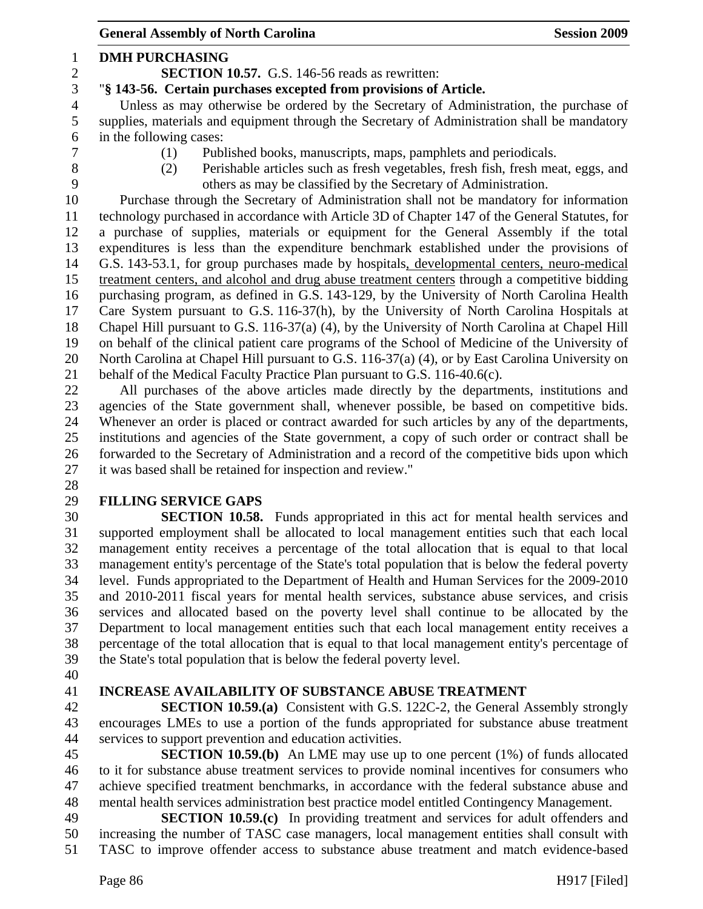**DMH PURCHASING**

**SECTION 10.57.** G.S. 146-56 reads as rewritten:

"**§ 143-56. Certain purchases excepted from provisions of Article.**

Unless as may otherwise be ordered by the Secretary of Administration, the purchase of supplies, materials and equipment through the Secretary of Administration shall be mandatory in the following cases:

(1) Published books, manuscripts, maps, pamphlets and periodicals.

(2) Perishable articles such as fresh vegetables, fresh fish, fresh meat, eggs, and others as may be classified by the Secretary of Administration.

Purchase through the Secretary of Administration shall not be mandatory for information technology purchased in accordance with Article 3D of Chapter 147 of the General Statutes, for a purchase of supplies, materials or equipment for the General Assembly if the total expenditures is less than the expenditure benchmark established under the provisions of G.S. 143-53.1, for group purchases made by hospitals<u>, developmental centers, neuro-medical treatment centers, and alcohol and drug abuse treatment centers</u> through a competitive bidding purchasing program, as defined in G.S. 143-129, by the University of North Carolina Health Care System pursuant to G.S. 116-37(h), by the University of North Carolina Hospitals at Chapel Hill pursuant to G.S. 116-37(a) (4), by the University of North Carolina at Chapel Hill on behalf of the clinical patient care programs of the School of Medicine of the University of North Carolina at Chapel Hill pursuant to G.S. 116-37(a) (4), or by East Carolina University on behalf of the Medical Faculty Practice Plan pursuant to G.S. 116-40.6(c).

All purchases of the above articles made directly by the departments, institutions and agencies of the State government shall, whenever possible, be based on competitive bids. Whenever an order is placed or contract awarded for such articles by any of the departments, institutions and agencies of the State government, a copy of such order or contract shall be forwarded to the Secretary of Administration and a record of the competitive bids upon which it was based shall be retained for inspection and review."

**FILLING SERVICE GAPS**

**SECTION 10.58.** Funds appropriated in this act for mental health services and supported employment shall be allocated to local management entities such that each local management entity receives a percentage of the total allocation that is equal to that local management entity's percentage of the State's total population that is below the federal poverty level. Funds appropriated to the Department of Health and Human Services for the 2009-2010 and 2010-2011 fiscal years for mental health services, substance abuse services, and crisis services and allocated based on the poverty level shall continue to be allocated by the Department to local management entities such that each local management entity receives a percentage of the total allocation that is equal to that local management entity's percentage of the State's total population that is below the federal poverty level.

**INCREASE AVAILABILITY OF SUBSTANCE ABUSE TREATMENT**

**SECTION 10.59.(a)** Consistent with G.S. 122C-2, the General Assembly strongly encourages LMEs to use a portion of the funds appropriated for substance abuse treatment services to support prevention and education activities.

**SECTION 10.59.(b)** An LME may use up to one percent (1%) of funds allocated to it for substance abuse treatment services to provide nominal incentives for consumers who achieve specified treatment benchmarks, in accordance with the federal substance abuse and mental health services administration best practice model entitled Contingency Management.

**SECTION 10.59.(c)** In providing treatment and services for adult offenders and increasing the number of TASC case managers, local management entities shall consult with TASC to improve offender access to substance abuse treatment and match evidence-based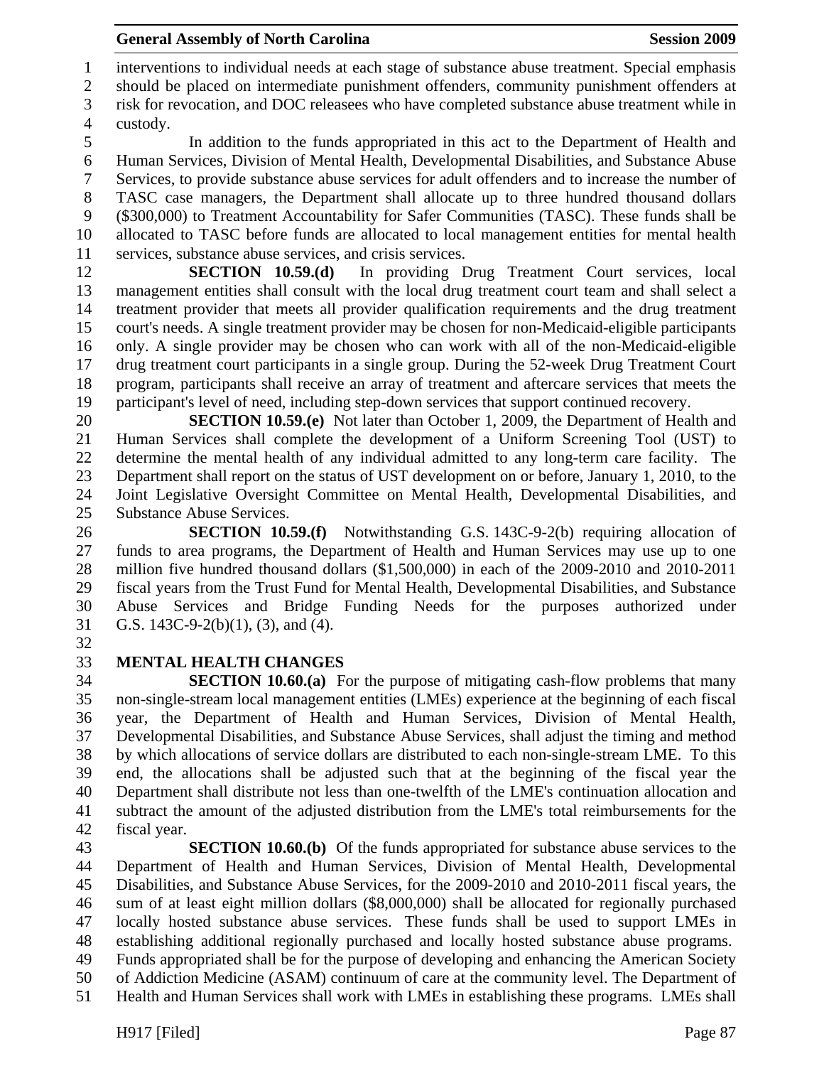interventions to individual needs at each stage of substance abuse treatment. Special emphasis should be placed on intermediate punishment offenders, community punishment offenders at risk for revocation, and DOC releasees who have completed substance abuse treatment while in custody.

In addition to the funds appropriated in this act to the Department of Health and Human Services, Division of Mental Health, Developmental Disabilities, and Substance Abuse Services, to provide substance abuse services for adult offenders and to increase the number of TASC case managers, the Department shall allocate up to three hundred thousand dollars ($300,000) to Treatment Accountability for Safer Communities (TASC). These funds shall be allocated to TASC before funds are allocated to local management entities for mental health services, substance abuse services, and crisis services.

**SECTION 10.59.(d)** In providing Drug Treatment Court services, local management entities shall consult with the local drug treatment court team and shall select a treatment provider that meets all provider qualification requirements and the drug treatment court's needs. A single treatment provider may be chosen for non-Medicaid-eligible participants only. A single provider may be chosen who can work with all of the non-Medicaid-eligible drug treatment court participants in a single group. During the 52-week Drug Treatment Court program, participants shall receive an array of treatment and aftercare services that meets the participant's level of need, including step-down services that support continued recovery.

**SECTION 10.59.(e)** Not later than October 1, 2009, the Department of Health and Human Services shall complete the development of a Uniform Screening Tool (UST) to determine the mental health of any individual admitted to any long-term care facility. The Department shall report on the status of UST development on or before, January 1, 2010, to the Joint Legislative Oversight Committee on Mental Health, Developmental Disabilities, and Substance Abuse Services.

**SECTION 10.59.(f)** Notwithstanding G.S. 143C-9-2(b) requiring allocation of funds to area programs, the Department of Health and Human Services may use up to one million five hundred thousand dollars ($1,500,000) in each of the 2009-2010 and 2010-2011 fiscal years from the Trust Fund for Mental Health, Developmental Disabilities, and Substance Abuse Services and Bridge Funding Needs for the purposes authorized under G.S. 143C-9-2(b)(1), (3), and (4).

**MENTAL HEALTH CHANGES**

**SECTION 10.60.(a)** For the purpose of mitigating cash-flow problems that many non-single-stream local management entities (LMEs) experience at the beginning of each fiscal year, the Department of Health and Human Services, Division of Mental Health, Developmental Disabilities, and Substance Abuse Services, shall adjust the timing and method by which allocations of service dollars are distributed to each non-single-stream LME. To this end, the allocations shall be adjusted such that at the beginning of the fiscal year the Department shall distribute not less than one-twelfth of the LME's continuation allocation and subtract the amount of the adjusted distribution from the LME's total reimbursements for the fiscal year.

**SECTION 10.60.(b)** Of the funds appropriated for substance abuse services to the Department of Health and Human Services, Division of Mental Health, Developmental Disabilities, and Substance Abuse Services, for the 2009-2010 and 2010-2011 fiscal years, the sum of at least eight million dollars ($8,000,000) shall be allocated for regionally purchased locally hosted substance abuse services. These funds shall be used to support LMEs in establishing additional regionally purchased and locally hosted substance abuse programs. Funds appropriated shall be for the purpose of developing and enhancing the American Society of Addiction Medicine (ASAM) continuum of care at the community level. The Department of Health and Human Services shall work with LMEs in establishing these programs. LMEs shall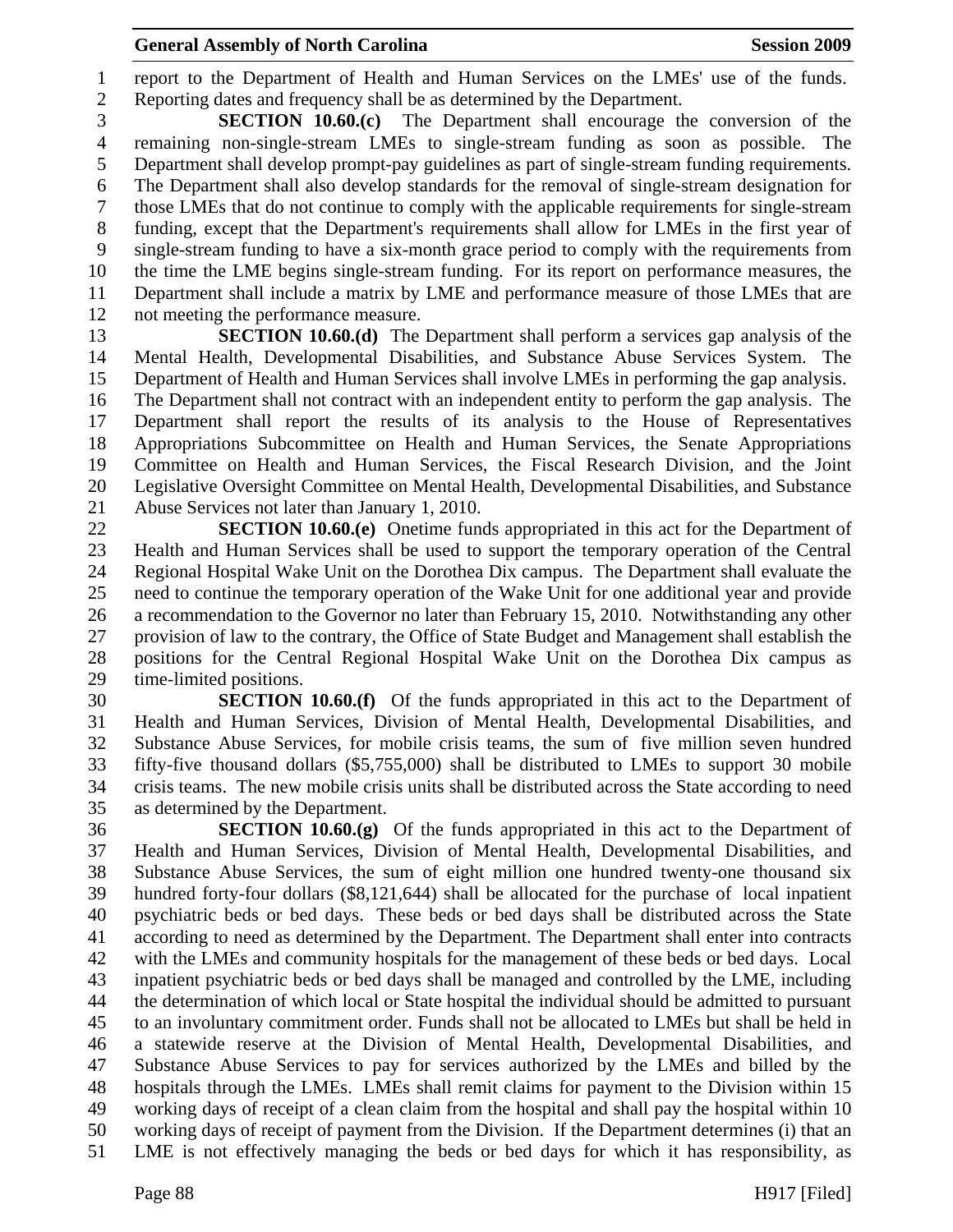report to the Department of Health and Human Services on the LMEs' use of the funds. Reporting dates and frequency shall be as determined by the Department.

**SECTION 10.60.(c)** The Department shall encourage the conversion of the remaining non-single-stream LMEs to single-stream funding as soon as possible. The Department shall develop prompt-pay guidelines as part of single-stream funding requirements. The Department shall also develop standards for the removal of single-stream designation for those LMEs that do not continue to comply with the applicable requirements for single-stream funding, except that the Department's requirements shall allow for LMEs in the first year of single-stream funding to have a six-month grace period to comply with the requirements from the time the LME begins single-stream funding. For its report on performance measures, the Department shall include a matrix by LME and performance measure of those LMEs that are not meeting the performance measure.

**SECTION 10.60.(d)** The Department shall perform a services gap analysis of the Mental Health, Developmental Disabilities, and Substance Abuse Services System. The Department of Health and Human Services shall involve LMEs in performing the gap analysis. The Department shall not contract with an independent entity to perform the gap analysis. The Department shall report the results of its analysis to the House of Representatives Appropriations Subcommittee on Health and Human Services, the Senate Appropriations Committee on Health and Human Services, the Fiscal Research Division, and the Joint Legislative Oversight Committee on Mental Health, Developmental Disabilities, and Substance Abuse Services not later than January 1, 2010.

**SECTION 10.60.(e)** Onetime funds appropriated in this act for the Department of Health and Human Services shall be used to support the temporary operation of the Central Regional Hospital Wake Unit on the Dorothea Dix campus. The Department shall evaluate the need to continue the temporary operation of the Wake Unit for one additional year and provide a recommendation to the Governor no later than February 15, 2010. Notwithstanding any other provision of law to the contrary, the Office of State Budget and Management shall establish the positions for the Central Regional Hospital Wake Unit on the Dorothea Dix campus as time-limited positions.

**SECTION 10.60.(f)** Of the funds appropriated in this act to the Department of Health and Human Services, Division of Mental Health, Developmental Disabilities, and Substance Abuse Services, for mobile crisis teams, the sum of five million seven hundred fifty-five thousand dollars ($5,755,000) shall be distributed to LMEs to support 30 mobile crisis teams. The new mobile crisis units shall be distributed across the State according to need as determined by the Department.

**SECTION 10.60.(g)** Of the funds appropriated in this act to the Department of Health and Human Services, Division of Mental Health, Developmental Disabilities, and Substance Abuse Services, the sum of eight million one hundred twenty-one thousand six hundred forty-four dollars ($8,121,644) shall be allocated for the purchase of local inpatient psychiatric beds or bed days. These beds or bed days shall be distributed across the State according to need as determined by the Department. The Department shall enter into contracts with the LMEs and community hospitals for the management of these beds or bed days. Local inpatient psychiatric beds or bed days shall be managed and controlled by the LME, including the determination of which local or State hospital the individual should be admitted to pursuant to an involuntary commitment order. Funds shall not be allocated to LMEs but shall be held in a statewide reserve at the Division of Mental Health, Developmental Disabilities, and Substance Abuse Services to pay for services authorized by the LMEs and billed by the hospitals through the LMEs. LMEs shall remit claims for payment to the Division within 15 working days of receipt of a clean claim from the hospital and shall pay the hospital within 10 working days of receipt of payment from the Division. If the Department determines (i) that an LME is not effectively managing the beds or bed days for which it has responsibility, as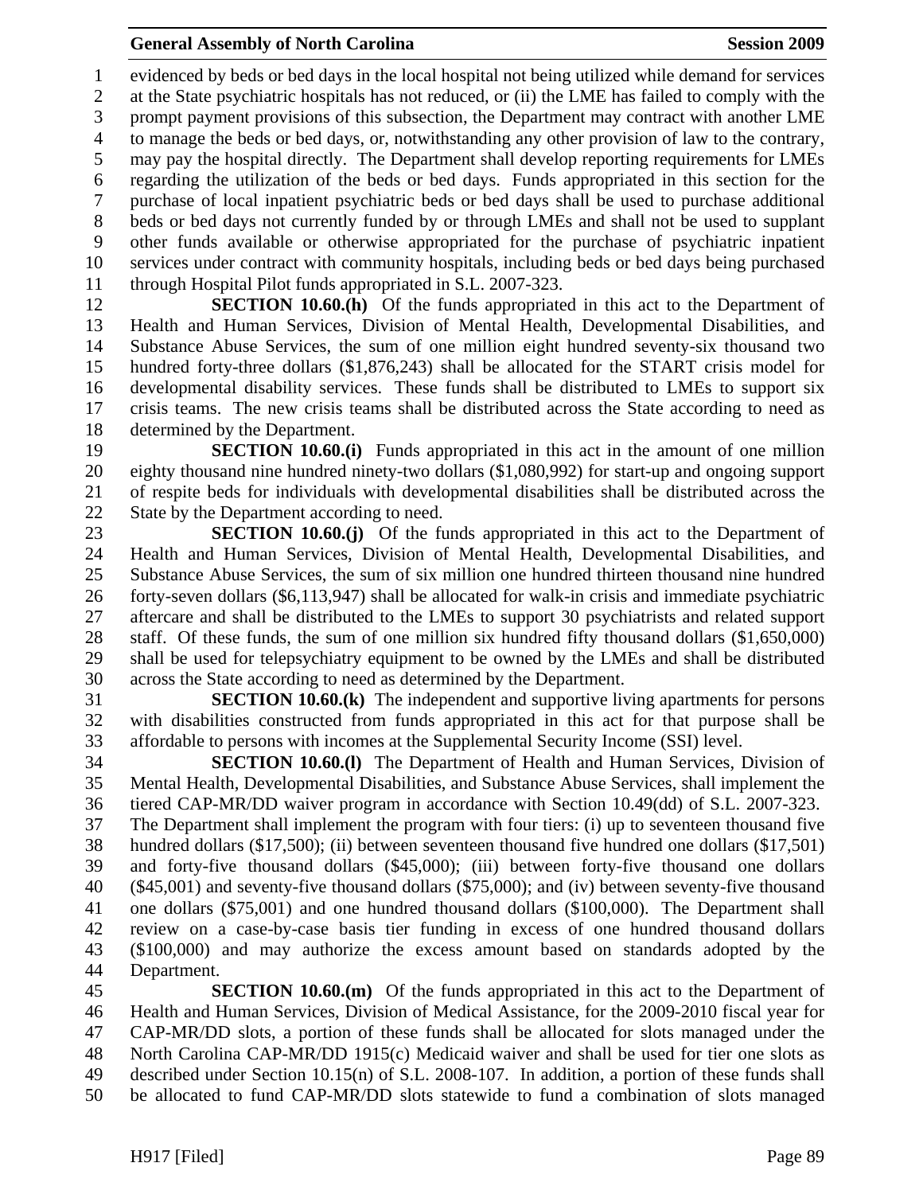evidenced by beds or bed days in the local hospital not being utilized while demand for services at the State psychiatric hospitals has not reduced, or (ii) the LME has failed to comply with the prompt payment provisions of this subsection, the Department may contract with another LME to manage the beds or bed days, or, notwithstanding any other provision of law to the contrary, may pay the hospital directly. The Department shall develop reporting requirements for LMEs regarding the utilization of the beds or bed days. Funds appropriated in this section for the purchase of local inpatient psychiatric beds or bed days shall be used to purchase additional beds or bed days not currently funded by or through LMEs and shall not be used to supplant other funds available or otherwise appropriated for the purchase of psychiatric inpatient services under contract with community hospitals, including beds or bed days being purchased through Hospital Pilot funds appropriated in S.L. 2007-323.

**SECTION 10.60.(h)** Of the funds appropriated in this act to the Department of Health and Human Services, Division of Mental Health, Developmental Disabilities, and Substance Abuse Services, the sum of one million eight hundred seventy-six thousand two hundred forty-three dollars ($1,876,243) shall be allocated for the START crisis model for developmental disability services. These funds shall be distributed to LMEs to support six crisis teams. The new crisis teams shall be distributed across the State according to need as determined by the Department.

**SECTION 10.60.(i)** Funds appropriated in this act in the amount of one million eighty thousand nine hundred ninety-two dollars ($1,080,992) for start-up and ongoing support of respite beds for individuals with developmental disabilities shall be distributed across the State by the Department according to need.

**SECTION 10.60.(j)** Of the funds appropriated in this act to the Department of Health and Human Services, Division of Mental Health, Developmental Disabilities, and Substance Abuse Services, the sum of six million one hundred thirteen thousand nine hundred forty-seven dollars ($6,113,947) shall be allocated for walk-in crisis and immediate psychiatric aftercare and shall be distributed to the LMEs to support 30 psychiatrists and related support staff. Of these funds, the sum of one million six hundred fifty thousand dollars ($1,650,000) shall be used for telepsychiatry equipment to be owned by the LMEs and shall be distributed across the State according to need as determined by the Department.

**SECTION 10.60.(k)** The independent and supportive living apartments for persons with disabilities constructed from funds appropriated in this act for that purpose shall be affordable to persons with incomes at the Supplemental Security Income (SSI) level.

**SECTION 10.60.(l)** The Department of Health and Human Services, Division of Mental Health, Developmental Disabilities, and Substance Abuse Services, shall implement the tiered CAP-MR/DD waiver program in accordance with Section 10.49(dd) of S.L. 2007-323. The Department shall implement the program with four tiers: (i) up to seventeen thousand five hundred dollars ($17,500); (ii) between seventeen thousand five hundred one dollars ($17,501) and forty-five thousand dollars ($45,000); (iii) between forty-five thousand one dollars ($45,001) and seventy-five thousand dollars ($75,000); and (iv) between seventy-five thousand one dollars ($75,001) and one hundred thousand dollars ($100,000). The Department shall review on a case-by-case basis tier funding in excess of one hundred thousand dollars ($100,000) and may authorize the excess amount based on standards adopted by the Department.

**SECTION 10.60.(m)** Of the funds appropriated in this act to the Department of Health and Human Services, Division of Medical Assistance, for the 2009-2010 fiscal year for CAP-MR/DD slots, a portion of these funds shall be allocated for slots managed under the North Carolina CAP-MR/DD 1915(c) Medicaid waiver and shall be used for tier one slots as described under Section 10.15(n) of S.L. 2008-107. In addition, a portion of these funds shall be allocated to fund CAP-MR/DD slots statewide to fund a combination of slots managed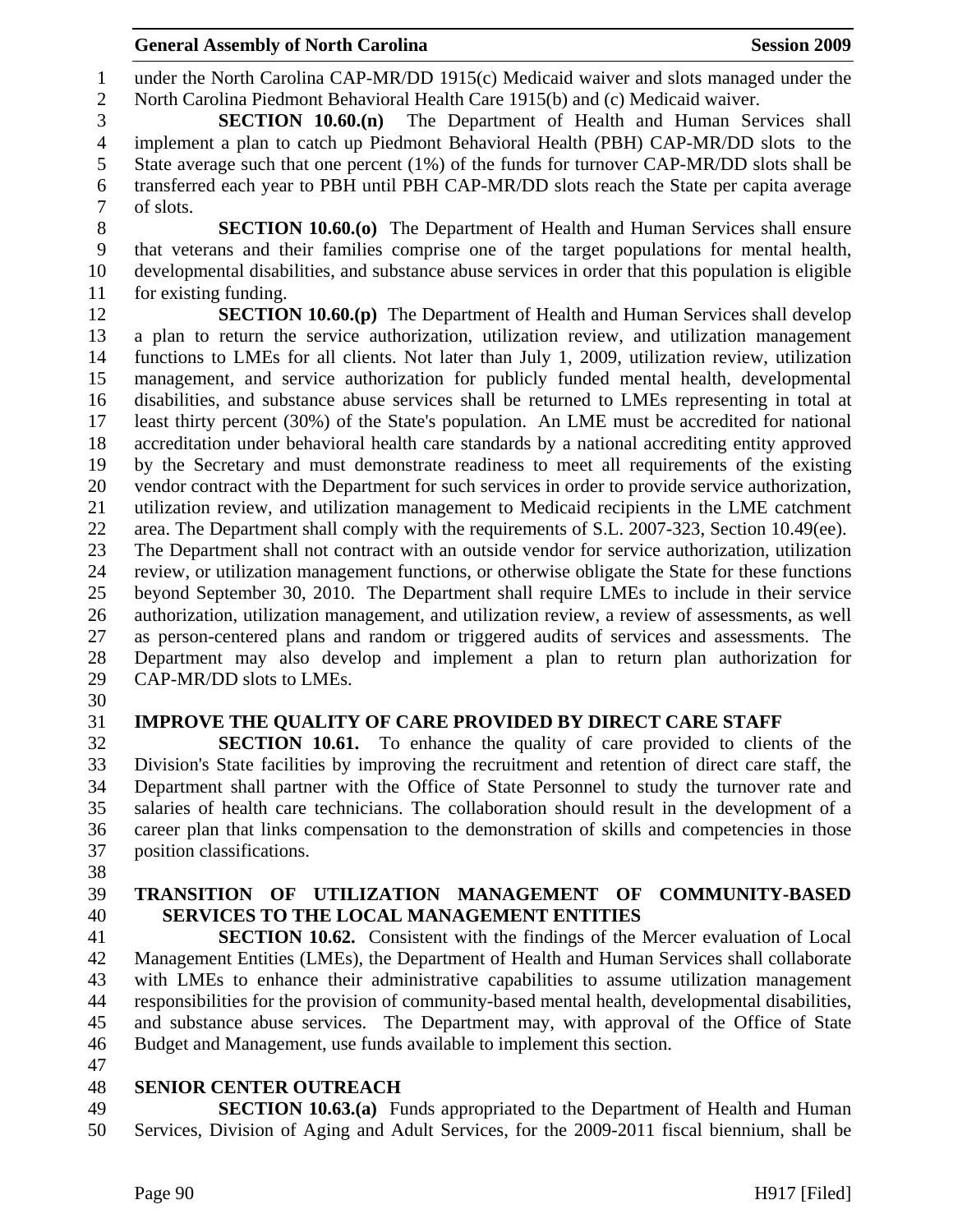under the North Carolina CAP-MR/DD 1915(c) Medicaid waiver and slots managed under the North Carolina Piedmont Behavioral Health Care 1915(b) and (c) Medicaid waiver.

**SECTION 10.60.(n)** The Department of Health and Human Services shall implement a plan to catch up Piedmont Behavioral Health (PBH) CAP-MR/DD slots to the State average such that one percent (1%) of the funds for turnover CAP-MR/DD slots shall be transferred each year to PBH until PBH CAP-MR/DD slots reach the State per capita average of slots.

**SECTION 10.60.(o)** The Department of Health and Human Services shall ensure that veterans and their families comprise one of the target populations for mental health, developmental disabilities, and substance abuse services in order that this population is eligible for existing funding.

**SECTION 10.60.(p)** The Department of Health and Human Services shall develop a plan to return the service authorization, utilization review, and utilization management functions to LMEs for all clients. Not later than July 1, 2009, utilization review, utilization management, and service authorization for publicly funded mental health, developmental disabilities, and substance abuse services shall be returned to LMEs representing in total at least thirty percent (30%) of the State's population. An LME must be accredited for national accreditation under behavioral health care standards by a national accrediting entity approved by the Secretary and must demonstrate readiness to meet all requirements of the existing vendor contract with the Department for such services in order to provide service authorization, utilization review, and utilization management to Medicaid recipients in the LME catchment area. The Department shall comply with the requirements of S.L. 2007-323, Section 10.49(ee). The Department shall not contract with an outside vendor for service authorization, utilization review, or utilization management functions, or otherwise obligate the State for these functions beyond September 30, 2010. The Department shall require LMEs to include in their service authorization, utilization management, and utilization review, a review of assessments, as well as person-centered plans and random or triggered audits of services and assessments. The Department may also develop and implement a plan to return plan authorization for CAP-MR/DD slots to LMEs.

## IMPROVE THE QUALITY OF CARE PROVIDED BY DIRECT CARE STAFF

**SECTION 10.61.** To enhance the quality of care provided to clients of the Division's State facilities by improving the recruitment and retention of direct care staff, the Department shall partner with the Office of State Personnel to study the turnover rate and salaries of health care technicians. The collaboration should result in the development of a career plan that links compensation to the demonstration of skills and competencies in those position classifications.

## TRANSITION OF UTILIZATION MANAGEMENT OF COMMUNITY-BASED SERVICES TO THE LOCAL MANAGEMENT ENTITIES

**SECTION 10.62.** Consistent with the findings of the Mercer evaluation of Local Management Entities (LMEs), the Department of Health and Human Services shall collaborate with LMEs to enhance their administrative capabilities to assume utilization management responsibilities for the provision of community-based mental health, developmental disabilities, and substance abuse services. The Department may, with approval of the Office of State Budget and Management, use funds available to implement this section.

## SENIOR CENTER OUTREACH

**SECTION 10.63.(a)** Funds appropriated to the Department of Health and Human Services, Division of Aging and Adult Services, for the 2009-2011 fiscal biennium, shall be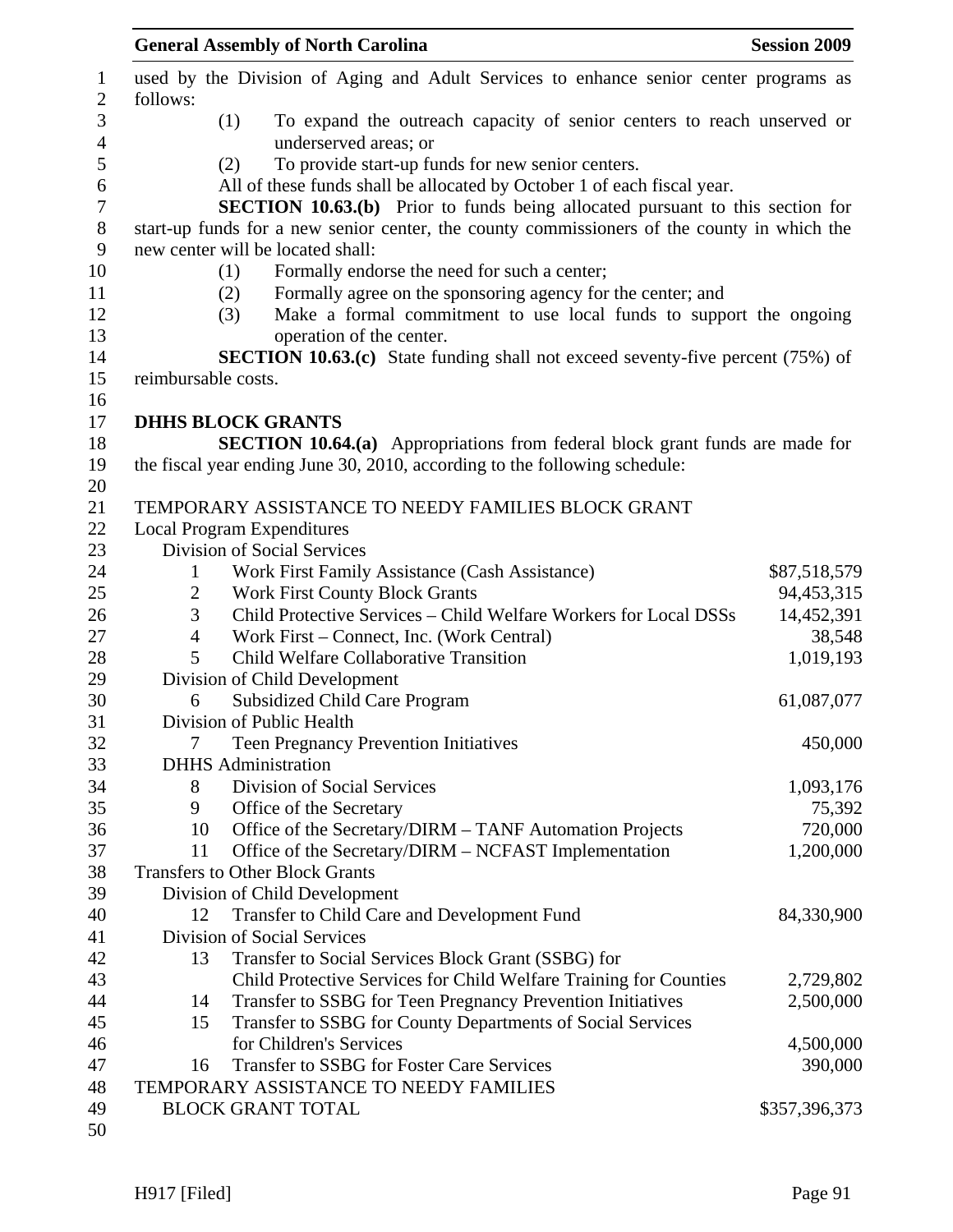used by the Division of Aging and Adult Services to enhance senior center programs as follows:

(1) To expand the outreach capacity of senior centers to reach unserved or underserved areas; or

(2) To provide start-up funds for new senior centers.

All of these funds shall be allocated by October 1 of each fiscal year.

**SECTION 10.63.(b)** Prior to funds being allocated pursuant to this section for start-up funds for a new senior center, the county commissioners of the county in which the new center will be located shall:

(1) Formally endorse the need for such a center;

(2) Formally agree on the sponsoring agency for the center; and

(3) Make a formal commitment to use local funds to support the ongoing operation of the center.

**SECTION 10.63.(c)** State funding shall not exceed seventy-five percent (75%) of reimbursable costs.

**DHHS BLOCK GRANTS**

**SECTION 10.64.(a)** Appropriations from federal block grant funds are made for the fiscal year ending June 30, 2010, according to the following schedule:

TEMPORARY ASSISTANCE TO NEEDY FAMILIES BLOCK GRANT

| | | |
|---|---|---|
| Local Program Expenditures | | |
| Division of Social Services | | |
| 1 | Work First Family Assistance (Cash Assistance) | $87,518,579 |
| 2 | Work First County Block Grants | 94,453,315 |
| 3 | Child Protective Services – Child Welfare Workers for Local DSSs | 14,452,391 |
| 4 | Work First – Connect, Inc. (Work Central) | 38,548 |
| 5 | Child Welfare Collaborative Transition | 1,019,193 |
| Division of Child Development | | |
| 6 | Subsidized Child Care Program | 61,087,077 |
| Division of Public Health | | |
| 7 | Teen Pregnancy Prevention Initiatives | 450,000 |
| DHHS Administration | | |
| 8 | Division of Social Services | 1,093,176 |
| 9 | Office of the Secretary | 75,392 |
| 10 | Office of the Secretary/DIRM – TANF Automation Projects | 720,000 |
| 11 | Office of the Secretary/DIRM – NCFAST Implementation | 1,200,000 |
| Transfers to Other Block Grants | | |
| Division of Child Development | | |
| 12 | Transfer to Child Care and Development Fund | 84,330,900 |
| Division of Social Services | | |
| 13 | Transfer to Social Services Block Grant (SSBG) for Child Protective Services for Child Welfare Training for Counties | 2,729,802 |
| 14 | Transfer to SSBG for Teen Pregnancy Prevention Initiatives | 2,500,000 |
| 15 | Transfer to SSBG for County Departments of Social Services for Children's Services | 4,500,000 |
| 16 | Transfer to SSBG for Foster Care Services | 390,000 |
| TEMPORARY ASSISTANCE TO NEEDY FAMILIES BLOCK GRANT TOTAL | | $357,396,373 |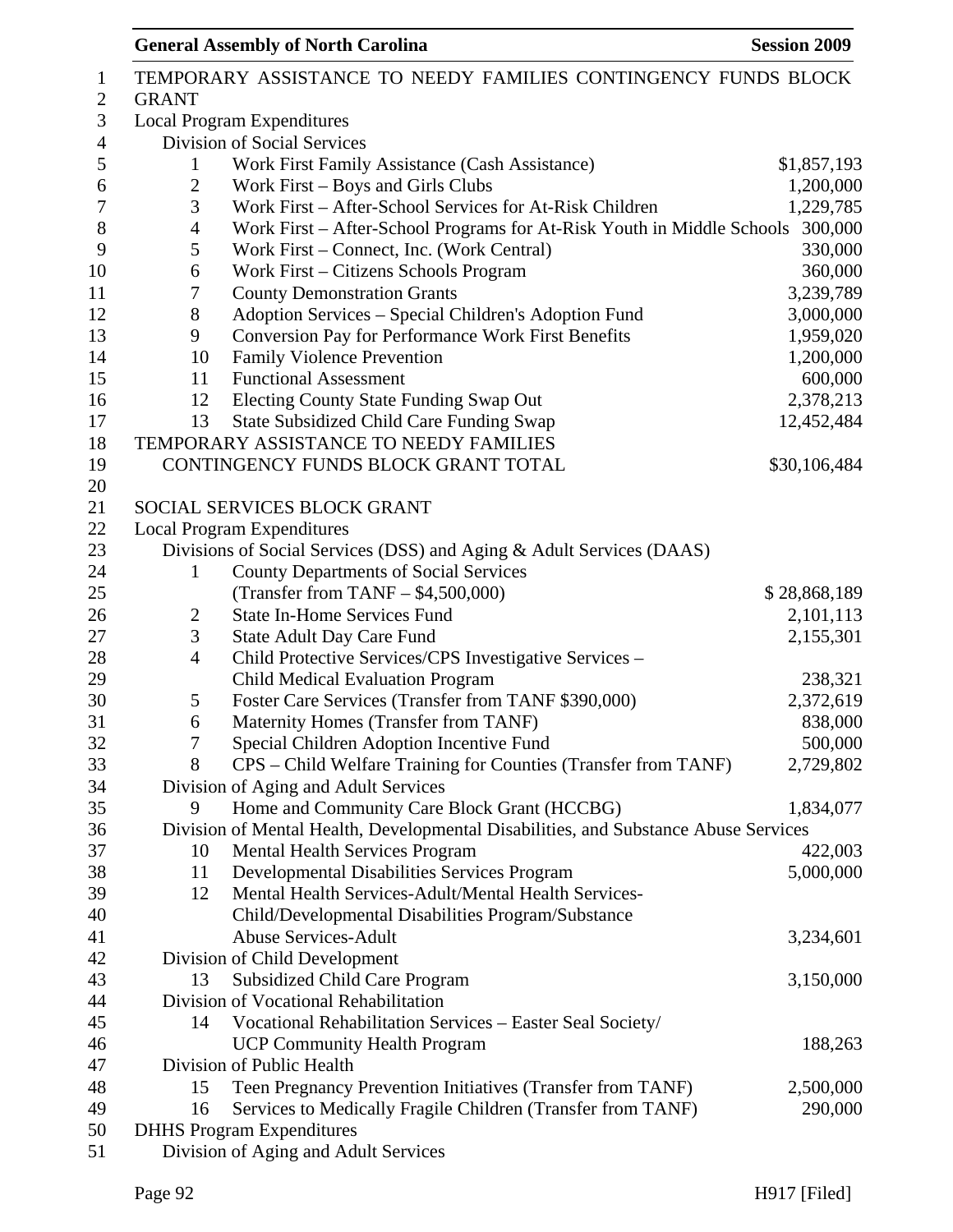TEMPORARY ASSISTANCE TO NEEDY FAMILIES CONTINGENCY FUNDS BLOCK GRANT

Local Program Expenditures

Division of Social Services

| | | |
|---|---|---|
| 1 | Work First Family Assistance (Cash Assistance) | $1,857,193 |
| 2 | Work First – Boys and Girls Clubs | 1,200,000 |
| 3 | Work First – After-School Services for At-Risk Children | 1,229,785 |
| 4 | Work First – After-School Programs for At-Risk Youth in Middle Schools | 300,000 |
| 5 | Work First – Connect, Inc. (Work Central) | 330,000 |
| 6 | Work First – Citizens Schools Program | 360,000 |
| 7 | County Demonstration Grants | 3,239,789 |
| 8 | Adoption Services – Special Children's Adoption Fund | 3,000,000 |
| 9 | Conversion Pay for Performance Work First Benefits | 1,959,020 |
| 10 | Family Violence Prevention | 1,200,000 |
| 11 | Functional Assessment | 600,000 |
| 12 | Electing County State Funding Swap Out | 2,378,213 |
| 13 | State Subsidized Child Care Funding Swap | 12,452,484 |

TEMPORARY ASSISTANCE TO NEEDY FAMILIES CONTINGENCY FUNDS BLOCK GRANT TOTAL $30,106,484

SOCIAL SERVICES BLOCK GRANT

Local Program Expenditures

Divisions of Social Services (DSS) and Aging & Adult Services (DAAS)

| | | |
|---|---|---|
| 1 | County Departments of Social Services (Transfer from TANF – $4,500,000) | $ 28,868,189 |
| 2 | State In-Home Services Fund | 2,101,113 |
| 3 | State Adult Day Care Fund | 2,155,301 |
| 4 | Child Protective Services/CPS Investigative Services – Child Medical Evaluation Program | 238,321 |
| 5 | Foster Care Services (Transfer from TANF $390,000) | 2,372,619 |
| 6 | Maternity Homes (Transfer from TANF) | 838,000 |
| 7 | Special Children Adoption Incentive Fund | 500,000 |
| 8 | CPS – Child Welfare Training for Counties (Transfer from TANF) | 2,729,802 |

Division of Aging and Adult Services

| | | |
|---|---|---|
| 9 | Home and Community Care Block Grant (HCCBG) | 1,834,077 |

Division of Mental Health, Developmental Disabilities, and Substance Abuse Services

| | | |
|---|---|---|
| 10 | Mental Health Services Program | 422,003 |
| 11 | Developmental Disabilities Services Program | 5,000,000 |
| 12 | Mental Health Services-Adult/Mental Health Services-Child/Developmental Disabilities Program/Substance Abuse Services-Adult | 3,234,601 |

Division of Child Development

| | | |
|---|---|---|
| 13 | Subsidized Child Care Program | 3,150,000 |

Division of Vocational Rehabilitation

| | | |
|---|---|---|
| 14 | Vocational Rehabilitation Services – Easter Seal Society/ UCP Community Health Program | 188,263 |

Division of Public Health

| | | |
|---|---|---|
| 15 | Teen Pregnancy Prevention Initiatives (Transfer from TANF) | 2,500,000 |
| 16 | Services to Medically Fragile Children (Transfer from TANF) | 290,000 |

DHHS Program Expenditures

Division of Aging and Adult Services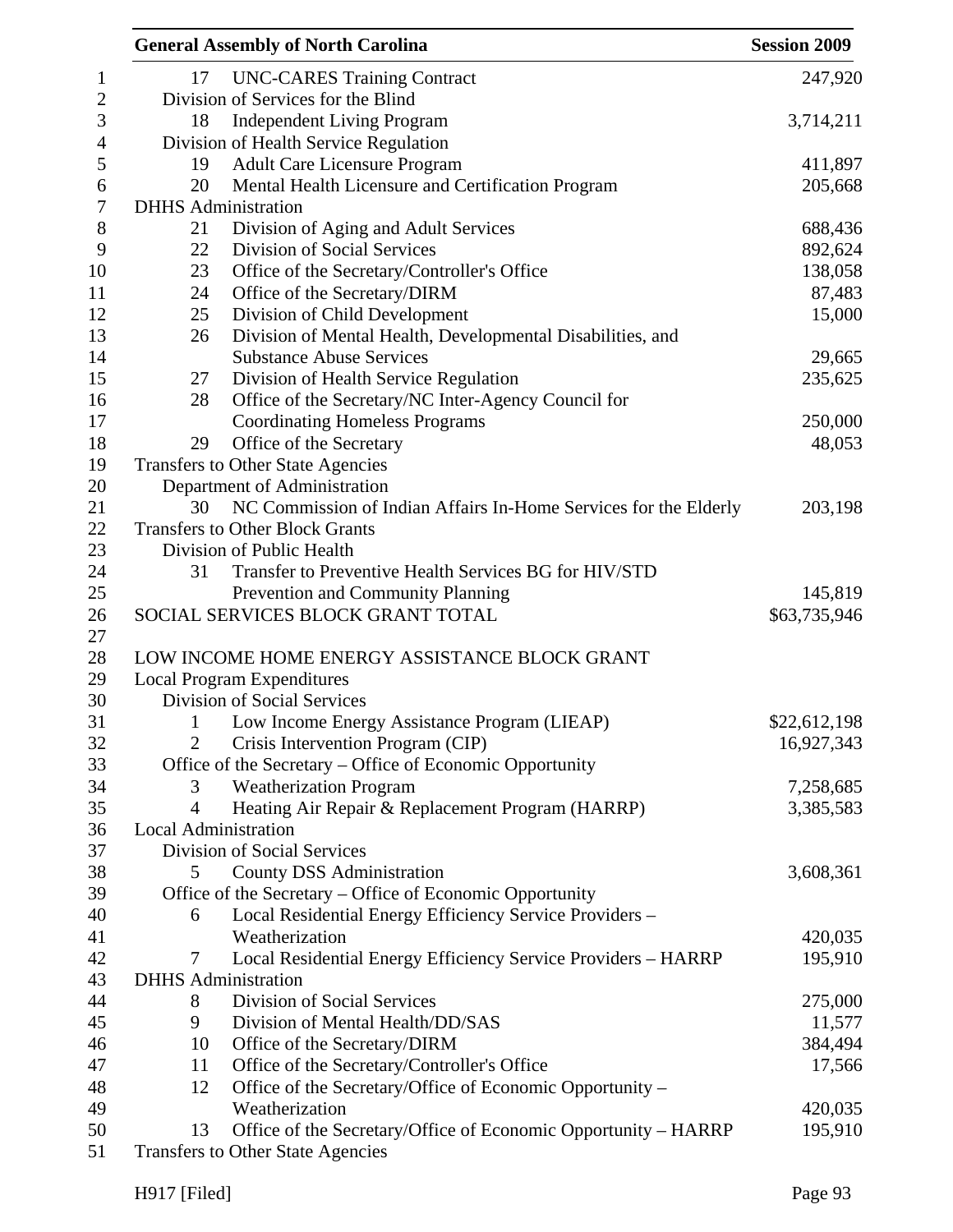| | | |
|---|---|---|
| 17 | UNC-CARES Training Contract | 247,920 |
| Division of Services for the Blind | | |
| 18 | Independent Living Program | 3,714,211 |
| Division of Health Service Regulation | | |
| 19 | Adult Care Licensure Program | 411,897 |
| 20 | Mental Health Licensure and Certification Program | 205,668 |
| DHHS Administration | | |
| 21 | Division of Aging and Adult Services | 688,436 |
| 22 | Division of Social Services | 892,624 |
| 23 | Office of the Secretary/Controller's Office | 138,058 |
| 24 | Office of the Secretary/DIRM | 87,483 |
| 25 | Division of Child Development | 15,000 |
| 26 | Division of Mental Health, Developmental Disabilities, and Substance Abuse Services | 29,665 |
| 27 | Division of Health Service Regulation | 235,625 |
| 28 | Office of the Secretary/NC Inter-Agency Council for Coordinating Homeless Programs | 250,000 |
| 29 | Office of the Secretary | 48,053 |
| Transfers to Other State Agencies | | |
| Department of Administration | | |
| 30 | NC Commission of Indian Affairs In-Home Services for the Elderly | 203,198 |
| Transfers to Other Block Grants | | |
| Division of Public Health | | |
| 31 | Transfer to Preventive Health Services BG for HIV/STD Prevention and Community Planning | 145,819 |
| SOCIAL SERVICES BLOCK GRANT TOTAL | | $63,735,946 |

LOW INCOME HOME ENERGY ASSISTANCE BLOCK GRANT

| | | |
|---|---|---|
| Local Program Expenditures | | |
| Division of Social Services | | |
| 1 | Low Income Energy Assistance Program (LIEAP) | $22,612,198 |
| 2 | Crisis Intervention Program (CIP) | 16,927,343 |
| Office of the Secretary – Office of Economic Opportunity | | |
| 3 | Weatherization Program | 7,258,685 |
| 4 | Heating Air Repair & Replacement Program (HARRP) | 3,385,583 |
| Local Administration | | |
| Division of Social Services | | |
| 5 | County DSS Administration | 3,608,361 |
| Office of the Secretary – Office of Economic Opportunity | | |
| 6 | Local Residential Energy Efficiency Service Providers – Weatherization | 420,035 |
| 7 | Local Residential Energy Efficiency Service Providers – HARRP | 195,910 |
| DHHS Administration | | |
| 8 | Division of Social Services | 275,000 |
| 9 | Division of Mental Health/DD/SAS | 11,577 |
| 10 | Office of the Secretary/DIRM | 384,494 |
| 11 | Office of the Secretary/Controller's Office | 17,566 |
| 12 | Office of the Secretary/Office of Economic Opportunity – Weatherization | 420,035 |
| 13 | Office of the Secretary/Office of Economic Opportunity – HARRP | 195,910 |
| Transfers to Other State Agencies | | |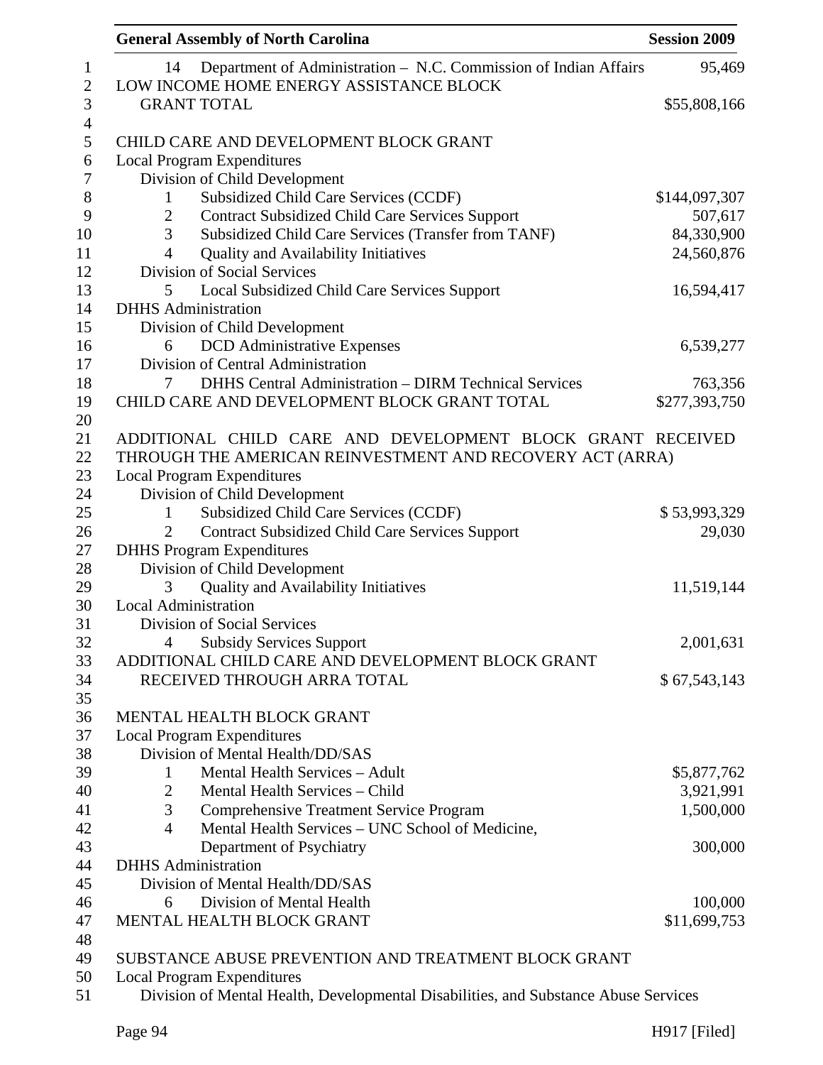| | | |
|---|---|---|
| 14 | Department of Administration – N.C. Commission of Indian Affairs | 95,469 |
| LOW INCOME HOME ENERGY ASSISTANCE BLOCK GRANT TOTAL | | $55,808,166 |

CHILD CARE AND DEVELOPMENT BLOCK GRANT

| | | |
|---|---|---|
| Local Program Expenditures | | |
| Division of Child Development | | |
| 1 | Subsidized Child Care Services (CCDF) | $144,097,307 |
| 2 | Contract Subsidized Child Care Services Support | 507,617 |
| 3 | Subsidized Child Care Services (Transfer from TANF) | 84,330,900 |
| 4 | Quality and Availability Initiatives | 24,560,876 |
| Division of Social Services | | |
| 5 | Local Subsidized Child Care Services Support | 16,594,417 |
| DHHS Administration | | |
| Division of Child Development | | |
| 6 | DCD Administrative Expenses | 6,539,277 |
| Division of Central Administration | | |
| 7 | DHHS Central Administration – DIRM Technical Services | 763,356 |
| CHILD CARE AND DEVELOPMENT BLOCK GRANT TOTAL | | $277,393,750 |

ADDITIONAL CHILD CARE AND DEVELOPMENT BLOCK GRANT RECEIVED THROUGH THE AMERICAN REINVESTMENT AND RECOVERY ACT (ARRA)

| | | |
|---|---|---|
| Local Program Expenditures | | |
| Division of Child Development | | |
| 1 | Subsidized Child Care Services (CCDF) | $ 53,993,329 |
| 2 | Contract Subsidized Child Care Services Support | 29,030 |
| DHHS Program Expenditures | | |
| Division of Child Development | | |
| 3 | Quality and Availability Initiatives | 11,519,144 |
| Local Administration | | |
| Division of Social Services | | |
| 4 | Subsidy Services Support | 2,001,631 |
| ADDITIONAL CHILD CARE AND DEVELOPMENT BLOCK GRANT RECEIVED THROUGH ARRA TOTAL | | $ 67,543,143 |

MENTAL HEALTH BLOCK GRANT

| | | |
|---|---|---|
| Local Program Expenditures | | |
| Division of Mental Health/DD/SAS | | |
| 1 | Mental Health Services – Adult | $5,877,762 |
| 2 | Mental Health Services – Child | 3,921,991 |
| 3 | Comprehensive Treatment Service Program | 1,500,000 |
| 4 | Mental Health Services – UNC School of Medicine, Department of Psychiatry | 300,000 |
| DHHS Administration | | |
| Division of Mental Health/DD/SAS | | |
| 6 | Division of Mental Health | 100,000 |
| MENTAL HEALTH BLOCK GRANT | | $11,699,753 |

SUBSTANCE ABUSE PREVENTION AND TREATMENT BLOCK GRANT

Local Program Expenditures

Division of Mental Health, Developmental Disabilities, and Substance Abuse Services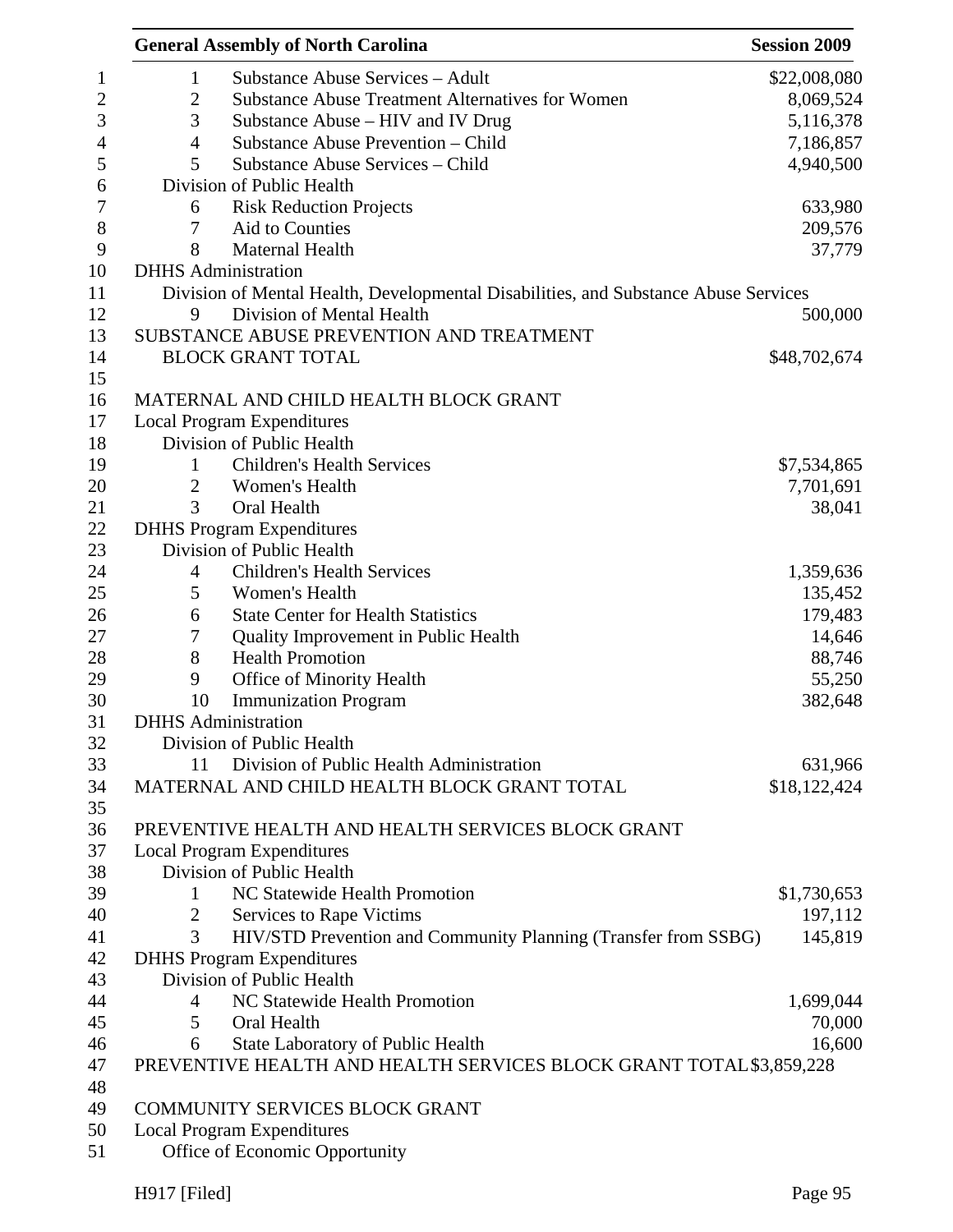| | | |
|---|---|---|
| 1 | Substance Abuse Services – Adult | $22,008,080 |
| 2 | Substance Abuse Treatment Alternatives for Women | 8,069,524 |
| 3 | Substance Abuse – HIV and IV Drug | 5,116,378 |
| 4 | Substance Abuse Prevention – Child | 7,186,857 |
| 5 | Substance Abuse Services – Child | 4,940,500 |
| | Division of Public Health | |
| 6 | Risk Reduction Projects | 633,980 |
| 7 | Aid to Counties | 209,576 |
| 8 | Maternal Health | 37,779 |
| | DHHS Administration | |
| | Division of Mental Health, Developmental Disabilities, and Substance Abuse Services | |
| 9 | Division of Mental Health | 500,000 |
| | SUBSTANCE ABUSE PREVENTION AND TREATMENT BLOCK GRANT TOTAL | $48,702,674 |

MATERNAL AND CHILD HEALTH BLOCK GRANT

| | | |
|---|---|---|
| | Local Program Expenditures | |
| | Division of Public Health | |
| 1 | Children's Health Services | $7,534,865 |
| 2 | Women's Health | 7,701,691 |
| 3 | Oral Health | 38,041 |
| | DHHS Program Expenditures | |
| | Division of Public Health | |
| 4 | Children's Health Services | 1,359,636 |
| 5 | Women's Health | 135,452 |
| 6 | State Center for Health Statistics | 179,483 |
| 7 | Quality Improvement in Public Health | 14,646 |
| 8 | Health Promotion | 88,746 |
| 9 | Office of Minority Health | 55,250 |
| 10 | Immunization Program | 382,648 |
| | DHHS Administration | |
| | Division of Public Health | |
| 11 | Division of Public Health Administration | 631,966 |
| | MATERNAL AND CHILD HEALTH BLOCK GRANT TOTAL | $18,122,424 |

PREVENTIVE HEALTH AND HEALTH SERVICES BLOCK GRANT

| | | |
|---|---|---|
| | Local Program Expenditures | |
| | Division of Public Health | |
| 1 | NC Statewide Health Promotion | $1,730,653 |
| 2 | Services to Rape Victims | 197,112 |
| 3 | HIV/STD Prevention and Community Planning (Transfer from SSBG) | 145,819 |
| | DHHS Program Expenditures | |
| | Division of Public Health | |
| 4 | NC Statewide Health Promotion | 1,699,044 |
| 5 | Oral Health | 70,000 |
| 6 | State Laboratory of Public Health | 16,600 |
| | PREVENTIVE HEALTH AND HEALTH SERVICES BLOCK GRANT TOTAL | $3,859,228 |

COMMUNITY SERVICES BLOCK GRANT

Local Program Expenditures

Office of Economic Opportunity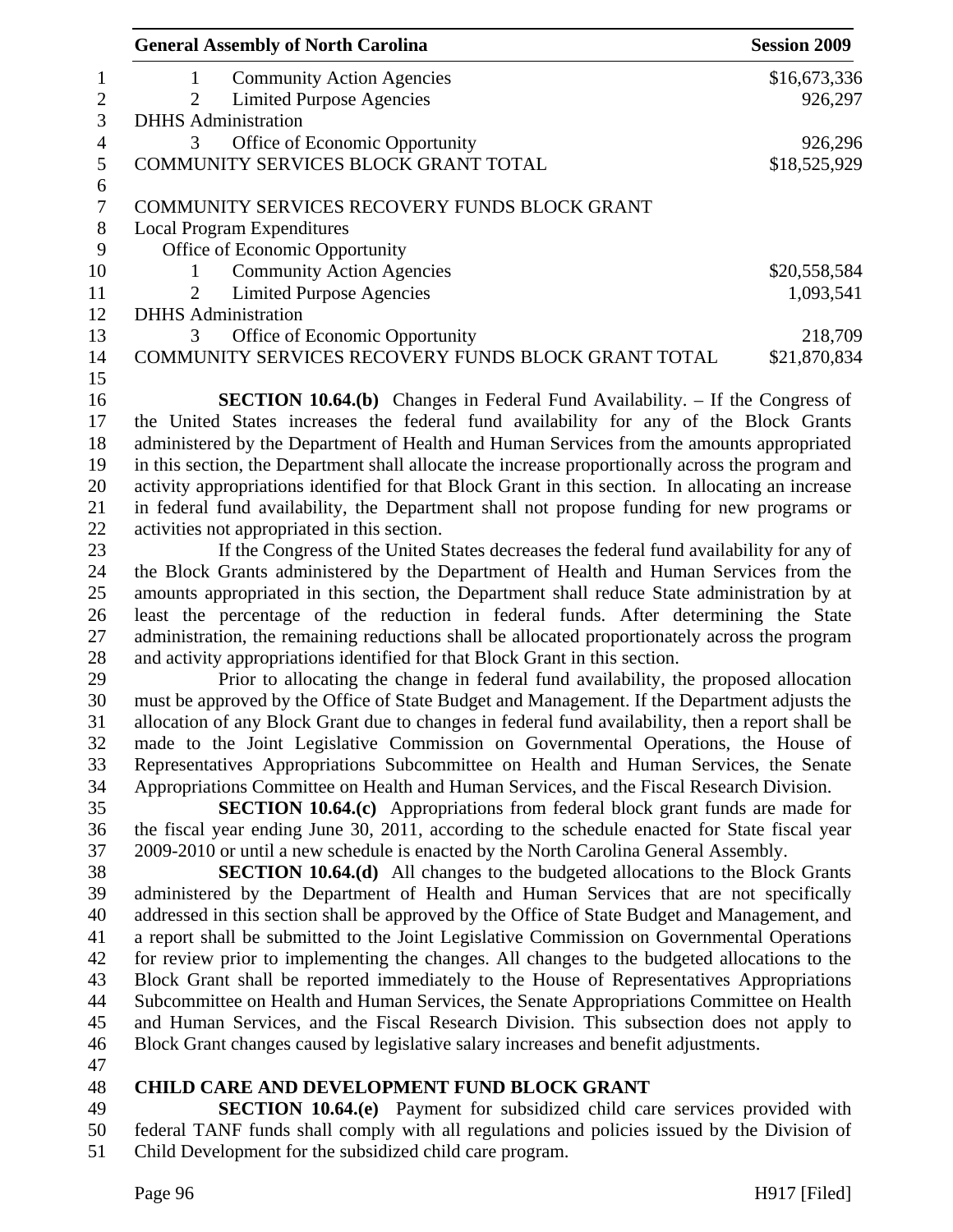| | |
|---|---|
| 1 Community Action Agencies | $16,673,336 |
| 2 Limited Purpose Agencies | 926,297 |
| DHHS Administration | |
| 3 Office of Economic Opportunity | 926,296 |
| COMMUNITY SERVICES BLOCK GRANT TOTAL | $18,525,929 |

| | |
|---|---|
| COMMUNITY SERVICES RECOVERY FUNDS BLOCK GRANT | |
| Local Program Expenditures | |
| Office of Economic Opportunity | |
| 1 Community Action Agencies | $20,558,584 |
| 2 Limited Purpose Agencies | 1,093,541 |
| DHHS Administration | |
| 3 Office of Economic Opportunity | 218,709 |
| COMMUNITY SERVICES RECOVERY FUNDS BLOCK GRANT TOTAL | $21,870,834 |

**SECTION 10.64.(b)** Changes in Federal Fund Availability. – If the Congress of the United States increases the federal fund availability for any of the Block Grants administered by the Department of Health and Human Services from the amounts appropriated in this section, the Department shall allocate the increase proportionally across the program and activity appropriations identified for that Block Grant in this section. In allocating an increase in federal fund availability, the Department shall not propose funding for new programs or activities not appropriated in this section.

If the Congress of the United States decreases the federal fund availability for any of the Block Grants administered by the Department of Health and Human Services from the amounts appropriated in this section, the Department shall reduce State administration by at least the percentage of the reduction in federal funds. After determining the State administration, the remaining reductions shall be allocated proportionately across the program and activity appropriations identified for that Block Grant in this section.

Prior to allocating the change in federal fund availability, the proposed allocation must be approved by the Office of State Budget and Management. If the Department adjusts the allocation of any Block Grant due to changes in federal fund availability, then a report shall be made to the Joint Legislative Commission on Governmental Operations, the House of Representatives Appropriations Subcommittee on Health and Human Services, the Senate Appropriations Committee on Health and Human Services, and the Fiscal Research Division.

**SECTION 10.64.(c)** Appropriations from federal block grant funds are made for the fiscal year ending June 30, 2011, according to the schedule enacted for State fiscal year 2009-2010 or until a new schedule is enacted by the North Carolina General Assembly.

**SECTION 10.64.(d)** All changes to the budgeted allocations to the Block Grants administered by the Department of Health and Human Services that are not specifically addressed in this section shall be approved by the Office of State Budget and Management, and a report shall be submitted to the Joint Legislative Commission on Governmental Operations for review prior to implementing the changes. All changes to the budgeted allocations to the Block Grant shall be reported immediately to the House of Representatives Appropriations Subcommittee on Health and Human Services, the Senate Appropriations Committee on Health and Human Services, and the Fiscal Research Division. This subsection does not apply to Block Grant changes caused by legislative salary increases and benefit adjustments.

**CHILD CARE AND DEVELOPMENT FUND BLOCK GRANT**

**SECTION 10.64.(e)** Payment for subsidized child care services provided with federal TANF funds shall comply with all regulations and policies issued by the Division of Child Development for the subsidized child care program.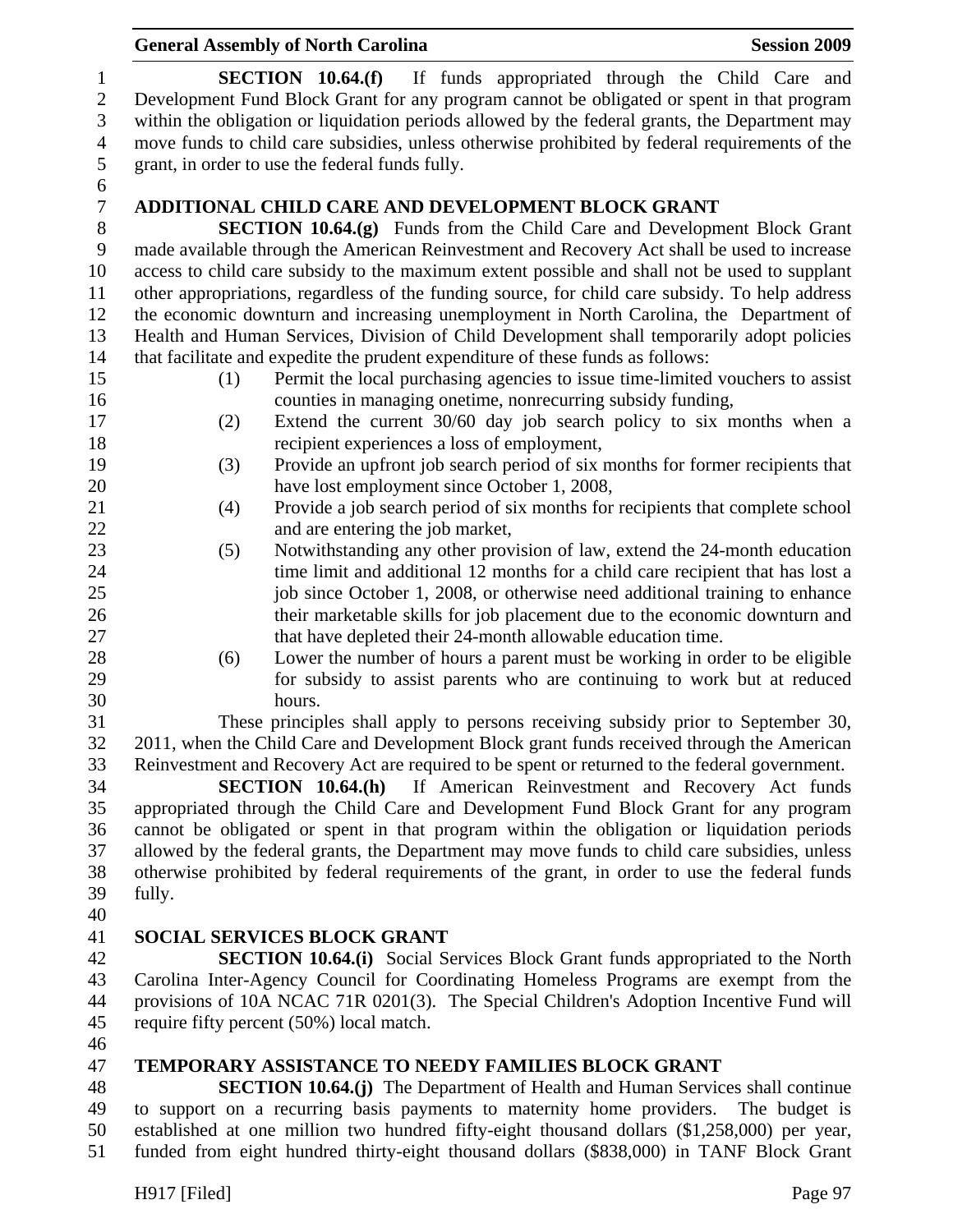**SECTION 10.64.(f)** If funds appropriated through the Child Care and Development Fund Block Grant for any program cannot be obligated or spent in that program within the obligation or liquidation periods allowed by the federal grants, the Department may move funds to child care subsidies, unless otherwise prohibited by federal requirements of the grant, in order to use the federal funds fully.

**ADDITIONAL CHILD CARE AND DEVELOPMENT BLOCK GRANT**

**SECTION 10.64.(g)** Funds from the Child Care and Development Block Grant made available through the American Reinvestment and Recovery Act shall be used to increase access to child care subsidy to the maximum extent possible and shall not be used to supplant other appropriations, regardless of the funding source, for child care subsidy. To help address the economic downturn and increasing unemployment in North Carolina, the Department of Health and Human Services, Division of Child Development shall temporarily adopt policies that facilitate and expedite the prudent expenditure of these funds as follows:

(1) Permit the local purchasing agencies to issue time-limited vouchers to assist counties in managing onetime, nonrecurring subsidy funding,

(2) Extend the current 30/60 day job search policy to six months when a recipient experiences a loss of employment,

(3) Provide an upfront job search period of six months for former recipients that have lost employment since October 1, 2008,

(4) Provide a job search period of six months for recipients that complete school and are entering the job market,

(5) Notwithstanding any other provision of law, extend the 24-month education time limit and additional 12 months for a child care recipient that has lost a job since October 1, 2008, or otherwise need additional training to enhance their marketable skills for job placement due to the economic downturn and that have depleted their 24-month allowable education time.

(6) Lower the number of hours a parent must be working in order to be eligible for subsidy to assist parents who are continuing to work but at reduced hours.

These principles shall apply to persons receiving subsidy prior to September 30, 2011, when the Child Care and Development Block grant funds received through the American Reinvestment and Recovery Act are required to be spent or returned to the federal government.

**SECTION 10.64.(h)** If American Reinvestment and Recovery Act funds appropriated through the Child Care and Development Fund Block Grant for any program cannot be obligated or spent in that program within the obligation or liquidation periods allowed by the federal grants, the Department may move funds to child care subsidies, unless otherwise prohibited by federal requirements of the grant, in order to use the federal funds fully.

**SOCIAL SERVICES BLOCK GRANT**

**SECTION 10.64.(i)** Social Services Block Grant funds appropriated to the North Carolina Inter-Agency Council for Coordinating Homeless Programs are exempt from the provisions of 10A NCAC 71R 0201(3). The Special Children's Adoption Incentive Fund will require fifty percent (50%) local match.

**TEMPORARY ASSISTANCE TO NEEDY FAMILIES BLOCK GRANT**

**SECTION 10.64.(j)** The Department of Health and Human Services shall continue to support on a recurring basis payments to maternity home providers. The budget is established at one million two hundred fifty-eight thousand dollars ($1,258,000) per year, funded from eight hundred thirty-eight thousand dollars ($838,000) in TANF Block Grant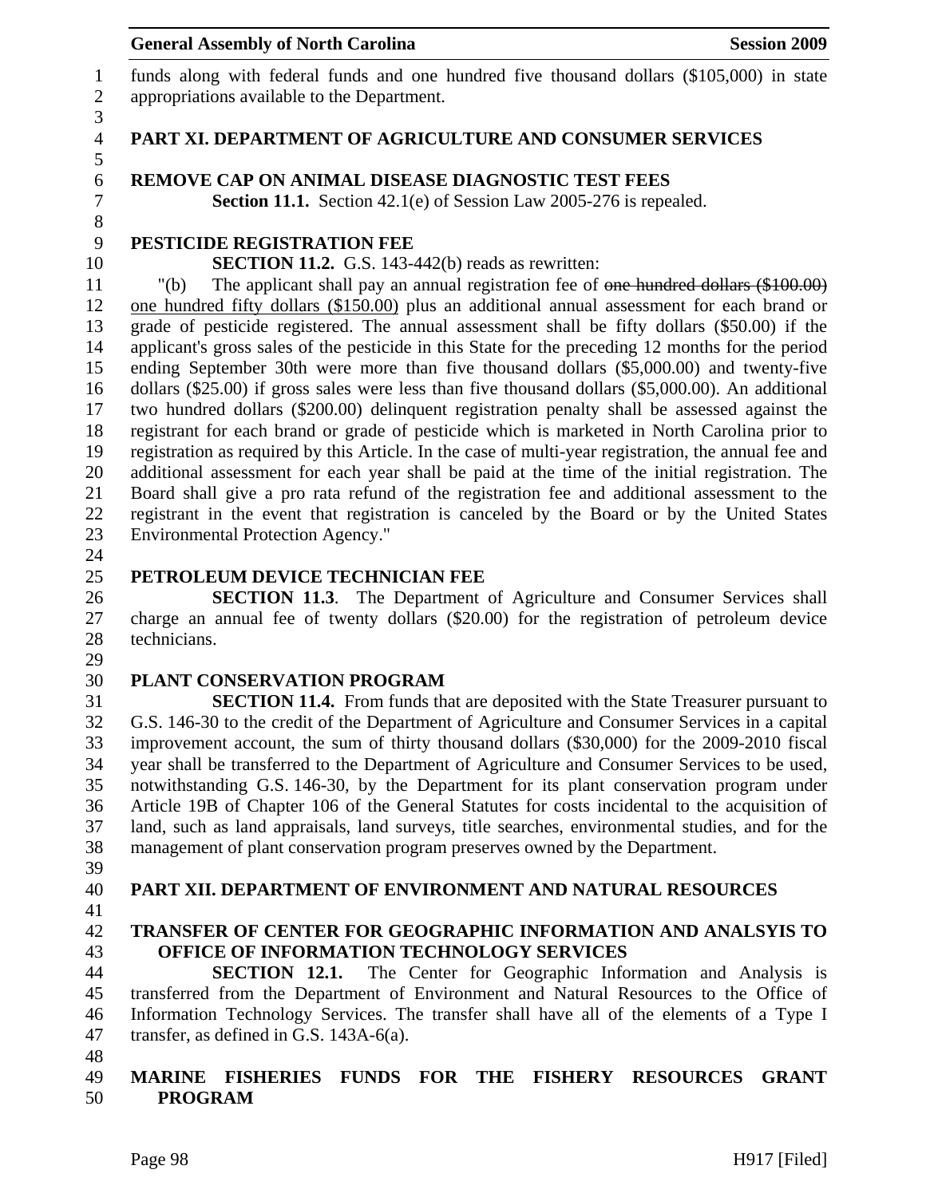funds along with federal funds and one hundred five thousand dollars ($105,000) in state appropriations available to the Department.

## PART XI. DEPARTMENT OF AGRICULTURE AND CONSUMER SERVICES

### REMOVE CAP ON ANIMAL DISEASE DIAGNOSTIC TEST FEES

**Section 11.1.** Section 42.1(e) of Session Law 2005-276 is repealed.

### PESTICIDE REGISTRATION FEE

**SECTION 11.2.** G.S. 143-442(b) reads as rewritten:

"(b) The applicant shall pay an annual registration fee of ~~one hundred dollars ($100.00)~~ <u>one hundred fifty dollars ($150.00)</u> plus an additional annual assessment for each brand or grade of pesticide registered. The annual assessment shall be fifty dollars ($50.00) if the applicant's gross sales of the pesticide in this State for the preceding 12 months for the period ending September 30th were more than five thousand dollars ($5,000.00) and twenty-five dollars ($25.00) if gross sales were less than five thousand dollars ($5,000.00). An additional two hundred dollars ($200.00) delinquent registration penalty shall be assessed against the registrant for each brand or grade of pesticide which is marketed in North Carolina prior to registration as required by this Article. In the case of multi-year registration, the annual fee and additional assessment for each year shall be paid at the time of the initial registration. The Board shall give a pro rata refund of the registration fee and additional assessment to the registrant in the event that registration is canceled by the Board or by the United States Environmental Protection Agency."

### PETROLEUM DEVICE TECHNICIAN FEE

**SECTION 11.3**. The Department of Agriculture and Consumer Services shall charge an annual fee of twenty dollars ($20.00) for the registration of petroleum device technicians.

### PLANT CONSERVATION PROGRAM

**SECTION 11.4.** From funds that are deposited with the State Treasurer pursuant to G.S. 146-30 to the credit of the Department of Agriculture and Consumer Services in a capital improvement account, the sum of thirty thousand dollars ($30,000) for the 2009-2010 fiscal year shall be transferred to the Department of Agriculture and Consumer Services to be used, notwithstanding G.S. 146-30, by the Department for its plant conservation program under Article 19B of Chapter 106 of the General Statutes for costs incidental to the acquisition of land, such as land appraisals, land surveys, title searches, environmental studies, and for the management of plant conservation program preserves owned by the Department.

## PART XII. DEPARTMENT OF ENVIRONMENT AND NATURAL RESOURCES

### TRANSFER OF CENTER FOR GEOGRAPHIC INFORMATION AND ANALSYIS TO OFFICE OF INFORMATION TECHNOLOGY SERVICES

**SECTION 12.1.** The Center for Geographic Information and Analysis is transferred from the Department of Environment and Natural Resources to the Office of Information Technology Services. The transfer shall have all of the elements of a Type I transfer, as defined in G.S. 143A-6(a).

### MARINE FISHERIES FUNDS FOR THE FISHERY RESOURCES GRANT PROGRAM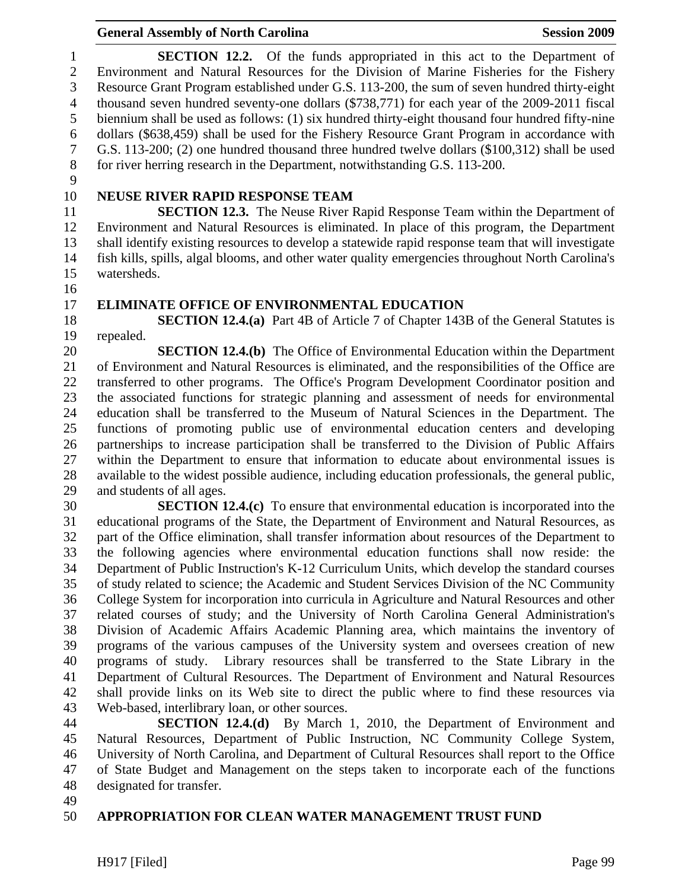**SECTION 12.2.** Of the funds appropriated in this act to the Department of Environment and Natural Resources for the Division of Marine Fisheries for the Fishery Resource Grant Program established under G.S. 113-200, the sum of seven hundred thirty-eight thousand seven hundred seventy-one dollars ($738,771) for each year of the 2009-2011 fiscal biennium shall be used as follows: (1) six hundred thirty-eight thousand four hundred fifty-nine dollars ($638,459) shall be used for the Fishery Resource Grant Program in accordance with G.S. 113-200; (2) one hundred thousand three hundred twelve dollars ($100,312) shall be used for river herring research in the Department, notwithstanding G.S. 113-200.

**NEUSE RIVER RAPID RESPONSE TEAM**

**SECTION 12.3.** The Neuse River Rapid Response Team within the Department of Environment and Natural Resources is eliminated. In place of this program, the Department shall identify existing resources to develop a statewide rapid response team that will investigate fish kills, spills, algal blooms, and other water quality emergencies throughout North Carolina's watersheds.

**ELIMINATE OFFICE OF ENVIRONMENTAL EDUCATION**

**SECTION 12.4.(a)** Part 4B of Article 7 of Chapter 143B of the General Statutes is repealed.

**SECTION 12.4.(b)** The Office of Environmental Education within the Department of Environment and Natural Resources is eliminated, and the responsibilities of the Office are transferred to other programs. The Office's Program Development Coordinator position and the associated functions for strategic planning and assessment of needs for environmental education shall be transferred to the Museum of Natural Sciences in the Department. The functions of promoting public use of environmental education centers and developing partnerships to increase participation shall be transferred to the Division of Public Affairs within the Department to ensure that information to educate about environmental issues is available to the widest possible audience, including education professionals, the general public, and students of all ages.

**SECTION 12.4.(c)** To ensure that environmental education is incorporated into the educational programs of the State, the Department of Environment and Natural Resources, as part of the Office elimination, shall transfer information about resources of the Department to the following agencies where environmental education functions shall now reside: the Department of Public Instruction's K-12 Curriculum Units, which develop the standard courses of study related to science; the Academic and Student Services Division of the NC Community College System for incorporation into curricula in Agriculture and Natural Resources and other related courses of study; and the University of North Carolina General Administration's Division of Academic Affairs Academic Planning area, which maintains the inventory of programs of the various campuses of the University system and oversees creation of new programs of study. Library resources shall be transferred to the State Library in the Department of Cultural Resources. The Department of Environment and Natural Resources shall provide links on its Web site to direct the public where to find these resources via Web-based, interlibrary loan, or other sources.

**SECTION 12.4.(d)** By March 1, 2010, the Department of Environment and Natural Resources, Department of Public Instruction, NC Community College System, University of North Carolina, and Department of Cultural Resources shall report to the Office of State Budget and Management on the steps taken to incorporate each of the functions designated for transfer.

**APPROPRIATION FOR CLEAN WATER MANAGEMENT TRUST FUND**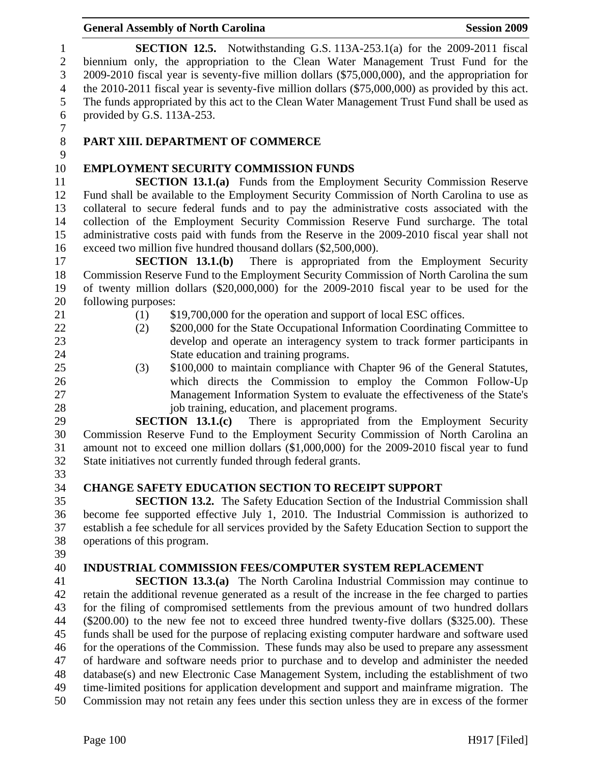**SECTION 12.5.** Notwithstanding G.S. 113A-253.1(a) for the 2009-2011 fiscal biennium only, the appropriation to the Clean Water Management Trust Fund for the 2009-2010 fiscal year is seventy-five million dollars ($75,000,000), and the appropriation for the 2010-2011 fiscal year is seventy-five million dollars ($75,000,000) as provided by this act. The funds appropriated by this act to the Clean Water Management Trust Fund shall be used as provided by G.S. 113A-253.

## PART XIII. DEPARTMENT OF COMMERCE

### EMPLOYMENT SECURITY COMMISSION FUNDS

**SECTION 13.1.(a)** Funds from the Employment Security Commission Reserve Fund shall be available to the Employment Security Commission of North Carolina to use as collateral to secure federal funds and to pay the administrative costs associated with the collection of the Employment Security Commission Reserve Fund surcharge. The total administrative costs paid with funds from the Reserve in the 2009-2010 fiscal year shall not exceed two million five hundred thousand dollars ($2,500,000).

**SECTION 13.1.(b)** There is appropriated from the Employment Security Commission Reserve Fund to the Employment Security Commission of North Carolina the sum of twenty million dollars ($20,000,000) for the 2009-2010 fiscal year to be used for the following purposes:

(1) $19,700,000 for the operation and support of local ESC offices.

(2) $200,000 for the State Occupational Information Coordinating Committee to develop and operate an interagency system to track former participants in State education and training programs.

(3) $100,000 to maintain compliance with Chapter 96 of the General Statutes, which directs the Commission to employ the Common Follow-Up Management Information System to evaluate the effectiveness of the State's job training, education, and placement programs.

**SECTION 13.1.(c)** There is appropriated from the Employment Security Commission Reserve Fund to the Employment Security Commission of North Carolina an amount not to exceed one million dollars ($1,000,000) for the 2009-2010 fiscal year to fund State initiatives not currently funded through federal grants.

### CHANGE SAFETY EDUCATION SECTION TO RECEIPT SUPPORT

**SECTION 13.2.** The Safety Education Section of the Industrial Commission shall become fee supported effective July 1, 2010. The Industrial Commission is authorized to establish a fee schedule for all services provided by the Safety Education Section to support the operations of this program.

### INDUSTRIAL COMMISSION FEES/COMPUTER SYSTEM REPLACEMENT

**SECTION 13.3.(a)** The North Carolina Industrial Commission may continue to retain the additional revenue generated as a result of the increase in the fee charged to parties for the filing of compromised settlements from the previous amount of two hundred dollars ($200.00) to the new fee not to exceed three hundred twenty-five dollars ($325.00). These funds shall be used for the purpose of replacing existing computer hardware and software used for the operations of the Commission. These funds may also be used to prepare any assessment of hardware and software needs prior to purchase and to develop and administer the needed database(s) and new Electronic Case Management System, including the establishment of two time-limited positions for application development and support and mainframe migration. The Commission may not retain any fees under this section unless they are in excess of the former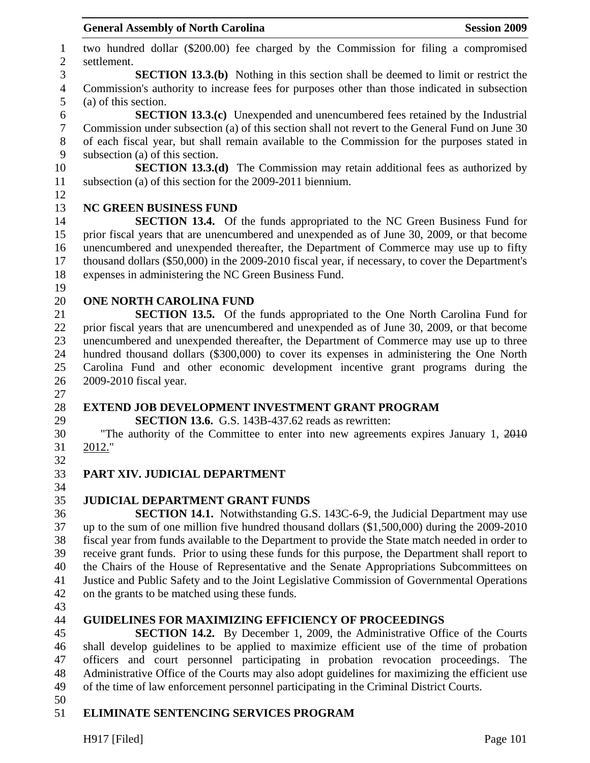two hundred dollar ($200.00) fee charged by the Commission for filing a compromised settlement.

**SECTION 13.3.(b)** Nothing in this section shall be deemed to limit or restrict the Commission's authority to increase fees for purposes other than those indicated in subsection (a) of this section.

**SECTION 13.3.(c)** Unexpended and unencumbered fees retained by the Industrial Commission under subsection (a) of this section shall not revert to the General Fund on June 30 of each fiscal year, but shall remain available to the Commission for the purposes stated in subsection (a) of this section.

**SECTION 13.3.(d)** The Commission may retain additional fees as authorized by subsection (a) of this section for the 2009-2011 biennium.

**NC GREEN BUSINESS FUND**

**SECTION 13.4.** Of the funds appropriated to the NC Green Business Fund for prior fiscal years that are unencumbered and unexpended as of June 30, 2009, or that become unencumbered and unexpended thereafter, the Department of Commerce may use up to fifty thousand dollars ($50,000) in the 2009-2010 fiscal year, if necessary, to cover the Department's expenses in administering the NC Green Business Fund.

**ONE NORTH CAROLINA FUND**

**SECTION 13.5.** Of the funds appropriated to the One North Carolina Fund for prior fiscal years that are unencumbered and unexpended as of June 30, 2009, or that become unencumbered and unexpended thereafter, the Department of Commerce may use up to three hundred thousand dollars ($300,000) to cover its expenses in administering the One North Carolina Fund and other economic development incentive grant programs during the 2009-2010 fiscal year.

**EXTEND JOB DEVELOPMENT INVESTMENT GRANT PROGRAM**

**SECTION 13.6.** G.S. 143B-437.62 reads as rewritten:

"The authority of the Committee to enter into new agreements expires January 1, ~~2010~~ 2012."

**PART XIV. JUDICIAL DEPARTMENT**

**JUDICIAL DEPARTMENT GRANT FUNDS**

**SECTION 14.1.** Notwithstanding G.S. 143C-6-9, the Judicial Department may use up to the sum of one million five hundred thousand dollars ($1,500,000) during the 2009-2010 fiscal year from funds available to the Department to provide the State match needed in order to receive grant funds. Prior to using these funds for this purpose, the Department shall report to the Chairs of the House of Representative and the Senate Appropriations Subcommittees on Justice and Public Safety and to the Joint Legislative Commission of Governmental Operations on the grants to be matched using these funds.

**GUIDELINES FOR MAXIMIZING EFFICIENCY OF PROCEEDINGS**

**SECTION 14.2.** By December 1, 2009, the Administrative Office of the Courts shall develop guidelines to be applied to maximize efficient use of the time of probation officers and court personnel participating in probation revocation proceedings. The Administrative Office of the Courts may also adopt guidelines for maximizing the efficient use of the time of law enforcement personnel participating in the Criminal District Courts.

**ELIMINATE SENTENCING SERVICES PROGRAM**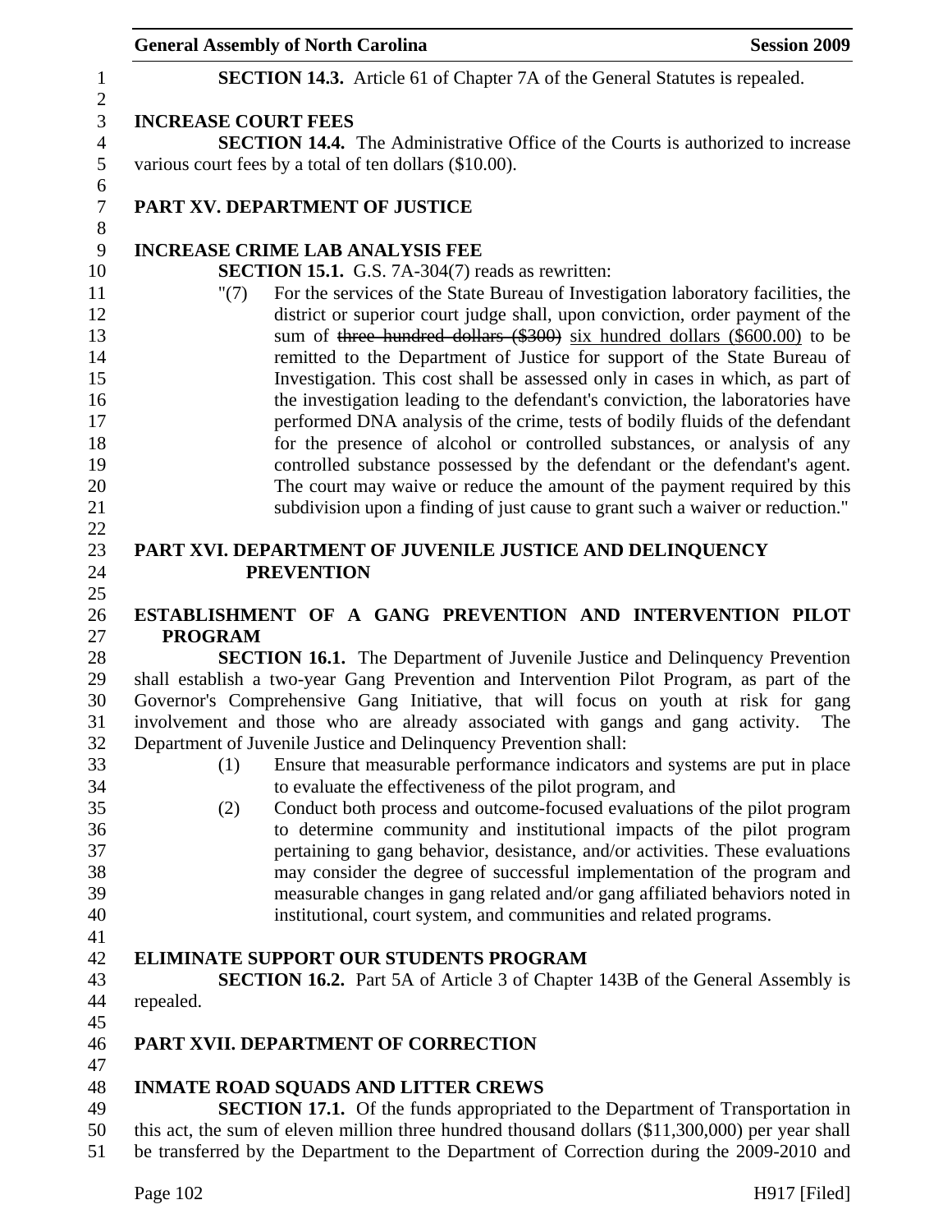**SECTION 14.3.** Article 61 of Chapter 7A of the General Statutes is repealed.

**INCREASE COURT FEES**

**SECTION 14.4.** The Administrative Office of the Courts is authorized to increase various court fees by a total of ten dollars ($10.00).

## PART XV. DEPARTMENT OF JUSTICE

**INCREASE CRIME LAB ANALYSIS FEE**

**SECTION 15.1.** G.S. 7A-304(7) reads as rewritten:

"(7) For the services of the State Bureau of Investigation laboratory facilities, the district or superior court judge shall, upon conviction, order payment of the sum of ~~three hundred dollars ($300)~~ six hundred dollars ($600.00) to be remitted to the Department of Justice for support of the State Bureau of Investigation. This cost shall be assessed only in cases in which, as part of the investigation leading to the defendant's conviction, the laboratories have performed DNA analysis of the crime, tests of bodily fluids of the defendant for the presence of alcohol or controlled substances, or analysis of any controlled substance possessed by the defendant or the defendant's agent. The court may waive or reduce the amount of the payment required by this subdivision upon a finding of just cause to grant such a waiver or reduction."

## PART XVI. DEPARTMENT OF JUVENILE JUSTICE AND DELINQUENCY PREVENTION

**ESTABLISHMENT OF A GANG PREVENTION AND INTERVENTION PILOT PROGRAM**

**SECTION 16.1.** The Department of Juvenile Justice and Delinquency Prevention shall establish a two-year Gang Prevention and Intervention Pilot Program, as part of the Governor's Comprehensive Gang Initiative, that will focus on youth at risk for gang involvement and those who are already associated with gangs and gang activity. The Department of Juvenile Justice and Delinquency Prevention shall:

(1) Ensure that measurable performance indicators and systems are put in place to evaluate the effectiveness of the pilot program, and

(2) Conduct both process and outcome-focused evaluations of the pilot program to determine community and institutional impacts of the pilot program pertaining to gang behavior, desistance, and/or activities. These evaluations may consider the degree of successful implementation of the program and measurable changes in gang related and/or gang affiliated behaviors noted in institutional, court system, and communities and related programs.

**ELIMINATE SUPPORT OUR STUDENTS PROGRAM**

**SECTION 16.2.** Part 5A of Article 3 of Chapter 143B of the General Assembly is repealed.

## PART XVII. DEPARTMENT OF CORRECTION

**INMATE ROAD SQUADS AND LITTER CREWS**

**SECTION 17.1.** Of the funds appropriated to the Department of Transportation in this act, the sum of eleven million three hundred thousand dollars ($11,300,000) per year shall be transferred by the Department to the Department of Correction during the 2009-2010 and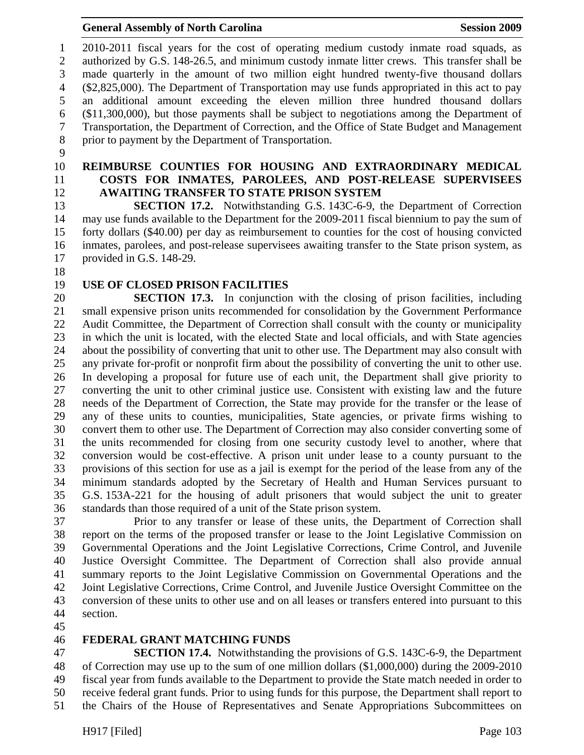2010-2011 fiscal years for the cost of operating medium custody inmate road squads, as authorized by G.S. 148-26.5, and minimum custody inmate litter crews. This transfer shall be made quarterly in the amount of two million eight hundred twenty-five thousand dollars ($2,825,000). The Department of Transportation may use funds appropriated in this act to pay an additional amount exceeding the eleven million three hundred thousand dollars ($11,300,000), but those payments shall be subject to negotiations among the Department of Transportation, the Department of Correction, and the Office of State Budget and Management prior to payment by the Department of Transportation.

### REIMBURSE COUNTIES FOR HOUSING AND EXTRAORDINARY MEDICAL COSTS FOR INMATES, PAROLEES, AND POST-RELEASE SUPERVISEES AWAITING TRANSFER TO STATE PRISON SYSTEM

**SECTION 17.2.** Notwithstanding G.S. 143C-6-9, the Department of Correction may use funds available to the Department for the 2009-2011 fiscal biennium to pay the sum of forty dollars ($40.00) per day as reimbursement to counties for the cost of housing convicted inmates, parolees, and post-release supervisees awaiting transfer to the State prison system, as provided in G.S. 148-29.

### USE OF CLOSED PRISON FACILITIES

**SECTION 17.3.** In conjunction with the closing of prison facilities, including small expensive prison units recommended for consolidation by the Government Performance Audit Committee, the Department of Correction shall consult with the county or municipality in which the unit is located, with the elected State and local officials, and with State agencies about the possibility of converting that unit to other use. The Department may also consult with any private for-profit or nonprofit firm about the possibility of converting the unit to other use. In developing a proposal for future use of each unit, the Department shall give priority to converting the unit to other criminal justice use. Consistent with existing law and the future needs of the Department of Correction, the State may provide for the transfer or the lease of any of these units to counties, municipalities, State agencies, or private firms wishing to convert them to other use. The Department of Correction may also consider converting some of the units recommended for closing from one security custody level to another, where that conversion would be cost-effective. A prison unit under lease to a county pursuant to the provisions of this section for use as a jail is exempt for the period of the lease from any of the minimum standards adopted by the Secretary of Health and Human Services pursuant to G.S. 153A-221 for the housing of adult prisoners that would subject the unit to greater standards than those required of a unit of the State prison system.

Prior to any transfer or lease of these units, the Department of Correction shall report on the terms of the proposed transfer or lease to the Joint Legislative Commission on Governmental Operations and the Joint Legislative Corrections, Crime Control, and Juvenile Justice Oversight Committee. The Department of Correction shall also provide annual summary reports to the Joint Legislative Commission on Governmental Operations and the Joint Legislative Corrections, Crime Control, and Juvenile Justice Oversight Committee on the conversion of these units to other use and on all leases or transfers entered into pursuant to this section.

### FEDERAL GRANT MATCHING FUNDS

**SECTION 17.4.** Notwithstanding the provisions of G.S. 143C-6-9, the Department of Correction may use up to the sum of one million dollars ($1,000,000) during the 2009-2010 fiscal year from funds available to the Department to provide the State match needed in order to receive federal grant funds. Prior to using funds for this purpose, the Department shall report to the Chairs of the House of Representatives and Senate Appropriations Subcommittees on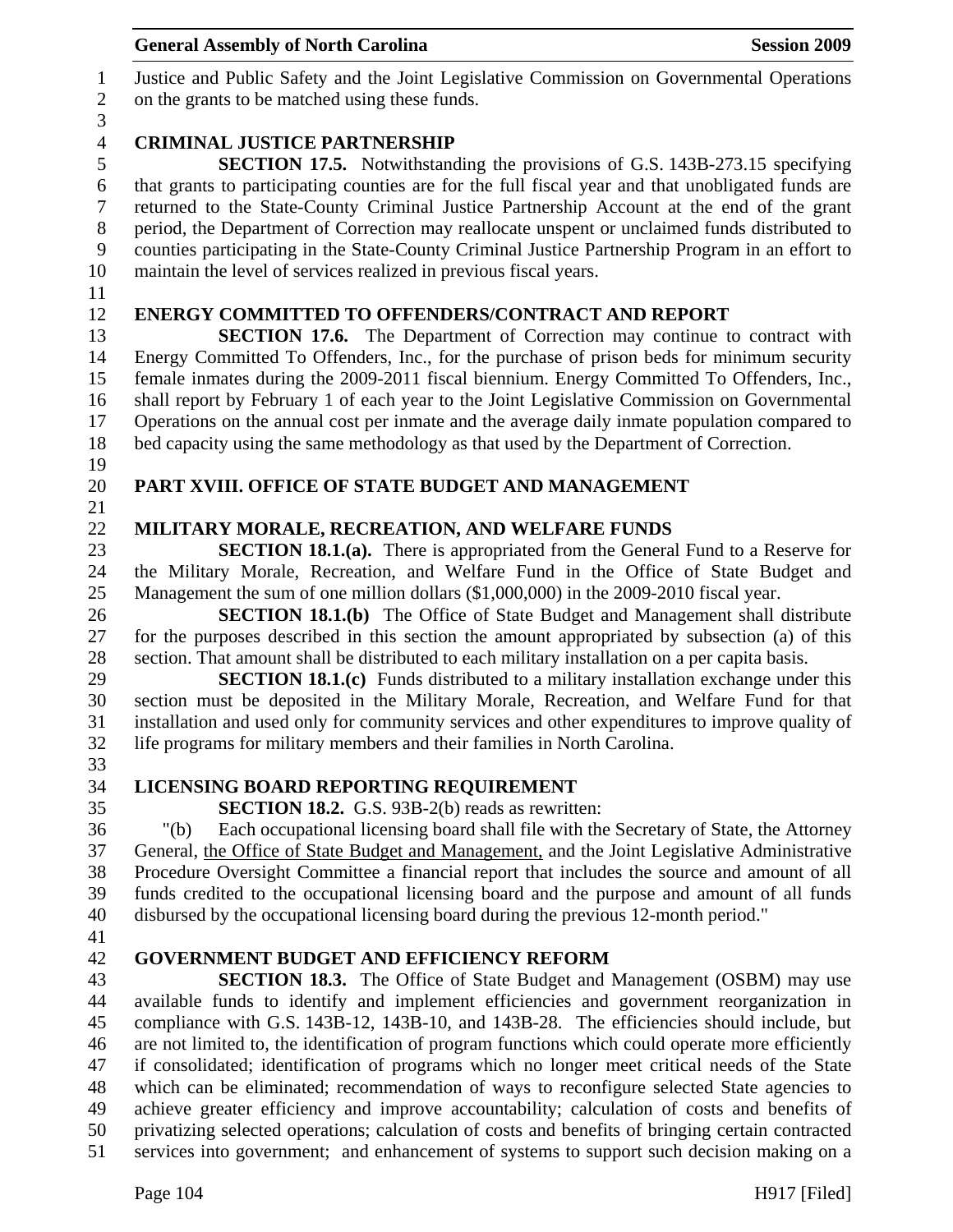Justice and Public Safety and the Joint Legislative Commission on Governmental Operations on the grants to be matched using these funds.

**CRIMINAL JUSTICE PARTNERSHIP**

**SECTION 17.5.** Notwithstanding the provisions of G.S. 143B-273.15 specifying that grants to participating counties are for the full fiscal year and that unobligated funds are returned to the State-County Criminal Justice Partnership Account at the end of the grant period, the Department of Correction may reallocate unspent or unclaimed funds distributed to counties participating in the State-County Criminal Justice Partnership Program in an effort to maintain the level of services realized in previous fiscal years.

**ENERGY COMMITTED TO OFFENDERS/CONTRACT AND REPORT**

**SECTION 17.6.** The Department of Correction may continue to contract with Energy Committed To Offenders, Inc., for the purchase of prison beds for minimum security female inmates during the 2009-2011 fiscal biennium. Energy Committed To Offenders, Inc., shall report by February 1 of each year to the Joint Legislative Commission on Governmental Operations on the annual cost per inmate and the average daily inmate population compared to bed capacity using the same methodology as that used by the Department of Correction.

**PART XVIII. OFFICE OF STATE BUDGET AND MANAGEMENT**

**MILITARY MORALE, RECREATION, AND WELFARE FUNDS**

**SECTION 18.1.(a).** There is appropriated from the General Fund to a Reserve for the Military Morale, Recreation, and Welfare Fund in the Office of State Budget and Management the sum of one million dollars ($1,000,000) in the 2009-2010 fiscal year.

**SECTION 18.1.(b)** The Office of State Budget and Management shall distribute for the purposes described in this section the amount appropriated by subsection (a) of this section. That amount shall be distributed to each military installation on a per capita basis.

**SECTION 18.1.(c)** Funds distributed to a military installation exchange under this section must be deposited in the Military Morale, Recreation, and Welfare Fund for that installation and used only for community services and other expenditures to improve quality of life programs for military members and their families in North Carolina.

**LICENSING BOARD REPORTING REQUIREMENT**

**SECTION 18.2.** G.S. 93B-2(b) reads as rewritten:

"(b) Each occupational licensing board shall file with the Secretary of State, the Attorney General, the Office of State Budget and Management, and the Joint Legislative Administrative Procedure Oversight Committee a financial report that includes the source and amount of all funds credited to the occupational licensing board and the purpose and amount of all funds disbursed by the occupational licensing board during the previous 12-month period."

**GOVERNMENT BUDGET AND EFFICIENCY REFORM**

**SECTION 18.3.** The Office of State Budget and Management (OSBM) may use available funds to identify and implement efficiencies and government reorganization in compliance with G.S. 143B-12, 143B-10, and 143B-28. The efficiencies should include, but are not limited to, the identification of program functions which could operate more efficiently if consolidated; identification of programs which no longer meet critical needs of the State which can be eliminated; recommendation of ways to reconfigure selected State agencies to achieve greater efficiency and improve accountability; calculation of costs and benefits of privatizing selected operations; calculation of costs and benefits of bringing certain contracted services into government; and enhancement of systems to support such decision making on a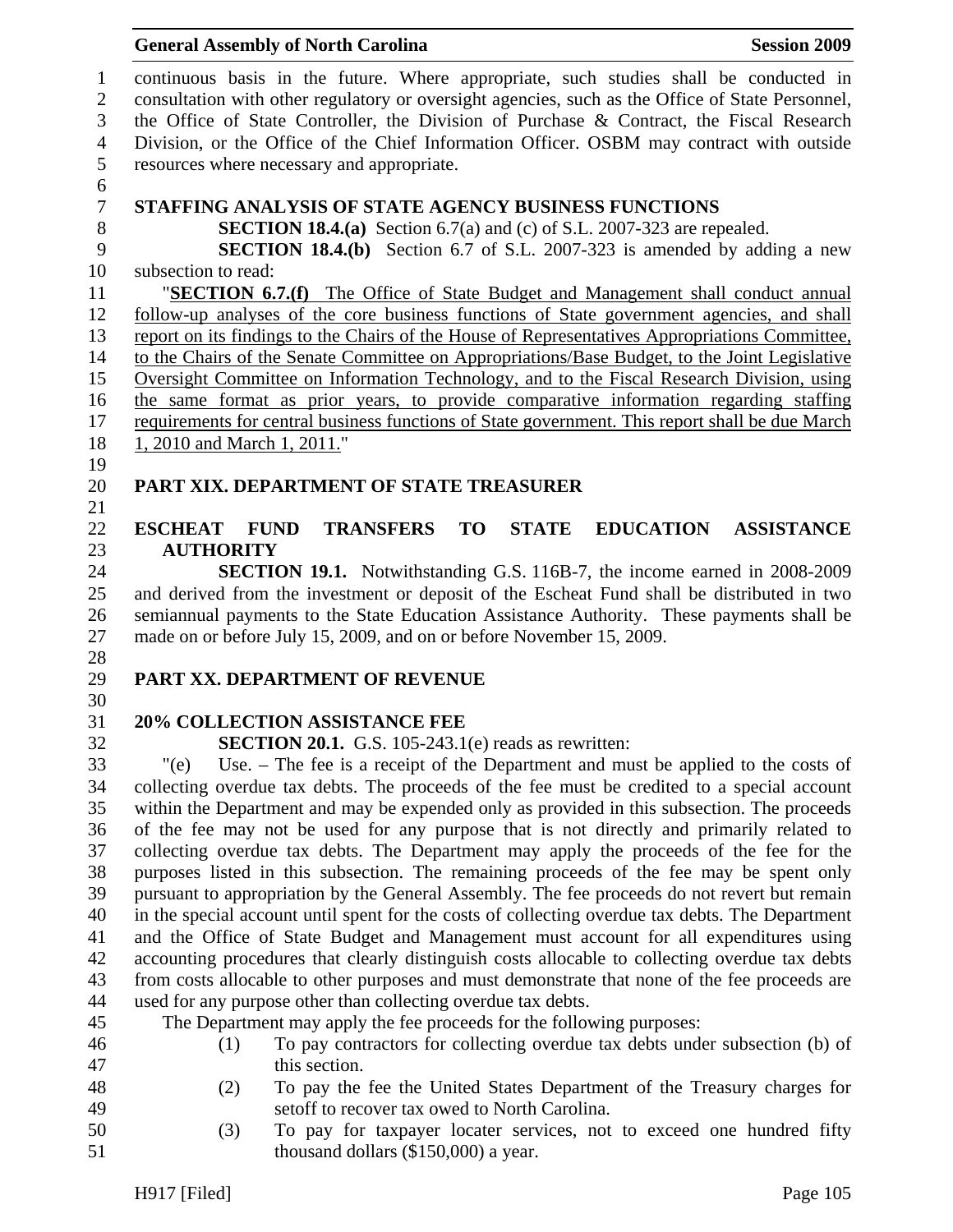continuous basis in the future. Where appropriate, such studies shall be conducted in consultation with other regulatory or oversight agencies, such as the Office of State Personnel, the Office of State Controller, the Division of Purchase & Contract, the Fiscal Research Division, or the Office of the Chief Information Officer. OSBM may contract with outside resources where necessary and appropriate.

**STAFFING ANALYSIS OF STATE AGENCY BUSINESS FUNCTIONS**

**SECTION 18.4.(a)** Section 6.7(a) and (c) of S.L. 2007-323 are repealed.

**SECTION 18.4.(b)** Section 6.7 of S.L. 2007-323 is amended by adding a new subsection to read:

"**SECTION 6.7.(f)** The Office of State Budget and Management shall conduct annual follow-up analyses of the core business functions of State government agencies, and shall report on its findings to the Chairs of the House of Representatives Appropriations Committee, to the Chairs of the Senate Committee on Appropriations/Base Budget, to the Joint Legislative Oversight Committee on Information Technology, and to the Fiscal Research Division, using the same format as prior years, to provide comparative information regarding staffing requirements for central business functions of State government. This report shall be due March 1, 2010 and March 1, 2011."

## PART XIX. DEPARTMENT OF STATE TREASURER

**ESCHEAT FUND TRANSFERS TO STATE EDUCATION ASSISTANCE AUTHORITY**

**SECTION 19.1.** Notwithstanding G.S. 116B-7, the income earned in 2008-2009 and derived from the investment or deposit of the Escheat Fund shall be distributed in two semiannual payments to the State Education Assistance Authority. These payments shall be made on or before July 15, 2009, and on or before November 15, 2009.

## PART XX. DEPARTMENT OF REVENUE

**20% COLLECTION ASSISTANCE FEE**

**SECTION 20.1.** G.S. 105-243.1(e) reads as rewritten:

"(e) Use. – The fee is a receipt of the Department and must be applied to the costs of collecting overdue tax debts. The proceeds of the fee must be credited to a special account within the Department and may be expended only as provided in this subsection. The proceeds of the fee may not be used for any purpose that is not directly and primarily related to collecting overdue tax debts. The Department may apply the proceeds of the fee for the purposes listed in this subsection. The remaining proceeds of the fee may be spent only pursuant to appropriation by the General Assembly. The fee proceeds do not revert but remain in the special account until spent for the costs of collecting overdue tax debts. The Department and the Office of State Budget and Management must account for all expenditures using accounting procedures that clearly distinguish costs allocable to collecting overdue tax debts from costs allocable to other purposes and must demonstrate that none of the fee proceeds are used for any purpose other than collecting overdue tax debts.

The Department may apply the fee proceeds for the following purposes:

(1) To pay contractors for collecting overdue tax debts under subsection (b) of this section.

(2) To pay the fee the United States Department of the Treasury charges for setoff to recover tax owed to North Carolina.

(3) To pay for taxpayer locater services, not to exceed one hundred fifty thousand dollars ($150,000) a year.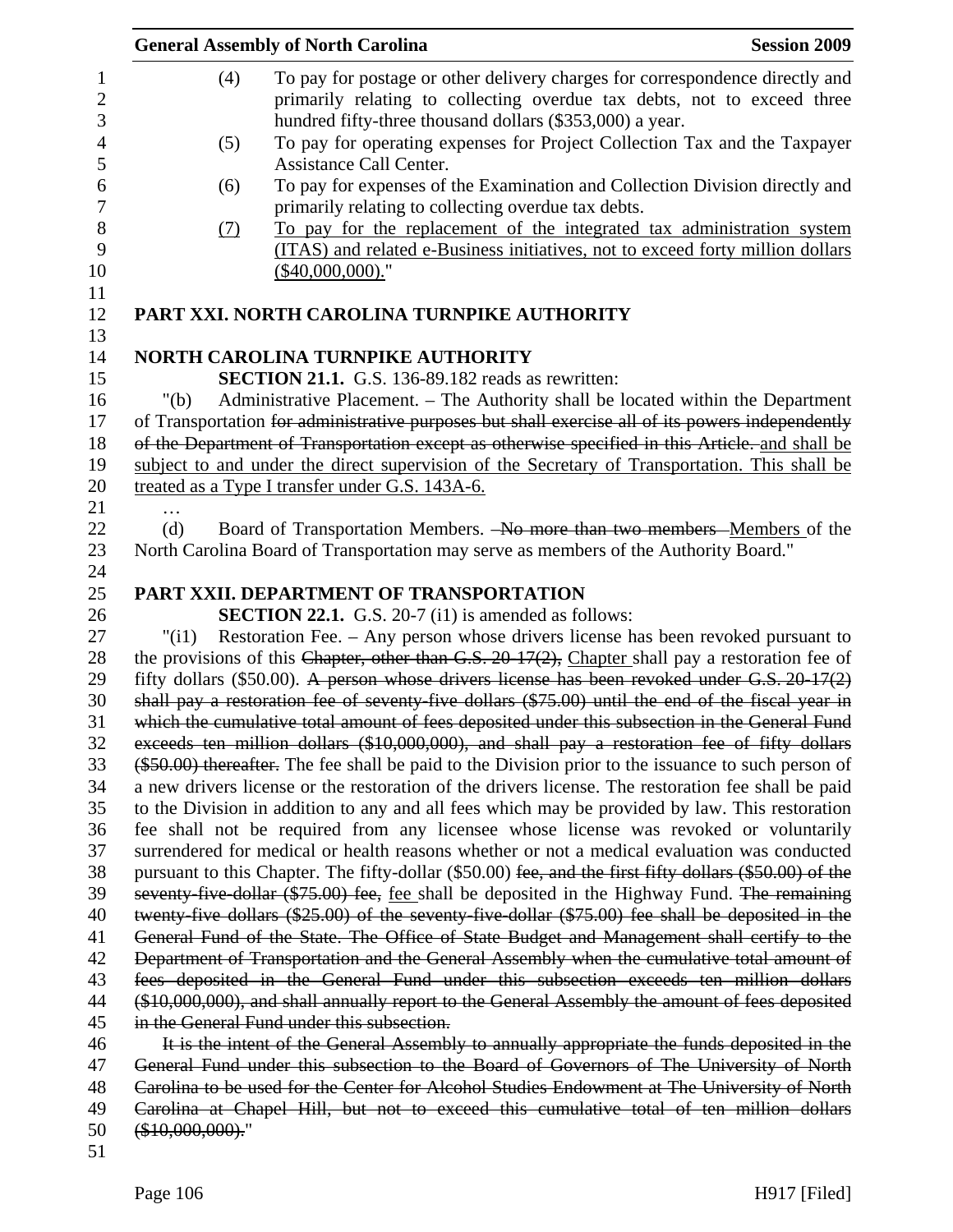(4) To pay for postage or other delivery charges for correspondence directly and primarily relating to collecting overdue tax debts, not to exceed three hundred fifty-three thousand dollars ($353,000) a year.

(5) To pay for operating expenses for Project Collection Tax and the Taxpayer Assistance Call Center.

(6) To pay for expenses of the Examination and Collection Division directly and primarily relating to collecting overdue tax debts.

<u>(7) To pay for the replacement of the integrated tax administration system (ITAS) and related e-Business initiatives, not to exceed forty million dollars ($40,000,000).</u>"

## PART XXI. NORTH CAROLINA TURNPIKE AUTHORITY

### NORTH CAROLINA TURNPIKE AUTHORITY

**SECTION 21.1.** G.S. 136-89.182 reads as rewritten:

"(b) Administrative Placement. – The Authority shall be located within the Department of Transportation ~~for administrative purposes but shall exercise all of its powers independently of the Department of Transportation except as otherwise specified in this Article.~~ <u>and shall be subject to and under the direct supervision of the Secretary of Transportation. This shall be treated as a Type I transfer under G.S. 143A-6.</u>

…

(d) Board of Transportation Members. ~~No more than two members~~ <u>Members</u> of the North Carolina Board of Transportation may serve as members of the Authority Board."

## PART XXII. DEPARTMENT OF TRANSPORTATION

**SECTION 22.1.** G.S. 20-7 (i1) is amended as follows:

"(i1) Restoration Fee. – Any person whose drivers license has been revoked pursuant to the provisions of this ~~Chapter, other than G.S. 20-17(2),~~ <u>Chapter</u> shall pay a restoration fee of fifty dollars ($50.00). ~~A person whose drivers license has been revoked under G.S. 20-17(2) shall pay a restoration fee of seventy-five dollars ($75.00) until the end of the fiscal year in which the cumulative total amount of fees deposited under this subsection in the General Fund exceeds ten million dollars ($10,000,000), and shall pay a restoration fee of fifty dollars ($50.00) thereafter.~~ The fee shall be paid to the Division prior to the issuance to such person of a new drivers license or the restoration of the drivers license. The restoration fee shall be paid to the Division in addition to any and all fees which may be provided by law. This restoration fee shall not be required from any licensee whose license was revoked or voluntarily surrendered for medical or health reasons whether or not a medical evaluation was conducted pursuant to this Chapter. The fifty-dollar ($50.00) ~~fee, and the first fifty dollars ($50.00) of the seventy-five-dollar ($75.00) fee,~~ <u>fee</u> shall be deposited in the Highway Fund. ~~The remaining twenty-five dollars ($25.00) of the seventy-five-dollar ($75.00) fee shall be deposited in the General Fund of the State. The Office of State Budget and Management shall certify to the Department of Transportation and the General Assembly when the cumulative total amount of fees deposited in the General Fund under this subsection exceeds ten million dollars ($10,000,000), and shall annually report to the General Assembly the amount of fees deposited in the General Fund under this subsection.~~

~~It is the intent of the General Assembly to annually appropriate the funds deposited in the General Fund under this subsection to the Board of Governors of The University of North Carolina to be used for the Center for Alcohol Studies Endowment at The University of North Carolina at Chapel Hill, but not to exceed this cumulative total of ten million dollars ($10,000,000).~~"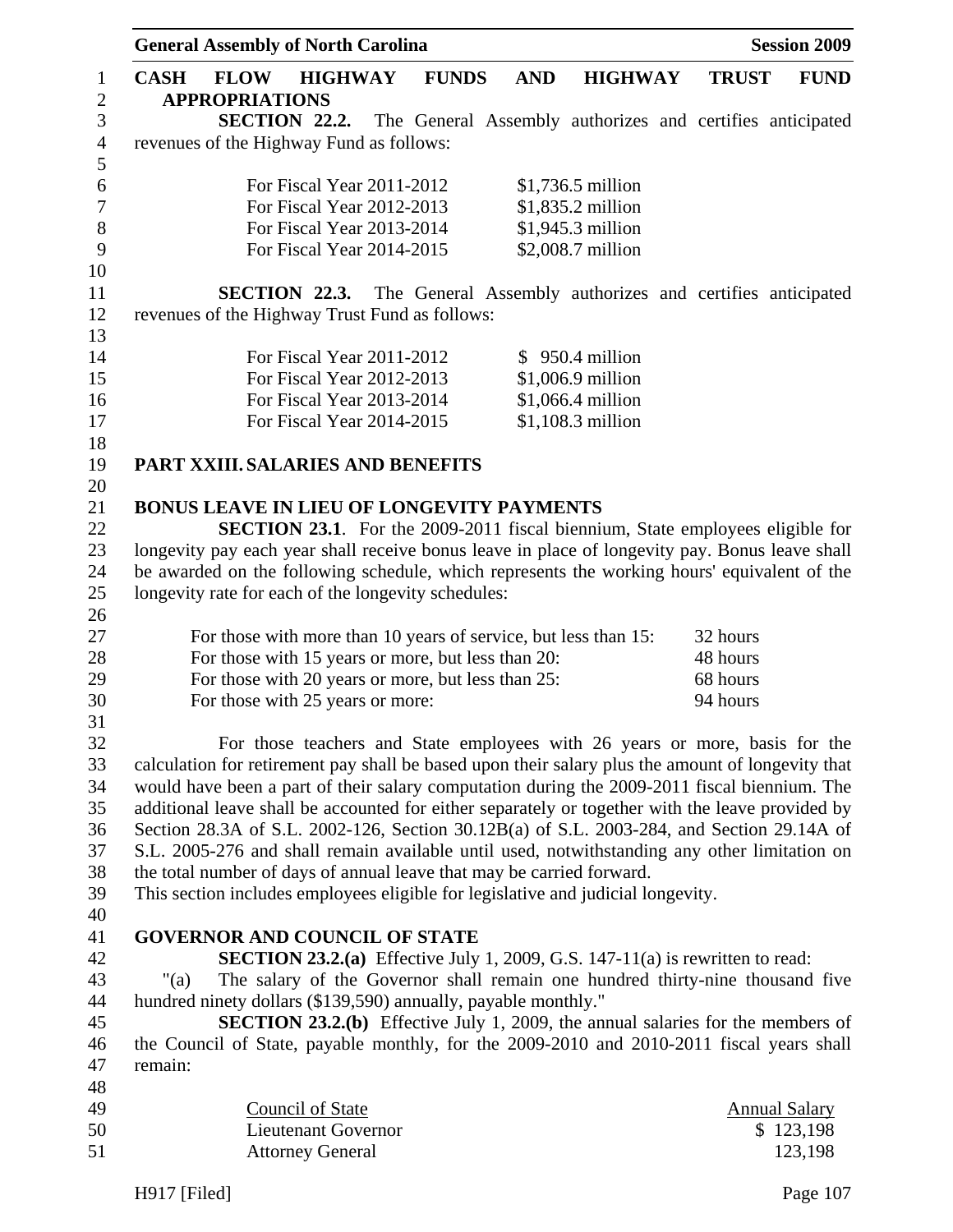**CASH FLOW HIGHWAY FUNDS AND HIGHWAY TRUST FUND APPROPRIATIONS**

**SECTION 22.2.** The General Assembly authorizes and certifies anticipated revenues of the Highway Fund as follows:

| | |
|---|---|
| For Fiscal Year 2011-2012 | $1,736.5 million |
| For Fiscal Year 2012-2013 | $1,835.2 million |
| For Fiscal Year 2013-2014 | $1,945.3 million |
| For Fiscal Year 2014-2015 | $2,008.7 million |

**SECTION 22.3.** The General Assembly authorizes and certifies anticipated revenues of the Highway Trust Fund as follows:

| | |
|---|---|
| For Fiscal Year 2011-2012 | $ 950.4 million |
| For Fiscal Year 2012-2013 | $1,006.9 million |
| For Fiscal Year 2013-2014 | $1,066.4 million |
| For Fiscal Year 2014-2015 | $1,108.3 million |

## PART XXIII. SALARIES AND BENEFITS

**BONUS LEAVE IN LIEU OF LONGEVITY PAYMENTS**

**SECTION 23.1**. For the 2009-2011 fiscal biennium, State employees eligible for longevity pay each year shall receive bonus leave in place of longevity pay. Bonus leave shall be awarded on the following schedule, which represents the working hours' equivalent of the longevity rate for each of the longevity schedules:

| | |
|---|---|
| For those with more than 10 years of service, but less than 15: | 32 hours |
| For those with 15 years or more, but less than 20: | 48 hours |
| For those with 20 years or more, but less than 25: | 68 hours |
| For those with 25 years or more: | 94 hours |

For those teachers and State employees with 26 years or more, basis for the calculation for retirement pay shall be based upon their salary plus the amount of longevity that would have been a part of their salary computation during the 2009-2011 fiscal biennium. The additional leave shall be accounted for either separately or together with the leave provided by Section 28.3A of S.L. 2002-126, Section 30.12B(a) of S.L. 2003-284, and Section 29.14A of S.L. 2005-276 and shall remain available until used, notwithstanding any other limitation on the total number of days of annual leave that may be carried forward.
This section includes employees eligible for legislative and judicial longevity.

**GOVERNOR AND COUNCIL OF STATE**

**SECTION 23.2.(a)** Effective July 1, 2009, G.S. 147-11(a) is rewritten to read:

"(a) The salary of the Governor shall remain one hundred thirty-nine thousand five hundred ninety dollars ($139,590) annually, payable monthly."

**SECTION 23.2.(b)** Effective July 1, 2009, the annual salaries for the members of the Council of State, payable monthly, for the 2009-2010 and 2010-2011 fiscal years shall remain:

| Council of State | Annual Salary |
|---|---|
| Lieutenant Governor | $ 123,198 |
| Attorney General | 123,198 |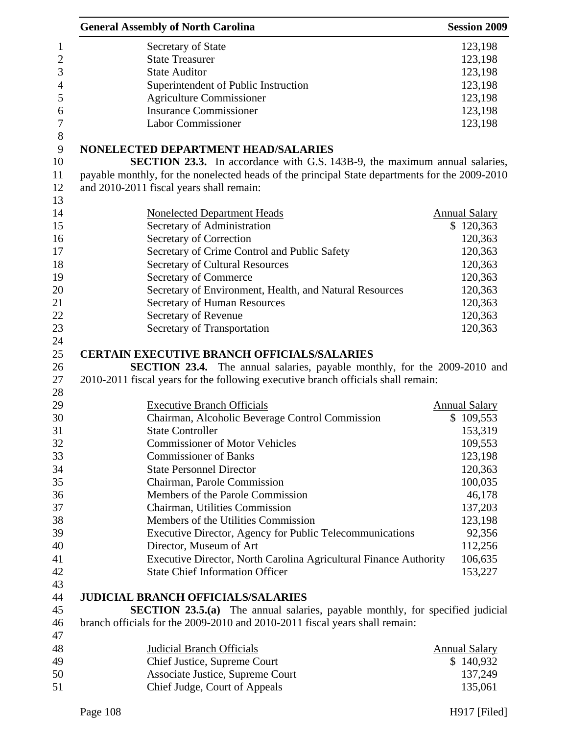| | |
|---|---|
| Secretary of State | 123,198 |
| State Treasurer | 123,198 |
| State Auditor | 123,198 |
| Superintendent of Public Instruction | 123,198 |
| Agriculture Commissioner | 123,198 |
| Insurance Commissioner | 123,198 |
| Labor Commissioner | 123,198 |

**NONELECTED DEPARTMENT HEAD/SALARIES**

**SECTION 23.3.** In accordance with G.S. 143B-9, the maximum annual salaries, payable monthly, for the nonelected heads of the principal State departments for the 2009-2010 and 2010-2011 fiscal years shall remain:

| Nonelected Department Heads | Annual Salary |
|---|---|
| Secretary of Administration | $ 120,363 |
| Secretary of Correction | 120,363 |
| Secretary of Crime Control and Public Safety | 120,363 |
| Secretary of Cultural Resources | 120,363 |
| Secretary of Commerce | 120,363 |
| Secretary of Environment, Health, and Natural Resources | 120,363 |
| Secretary of Human Resources | 120,363 |
| Secretary of Revenue | 120,363 |
| Secretary of Transportation | 120,363 |

**CERTAIN EXECUTIVE BRANCH OFFICIALS/SALARIES**

**SECTION 23.4.** The annual salaries, payable monthly, for the 2009-2010 and 2010-2011 fiscal years for the following executive branch officials shall remain:

| Executive Branch Officials | Annual Salary |
|---|---|
| Chairman, Alcoholic Beverage Control Commission | $ 109,553 |
| State Controller | 153,319 |
| Commissioner of Motor Vehicles | 109,553 |
| Commissioner of Banks | 123,198 |
| State Personnel Director | 120,363 |
| Chairman, Parole Commission | 100,035 |
| Members of the Parole Commission | 46,178 |
| Chairman, Utilities Commission | 137,203 |
| Members of the Utilities Commission | 123,198 |
| Executive Director, Agency for Public Telecommunications | 92,356 |
| Director, Museum of Art | 112,256 |
| Executive Director, North Carolina Agricultural Finance Authority | 106,635 |
| State Chief Information Officer | 153,227 |

**JUDICIAL BRANCH OFFICIALS/SALARIES**

**SECTION 23.5.(a)** The annual salaries, payable monthly, for specified judicial branch officials for the 2009-2010 and 2010-2011 fiscal years shall remain:

| Judicial Branch Officials | Annual Salary |
|---|---|
| Chief Justice, Supreme Court | $ 140,932 |
| Associate Justice, Supreme Court | 137,249 |
| Chief Judge, Court of Appeals | 135,061 |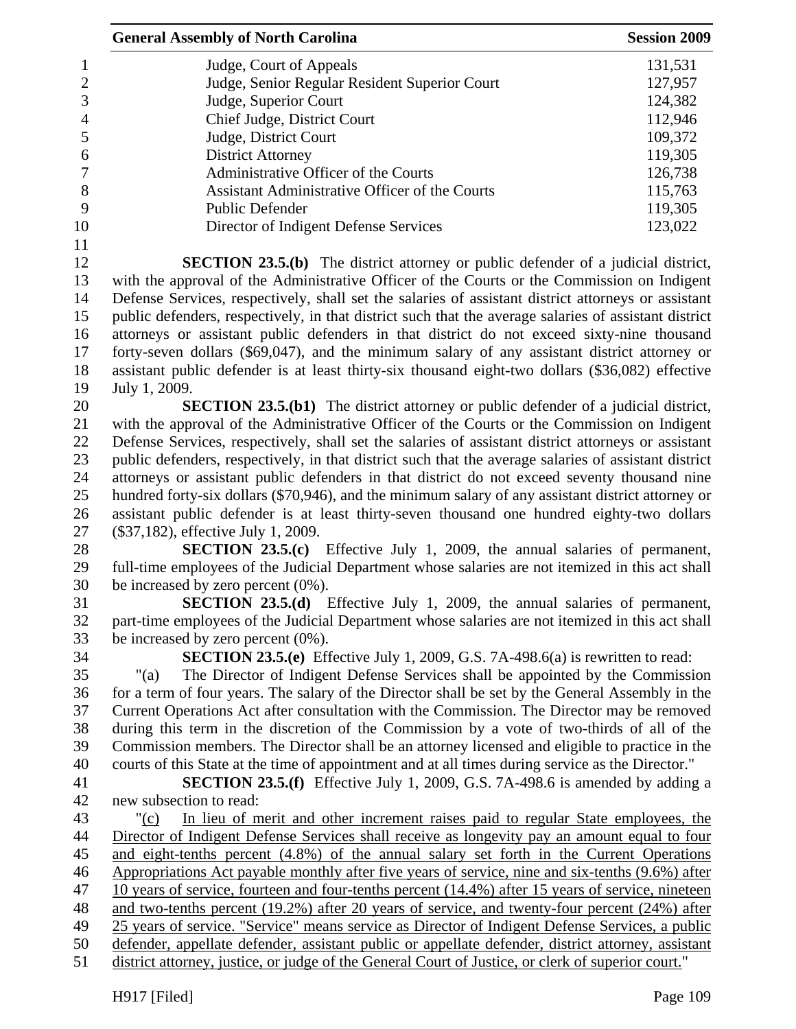| | |
|---|---|
| Judge, Court of Appeals | 131,531 |
| Judge, Senior Regular Resident Superior Court | 127,957 |
| Judge, Superior Court | 124,382 |
| Chief Judge, District Court | 112,946 |
| Judge, District Court | 109,372 |
| District Attorney | 119,305 |
| Administrative Officer of the Courts | 126,738 |
| Assistant Administrative Officer of the Courts | 115,763 |
| Public Defender | 119,305 |
| Director of Indigent Defense Services | 123,022 |

**SECTION 23.5.(b)** The district attorney or public defender of a judicial district, with the approval of the Administrative Officer of the Courts or the Commission on Indigent Defense Services, respectively, shall set the salaries of assistant district attorneys or assistant public defenders, respectively, in that district such that the average salaries of assistant district attorneys or assistant public defenders in that district do not exceed sixty-nine thousand forty-seven dollars ($69,047), and the minimum salary of any assistant district attorney or assistant public defender is at least thirty-six thousand eight-two dollars ($36,082) effective July 1, 2009.

**SECTION 23.5.(b1)** The district attorney or public defender of a judicial district, with the approval of the Administrative Officer of the Courts or the Commission on Indigent Defense Services, respectively, shall set the salaries of assistant district attorneys or assistant public defenders, respectively, in that district such that the average salaries of assistant district attorneys or assistant public defenders in that district do not exceed seventy thousand nine hundred forty-six dollars ($70,946), and the minimum salary of any assistant district attorney or assistant public defender is at least thirty-seven thousand one hundred eighty-two dollars ($37,182), effective July 1, 2009.

**SECTION 23.5.(c)** Effective July 1, 2009, the annual salaries of permanent, full-time employees of the Judicial Department whose salaries are not itemized in this act shall be increased by zero percent (0%).

**SECTION 23.5.(d)** Effective July 1, 2009, the annual salaries of permanent, part-time employees of the Judicial Department whose salaries are not itemized in this act shall be increased by zero percent (0%).

**SECTION 23.5.(e)** Effective July 1, 2009, G.S. 7A-498.6(a) is rewritten to read:

"(a) The Director of Indigent Defense Services shall be appointed by the Commission for a term of four years. The salary of the Director shall be set by the General Assembly in the Current Operations Act after consultation with the Commission. The Director may be removed during this term in the discretion of the Commission by a vote of two-thirds of all of the Commission members. The Director shall be an attorney licensed and eligible to practice in the courts of this State at the time of appointment and at all times during service as the Director."

**SECTION 23.5.(f)** Effective July 1, 2009, G.S. 7A-498.6 is amended by adding a new subsection to read:

"(c) In lieu of merit and other increment raises paid to regular State employees, the Director of Indigent Defense Services shall receive as longevity pay an amount equal to four and eight-tenths percent (4.8%) of the annual salary set forth in the Current Operations Appropriations Act payable monthly after five years of service, nine and six-tenths (9.6%) after 10 years of service, fourteen and four-tenths percent (14.4%) after 15 years of service, nineteen and two-tenths percent (19.2%) after 20 years of service, and twenty-four percent (24%) after 25 years of service. "Service" means service as Director of Indigent Defense Services, a public defender, appellate defender, assistant public or appellate defender, district attorney, assistant district attorney, justice, or judge of the General Court of Justice, or clerk of superior court."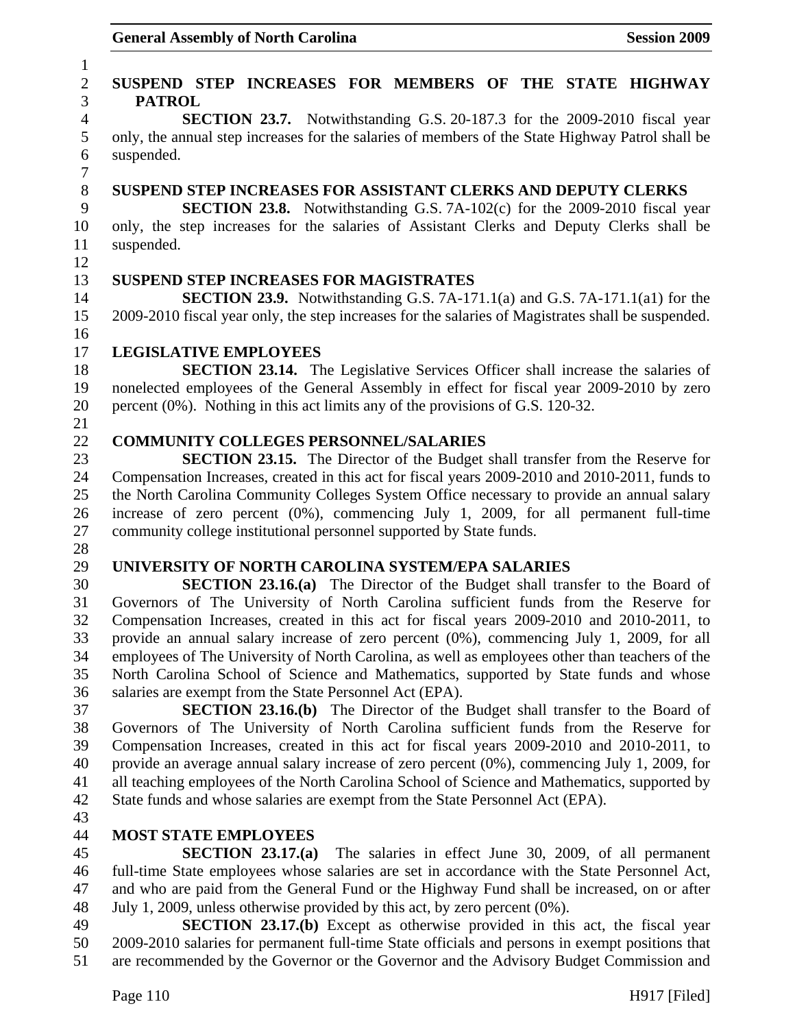**SUSPEND STEP INCREASES FOR MEMBERS OF THE STATE HIGHWAY PATROL**

**SECTION 23.7.** Notwithstanding G.S. 20-187.3 for the 2009-2010 fiscal year only, the annual step increases for the salaries of members of the State Highway Patrol shall be suspended.

**SUSPEND STEP INCREASES FOR ASSISTANT CLERKS AND DEPUTY CLERKS**

**SECTION 23.8.** Notwithstanding G.S. 7A-102(c) for the 2009-2010 fiscal year only, the step increases for the salaries of Assistant Clerks and Deputy Clerks shall be suspended.

**SUSPEND STEP INCREASES FOR MAGISTRATES**

**SECTION 23.9.** Notwithstanding G.S. 7A-171.1(a) and G.S. 7A-171.1(a1) for the 2009-2010 fiscal year only, the step increases for the salaries of Magistrates shall be suspended.

**LEGISLATIVE EMPLOYEES**

**SECTION 23.14.** The Legislative Services Officer shall increase the salaries of nonelected employees of the General Assembly in effect for fiscal year 2009-2010 by zero percent (0%). Nothing in this act limits any of the provisions of G.S. 120-32.

**COMMUNITY COLLEGES PERSONNEL/SALARIES**

**SECTION 23.15.** The Director of the Budget shall transfer from the Reserve for Compensation Increases, created in this act for fiscal years 2009-2010 and 2010-2011, funds to the North Carolina Community Colleges System Office necessary to provide an annual salary increase of zero percent (0%), commencing July 1, 2009, for all permanent full-time community college institutional personnel supported by State funds.

**UNIVERSITY OF NORTH CAROLINA SYSTEM/EPA SALARIES**

**SECTION 23.16.(a)** The Director of the Budget shall transfer to the Board of Governors of The University of North Carolina sufficient funds from the Reserve for Compensation Increases, created in this act for fiscal years 2009-2010 and 2010-2011, to provide an annual salary increase of zero percent (0%), commencing July 1, 2009, for all employees of The University of North Carolina, as well as employees other than teachers of the North Carolina School of Science and Mathematics, supported by State funds and whose salaries are exempt from the State Personnel Act (EPA).

**SECTION 23.16.(b)** The Director of the Budget shall transfer to the Board of Governors of The University of North Carolina sufficient funds from the Reserve for Compensation Increases, created in this act for fiscal years 2009-2010 and 2010-2011, to provide an average annual salary increase of zero percent (0%), commencing July 1, 2009, for all teaching employees of the North Carolina School of Science and Mathematics, supported by State funds and whose salaries are exempt from the State Personnel Act (EPA).

**MOST STATE EMPLOYEES**

**SECTION 23.17.(a)** The salaries in effect June 30, 2009, of all permanent full-time State employees whose salaries are set in accordance with the State Personnel Act, and who are paid from the General Fund or the Highway Fund shall be increased, on or after July 1, 2009, unless otherwise provided by this act, by zero percent (0%).

**SECTION 23.17.(b)** Except as otherwise provided in this act, the fiscal year 2009-2010 salaries for permanent full-time State officials and persons in exempt positions that are recommended by the Governor or the Governor and the Advisory Budget Commission and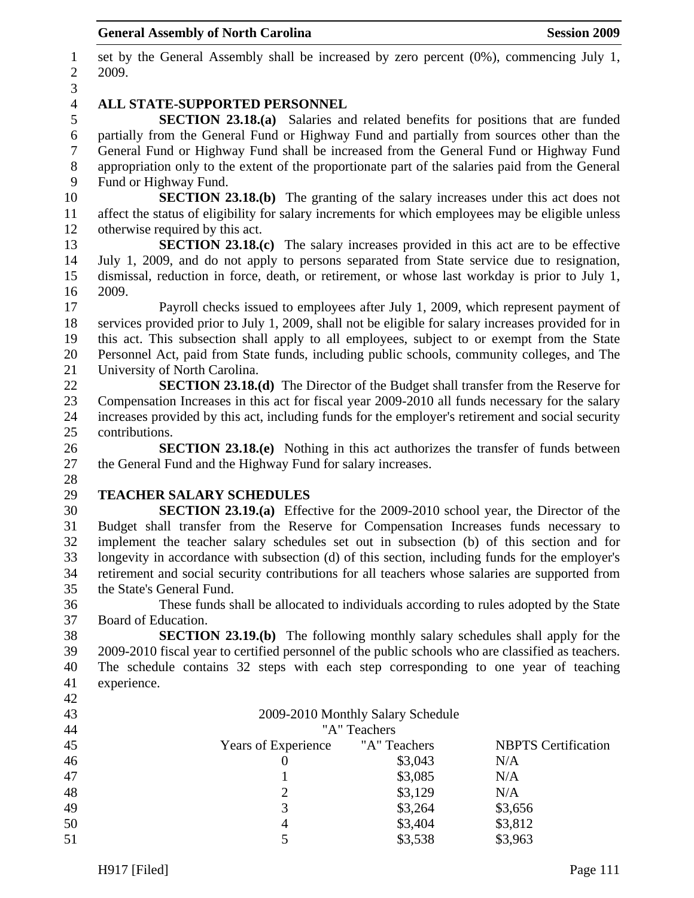set by the General Assembly shall be increased by zero percent (0%), commencing July 1, 2009.

### ALL STATE-SUPPORTED PERSONNEL

**SECTION 23.18.(a)** Salaries and related benefits for positions that are funded partially from the General Fund or Highway Fund and partially from sources other than the General Fund or Highway Fund shall be increased from the General Fund or Highway Fund appropriation only to the extent of the proportionate part of the salaries paid from the General Fund or Highway Fund.

**SECTION 23.18.(b)** The granting of the salary increases under this act does not affect the status of eligibility for salary increments for which employees may be eligible unless otherwise required by this act.

**SECTION 23.18.(c)** The salary increases provided in this act are to be effective July 1, 2009, and do not apply to persons separated from State service due to resignation, dismissal, reduction in force, death, or retirement, or whose last workday is prior to July 1, 2009.

Payroll checks issued to employees after July 1, 2009, which represent payment of services provided prior to July 1, 2009, shall not be eligible for salary increases provided for in this act. This subsection shall apply to all employees, subject to or exempt from the State Personnel Act, paid from State funds, including public schools, community colleges, and The University of North Carolina.

**SECTION 23.18.(d)** The Director of the Budget shall transfer from the Reserve for Compensation Increases in this act for fiscal year 2009-2010 all funds necessary for the salary increases provided by this act, including funds for the employer's retirement and social security contributions.

**SECTION 23.18.(e)** Nothing in this act authorizes the transfer of funds between the General Fund and the Highway Fund for salary increases.

### TEACHER SALARY SCHEDULES

**SECTION 23.19.(a)** Effective for the 2009-2010 school year, the Director of the Budget shall transfer from the Reserve for Compensation Increases funds necessary to implement the teacher salary schedules set out in subsection (b) of this section and for longevity in accordance with subsection (d) of this section, including funds for the employer's retirement and social security contributions for all teachers whose salaries are supported from the State's General Fund.

These funds shall be allocated to individuals according to rules adopted by the State Board of Education.

**SECTION 23.19.(b)** The following monthly salary schedules shall apply for the 2009-2010 fiscal year to certified personnel of the public schools who are classified as teachers. The schedule contains 32 steps with each step corresponding to one year of teaching experience.

2009-2010 Monthly Salary Schedule
"A" Teachers

| Years of Experience | "A" Teachers | NBPTS Certification |
|---|---|---|
| 0 | $3,043 | N/A |
| 1 | $3,085 | N/A |
| 2 | $3,129 | N/A |
| 3 | $3,264 | $3,656 |
| 4 | $3,404 | $3,812 |
| 5 | $3,538 | $3,963 |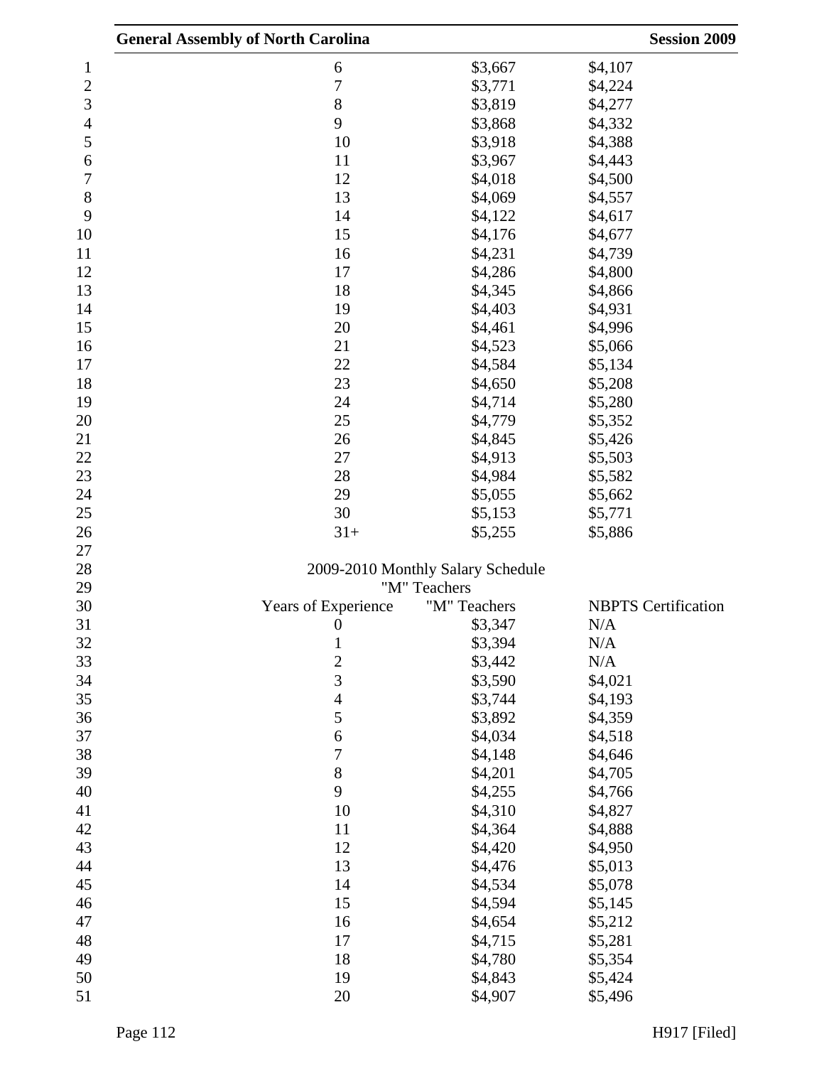| | | |
|---|---|---|
| 6 | $3,667 | $4,107 |
| 7 | $3,771 | $4,224 |
| 8 | $3,819 | $4,277 |
| 9 | $3,868 | $4,332 |
| 10 | $3,918 | $4,388 |
| 11 | $3,967 | $4,443 |
| 12 | $4,018 | $4,500 |
| 13 | $4,069 | $4,557 |
| 14 | $4,122 | $4,617 |
| 15 | $4,176 | $4,677 |
| 16 | $4,231 | $4,739 |
| 17 | $4,286 | $4,800 |
| 18 | $4,345 | $4,866 |
| 19 | $4,403 | $4,931 |
| 20 | $4,461 | $4,996 |
| 21 | $4,523 | $5,066 |
| 22 | $4,584 | $5,134 |
| 23 | $4,650 | $5,208 |
| 24 | $4,714 | $5,280 |
| 25 | $4,779 | $5,352 |
| 26 | $4,845 | $5,426 |
| 27 | $4,913 | $5,503 |
| 28 | $4,984 | $5,582 |
| 29 | $5,055 | $5,662 |
| 30 | $5,153 | $5,771 |
| 31+ | $5,255 | $5,886 |

2009-2010 Monthly Salary Schedule
"M" Teachers

| Years of Experience | "M" Teachers | NBPTS Certification |
|---|---|---|
| 0 | $3,347 | N/A |
| 1 | $3,394 | N/A |
| 2 | $3,442 | N/A |
| 3 | $3,590 | $4,021 |
| 4 | $3,744 | $4,193 |
| 5 | $3,892 | $4,359 |
| 6 | $4,034 | $4,518 |
| 7 | $4,148 | $4,646 |
| 8 | $4,201 | $4,705 |
| 9 | $4,255 | $4,766 |
| 10 | $4,310 | $4,827 |
| 11 | $4,364 | $4,888 |
| 12 | $4,420 | $4,950 |
| 13 | $4,476 | $5,013 |
| 14 | $4,534 | $5,078 |
| 15 | $4,594 | $5,145 |
| 16 | $4,654 | $5,212 |
| 17 | $4,715 | $5,281 |
| 18 | $4,780 | $5,354 |
| 19 | $4,843 | $5,424 |
| 20 | $4,907 | $5,496 |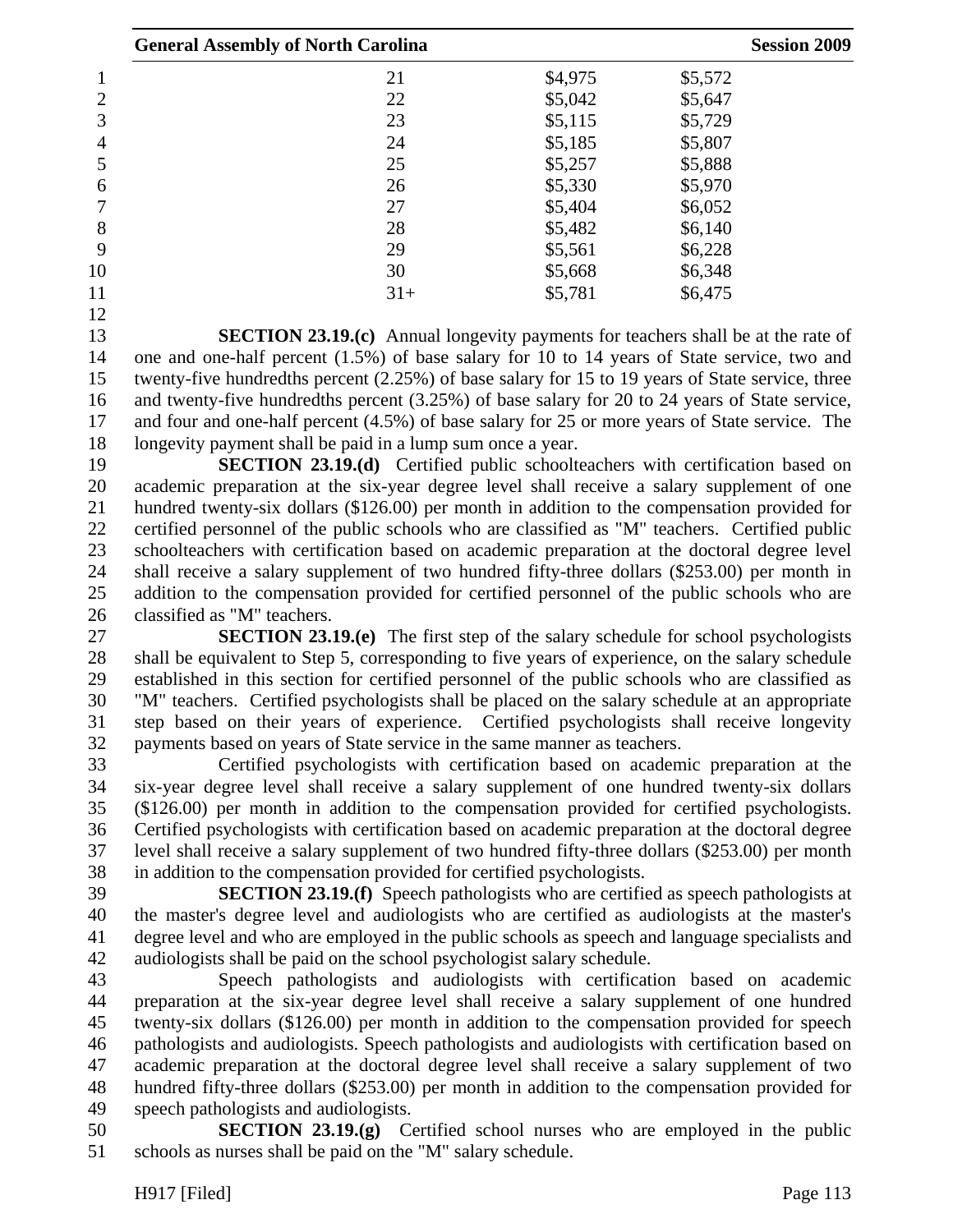| | | |
|---|---|---|
| 21 | $4,975 | $5,572 |
| 22 | $5,042 | $5,647 |
| 23 | $5,115 | $5,729 |
| 24 | $5,185 | $5,807 |
| 25 | $5,257 | $5,888 |
| 26 | $5,330 | $5,970 |
| 27 | $5,404 | $6,052 |
| 28 | $5,482 | $6,140 |
| 29 | $5,561 | $6,228 |
| 30 | $5,668 | $6,348 |
| 31+ | $5,781 | $6,475 |

**SECTION 23.19.(c)** Annual longevity payments for teachers shall be at the rate of one and one-half percent (1.5%) of base salary for 10 to 14 years of State service, two and twenty-five hundredths percent (2.25%) of base salary for 15 to 19 years of State service, three and twenty-five hundredths percent (3.25%) of base salary for 20 to 24 years of State service, and four and one-half percent (4.5%) of base salary for 25 or more years of State service. The longevity payment shall be paid in a lump sum once a year.

**SECTION 23.19.(d)** Certified public schoolteachers with certification based on academic preparation at the six-year degree level shall receive a salary supplement of one hundred twenty-six dollars ($126.00) per month in addition to the compensation provided for certified personnel of the public schools who are classified as "M" teachers. Certified public schoolteachers with certification based on academic preparation at the doctoral degree level shall receive a salary supplement of two hundred fifty-three dollars ($253.00) per month in addition to the compensation provided for certified personnel of the public schools who are classified as "M" teachers.

**SECTION 23.19.(e)** The first step of the salary schedule for school psychologists shall be equivalent to Step 5, corresponding to five years of experience, on the salary schedule established in this section for certified personnel of the public schools who are classified as "M" teachers. Certified psychologists shall be placed on the salary schedule at an appropriate step based on their years of experience. Certified psychologists shall receive longevity payments based on years of State service in the same manner as teachers.

Certified psychologists with certification based on academic preparation at the six-year degree level shall receive a salary supplement of one hundred twenty-six dollars ($126.00) per month in addition to the compensation provided for certified psychologists. Certified psychologists with certification based on academic preparation at the doctoral degree level shall receive a salary supplement of two hundred fifty-three dollars ($253.00) per month in addition to the compensation provided for certified psychologists.

**SECTION 23.19.(f)** Speech pathologists who are certified as speech pathologists at the master's degree level and audiologists who are certified as audiologists at the master's degree level and who are employed in the public schools as speech and language specialists and audiologists shall be paid on the school psychologist salary schedule.

Speech pathologists and audiologists with certification based on academic preparation at the six-year degree level shall receive a salary supplement of one hundred twenty-six dollars ($126.00) per month in addition to the compensation provided for speech pathologists and audiologists. Speech pathologists and audiologists with certification based on academic preparation at the doctoral degree level shall receive a salary supplement of two hundred fifty-three dollars ($253.00) per month in addition to the compensation provided for speech pathologists and audiologists.

**SECTION 23.19.(g)** Certified school nurses who are employed in the public schools as nurses shall be paid on the "M" salary schedule.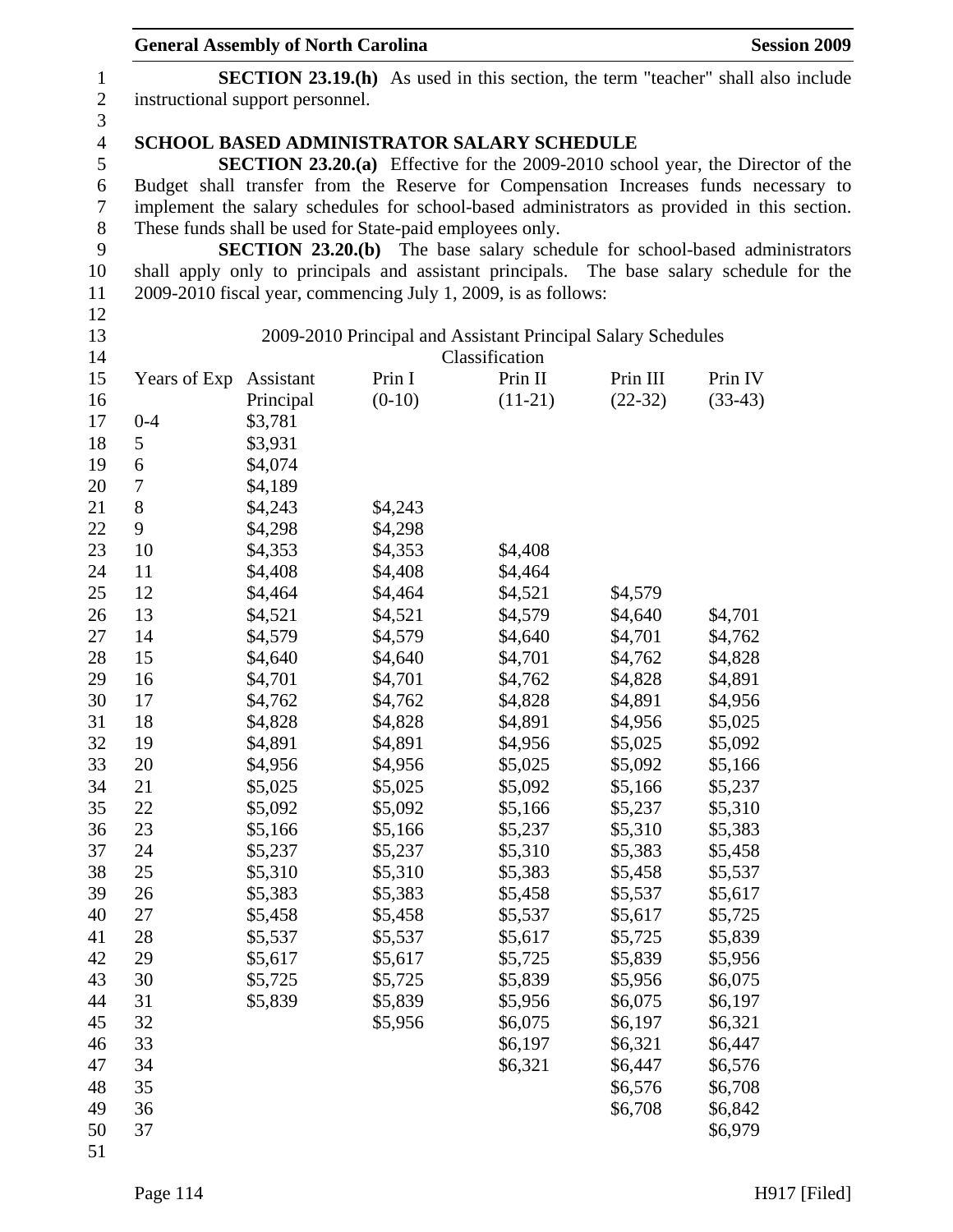**SECTION 23.19.(h)** As used in this section, the term "teacher" shall also include instructional support personnel.

## SCHOOL BASED ADMINISTRATOR SALARY SCHEDULE

**SECTION 23.20.(a)** Effective for the 2009-2010 school year, the Director of the Budget shall transfer from the Reserve for Compensation Increases funds necessary to implement the salary schedules for school-based administrators as provided in this section. These funds shall be used for State-paid employees only.

**SECTION 23.20.(b)** The base salary schedule for school-based administrators shall apply only to principals and assistant principals. The base salary schedule for the 2009-2010 fiscal year, commencing July 1, 2009, is as follows:

2009-2010 Principal and Assistant Principal Salary Schedules

| | Classification | | | | |
|---|---|---|---|---|---|
| Years of Exp | Assistant Principal | Prin I (0-10) | Prin II (11-21) | Prin III (22-32) | Prin IV (33-43) |
| 0-4 | $3,781 | | | | |
| 5 | $3,931 | | | | |
| 6 | $4,074 | | | | |
| 7 | $4,189 | | | | |
| 8 | $4,243 | $4,243 | | | |
| 9 | $4,298 | $4,298 | | | |
| 10 | $4,353 | $4,353 | $4,408 | | |
| 11 | $4,408 | $4,408 | $4,464 | | |
| 12 | $4,464 | $4,464 | $4,521 | $4,579 | |
| 13 | $4,521 | $4,521 | $4,579 | $4,640 | $4,701 |
| 14 | $4,579 | $4,579 | $4,640 | $4,701 | $4,762 |
| 15 | $4,640 | $4,640 | $4,701 | $4,762 | $4,828 |
| 16 | $4,701 | $4,701 | $4,762 | $4,828 | $4,891 |
| 17 | $4,762 | $4,762 | $4,828 | $4,891 | $4,956 |
| 18 | $4,828 | $4,828 | $4,891 | $4,956 | $5,025 |
| 19 | $4,891 | $4,891 | $4,956 | $5,025 | $5,092 |
| 20 | $4,956 | $4,956 | $5,025 | $5,092 | $5,166 |
| 21 | $5,025 | $5,025 | $5,092 | $5,166 | $5,237 |
| 22 | $5,092 | $5,092 | $5,166 | $5,237 | $5,310 |
| 23 | $5,166 | $5,166 | $5,237 | $5,310 | $5,383 |
| 24 | $5,237 | $5,237 | $5,310 | $5,383 | $5,458 |
| 25 | $5,310 | $5,310 | $5,383 | $5,458 | $5,537 |
| 26 | $5,383 | $5,383 | $5,458 | $5,537 | $5,617 |
| 27 | $5,458 | $5,458 | $5,537 | $5,617 | $5,725 |
| 28 | $5,537 | $5,537 | $5,617 | $5,725 | $5,839 |
| 29 | $5,617 | $5,617 | $5,725 | $5,839 | $5,956 |
| 30 | $5,725 | $5,725 | $5,839 | $5,956 | $6,075 |
| 31 | $5,839 | $5,839 | $5,956 | $6,075 | $6,197 |
| 32 | | $5,956 | $6,075 | $6,197 | $6,321 |
| 33 | | | $6,197 | $6,321 | $6,447 |
| 34 | | | $6,321 | $6,447 | $6,576 |
| 35 | | | | $6,576 | $6,708 |
| 36 | | | | $6,708 | $6,842 |
| 37 | | | | | $6,979 |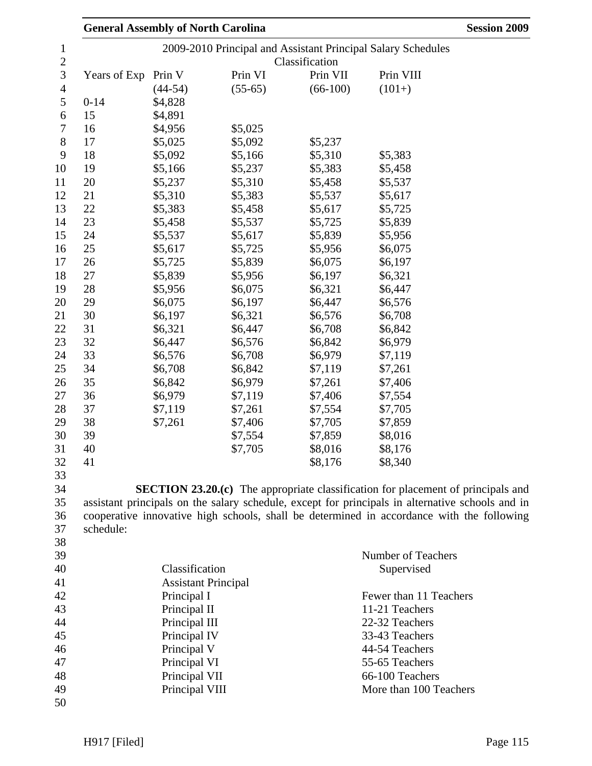2009-2010 Principal and Assistant Principal Salary Schedules

| Years of Exp | Classification | | | |
|---|---|---|---|---|
| | Prin V (44-54) | Prin VI (55-65) | Prin VII (66-100) | Prin VIII (101+) |
| 0-14 | $4,828 | | | |
| 15 | $4,891 | | | |
| 16 | $4,956 | $5,025 | | |
| 17 | $5,025 | $5,092 | $5,237 | |
| 18 | $5,092 | $5,166 | $5,310 | $5,383 |
| 19 | $5,166 | $5,237 | $5,383 | $5,458 |
| 20 | $5,237 | $5,310 | $5,458 | $5,537 |
| 21 | $5,310 | $5,383 | $5,537 | $5,617 |
| 22 | $5,383 | $5,458 | $5,617 | $5,725 |
| 23 | $5,458 | $5,537 | $5,725 | $5,839 |
| 24 | $5,537 | $5,617 | $5,839 | $5,956 |
| 25 | $5,617 | $5,725 | $5,956 | $6,075 |
| 26 | $5,725 | $5,839 | $6,075 | $6,197 |
| 27 | $5,839 | $5,956 | $6,197 | $6,321 |
| 28 | $5,956 | $6,075 | $6,321 | $6,447 |
| 29 | $6,075 | $6,197 | $6,447 | $6,576 |
| 30 | $6,197 | $6,321 | $6,576 | $6,708 |
| 31 | $6,321 | $6,447 | $6,708 | $6,842 |
| 32 | $6,447 | $6,576 | $6,842 | $6,979 |
| 33 | $6,576 | $6,708 | $6,979 | $7,119 |
| 34 | $6,708 | $6,842 | $7,119 | $7,261 |
| 35 | $6,842 | $6,979 | $7,261 | $7,406 |
| 36 | $6,979 | $7,119 | $7,406 | $7,554 |
| 37 | $7,119 | $7,261 | $7,554 | $7,705 |
| 38 | $7,261 | $7,406 | $7,705 | $7,859 |
| 39 | | $7,554 | $7,859 | $8,016 |
| 40 | | $7,705 | $8,016 | $8,176 |
| 41 | | | $8,176 | $8,340 |

**SECTION 23.20.(c)** The appropriate classification for placement of principals and assistant principals on the salary schedule, except for principals in alternative schools and in cooperative innovative high schools, shall be determined in accordance with the following schedule:

| Classification | Number of Teachers Supervised |
|---|---|
| Assistant Principal | |
| Principal I | Fewer than 11 Teachers |
| Principal II | 11-21 Teachers |
| Principal III | 22-32 Teachers |
| Principal IV | 33-43 Teachers |
| Principal V | 44-54 Teachers |
| Principal VI | 55-65 Teachers |
| Principal VII | 66-100 Teachers |
| Principal VIII | More than 100 Teachers |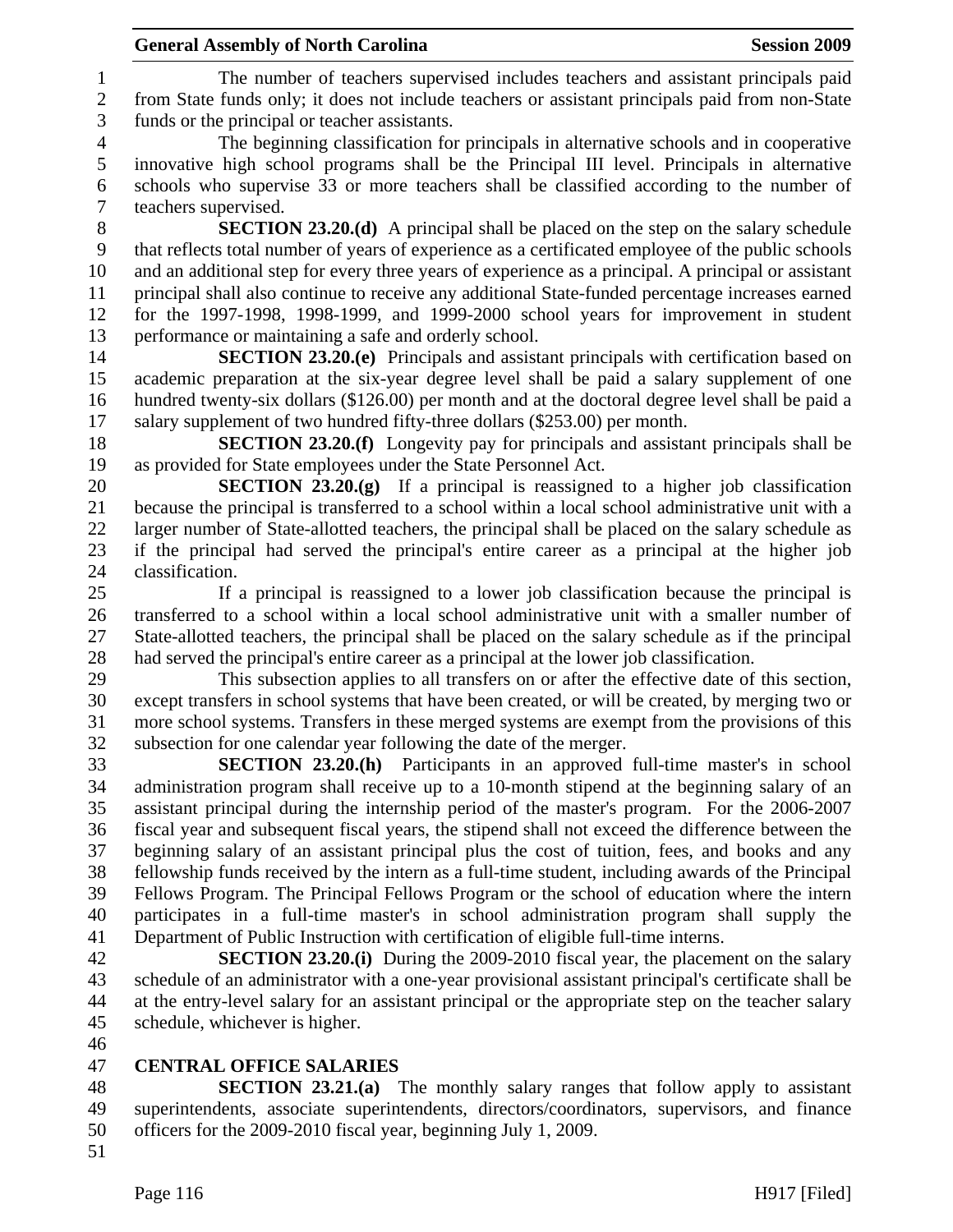The number of teachers supervised includes teachers and assistant principals paid from State funds only; it does not include teachers or assistant principals paid from non-State funds or the principal or teacher assistants.

The beginning classification for principals in alternative schools and in cooperative innovative high school programs shall be the Principal III level. Principals in alternative schools who supervise 33 or more teachers shall be classified according to the number of teachers supervised.

**SECTION 23.20.(d)** A principal shall be placed on the step on the salary schedule that reflects total number of years of experience as a certificated employee of the public schools and an additional step for every three years of experience as a principal. A principal or assistant principal shall also continue to receive any additional State-funded percentage increases earned for the 1997-1998, 1998-1999, and 1999-2000 school years for improvement in student performance or maintaining a safe and orderly school.

**SECTION 23.20.(e)** Principals and assistant principals with certification based on academic preparation at the six-year degree level shall be paid a salary supplement of one hundred twenty-six dollars ($126.00) per month and at the doctoral degree level shall be paid a salary supplement of two hundred fifty-three dollars ($253.00) per month.

**SECTION 23.20.(f)** Longevity pay for principals and assistant principals shall be as provided for State employees under the State Personnel Act.

**SECTION 23.20.(g)** If a principal is reassigned to a higher job classification because the principal is transferred to a school within a local school administrative unit with a larger number of State-allotted teachers, the principal shall be placed on the salary schedule as if the principal had served the principal's entire career as a principal at the higher job classification.

If a principal is reassigned to a lower job classification because the principal is transferred to a school within a local school administrative unit with a smaller number of State-allotted teachers, the principal shall be placed on the salary schedule as if the principal had served the principal's entire career as a principal at the lower job classification.

This subsection applies to all transfers on or after the effective date of this section, except transfers in school systems that have been created, or will be created, by merging two or more school systems. Transfers in these merged systems are exempt from the provisions of this subsection for one calendar year following the date of the merger.

**SECTION 23.20.(h)** Participants in an approved full-time master's in school administration program shall receive up to a 10-month stipend at the beginning salary of an assistant principal during the internship period of the master's program. For the 2006-2007 fiscal year and subsequent fiscal years, the stipend shall not exceed the difference between the beginning salary of an assistant principal plus the cost of tuition, fees, and books and any fellowship funds received by the intern as a full-time student, including awards of the Principal Fellows Program. The Principal Fellows Program or the school of education where the intern participates in a full-time master's in school administration program shall supply the Department of Public Instruction with certification of eligible full-time interns.

**SECTION 23.20.(i)** During the 2009-2010 fiscal year, the placement on the salary schedule of an administrator with a one-year provisional assistant principal's certificate shall be at the entry-level salary for an assistant principal or the appropriate step on the teacher salary schedule, whichever is higher.

**CENTRAL OFFICE SALARIES**

**SECTION 23.21.(a)** The monthly salary ranges that follow apply to assistant superintendents, associate superintendents, directors/coordinators, supervisors, and finance officers for the 2009-2010 fiscal year, beginning July 1, 2009.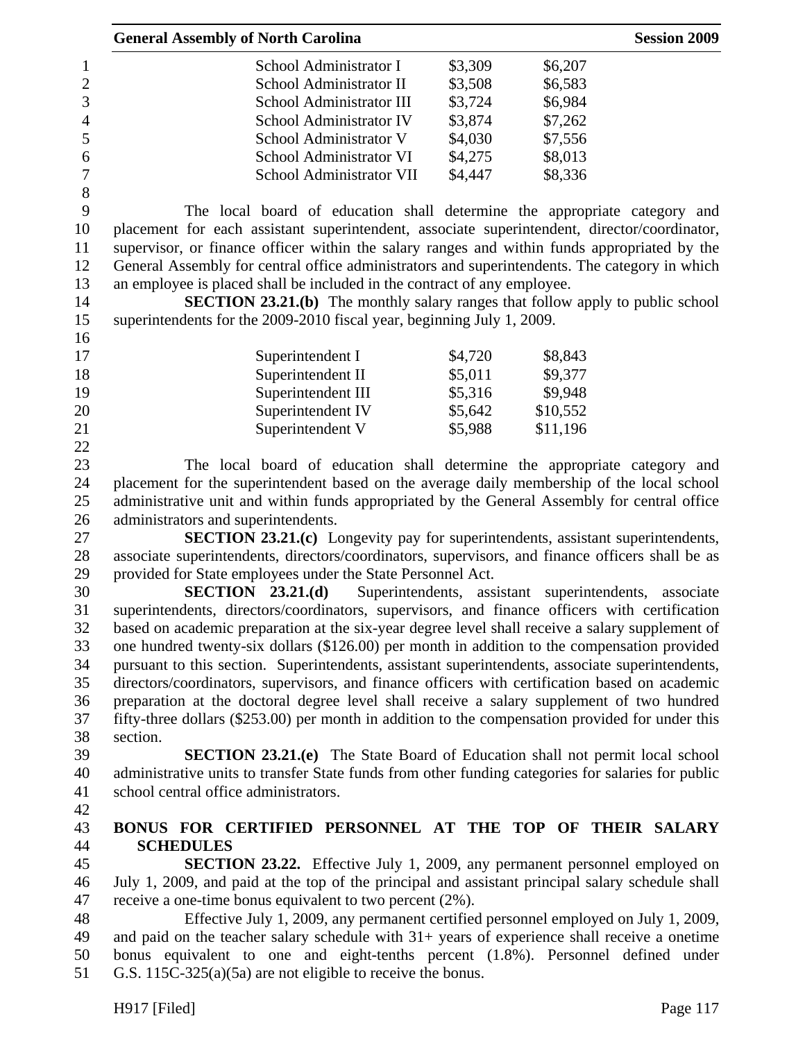| | | |
|---|---|---|
| School Administrator I | $3,309 | $6,207 |
| School Administrator II | $3,508 | $6,583 |
| School Administrator III | $3,724 | $6,984 |
| School Administrator IV | $3,874 | $7,262 |
| School Administrator V | $4,030 | $7,556 |
| School Administrator VI | $4,275 | $8,013 |
| School Administrator VII | $4,447 | $8,336 |

The local board of education shall determine the appropriate category and placement for each assistant superintendent, associate superintendent, director/coordinator, supervisor, or finance officer within the salary ranges and within funds appropriated by the General Assembly for central office administrators and superintendents. The category in which an employee is placed shall be included in the contract of any employee.

**SECTION 23.21.(b)** The monthly salary ranges that follow apply to public school superintendents for the 2009-2010 fiscal year, beginning July 1, 2009.

| | | |
|---|---|---|
| Superintendent I | $4,720 | $8,843 |
| Superintendent II | $5,011 | $9,377 |
| Superintendent III | $5,316 | $9,948 |
| Superintendent IV | $5,642 | $10,552 |
| Superintendent V | $5,988 | $11,196 |

The local board of education shall determine the appropriate category and placement for the superintendent based on the average daily membership of the local school administrative unit and within funds appropriated by the General Assembly for central office administrators and superintendents.

**SECTION 23.21.(c)** Longevity pay for superintendents, assistant superintendents, associate superintendents, directors/coordinators, supervisors, and finance officers shall be as provided for State employees under the State Personnel Act.

**SECTION 23.21.(d)** Superintendents, assistant superintendents, associate superintendents, directors/coordinators, supervisors, and finance officers with certification based on academic preparation at the six-year degree level shall receive a salary supplement of one hundred twenty-six dollars ($126.00) per month in addition to the compensation provided pursuant to this section. Superintendents, assistant superintendents, associate superintendents, directors/coordinators, supervisors, and finance officers with certification based on academic preparation at the doctoral degree level shall receive a salary supplement of two hundred fifty-three dollars ($253.00) per month in addition to the compensation provided for under this section.

**SECTION 23.21.(e)** The State Board of Education shall not permit local school administrative units to transfer State funds from other funding categories for salaries for public school central office administrators.

**BONUS FOR CERTIFIED PERSONNEL AT THE TOP OF THEIR SALARY SCHEDULES**

**SECTION 23.22.** Effective July 1, 2009, any permanent personnel employed on July 1, 2009, and paid at the top of the principal and assistant principal salary schedule shall receive a one-time bonus equivalent to two percent (2%).

Effective July 1, 2009, any permanent certified personnel employed on July 1, 2009, and paid on the teacher salary schedule with 31+ years of experience shall receive a onetime bonus equivalent to one and eight-tenths percent (1.8%). Personnel defined under G.S. 115C-325(a)(5a) are not eligible to receive the bonus.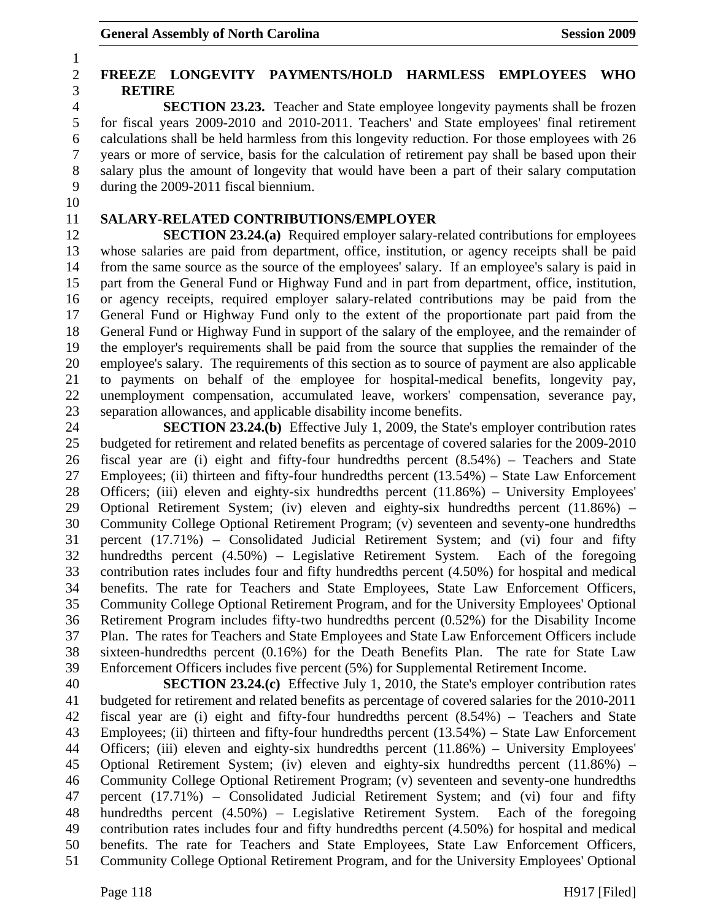**FREEZE LONGEVITY PAYMENTS/HOLD HARMLESS EMPLOYEES WHO RETIRE**

**SECTION 23.23.** Teacher and State employee longevity payments shall be frozen for fiscal years 2009-2010 and 2010-2011. Teachers' and State employees' final retirement calculations shall be held harmless from this longevity reduction. For those employees with 26 years or more of service, basis for the calculation of retirement pay shall be based upon their salary plus the amount of longevity that would have been a part of their salary computation during the 2009-2011 fiscal biennium.

**SALARY-RELATED CONTRIBUTIONS/EMPLOYER**

**SECTION 23.24.(a)** Required employer salary-related contributions for employees whose salaries are paid from department, office, institution, or agency receipts shall be paid from the same source as the source of the employees' salary. If an employee's salary is paid in part from the General Fund or Highway Fund and in part from department, office, institution, or agency receipts, required employer salary-related contributions may be paid from the General Fund or Highway Fund only to the extent of the proportionate part paid from the General Fund or Highway Fund in support of the salary of the employee, and the remainder of the employer's requirements shall be paid from the source that supplies the remainder of the employee's salary. The requirements of this section as to source of payment are also applicable to payments on behalf of the employee for hospital-medical benefits, longevity pay, unemployment compensation, accumulated leave, workers' compensation, severance pay, separation allowances, and applicable disability income benefits.

**SECTION 23.24.(b)** Effective July 1, 2009, the State's employer contribution rates budgeted for retirement and related benefits as percentage of covered salaries for the 2009-2010 fiscal year are (i) eight and fifty-four hundredths percent (8.54%) – Teachers and State Employees; (ii) thirteen and fifty-four hundredths percent (13.54%) – State Law Enforcement Officers; (iii) eleven and eighty-six hundredths percent (11.86%) – University Employees' Optional Retirement System; (iv) eleven and eighty-six hundredths percent (11.86%) – Community College Optional Retirement Program; (v) seventeen and seventy-one hundredths percent (17.71%) – Consolidated Judicial Retirement System; and (vi) four and fifty hundredths percent (4.50%) – Legislative Retirement System. Each of the foregoing contribution rates includes four and fifty hundredths percent (4.50%) for hospital and medical benefits. The rate for Teachers and State Employees, State Law Enforcement Officers, Community College Optional Retirement Program, and for the University Employees' Optional Retirement Program includes fifty-two hundredths percent (0.52%) for the Disability Income Plan. The rates for Teachers and State Employees and State Law Enforcement Officers include sixteen-hundredths percent (0.16%) for the Death Benefits Plan. The rate for State Law Enforcement Officers includes five percent (5%) for Supplemental Retirement Income.

**SECTION 23.24.(c)** Effective July 1, 2010, the State's employer contribution rates budgeted for retirement and related benefits as percentage of covered salaries for the 2010-2011 fiscal year are (i) eight and fifty-four hundredths percent (8.54%) – Teachers and State Employees; (ii) thirteen and fifty-four hundredths percent (13.54%) – State Law Enforcement Officers; (iii) eleven and eighty-six hundredths percent (11.86%) – University Employees' Optional Retirement System; (iv) eleven and eighty-six hundredths percent (11.86%) – Community College Optional Retirement Program; (v) seventeen and seventy-one hundredths percent (17.71%) – Consolidated Judicial Retirement System; and (vi) four and fifty hundredths percent (4.50%) – Legislative Retirement System. Each of the foregoing contribution rates includes four and fifty hundredths percent (4.50%) for hospital and medical benefits. The rate for Teachers and State Employees, State Law Enforcement Officers, Community College Optional Retirement Program, and for the University Employees' Optional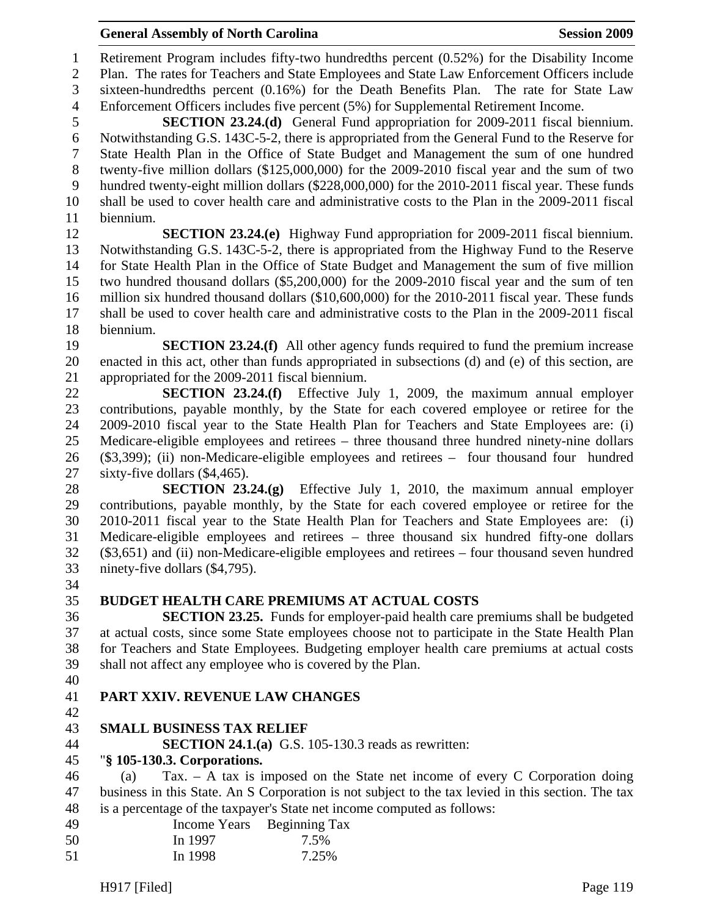Retirement Program includes fifty-two hundredths percent (0.52%) for the Disability Income Plan. The rates for Teachers and State Employees and State Law Enforcement Officers include sixteen-hundredths percent (0.16%) for the Death Benefits Plan. The rate for State Law Enforcement Officers includes five percent (5%) for Supplemental Retirement Income.

**SECTION 23.24.(d)** General Fund appropriation for 2009-2011 fiscal biennium. Notwithstanding G.S. 143C-5-2, there is appropriated from the General Fund to the Reserve for State Health Plan in the Office of State Budget and Management the sum of one hundred twenty-five million dollars ($125,000,000) for the 2009-2010 fiscal year and the sum of two hundred twenty-eight million dollars ($228,000,000) for the 2010-2011 fiscal year. These funds shall be used to cover health care and administrative costs to the Plan in the 2009-2011 fiscal biennium.

**SECTION 23.24.(e)** Highway Fund appropriation for 2009-2011 fiscal biennium. Notwithstanding G.S. 143C-5-2, there is appropriated from the Highway Fund to the Reserve for State Health Plan in the Office of State Budget and Management the sum of five million two hundred thousand dollars ($5,200,000) for the 2009-2010 fiscal year and the sum of ten million six hundred thousand dollars ($10,600,000) for the 2010-2011 fiscal year. These funds shall be used to cover health care and administrative costs to the Plan in the 2009-2011 fiscal biennium.

**SECTION 23.24.(f)** All other agency funds required to fund the premium increase enacted in this act, other than funds appropriated in subsections (d) and (e) of this section, are appropriated for the 2009-2011 fiscal biennium.

**SECTION 23.24.(f)** Effective July 1, 2009, the maximum annual employer contributions, payable monthly, by the State for each covered employee or retiree for the 2009-2010 fiscal year to the State Health Plan for Teachers and State Employees are: (i) Medicare-eligible employees and retirees – three thousand three hundred ninety-nine dollars ($3,399); (ii) non-Medicare-eligible employees and retirees – four thousand four hundred sixty-five dollars ($4,465).

**SECTION 23.24.(g)** Effective July 1, 2010, the maximum annual employer contributions, payable monthly, by the State for each covered employee or retiree for the 2010-2011 fiscal year to the State Health Plan for Teachers and State Employees are: (i) Medicare-eligible employees and retirees – three thousand six hundred fifty-one dollars ($3,651) and (ii) non-Medicare-eligible employees and retirees – four thousand seven hundred ninety-five dollars ($4,795).

## BUDGET HEALTH CARE PREMIUMS AT ACTUAL COSTS

**SECTION 23.25.** Funds for employer-paid health care premiums shall be budgeted at actual costs, since some State employees choose not to participate in the State Health Plan for Teachers and State Employees. Budgeting employer health care premiums at actual costs shall not affect any employee who is covered by the Plan.

# PART XXIV. REVENUE LAW CHANGES

## SMALL BUSINESS TAX RELIEF

**SECTION 24.1.(a)** G.S. 105-130.3 reads as rewritten:

"**§ 105-130.3. Corporations.**

(a) Tax. – A tax is imposed on the State net income of every C Corporation doing business in this State. An S Corporation is not subject to the tax levied in this section. The tax is a percentage of the taxpayer's State net income computed as follows:

| Income Years Beginning | Tax |
|---|---|
| In 1997 | 7.5% |
| In 1998 | 7.25% |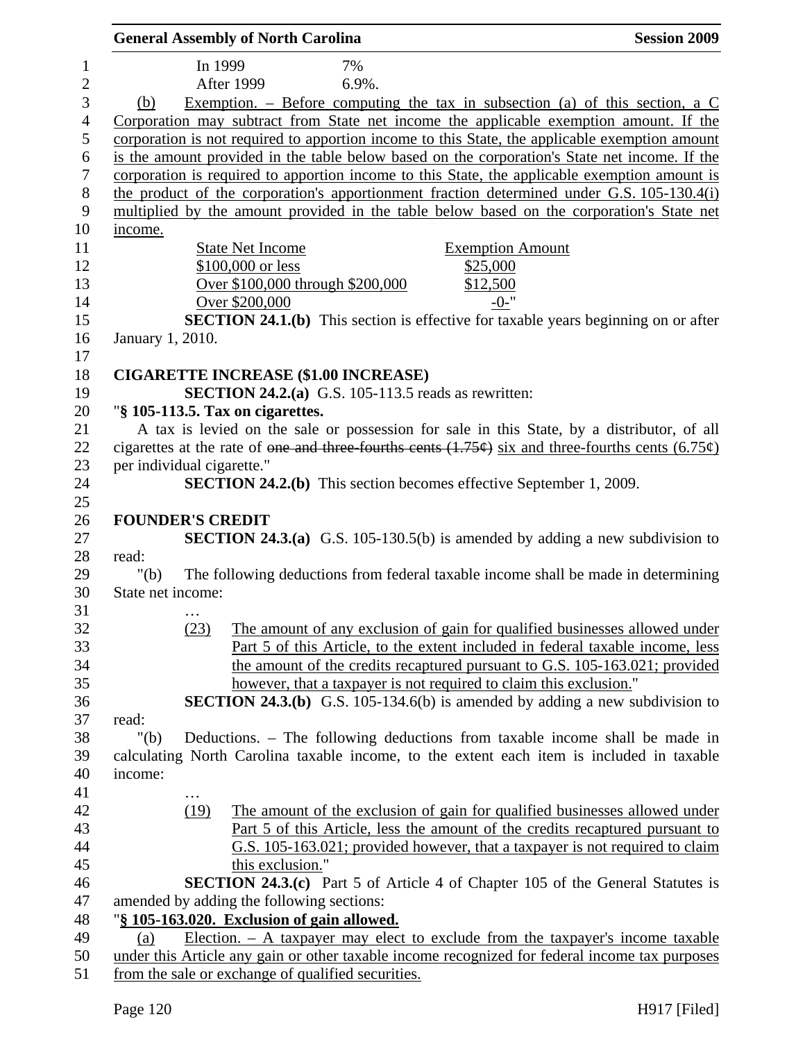In 1999 7%
After 1999 6.9%.

(b) Exemption. – Before computing the tax in subsection (a) of this section, a C Corporation may subtract from State net income the applicable exemption amount. If the corporation is not required to apportion income to this State, the applicable exemption amount is the amount provided in the table below based on the corporation's State net income. If the corporation is required to apportion income to this State, the applicable exemption amount is the product of the corporation's apportionment fraction determined under G.S. 105-130.4(i) multiplied by the amount provided in the table below based on the corporation's State net income.

| State Net Income | Exemption Amount |
|---|---|
| $100,000 or less | $25,000 |
| Over $100,000 through $200,000 | $12,500 |
| Over $200,000 | -0-" |

**SECTION 24.1.(b)** This section is effective for taxable years beginning on or after January 1, 2010.

**CIGARETTE INCREASE ($1.00 INCREASE)**

**SECTION 24.2.(a)** G.S. 105-113.5 reads as rewritten:

"**§ 105-113.5. Tax on cigarettes.**

A tax is levied on the sale or possession for sale in this State, by a distributor, of all cigarettes at the rate of ~~one and three-fourths cents (1.75¢)~~ six and three-fourths cents (6.75¢) per individual cigarette."

**SECTION 24.2.(b)** This section becomes effective September 1, 2009.

**FOUNDER'S CREDIT**

**SECTION 24.3.(a)** G.S. 105-130.5(b) is amended by adding a new subdivision to read:

"(b) The following deductions from federal taxable income shall be made in determining State net income:

…

(23) The amount of any exclusion of gain for qualified businesses allowed under Part 5 of this Article, to the extent included in federal taxable income, less the amount of the credits recaptured pursuant to G.S. 105-163.021; provided however, that a taxpayer is not required to claim this exclusion."

**SECTION 24.3.(b)** G.S. 105-134.6(b) is amended by adding a new subdivision to read:

"(b) Deductions. – The following deductions from taxable income shall be made in calculating North Carolina taxable income, to the extent each item is included in taxable income:

…

(19) The amount of the exclusion of gain for qualified businesses allowed under Part 5 of this Article, less the amount of the credits recaptured pursuant to G.S. 105-163.021; provided however, that a taxpayer is not required to claim this exclusion."

**SECTION 24.3.(c)** Part 5 of Article 4 of Chapter 105 of the General Statutes is amended by adding the following sections:

"**§ 105-163.020. Exclusion of gain allowed.**

(a) Election. – A taxpayer may elect to exclude from the taxpayer's income taxable under this Article any gain or other taxable income recognized for federal income tax purposes from the sale or exchange of qualified securities.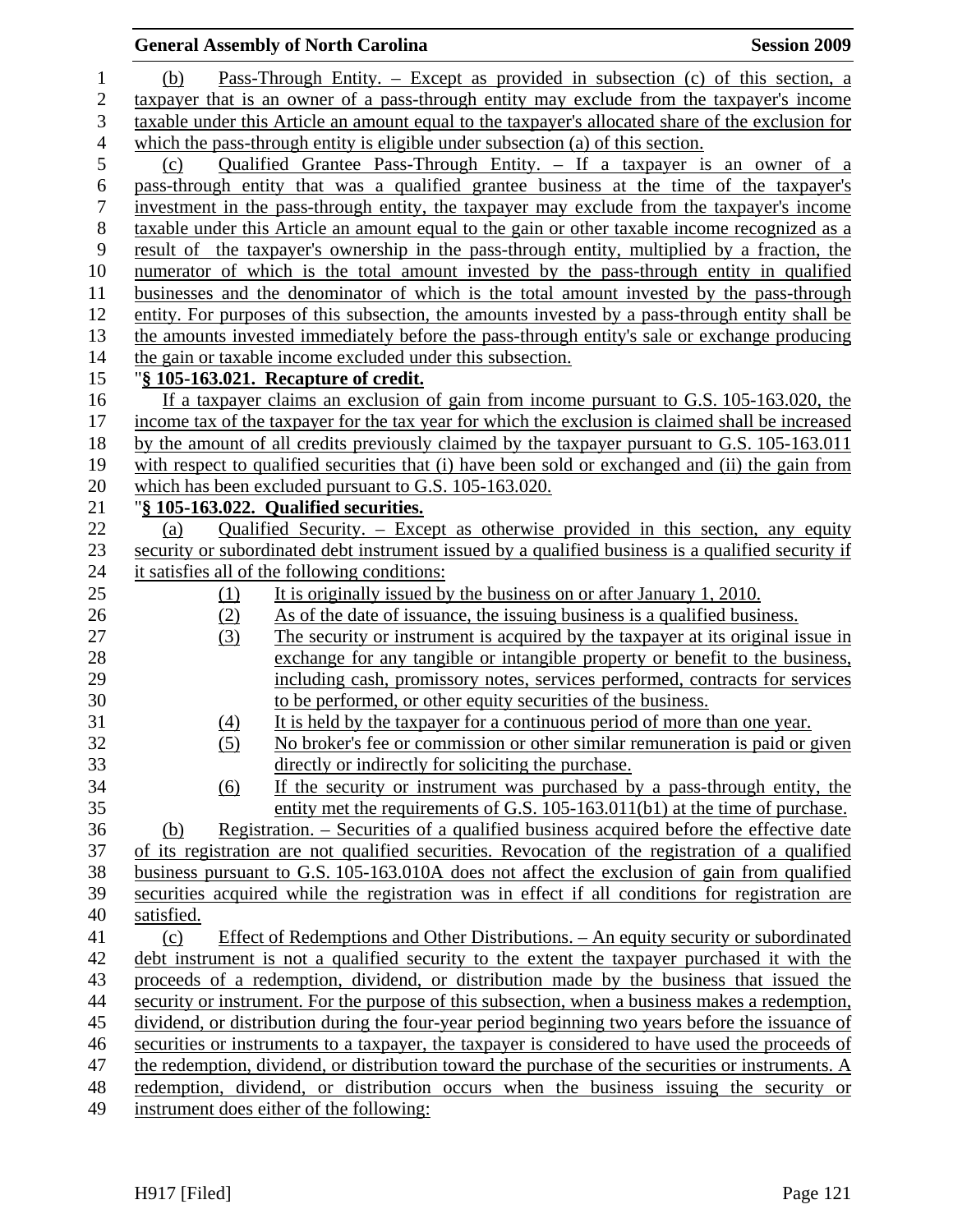(b) Pass-Through Entity. – Except as provided in subsection (c) of this section, a taxpayer that is an owner of a pass-through entity may exclude from the taxpayer's income taxable under this Article an amount equal to the taxpayer's allocated share of the exclusion for which the pass-through entity is eligible under subsection (a) of this section.

(c) Qualified Grantee Pass-Through Entity. – If a taxpayer is an owner of a pass-through entity that was a qualified grantee business at the time of the taxpayer's investment in the pass-through entity, the taxpayer may exclude from the taxpayer's income taxable under this Article an amount equal to the gain or other taxable income recognized as a result of the taxpayer's ownership in the pass-through entity, multiplied by a fraction, the numerator of which is the total amount invested by the pass-through entity in qualified businesses and the denominator of which is the total amount invested by the pass-through entity. For purposes of this subsection, the amounts invested by a pass-through entity shall be the amounts invested immediately before the pass-through entity's sale or exchange producing the gain or taxable income excluded under this subsection.

"**§ 105-163.021. Recapture of credit.**

If a taxpayer claims an exclusion of gain from income pursuant to G.S. 105-163.020, the income tax of the taxpayer for the tax year for which the exclusion is claimed shall be increased by the amount of all credits previously claimed by the taxpayer pursuant to G.S. 105-163.011 with respect to qualified securities that (i) have been sold or exchanged and (ii) the gain from which has been excluded pursuant to G.S. 105-163.020.

"**§ 105-163.022. Qualified securities.**

(a) Qualified Security. – Except as otherwise provided in this section, any equity security or subordinated debt instrument issued by a qualified business is a qualified security if it satisfies all of the following conditions:

(1) It is originally issued by the business on or after January 1, 2010.
(2) As of the date of issuance, the issuing business is a qualified business.
(3) The security or instrument is acquired by the taxpayer at its original issue in exchange for any tangible or intangible property or benefit to the business, including cash, promissory notes, services performed, contracts for services to be performed, or other equity securities of the business.
(4) It is held by the taxpayer for a continuous period of more than one year.
(5) No broker's fee or commission or other similar remuneration is paid or given directly or indirectly for soliciting the purchase.
(6) If the security or instrument was purchased by a pass-through entity, the entity met the requirements of G.S. 105-163.011(b1) at the time of purchase.

(b) Registration. – Securities of a qualified business acquired before the effective date of its registration are not qualified securities. Revocation of the registration of a qualified business pursuant to G.S. 105-163.010A does not affect the exclusion of gain from qualified securities acquired while the registration was in effect if all conditions for registration are satisfied.

(c) Effect of Redemptions and Other Distributions. – An equity security or subordinated debt instrument is not a qualified security to the extent the taxpayer purchased it with the proceeds of a redemption, dividend, or distribution made by the business that issued the security or instrument. For the purpose of this subsection, when a business makes a redemption, dividend, or distribution during the four-year period beginning two years before the issuance of securities or instruments to a taxpayer, the taxpayer is considered to have used the proceeds of the redemption, dividend, or distribution toward the purchase of the securities or instruments. A redemption, dividend, or distribution occurs when the business issuing the security or instrument does either of the following: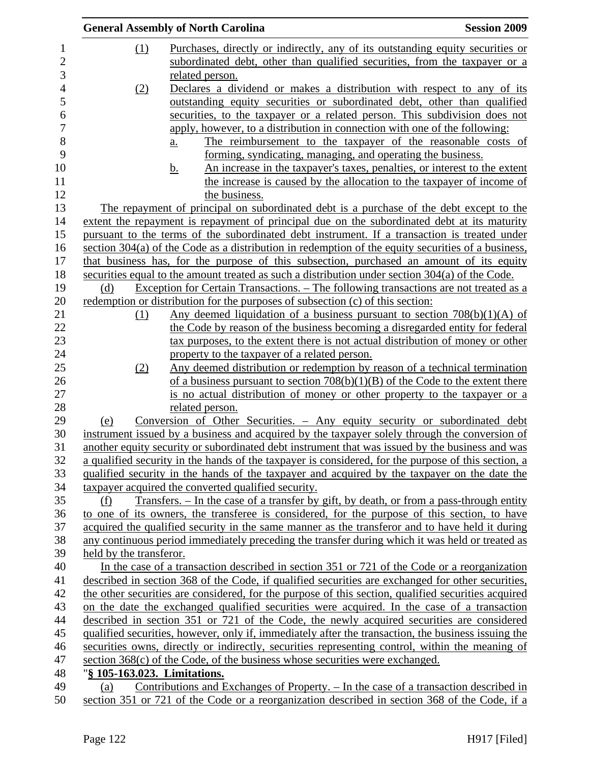(1) Purchases, directly or indirectly, any of its outstanding equity securities or subordinated debt, other than qualified securities, from the taxpayer or a related person.

(2) Declares a dividend or makes a distribution with respect to any of its outstanding equity securities or subordinated debt, other than qualified securities, to the taxpayer or a related person. This subdivision does not apply, however, to a distribution in connection with one of the following:

a. The reimbursement to the taxpayer of the reasonable costs of forming, syndicating, managing, and operating the business.

b. An increase in the taxpayer's taxes, penalties, or interest to the extent the increase is caused by the allocation to the taxpayer of income of the business.

The repayment of principal on subordinated debt is a purchase of the debt except to the extent the repayment is repayment of principal due on the subordinated debt at its maturity pursuant to the terms of the subordinated debt instrument. If a transaction is treated under section 304(a) of the Code as a distribution in redemption of the equity securities of a business, that business has, for the purpose of this subsection, purchased an amount of its equity securities equal to the amount treated as such a distribution under section 304(a) of the Code.

(d) Exception for Certain Transactions. – The following transactions are not treated as a redemption or distribution for the purposes of subsection (c) of this section:

(1) Any deemed liquidation of a business pursuant to section 708(b)(1)(A) of the Code by reason of the business becoming a disregarded entity for federal tax purposes, to the extent there is not actual distribution of money or other property to the taxpayer of a related person.

(2) Any deemed distribution or redemption by reason of a technical termination of a business pursuant to section 708(b)(1)(B) of the Code to the extent there is no actual distribution of money or other property to the taxpayer or a related person.

(e) Conversion of Other Securities. – Any equity security or subordinated debt instrument issued by a business and acquired by the taxpayer solely through the conversion of another equity security or subordinated debt instrument that was issued by the business and was a qualified security in the hands of the taxpayer is considered, for the purpose of this section, a qualified security in the hands of the taxpayer and acquired by the taxpayer on the date the taxpayer acquired the converted qualified security.

(f) Transfers. – In the case of a transfer by gift, by death, or from a pass-through entity to one of its owners, the transferee is considered, for the purpose of this section, to have acquired the qualified security in the same manner as the transferor and to have held it during any continuous period immediately preceding the transfer during which it was held or treated as held by the transferor.

In the case of a transaction described in section 351 or 721 of the Code or a reorganization described in section 368 of the Code, if qualified securities are exchanged for other securities, the other securities are considered, for the purpose of this section, qualified securities acquired on the date the exchanged qualified securities were acquired. In the case of a transaction described in section 351 or 721 of the Code, the newly acquired securities are considered qualified securities, however, only if, immediately after the transaction, the business issuing the securities owns, directly or indirectly, securities representing control, within the meaning of section 368(c) of the Code, of the business whose securities were exchanged.

"**§ 105-163.023. Limitations.**

(a) Contributions and Exchanges of Property. – In the case of a transaction described in section 351 or 721 of the Code or a reorganization described in section 368 of the Code, if a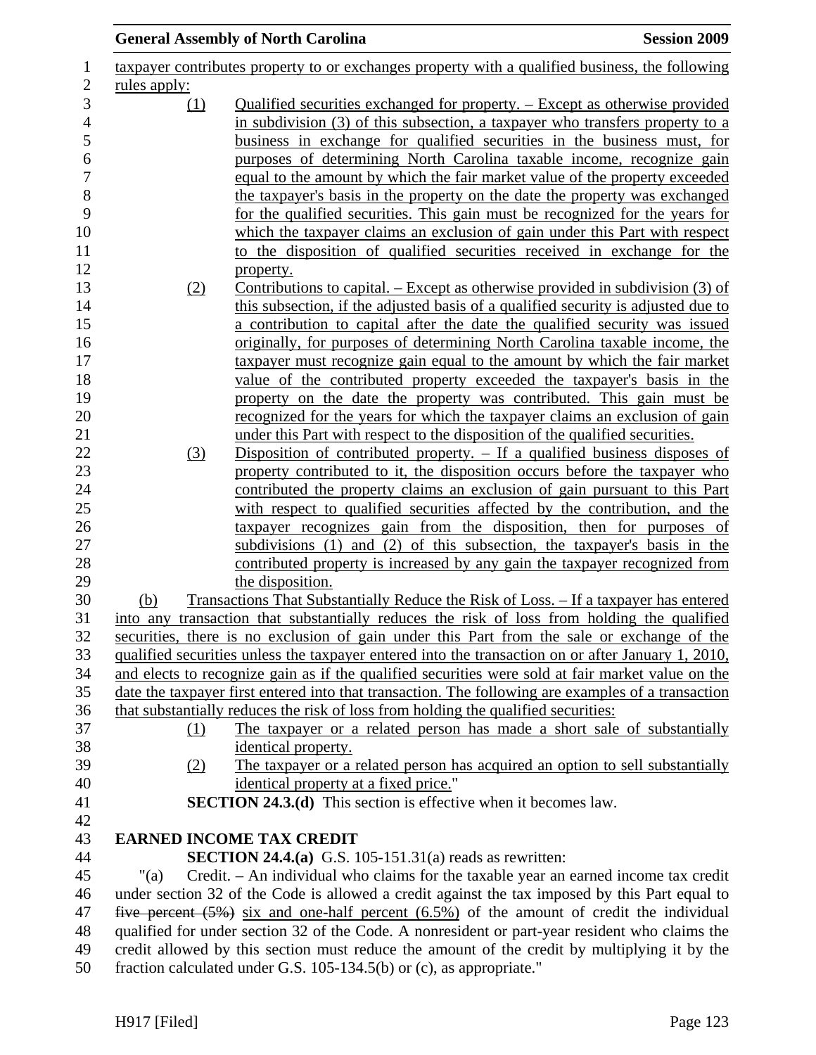taxpayer contributes property to or exchanges property with a qualified business, the following rules apply:

(1) Qualified securities exchanged for property. – Except as otherwise provided in subdivision (3) of this subsection, a taxpayer who transfers property to a business in exchange for qualified securities in the business must, for purposes of determining North Carolina taxable income, recognize gain equal to the amount by which the fair market value of the property exceeded the taxpayer's basis in the property on the date the property was exchanged for the qualified securities. This gain must be recognized for the years for which the taxpayer claims an exclusion of gain under this Part with respect to the disposition of qualified securities received in exchange for the property.

(2) Contributions to capital. – Except as otherwise provided in subdivision (3) of this subsection, if the adjusted basis of a qualified security is adjusted due to a contribution to capital after the date the qualified security was issued originally, for purposes of determining North Carolina taxable income, the taxpayer must recognize gain equal to the amount by which the fair market value of the contributed property exceeded the taxpayer's basis in the property on the date the property was contributed. This gain must be recognized for the years for which the taxpayer claims an exclusion of gain under this Part with respect to the disposition of the qualified securities.

(3) Disposition of contributed property. – If a qualified business disposes of property contributed to it, the disposition occurs before the taxpayer who contributed the property claims an exclusion of gain pursuant to this Part with respect to qualified securities affected by the contribution, and the taxpayer recognizes gain from the disposition, then for purposes of subdivisions (1) and (2) of this subsection, the taxpayer's basis in the contributed property is increased by any gain the taxpayer recognized from the disposition.

(b) Transactions That Substantially Reduce the Risk of Loss. – If a taxpayer has entered into any transaction that substantially reduces the risk of loss from holding the qualified securities, there is no exclusion of gain under this Part from the sale or exchange of the qualified securities unless the taxpayer entered into the transaction on or after January 1, 2010, and elects to recognize gain as if the qualified securities were sold at fair market value on the date the taxpayer first entered into that transaction. The following are examples of a transaction that substantially reduces the risk of loss from holding the qualified securities:

(1) The taxpayer or a related person has made a short sale of substantially identical property.

(2) The taxpayer or a related person has acquired an option to sell substantially identical property at a fixed price."

**SECTION 24.3.(d)** This section is effective when it becomes law.

## EARNED INCOME TAX CREDIT

**SECTION 24.4.(a)** G.S. 105-151.31(a) reads as rewritten:

"(a) Credit. – An individual who claims for the taxable year an earned income tax credit under section 32 of the Code is allowed a credit against the tax imposed by this Part equal to ~~five percent (5%)~~ six and one-half percent (6.5%) of the amount of credit the individual qualified for under section 32 of the Code. A nonresident or part-year resident who claims the credit allowed by this section must reduce the amount of the credit by multiplying it by the fraction calculated under G.S. 105-134.5(b) or (c), as appropriate."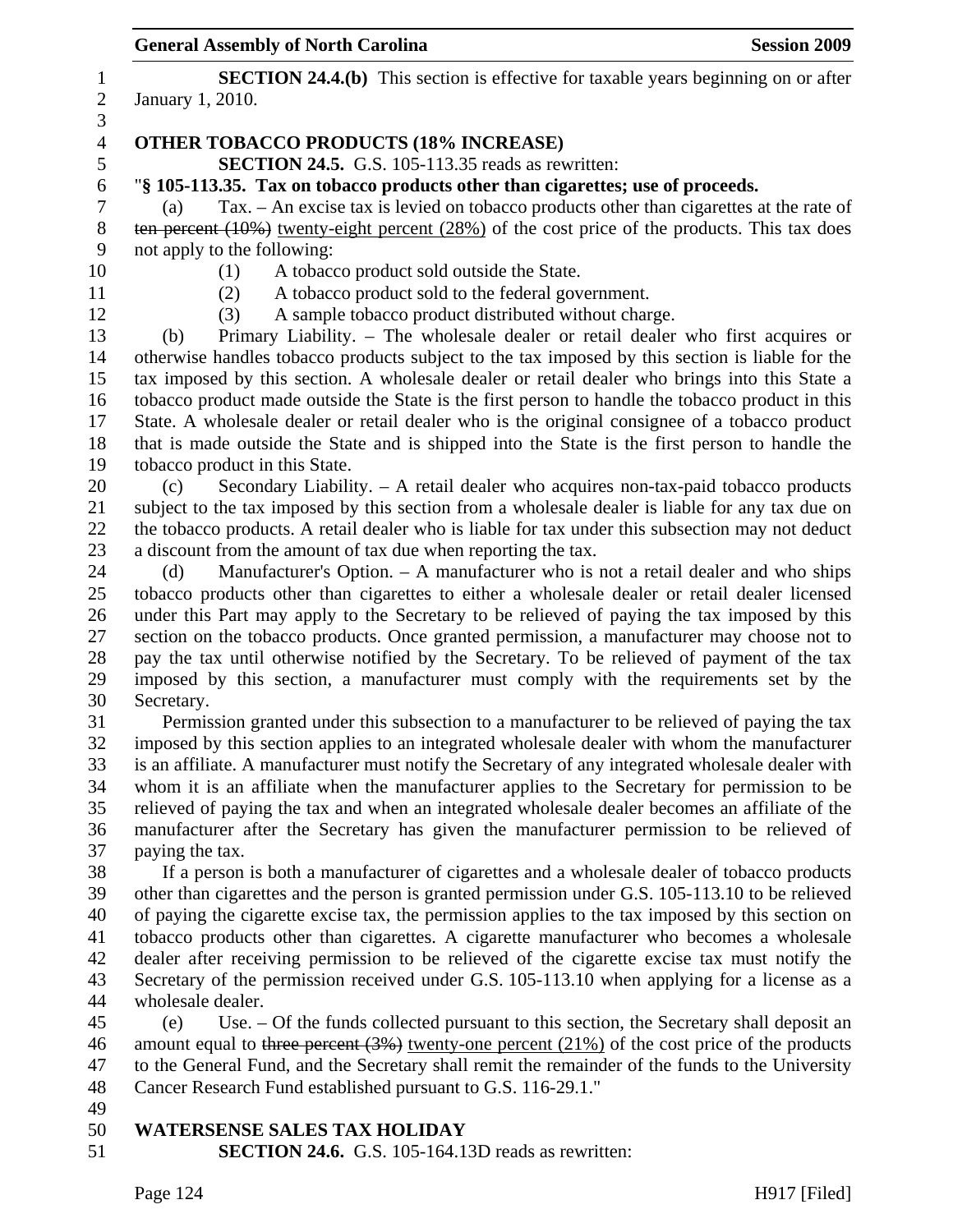**SECTION 24.4.(b)** This section is effective for taxable years beginning on or after January 1, 2010.

**OTHER TOBACCO PRODUCTS (18% INCREASE)**

**SECTION 24.5.** G.S. 105-113.35 reads as rewritten:

"**§ 105-113.35. Tax on tobacco products other than cigarettes; use of proceeds.**

(a) Tax. – An excise tax is levied on tobacco products other than cigarettes at the rate of ~~ten percent (10%)~~ twenty-eight percent (28%) of the cost price of the products. This tax does not apply to the following:

(1) A tobacco product sold outside the State.

(2) A tobacco product sold to the federal government.

(3) A sample tobacco product distributed without charge.

(b) Primary Liability. – The wholesale dealer or retail dealer who first acquires or otherwise handles tobacco products subject to the tax imposed by this section is liable for the tax imposed by this section. A wholesale dealer or retail dealer who brings into this State a tobacco product made outside the State is the first person to handle the tobacco product in this State. A wholesale dealer or retail dealer who is the original consignee of a tobacco product that is made outside the State and is shipped into the State is the first person to handle the tobacco product in this State.

(c) Secondary Liability. – A retail dealer who acquires non-tax-paid tobacco products subject to the tax imposed by this section from a wholesale dealer is liable for any tax due on the tobacco products. A retail dealer who is liable for tax under this subsection may not deduct a discount from the amount of tax due when reporting the tax.

(d) Manufacturer's Option. – A manufacturer who is not a retail dealer and who ships tobacco products other than cigarettes to either a wholesale dealer or retail dealer licensed under this Part may apply to the Secretary to be relieved of paying the tax imposed by this section on the tobacco products. Once granted permission, a manufacturer may choose not to pay the tax until otherwise notified by the Secretary. To be relieved of payment of the tax imposed by this section, a manufacturer must comply with the requirements set by the Secretary.

Permission granted under this subsection to a manufacturer to be relieved of paying the tax imposed by this section applies to an integrated wholesale dealer with whom the manufacturer is an affiliate. A manufacturer must notify the Secretary of any integrated wholesale dealer with whom it is an affiliate when the manufacturer applies to the Secretary for permission to be relieved of paying the tax and when an integrated wholesale dealer becomes an affiliate of the manufacturer after the Secretary has given the manufacturer permission to be relieved of paying the tax.

If a person is both a manufacturer of cigarettes and a wholesale dealer of tobacco products other than cigarettes and the person is granted permission under G.S. 105-113.10 to be relieved of paying the cigarette excise tax, the permission applies to the tax imposed by this section on tobacco products other than cigarettes. A cigarette manufacturer who becomes a wholesale dealer after receiving permission to be relieved of the cigarette excise tax must notify the Secretary of the permission received under G.S. 105-113.10 when applying for a license as a wholesale dealer.

(e) Use. – Of the funds collected pursuant to this section, the Secretary shall deposit an amount equal to ~~three percent (3%)~~ twenty-one percent (21%) of the cost price of the products to the General Fund, and the Secretary shall remit the remainder of the funds to the University Cancer Research Fund established pursuant to G.S. 116-29.1."

**WATERSENSE SALES TAX HOLIDAY**

**SECTION 24.6.** G.S. 105-164.13D reads as rewritten: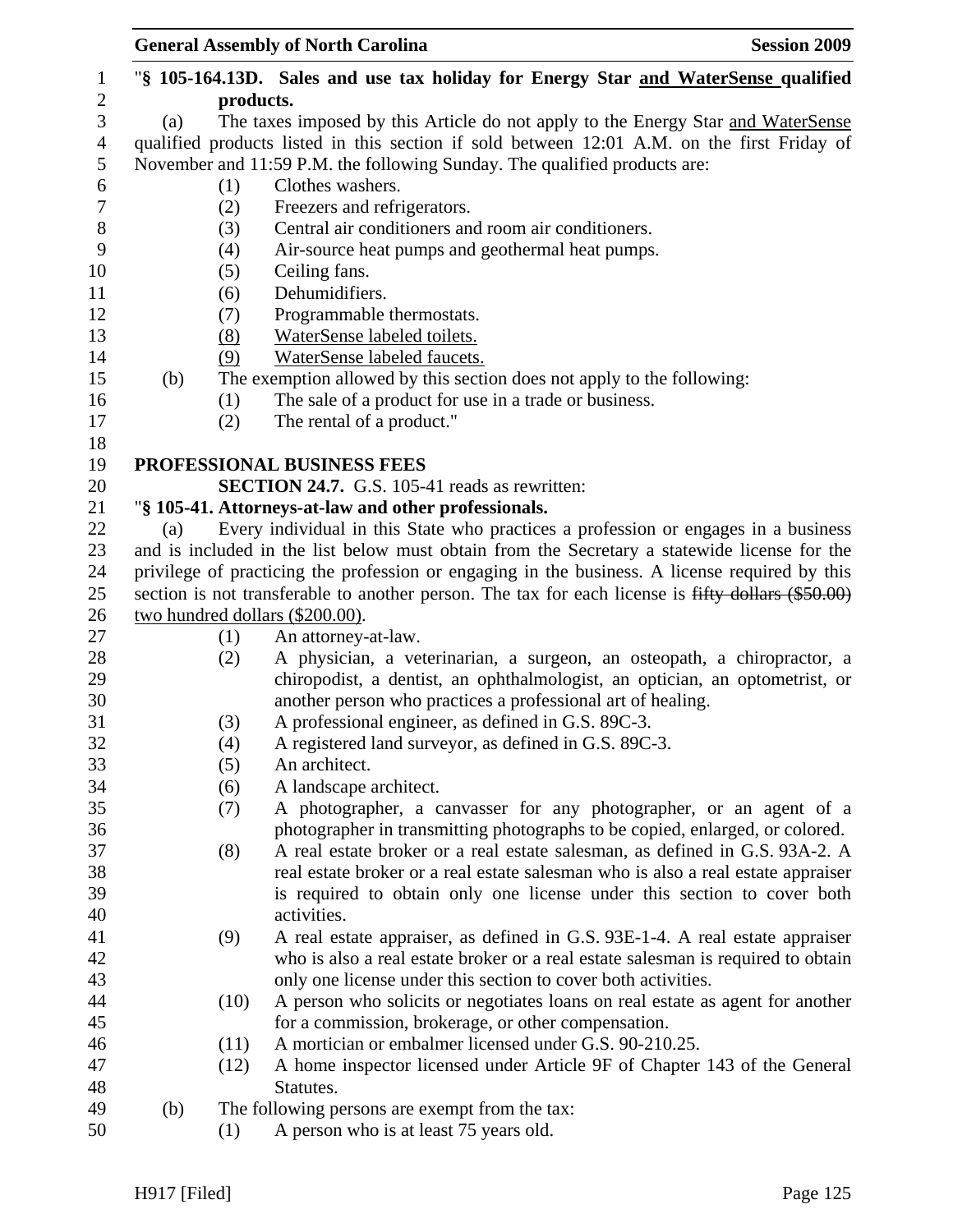"**§ 105-164.13D. Sales and use tax holiday for Energy Star <u>and WaterSense</u> qualified products.**

(a) The taxes imposed by this Article do not apply to the Energy Star <u>and WaterSense</u> qualified products listed in this section if sold between 12:01 A.M. on the first Friday of November and 11:59 P.M. the following Sunday. The qualified products are:

(1) Clothes washers.
(2) Freezers and refrigerators.
(3) Central air conditioners and room air conditioners.
(4) Air-source heat pumps and geothermal heat pumps.
(5) Ceiling fans.
(6) Dehumidifiers.
(7) Programmable thermostats.
<u>(8) WaterSense labeled toilets.</u>
<u>(9) WaterSense labeled faucets.</u>

(b) The exemption allowed by this section does not apply to the following:

(1) The sale of a product for use in a trade or business.
(2) The rental of a product."

**PROFESSIONAL BUSINESS FEES**

**SECTION 24.7.** G.S. 105-41 reads as rewritten:

"**§ 105-41. Attorneys-at-law and other professionals.**

(a) Every individual in this State who practices a profession or engages in a business and is included in the list below must obtain from the Secretary a statewide license for the privilege of practicing the profession or engaging in the business. A license required by this section is not transferable to another person. The tax for each license is ~~fifty dollars ($50.00)~~ <u>two hundred dollars ($200.00)</u>.

(1) An attorney-at-law.
(2) A physician, a veterinarian, a surgeon, an osteopath, a chiropractor, a chiropodist, a dentist, an ophthalmologist, an optician, an optometrist, or another person who practices a professional art of healing.
(3) A professional engineer, as defined in G.S. 89C-3.
(4) A registered land surveyor, as defined in G.S. 89C-3.
(5) An architect.
(6) A landscape architect.
(7) A photographer, a canvasser for any photographer, or an agent of a photographer in transmitting photographs to be copied, enlarged, or colored.
(8) A real estate broker or a real estate salesman, as defined in G.S. 93A-2. A real estate broker or a real estate salesman who is also a real estate appraiser is required to obtain only one license under this section to cover both activities.
(9) A real estate appraiser, as defined in G.S. 93E-1-4. A real estate appraiser who is also a real estate broker or a real estate salesman is required to obtain only one license under this section to cover both activities.
(10) A person who solicits or negotiates loans on real estate as agent for another for a commission, brokerage, or other compensation.
(11) A mortician or embalmer licensed under G.S. 90-210.25.
(12) A home inspector licensed under Article 9F of Chapter 143 of the General Statutes.

(b) The following persons are exempt from the tax:

(1) A person who is at least 75 years old.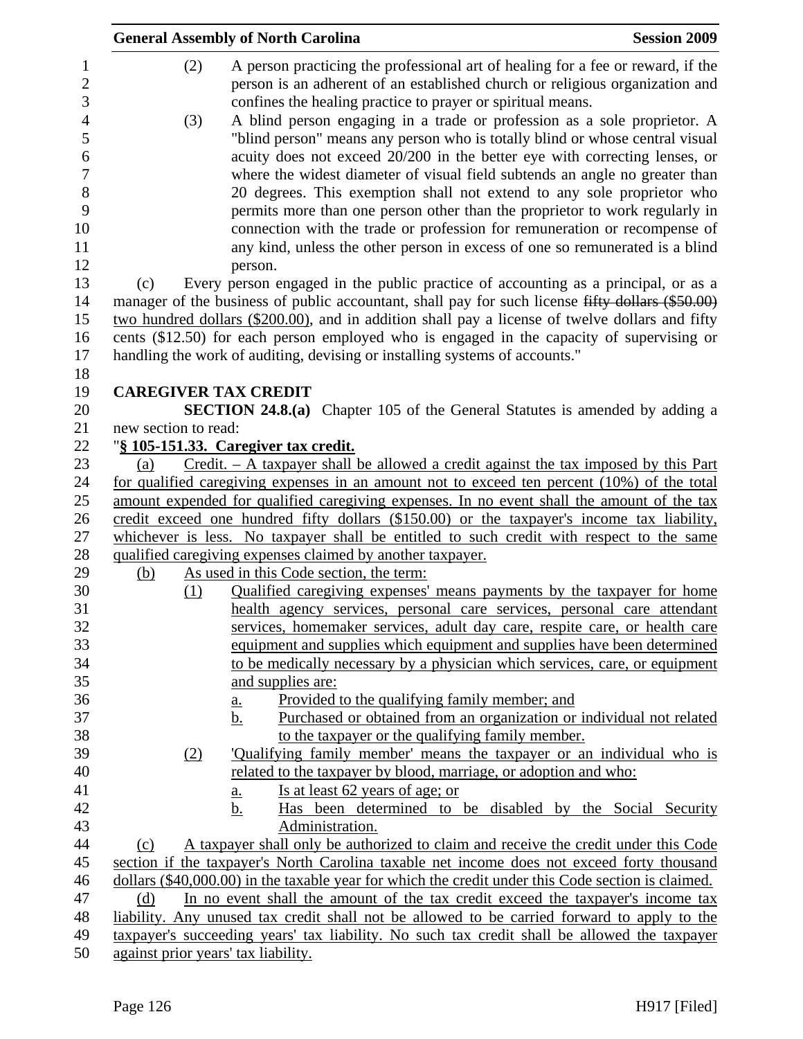(2) A person practicing the professional art of healing for a fee or reward, if the person is an adherent of an established church or religious organization and confines the healing practice to prayer or spiritual means.

(3) A blind person engaging in a trade or profession as a sole proprietor. A "blind person" means any person who is totally blind or whose central visual acuity does not exceed 20/200 in the better eye with correcting lenses, or where the widest diameter of visual field subtends an angle no greater than 20 degrees. This exemption shall not extend to any sole proprietor who permits more than one person other than the proprietor to work regularly in connection with the trade or profession for remuneration or recompense of any kind, unless the other person in excess of one so remunerated is a blind person.

(c) Every person engaged in the public practice of accounting as a principal, or as a manager of the business of public accountant, shall pay for such license ~~fifty dollars ($50.00)~~ two hundred dollars ($200.00), and in addition shall pay a license of twelve dollars and fifty cents ($12.50) for each person employed who is engaged in the capacity of supervising or handling the work of auditing, devising or installing systems of accounts."

**CAREGIVER TAX CREDIT**

**SECTION 24.8.(a)** Chapter 105 of the General Statutes is amended by adding a new section to read:

"**§ 105-151.33. Caregiver tax credit.**

(a) Credit. – A taxpayer shall be allowed a credit against the tax imposed by this Part for qualified caregiving expenses in an amount not to exceed ten percent (10%) of the total amount expended for qualified caregiving expenses. In no event shall the amount of the tax credit exceed one hundred fifty dollars ($150.00) or the taxpayer's income tax liability, whichever is less. No taxpayer shall be entitled to such credit with respect to the same qualified caregiving expenses claimed by another taxpayer.

(b) As used in this Code section, the term:

(1) Qualified caregiving expenses' means payments by the taxpayer for home health agency services, personal care services, personal care attendant services, homemaker services, adult day care, respite care, or health care equipment and supplies which equipment and supplies have been determined to be medically necessary by a physician which services, care, or equipment and supplies are:

a. Provided to the qualifying family member; and

b. Purchased or obtained from an organization or individual not related to the taxpayer or the qualifying family member.

(2) 'Qualifying family member' means the taxpayer or an individual who is related to the taxpayer by blood, marriage, or adoption and who:

a. Is at least 62 years of age; or

b. Has been determined to be disabled by the Social Security Administration.

(c) A taxpayer shall only be authorized to claim and receive the credit under this Code section if the taxpayer's North Carolina taxable net income does not exceed forty thousand dollars ($40,000.00) in the taxable year for which the credit under this Code section is claimed.

(d) In no event shall the amount of the tax credit exceed the taxpayer's income tax liability. Any unused tax credit shall not be allowed to be carried forward to apply to the taxpayer's succeeding years' tax liability. No such tax credit shall be allowed the taxpayer against prior years' tax liability.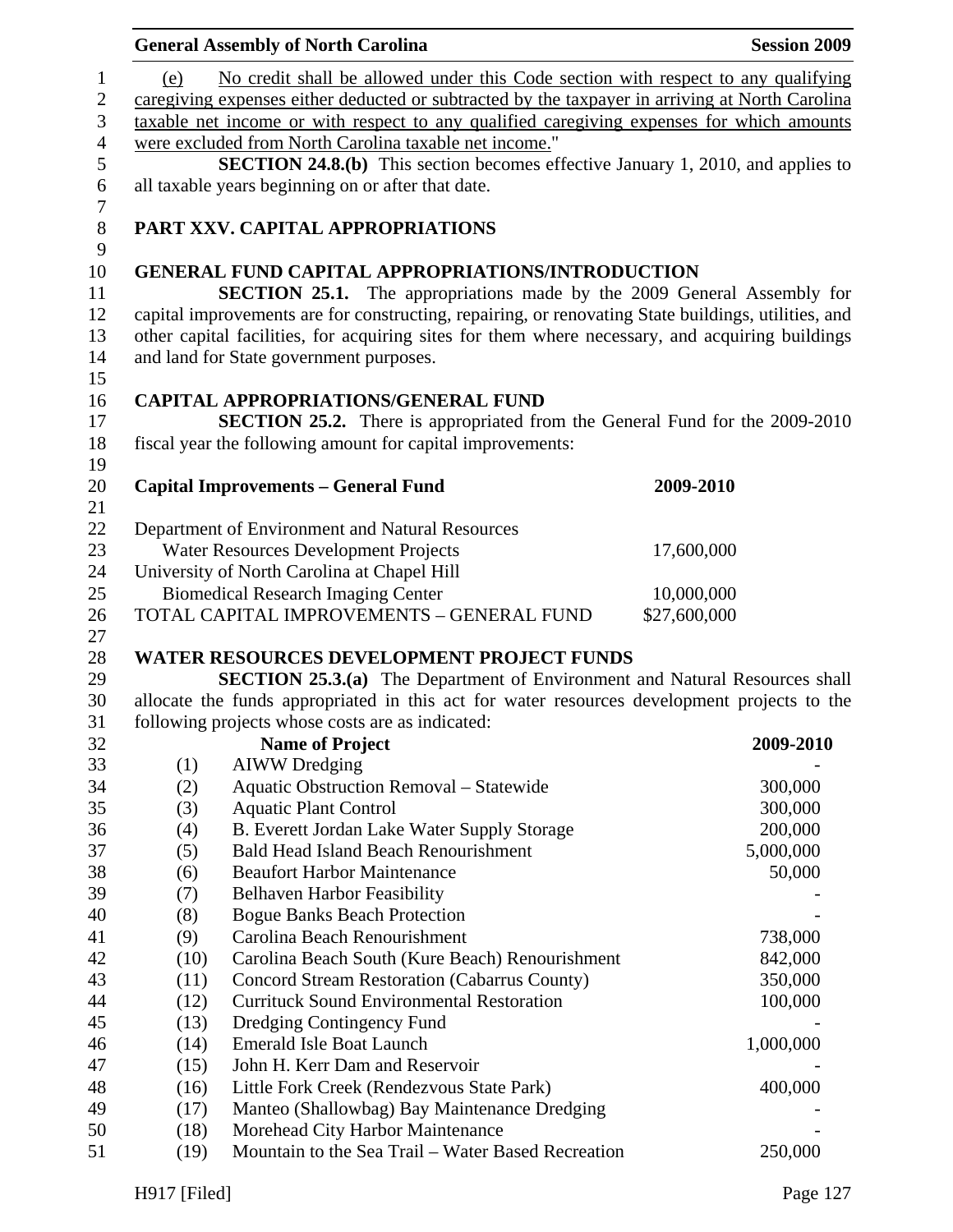(e) No credit shall be allowed under this Code section with respect to any qualifying caregiving expenses either deducted or subtracted by the taxpayer in arriving at North Carolina taxable net income or with respect to any qualified caregiving expenses for which amounts were excluded from North Carolina taxable net income."

**SECTION 24.8.(b)** This section becomes effective January 1, 2010, and applies to all taxable years beginning on or after that date.

## PART XXV. CAPITAL APPROPRIATIONS

### GENERAL FUND CAPITAL APPROPRIATIONS/INTRODUCTION

**SECTION 25.1.** The appropriations made by the 2009 General Assembly for capital improvements are for constructing, repairing, or renovating State buildings, utilities, and other capital facilities, for acquiring sites for them where necessary, and acquiring buildings and land for State government purposes.

### CAPITAL APPROPRIATIONS/GENERAL FUND

**SECTION 25.2.** There is appropriated from the General Fund for the 2009-2010 fiscal year the following amount for capital improvements:

| **Capital Improvements – General Fund** | **2009-2010** |
|---|---|
| Department of Environment and Natural Resources | |
| Water Resources Development Projects | 17,600,000 |
| University of North Carolina at Chapel Hill | |
| Biomedical Research Imaging Center | 10,000,000 |
| TOTAL CAPITAL IMPROVEMENTS – GENERAL FUND | $27,600,000 |

### WATER RESOURCES DEVELOPMENT PROJECT FUNDS

**SECTION 25.3.(a)** The Department of Environment and Natural Resources shall allocate the funds appropriated in this act for water resources development projects to the following projects whose costs are as indicated:

| | **Name of Project** | **2009-2010** |
|---|---|---|
| (1) | AIWW Dredging | - |
| (2) | Aquatic Obstruction Removal – Statewide | 300,000 |
| (3) | Aquatic Plant Control | 300,000 |
| (4) | B. Everett Jordan Lake Water Supply Storage | 200,000 |
| (5) | Bald Head Island Beach Renourishment | 5,000,000 |
| (6) | Beaufort Harbor Maintenance | 50,000 |
| (7) | Belhaven Harbor Feasibility | - |
| (8) | Bogue Banks Beach Protection | - |
| (9) | Carolina Beach Renourishment | 738,000 |
| (10) | Carolina Beach South (Kure Beach) Renourishment | 842,000 |
| (11) | Concord Stream Restoration (Cabarrus County) | 350,000 |
| (12) | Currituck Sound Environmental Restoration | 100,000 |
| (13) | Dredging Contingency Fund | - |
| (14) | Emerald Isle Boat Launch | 1,000,000 |
| (15) | John H. Kerr Dam and Reservoir | - |
| (16) | Little Fork Creek (Rendezvous State Park) | 400,000 |
| (17) | Manteo (Shallowbag) Bay Maintenance Dredging | - |
| (18) | Morehead City Harbor Maintenance | - |
| (19) | Mountain to the Sea Trail – Water Based Recreation | 250,000 |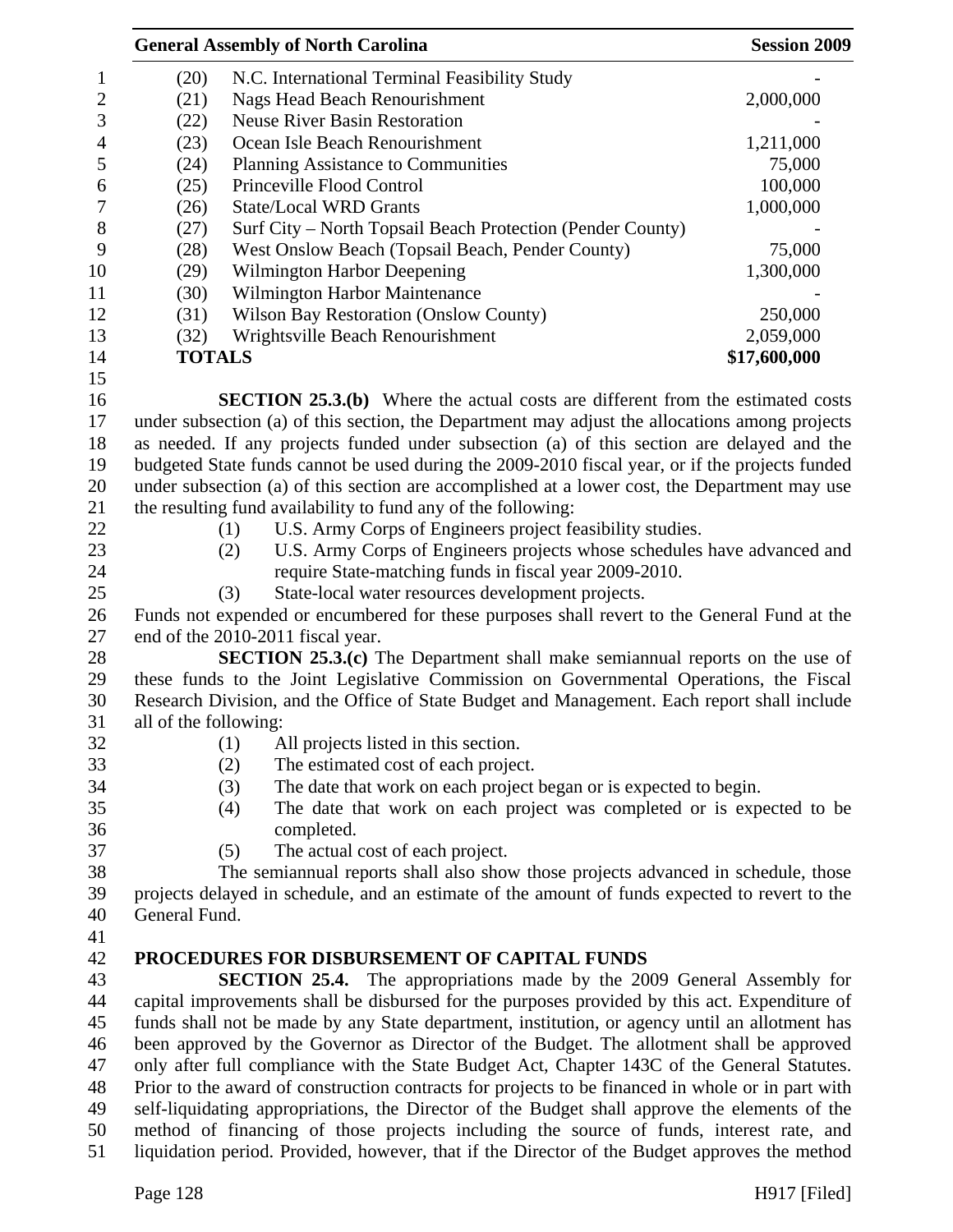| | | |
|---|---|---|
| (20) | N.C. International Terminal Feasibility Study | - |
| (21) | Nags Head Beach Renourishment | 2,000,000 |
| (22) | Neuse River Basin Restoration | - |
| (23) | Ocean Isle Beach Renourishment | 1,211,000 |
| (24) | Planning Assistance to Communities | 75,000 |
| (25) | Princeville Flood Control | 100,000 |
| (26) | State/Local WRD Grants | 1,000,000 |
| (27) | Surf City – North Topsail Beach Protection (Pender County) | - |
| (28) | West Onslow Beach (Topsail Beach, Pender County) | 75,000 |
| (29) | Wilmington Harbor Deepening | 1,300,000 |
| (30) | Wilmington Harbor Maintenance | - |
| (31) | Wilson Bay Restoration (Onslow County) | 250,000 |
| (32) | Wrightsville Beach Renourishment | 2,059,000 |
| **TOTALS** | | **$17,600,000** |

**SECTION 25.3.(b)** Where the actual costs are different from the estimated costs under subsection (a) of this section, the Department may adjust the allocations among projects as needed. If any projects funded under subsection (a) of this section are delayed and the budgeted State funds cannot be used during the 2009-2010 fiscal year, or if the projects funded under subsection (a) of this section are accomplished at a lower cost, the Department may use the resulting fund availability to fund any of the following:

(1) U.S. Army Corps of Engineers project feasibility studies.
(2) U.S. Army Corps of Engineers projects whose schedules have advanced and require State-matching funds in fiscal year 2009-2010.
(3) State-local water resources development projects.

Funds not expended or encumbered for these purposes shall revert to the General Fund at the end of the 2010-2011 fiscal year.

**SECTION 25.3.(c)** The Department shall make semiannual reports on the use of these funds to the Joint Legislative Commission on Governmental Operations, the Fiscal Research Division, and the Office of State Budget and Management. Each report shall include all of the following:

(1) All projects listed in this section.
(2) The estimated cost of each project.
(3) The date that work on each project began or is expected to begin.
(4) The date that work on each project was completed or is expected to be completed.
(5) The actual cost of each project.

The semiannual reports shall also show those projects advanced in schedule, those projects delayed in schedule, and an estimate of the amount of funds expected to revert to the General Fund.

## PROCEDURES FOR DISBURSEMENT OF CAPITAL FUNDS

**SECTION 25.4.** The appropriations made by the 2009 General Assembly for capital improvements shall be disbursed for the purposes provided by this act. Expenditure of funds shall not be made by any State department, institution, or agency until an allotment has been approved by the Governor as Director of the Budget. The allotment shall be approved only after full compliance with the State Budget Act, Chapter 143C of the General Statutes. Prior to the award of construction contracts for projects to be financed in whole or in part with self-liquidating appropriations, the Director of the Budget shall approve the elements of the method of financing of those projects including the source of funds, interest rate, and liquidation period. Provided, however, that if the Director of the Budget approves the method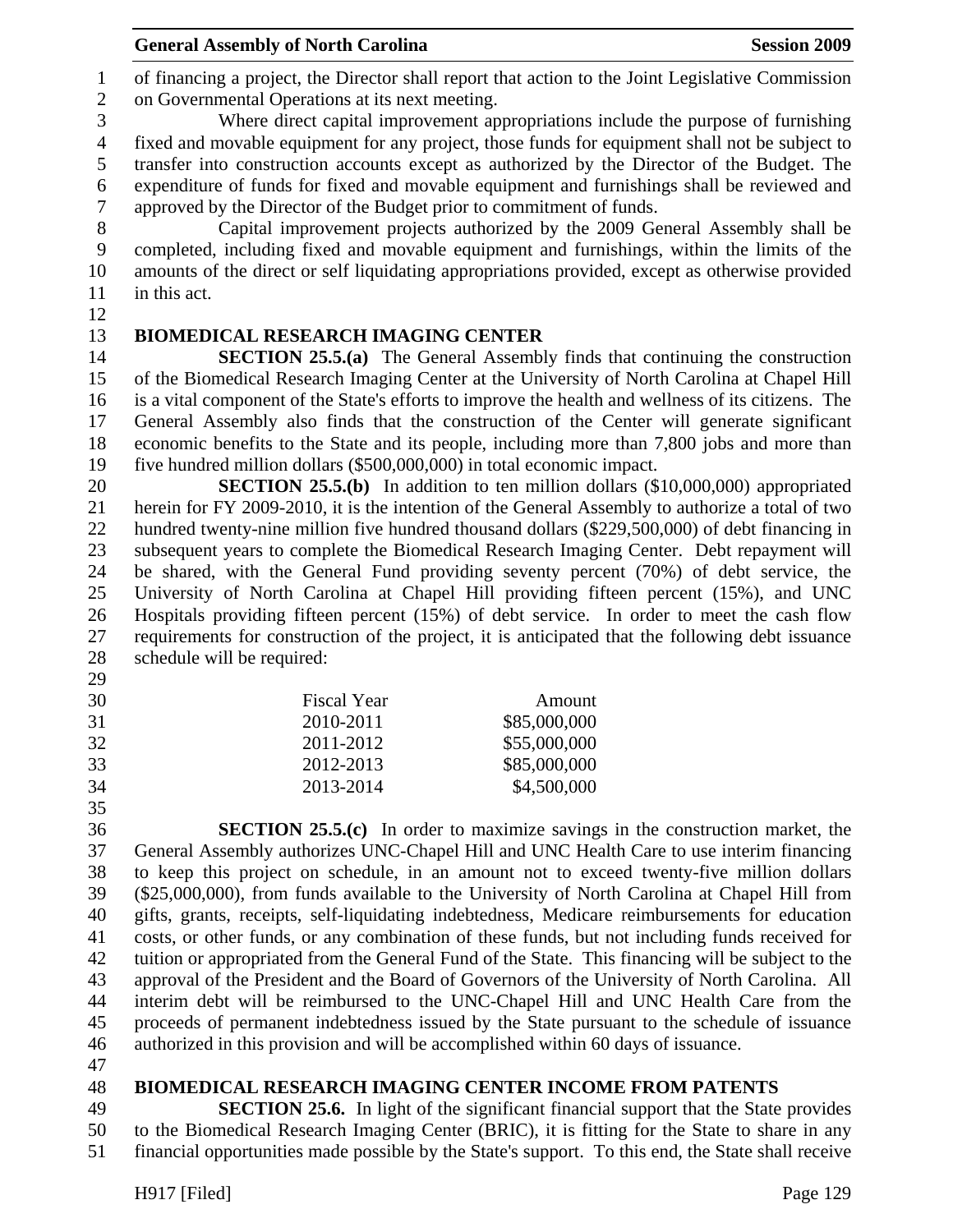of financing a project, the Director shall report that action to the Joint Legislative Commission on Governmental Operations at its next meeting.

Where direct capital improvement appropriations include the purpose of furnishing fixed and movable equipment for any project, those funds for equipment shall not be subject to transfer into construction accounts except as authorized by the Director of the Budget. The expenditure of funds for fixed and movable equipment and furnishings shall be reviewed and approved by the Director of the Budget prior to commitment of funds.

Capital improvement projects authorized by the 2009 General Assembly shall be completed, including fixed and movable equipment and furnishings, within the limits of the amounts of the direct or self liquidating appropriations provided, except as otherwise provided in this act.

**BIOMEDICAL RESEARCH IMAGING CENTER**

**SECTION 25.5.(a)** The General Assembly finds that continuing the construction of the Biomedical Research Imaging Center at the University of North Carolina at Chapel Hill is a vital component of the State's efforts to improve the health and wellness of its citizens. The General Assembly also finds that the construction of the Center will generate significant economic benefits to the State and its people, including more than 7,800 jobs and more than five hundred million dollars ($500,000,000) in total economic impact.

**SECTION 25.5.(b)** In addition to ten million dollars ($10,000,000) appropriated herein for FY 2009-2010, it is the intention of the General Assembly to authorize a total of two hundred twenty-nine million five hundred thousand dollars ($229,500,000) of debt financing in subsequent years to complete the Biomedical Research Imaging Center. Debt repayment will be shared, with the General Fund providing seventy percent (70%) of debt service, the University of North Carolina at Chapel Hill providing fifteen percent (15%), and UNC Hospitals providing fifteen percent (15%) of debt service. In order to meet the cash flow requirements for construction of the project, it is anticipated that the following debt issuance schedule will be required:

| Fiscal Year | Amount |
|---|---|
| 2010-2011 | $85,000,000 |
| 2011-2012 | $55,000,000 |
| 2012-2013 | $85,000,000 |
| 2013-2014 | $4,500,000 |

**SECTION 25.5.(c)** In order to maximize savings in the construction market, the General Assembly authorizes UNC-Chapel Hill and UNC Health Care to use interim financing to keep this project on schedule, in an amount not to exceed twenty-five million dollars ($25,000,000), from funds available to the University of North Carolina at Chapel Hill from gifts, grants, receipts, self-liquidating indebtedness, Medicare reimbursements for education costs, or other funds, or any combination of these funds, but not including funds received for tuition or appropriated from the General Fund of the State. This financing will be subject to the approval of the President and the Board of Governors of the University of North Carolina. All interim debt will be reimbursed to the UNC-Chapel Hill and UNC Health Care from the proceeds of permanent indebtedness issued by the State pursuant to the schedule of issuance authorized in this provision and will be accomplished within 60 days of issuance.

**BIOMEDICAL RESEARCH IMAGING CENTER INCOME FROM PATENTS**

**SECTION 25.6.** In light of the significant financial support that the State provides to the Biomedical Research Imaging Center (BRIC), it is fitting for the State to share in any financial opportunities made possible by the State's support. To this end, the State shall receive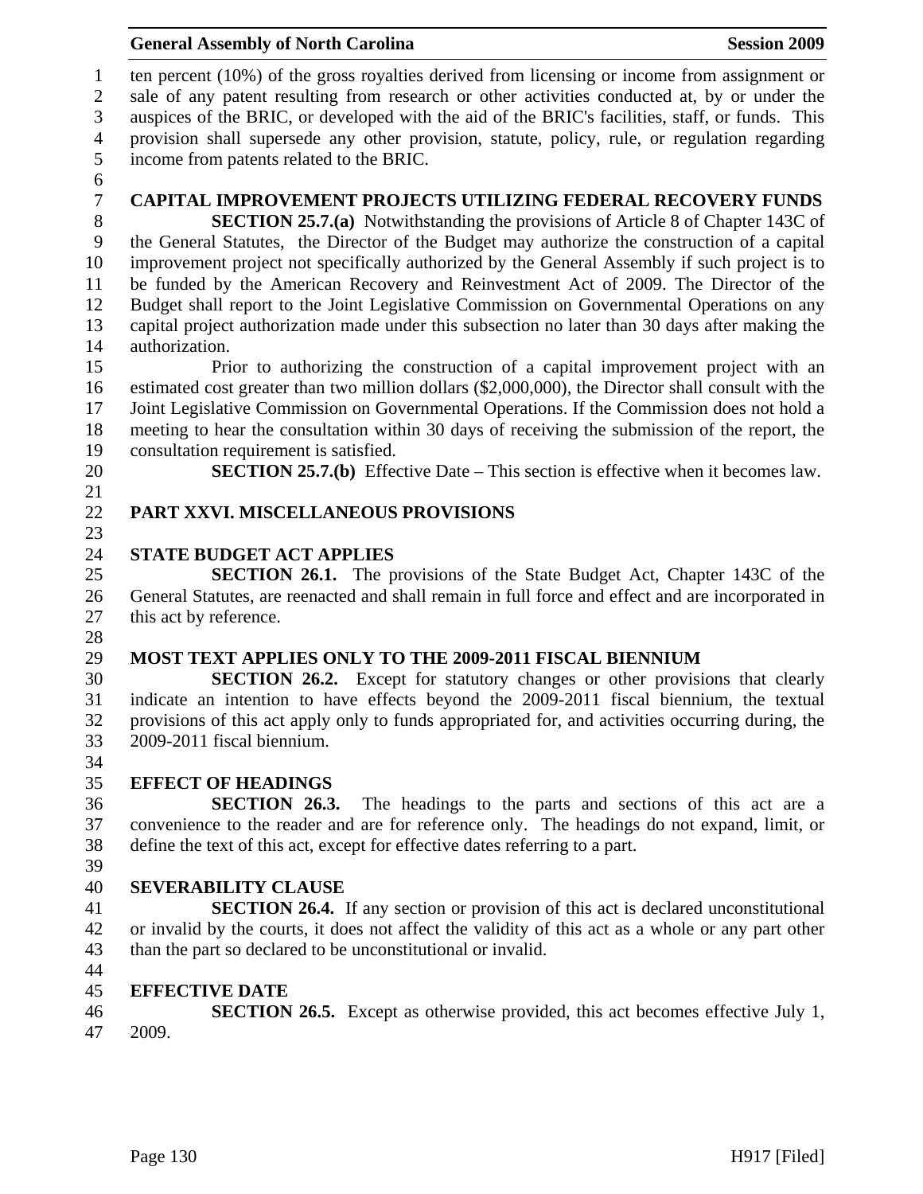ten percent (10%) of the gross royalties derived from licensing or income from assignment or sale of any patent resulting from research or other activities conducted at, by or under the auspices of the BRIC, or developed with the aid of the BRIC's facilities, staff, or funds. This provision shall supersede any other provision, statute, policy, rule, or regulation regarding income from patents related to the BRIC.

### CAPITAL IMPROVEMENT PROJECTS UTILIZING FEDERAL RECOVERY FUNDS

**SECTION 25.7.(a)** Notwithstanding the provisions of Article 8 of Chapter 143C of the General Statutes, the Director of the Budget may authorize the construction of a capital improvement project not specifically authorized by the General Assembly if such project is to be funded by the American Recovery and Reinvestment Act of 2009. The Director of the Budget shall report to the Joint Legislative Commission on Governmental Operations on any capital project authorization made under this subsection no later than 30 days after making the authorization.

Prior to authorizing the construction of a capital improvement project with an estimated cost greater than two million dollars ($2,000,000), the Director shall consult with the Joint Legislative Commission on Governmental Operations. If the Commission does not hold a meeting to hear the consultation within 30 days of receiving the submission of the report, the consultation requirement is satisfied.

**SECTION 25.7.(b)** Effective Date – This section is effective when it becomes law.

## PART XXVI. MISCELLANEOUS PROVISIONS

### STATE BUDGET ACT APPLIES

**SECTION 26.1.** The provisions of the State Budget Act, Chapter 143C of the General Statutes, are reenacted and shall remain in full force and effect and are incorporated in this act by reference.

### MOST TEXT APPLIES ONLY TO THE 2009-2011 FISCAL BIENNIUM

**SECTION 26.2.** Except for statutory changes or other provisions that clearly indicate an intention to have effects beyond the 2009-2011 fiscal biennium, the textual provisions of this act apply only to funds appropriated for, and activities occurring during, the 2009-2011 fiscal biennium.

### EFFECT OF HEADINGS

**SECTION 26.3.** The headings to the parts and sections of this act are a convenience to the reader and are for reference only. The headings do not expand, limit, or define the text of this act, except for effective dates referring to a part.

### SEVERABILITY CLAUSE

**SECTION 26.4.** If any section or provision of this act is declared unconstitutional or invalid by the courts, it does not affect the validity of this act as a whole or any part other than the part so declared to be unconstitutional or invalid.

### EFFECTIVE DATE

**SECTION 26.5.** Except as otherwise provided, this act becomes effective July 1, 2009.